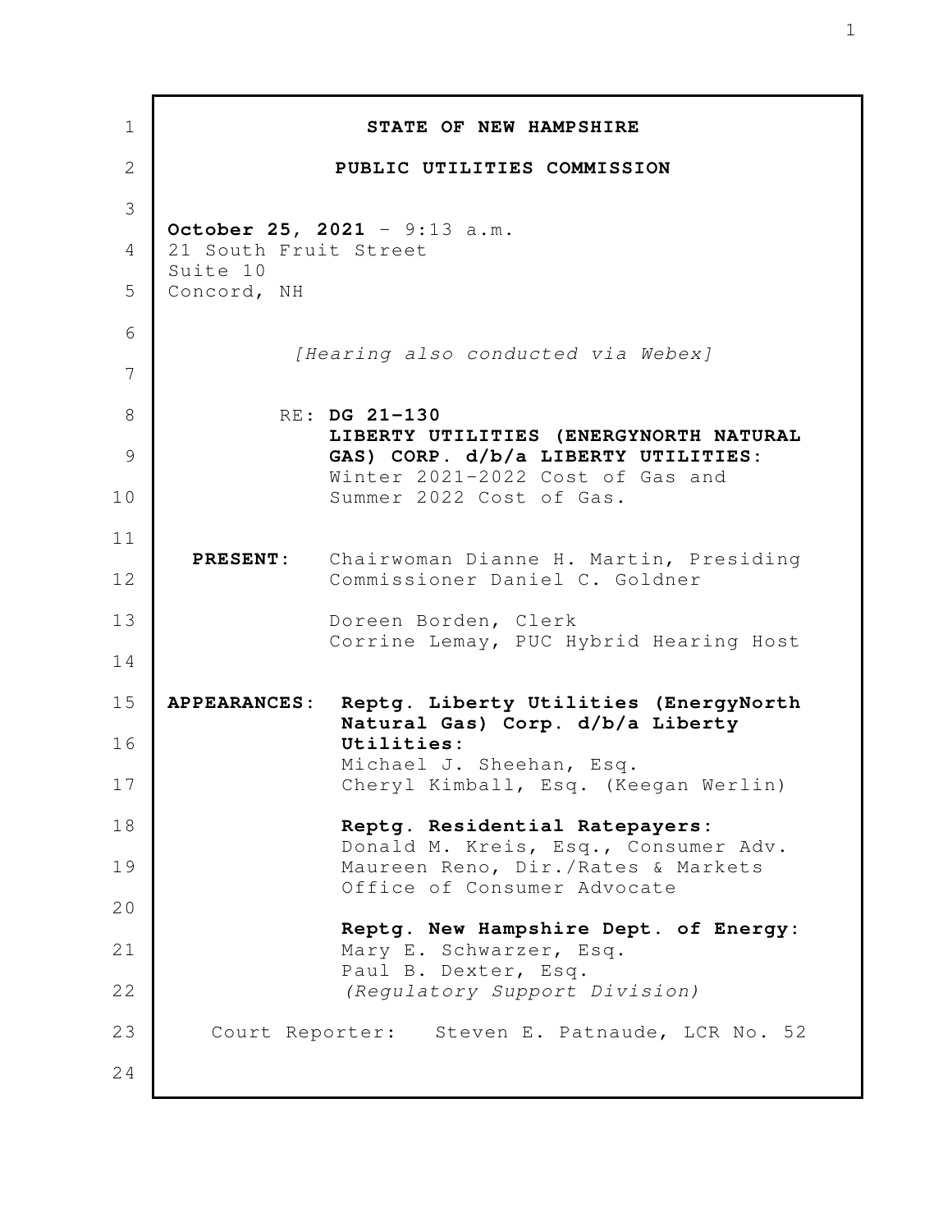**STATE OF NEW HAMPSHIRE**

**PUBLIC UTILITIES COMMISSION**

**October 25, 2021** - 9:13 a.m.
21 South Fruit Street
Suite 10
Concord, NH

*[Hearing also conducted via Webex]*

RE: **DG 21-130**
**LIBERTY UTILITIES (ENERGYNORTH NATURAL GAS) CORP. d/b/a LIBERTY UTILITIES:**
Winter 2021-2022 Cost of Gas and Summer 2022 Cost of Gas.

**PRESENT:** Chairwoman Dianne H. Martin, Presiding
Commissioner Daniel C. Goldner

Doreen Borden, Clerk
Corrine Lemay, PUC Hybrid Hearing Host

**APPEARANCES:** **Reptg. Liberty Utilities (EnergyNorth Natural Gas) Corp. d/b/a Liberty Utilities:**
Michael J. Sheehan, Esq.
Cheryl Kimball, Esq. (Keegan Werlin)

**Reptg. Residential Ratepayers:**
Donald M. Kreis, Esq., Consumer Adv.
Maureen Reno, Dir./Rates & Markets
Office of Consumer Advocate

**Reptg. New Hampshire Dept. of Energy:**
Mary E. Schwarzer, Esq.
Paul B. Dexter, Esq.
*(Regulatory Support Division)*

Court Reporter: Steven E. Patnaude, LCR No. 52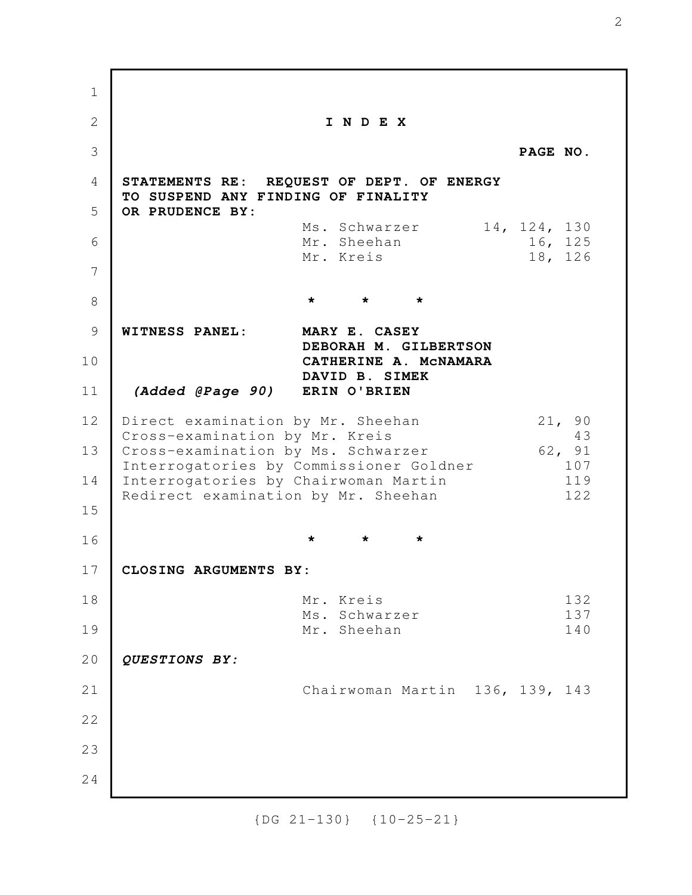# I N D E X

**PAGE NO.**

**STATEMENTS RE: REQUEST OF DEPT. OF ENERGY TO SUSPEND ANY FINDING OF FINALITY OR PRUDENCE BY:**

| | |
|---|---|
| Ms. Schwarzer | 14, 124, 130 |
| Mr. Sheehan | 16, 125 |
| Mr. Kreis | 18, 126 |

\*  \*  \*

**WITNESS PANEL:** **MARY E. CASEY**
**DEBORAH M. GILBERTSON**
**CATHERINE A. McNAMARA**
**DAVID B. SIMEK**
***(Added @Page 90)*** **ERIN O'BRIEN**

| | |
|---|---|
| Direct examination by Mr. Sheehan | 21, 90 |
| Cross-examination by Mr. Kreis | 43 |
| Cross-examination by Ms. Schwarzer | 62, 91 |
| Interrogatories by Commissioner Goldner | 107 |
| Interrogatories by Chairwoman Martin | 119 |
| Redirect examination by Mr. Sheehan | 122 |

\*  \*  \*

**CLOSING ARGUMENTS BY:**

| | |
|---|---|
| Mr. Kreis | 132 |
| Ms. Schwarzer | 137 |
| Mr. Sheehan | 140 |

***QUESTIONS BY:***

| | |
|---|---|
| Chairwoman Martin | 136, 139, 143 |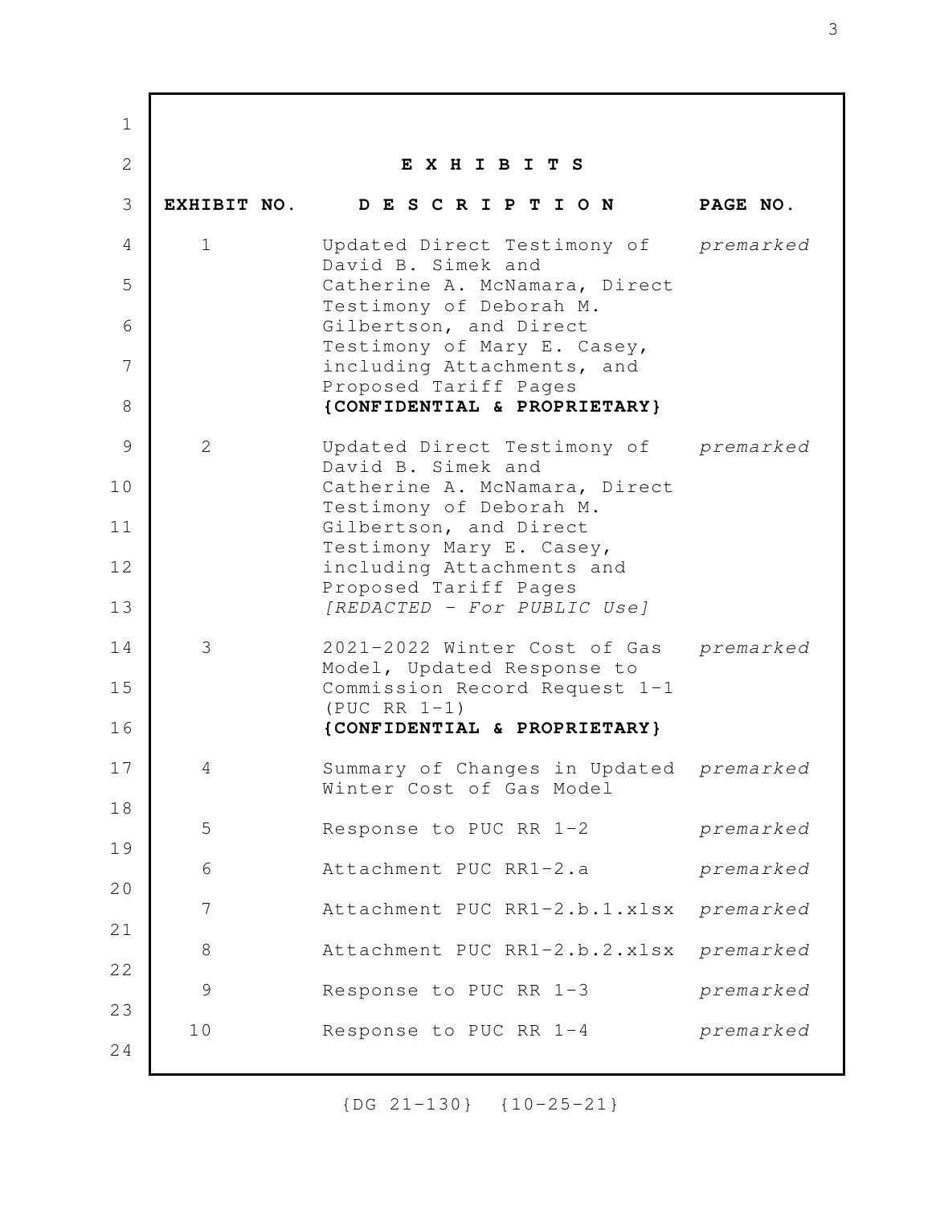## E X H I B I T S

| EXHIBIT NO. | D E S C R I P T I O N | PAGE NO. |
|---|---|---|
| 1 | Updated Direct Testimony of David B. Simek and Catherine A. McNamara, Direct Testimony of Deborah M. Gilbertson, and Direct Testimony of Mary E. Casey, including Attachments, and Proposed Tariff Pages **{CONFIDENTIAL & PROPRIETARY}** | *premarked* |
| 2 | Updated Direct Testimony of David B. Simek and Catherine A. McNamara, Direct Testimony of Deborah M. Gilbertson, and Direct Testimony Mary E. Casey, including Attachments and Proposed Tariff Pages *[REDACTED - For PUBLIC Use]* | *premarked* |
| 3 | 2021-2022 Winter Cost of Gas Model, Updated Response to Commission Record Request 1-1 (PUC RR 1-1) **{CONFIDENTIAL & PROPRIETARY}** | *premarked* |
| 4 | Summary of Changes in Updated Winter Cost of Gas Model | *premarked* |
| 5 | Response to PUC RR 1-2 | *premarked* |
| 6 | Attachment PUC RR1-2.a | *premarked* |
| 7 | Attachment PUC RR1-2.b.1.xlsx | *premarked* |
| 8 | Attachment PUC RR1-2.b.2.xlsx | *premarked* |
| 9 | Response to PUC RR 1-3 | *premarked* |
| 10 | Response to PUC RR 1-4 | *premarked* |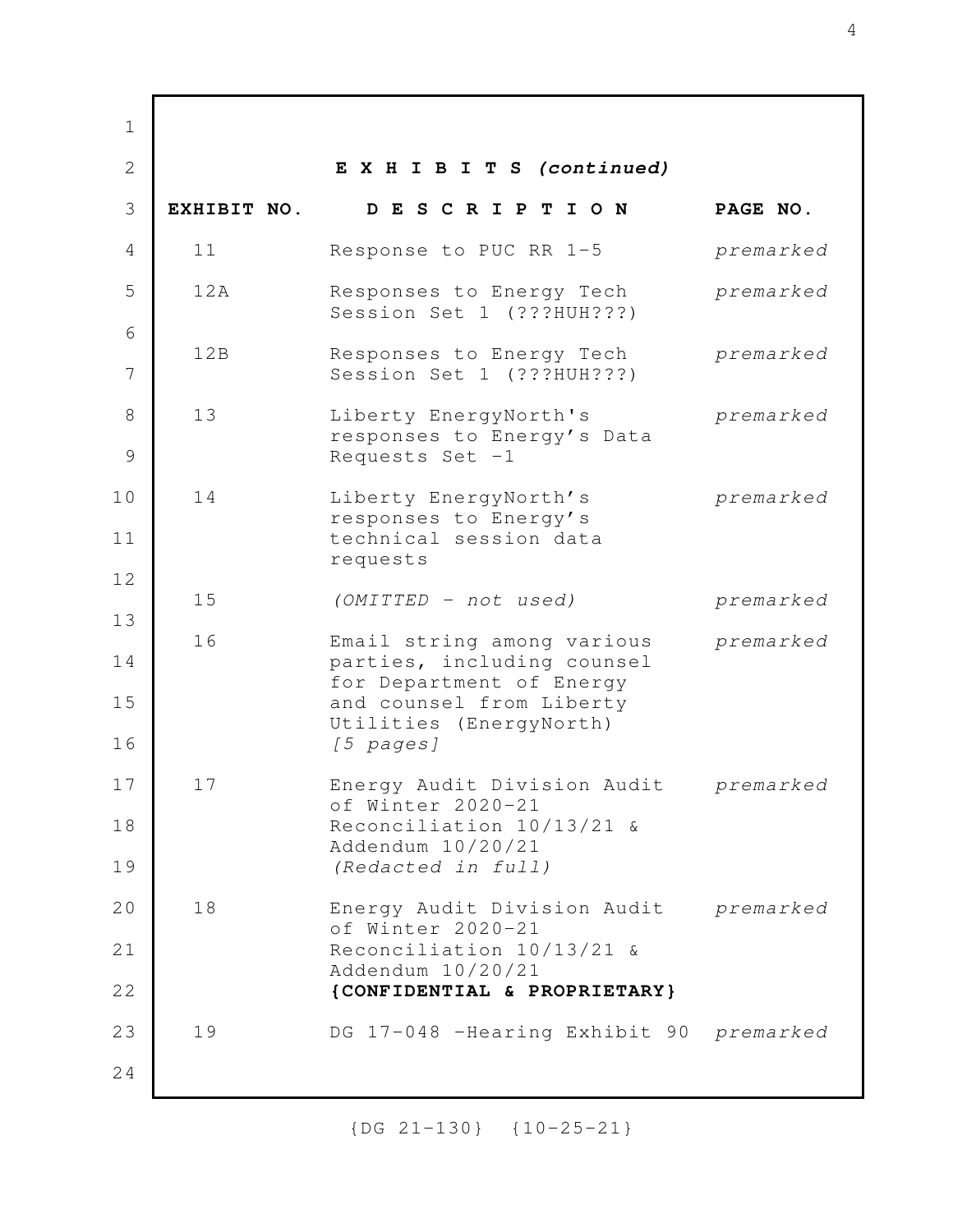**E X H I B I T S *(continued)***

| EXHIBIT NO. | D E S C R I P T I O N | PAGE NO. |
|---|---|---|
| 11 | Response to PUC RR 1-5 | *premarked* |
| 12A | Responses to Energy Tech Session Set 1 (???HUH???) | *premarked* |
| 12B | Responses to Energy Tech Session Set 1 (???HUH???) | *premarked* |
| 13 | Liberty EnergyNorth's responses to Energy's Data Requests Set -1 | *premarked* |
| 14 | Liberty EnergyNorth's responses to Energy's technical session data requests | *premarked* |
| 15 | *(OMITTED - not used)* | *premarked* |
| 16 | Email string among various parties, including counsel for Department of Energy and counsel from Liberty Utilities (EnergyNorth) *[5 pages]* | *premarked* |
| 17 | Energy Audit Division Audit of Winter 2020-21 Reconciliation 10/13/21 & Addendum 10/20/21 *(Redacted in full)* | *premarked* |
| 18 | Energy Audit Division Audit of Winter 2020-21 Reconciliation 10/13/21 & Addendum 10/20/21 **{CONFIDENTIAL & PROPRIETARY}** | *premarked* |
| 19 | DG 17-048 -Hearing Exhibit 90 | *premarked* |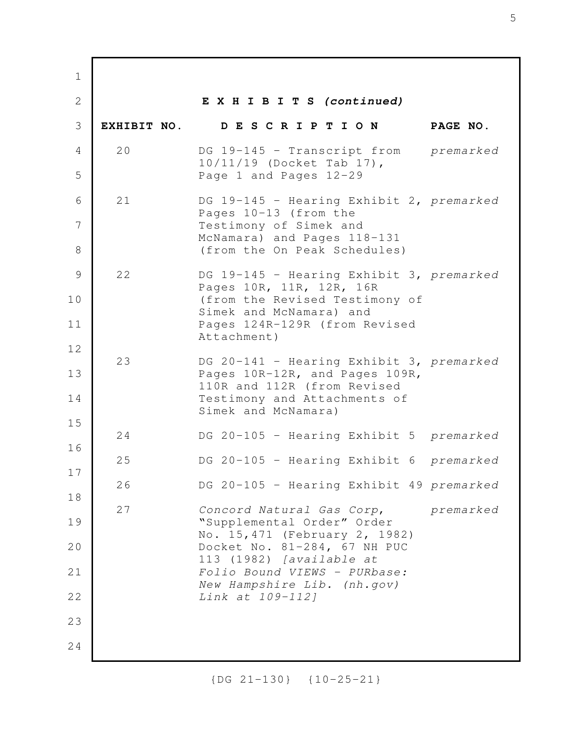## E X H I B I T S *(continued)*

| EXHIBIT NO. | D E S C R I P T I O N | PAGE NO. |
|---|---|---|
| 20 | DG 19-145 - Transcript from 10/11/19 (Docket Tab 17), Page 1 and Pages 12-29 | *premarked* |
| 21 | DG 19-145 - Hearing Exhibit 2, Pages 10-13 (from the Testimony of Simek and McNamara) and Pages 118-131 (from the On Peak Schedules) | *premarked* |
| 22 | DG 19-145 - Hearing Exhibit 3, Pages 10R, 11R, 12R, 16R (from the Revised Testimony of Simek and McNamara) and Pages 124R-129R (from Revised Attachment) | *premarked* |
| 23 | DG 20-141 - Hearing Exhibit 3, Pages 10R-12R, and Pages 109R, 110R and 112R (from Revised Testimony and Attachments of Simek and McNamara) | *premarked* |
| 24 | DG 20-105 - Hearing Exhibit 5 | *premarked* |
| 25 | DG 20-105 - Hearing Exhibit 6 | *premarked* |
| 26 | DG 20-105 - Hearing Exhibit 49 | *premarked* |
| 27 | *Concord Natural Gas Corp*, "Supplemental Order" Order No. 15,471 (February 2, 1982) Docket No. 81-284, 67 NH PUC 113 (1982) *[available at Folio Bound VIEWS - PURbase: New Hampshire Lib. (nh.gov) Link at 109-112]* | *premarked* |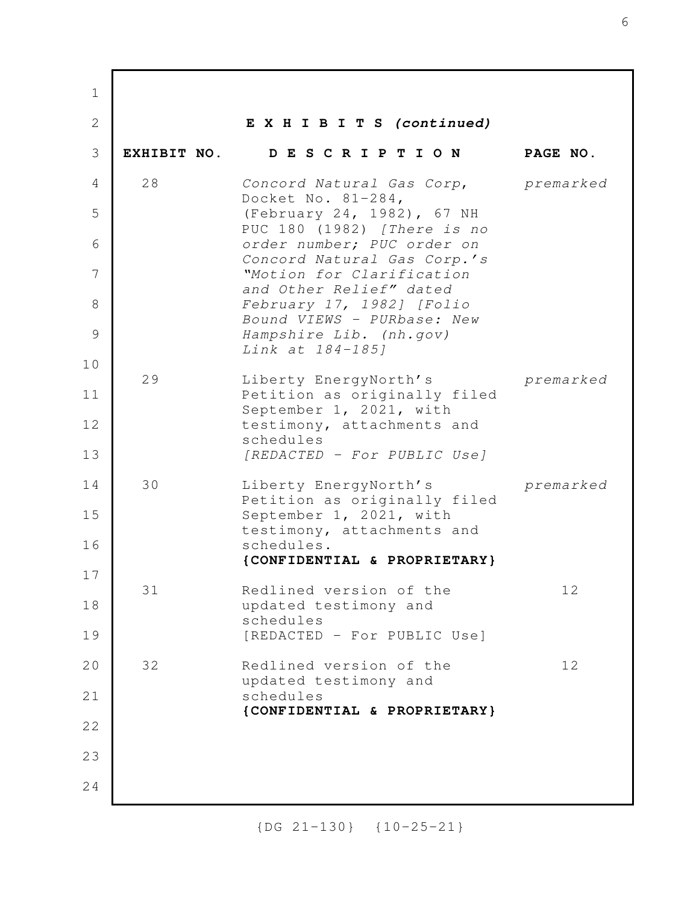**E X H I B I T S *(continued)***

| EXHIBIT NO. | D E S C R I P T I O N | PAGE NO. |
|---|---|---|
| 28 | *Concord Natural Gas Corp,* Docket No. 81-284, (February 24, 1982), 67 NH PUC 180 (1982) *[There is no order number; PUC order on Concord Natural Gas Corp.'s "Motion for Clarification and Other Relief" dated February 17, 1982] [Folio Bound VIEWS - PURbase: New Hampshire Lib. (nh.gov) Link at 184-185]* | *premarked* |
| 29 | Liberty EnergyNorth's Petition as originally filed September 1, 2021, with testimony, attachments and schedules *[REDACTED - For PUBLIC Use]* | *premarked* |
| 30 | Liberty EnergyNorth's Petition as originally filed September 1, 2021, with testimony, attachments and schedules. **{CONFIDENTIAL & PROPRIETARY}** | *premarked* |
| 31 | Redlined version of the updated testimony and schedules [REDACTED - For PUBLIC Use] | 12 |
| 32 | Redlined version of the updated testimony and schedules **{CONFIDENTIAL & PROPRIETARY}** | 12 |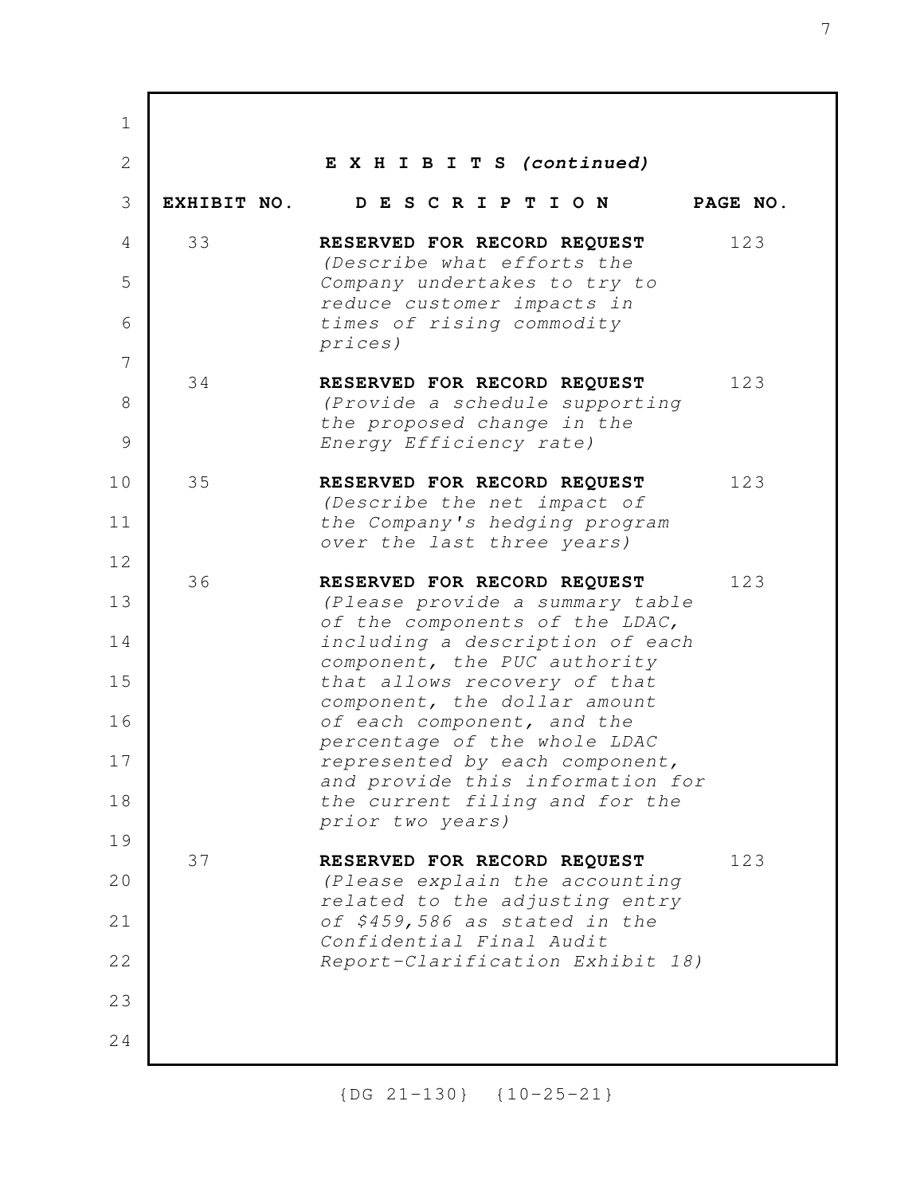## E X H I B I T S *(continued)*

| EXHIBIT NO. | D E S C R I P T I O N | PAGE NO. |
|---|---|---|
| 33 | **RESERVED FOR RECORD REQUEST** *(Describe what efforts the Company undertakes to try to reduce customer impacts in times of rising commodity prices)* | 123 |
| 34 | **RESERVED FOR RECORD REQUEST** *(Provide a schedule supporting the proposed change in the Energy Efficiency rate)* | 123 |
| 35 | **RESERVED FOR RECORD REQUEST** *(Describe the net impact of the Company's hedging program over the last three years)* | 123 |
| 36 | **RESERVED FOR RECORD REQUEST** *(Please provide a summary table of the components of the LDAC, including a description of each component, the PUC authority that allows recovery of that component, the dollar amount of each component, and the percentage of the whole LDAC represented by each component, and provide this information for the current filing and for the prior two years)* | 123 |
| 37 | **RESERVED FOR RECORD REQUEST** *(Please explain the accounting related to the adjusting entry of $459,586 as stated in the Confidential Final Audit Report-Clarification Exhibit 18)* | 123 |

{DG 21-130} {10-25-21}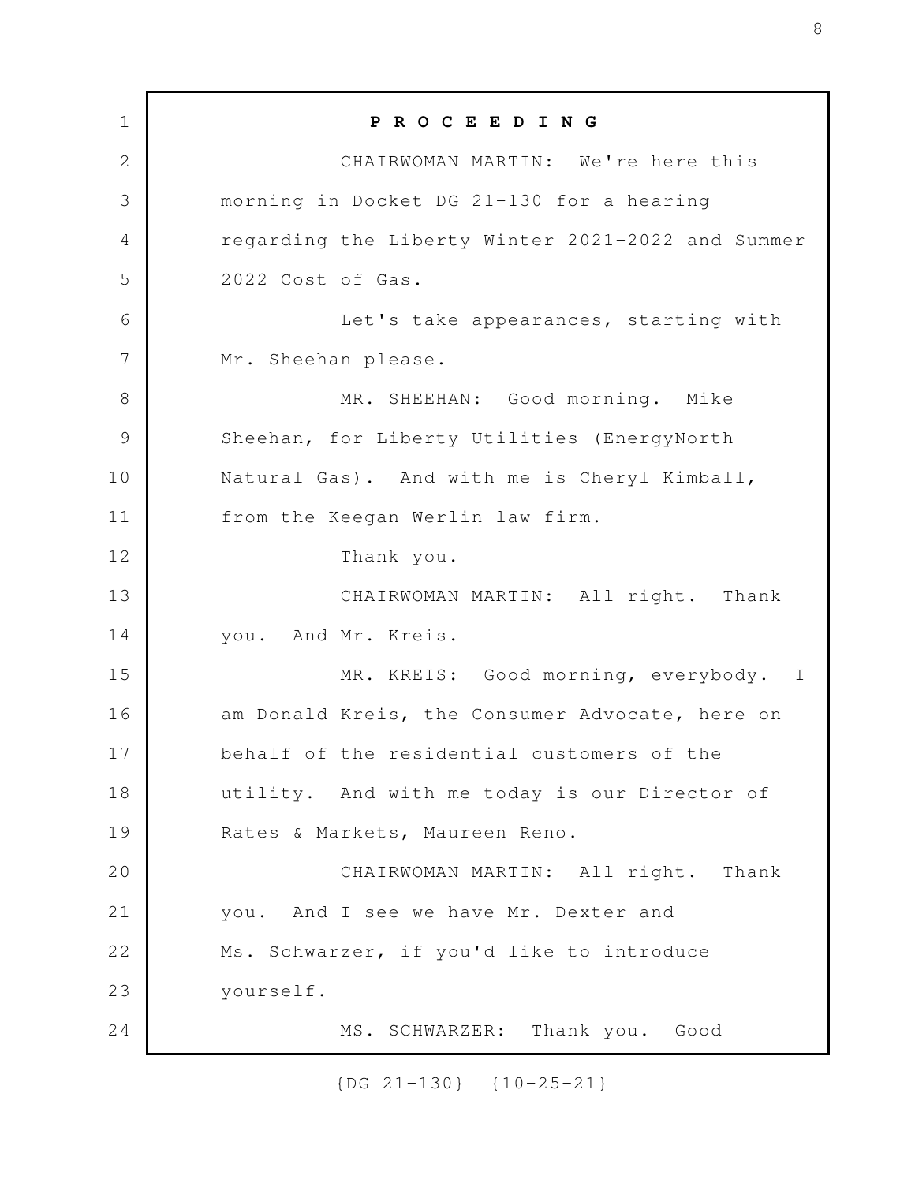**P R O C E E D I N G**

CHAIRWOMAN MARTIN: We're here this morning in Docket DG 21-130 for a hearing regarding the Liberty Winter 2021-2022 and Summer 2022 Cost of Gas.

Let's take appearances, starting with Mr. Sheehan please.

MR. SHEEHAN: Good morning. Mike Sheehan, for Liberty Utilities (EnergyNorth Natural Gas). And with me is Cheryl Kimball, from the Keegan Werlin law firm.

Thank you.

CHAIRWOMAN MARTIN: All right. Thank you. And Mr. Kreis.

MR. KREIS: Good morning, everybody. I am Donald Kreis, the Consumer Advocate, here on behalf of the residential customers of the utility. And with me today is our Director of Rates & Markets, Maureen Reno.

CHAIRWOMAN MARTIN: All right. Thank you. And I see we have Mr. Dexter and Ms. Schwarzer, if you'd like to introduce yourself.

MS. SCHWARZER: Thank you. Good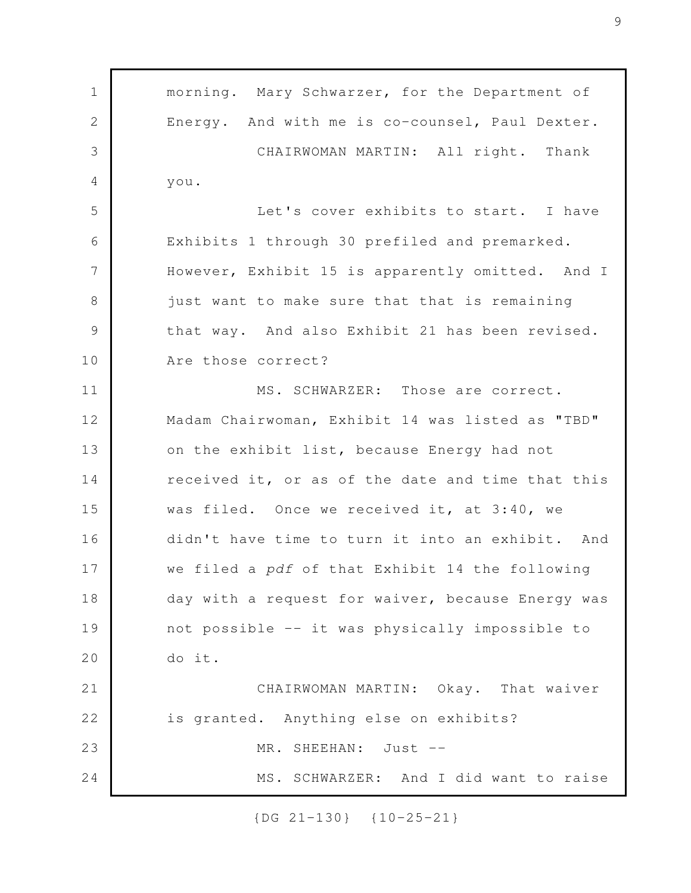morning. Mary Schwarzer, for the Department of Energy. And with me is co-counsel, Paul Dexter.

CHAIRWOMAN MARTIN: All right. Thank you.

Let's cover exhibits to start. I have Exhibits 1 through 30 prefiled and premarked. However, Exhibit 15 is apparently omitted. And I just want to make sure that that is remaining that way. And also Exhibit 21 has been revised. Are those correct?

MS. SCHWARZER: Those are correct. Madam Chairwoman, Exhibit 14 was listed as "TBD" on the exhibit list, because Energy had not received it, or as of the date and time that this was filed. Once we received it, at 3:40, we didn't have time to turn it into an exhibit. And we filed a *pdf* of that Exhibit 14 the following day with a request for waiver, because Energy was not possible -- it was physically impossible to do it.

CHAIRWOMAN MARTIN: Okay. That waiver is granted. Anything else on exhibits?

MR. SHEEHAN: Just --

MS. SCHWARZER: And I did want to raise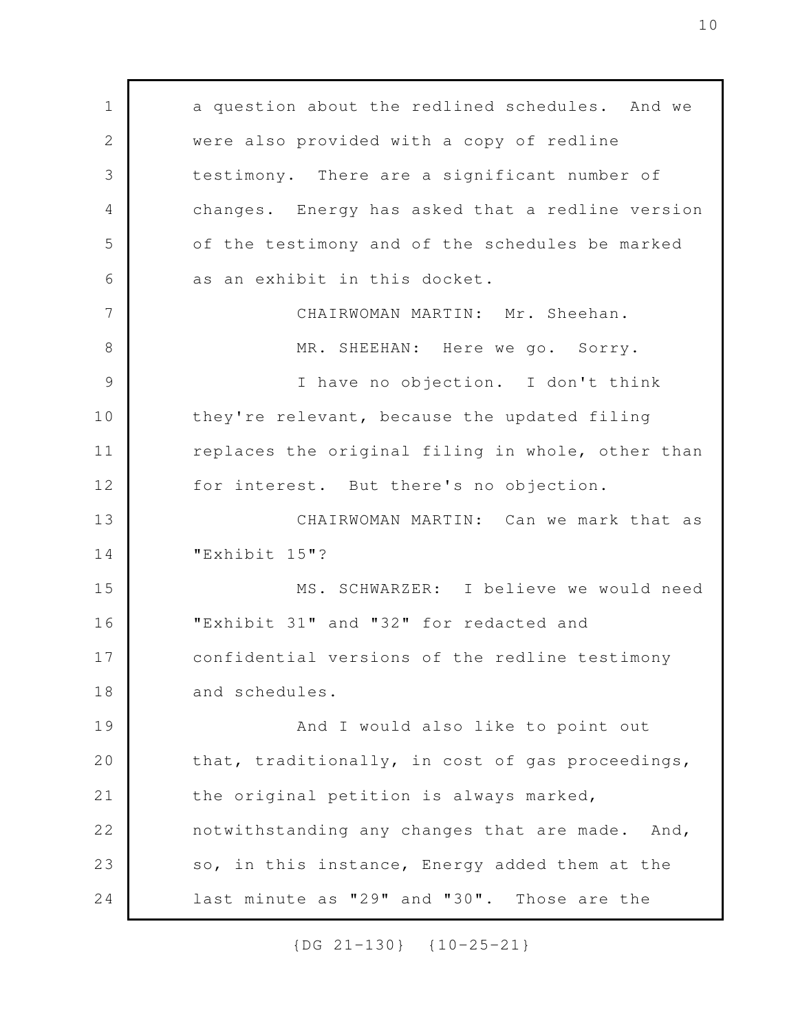a question about the redlined schedules. And we were also provided with a copy of redline testimony. There are a significant number of changes. Energy has asked that a redline version of the testimony and of the schedules be marked as an exhibit in this docket.

CHAIRWOMAN MARTIN: Mr. Sheehan.

MR. SHEEHAN: Here we go. Sorry.

I have no objection. I don't think they're relevant, because the updated filing replaces the original filing in whole, other than for interest. But there's no objection.

CHAIRWOMAN MARTIN: Can we mark that as "Exhibit 15"?

MS. SCHWARZER: I believe we would need "Exhibit 31" and "32" for redacted and confidential versions of the redline testimony and schedules.

And I would also like to point out that, traditionally, in cost of gas proceedings, the original petition is always marked, notwithstanding any changes that are made. And, so, in this instance, Energy added them at the last minute as "29" and "30". Those are the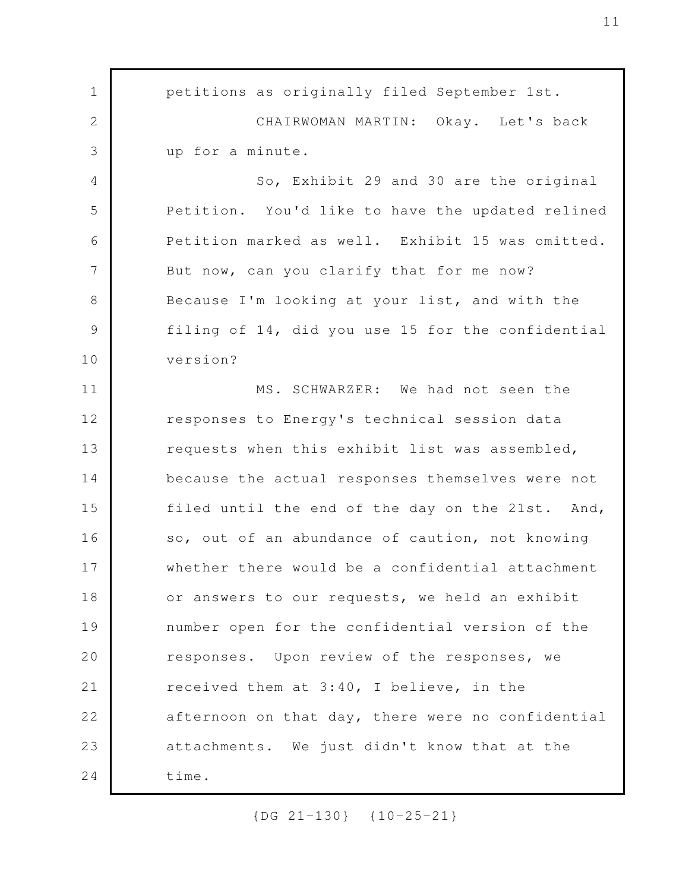petitions as originally filed September 1st.

CHAIRWOMAN MARTIN: Okay. Let's back up for a minute.

So, Exhibit 29 and 30 are the original Petition. You'd like to have the updated relined Petition marked as well. Exhibit 15 was omitted. But now, can you clarify that for me now? Because I'm looking at your list, and with the filing of 14, did you use 15 for the confidential version?

MS. SCHWARZER: We had not seen the responses to Energy's technical session data requests when this exhibit list was assembled, because the actual responses themselves were not filed until the end of the day on the 21st. And, so, out of an abundance of caution, not knowing whether there would be a confidential attachment or answers to our requests, we held an exhibit number open for the confidential version of the responses. Upon review of the responses, we received them at 3:40, I believe, in the afternoon on that day, there were no confidential attachments. We just didn't know that at the time.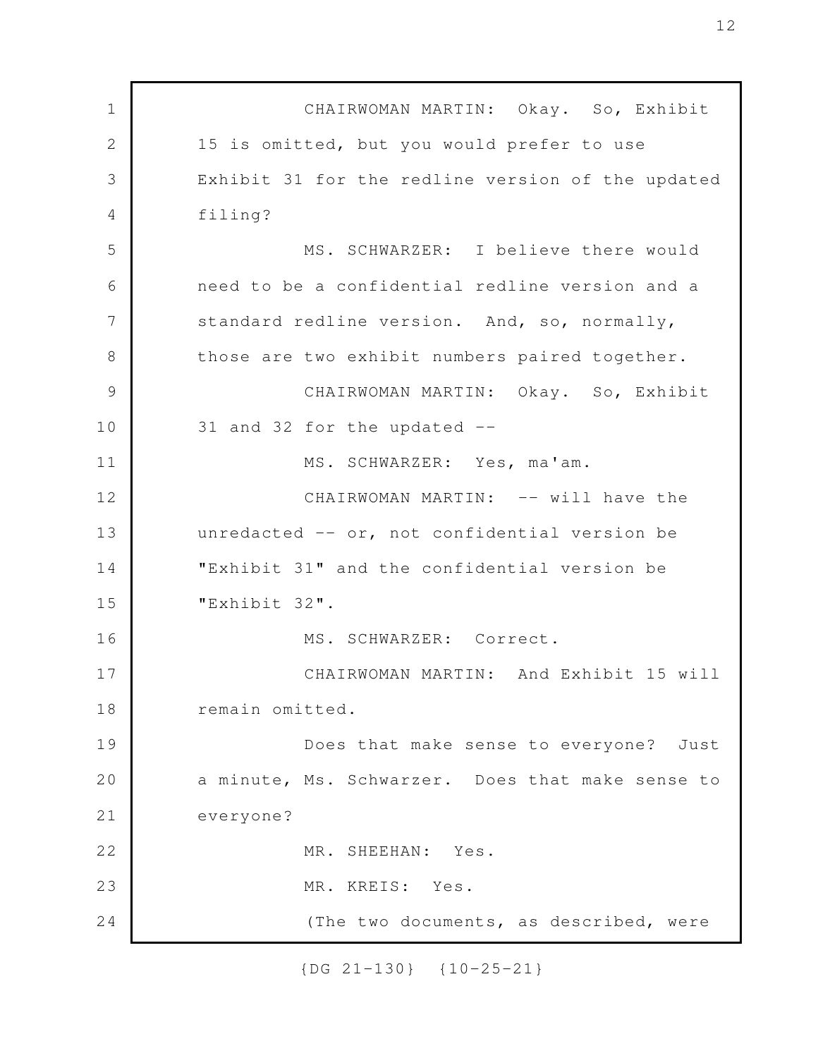CHAIRWOMAN MARTIN: Okay. So, Exhibit 15 is omitted, but you would prefer to use Exhibit 31 for the redline version of the updated filing?

MS. SCHWARZER: I believe there would need to be a confidential redline version and a standard redline version. And, so, normally, those are two exhibit numbers paired together.

CHAIRWOMAN MARTIN: Okay. So, Exhibit 31 and 32 for the updated --

MS. SCHWARZER: Yes, ma'am.

CHAIRWOMAN MARTIN: -- will have the unredacted -- or, not confidential version be "Exhibit 31" and the confidential version be "Exhibit 32".

MS. SCHWARZER: Correct.

CHAIRWOMAN MARTIN: And Exhibit 15 will remain omitted.

Does that make sense to everyone? Just a minute, Ms. Schwarzer. Does that make sense to everyone?

MR. SHEEHAN: Yes.

MR. KREIS: Yes.

(The two documents, as described, were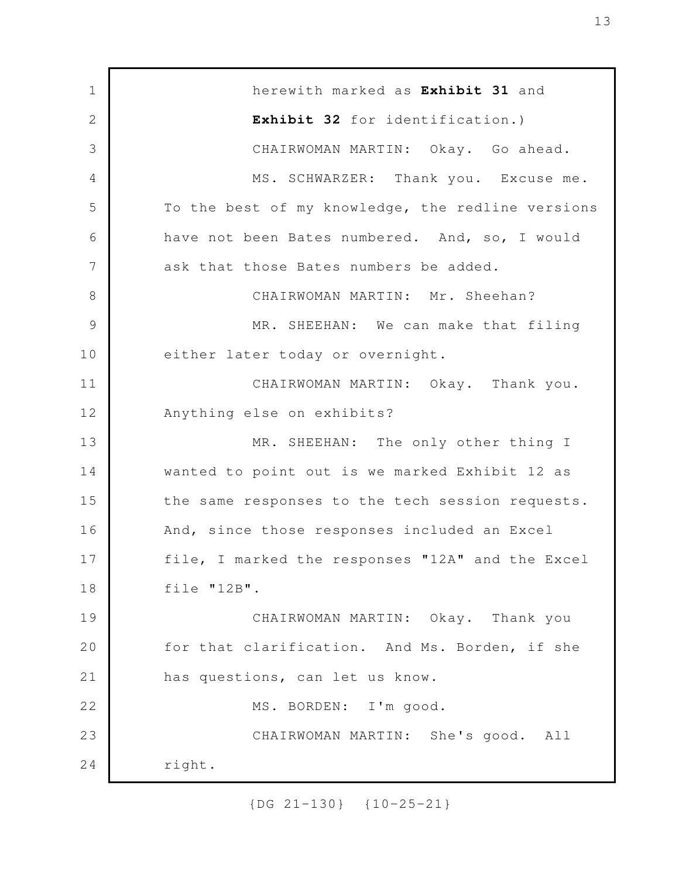herewith marked as **Exhibit 31** and **Exhibit 32** for identification.)

CHAIRWOMAN MARTIN: Okay. Go ahead.

MS. SCHWARZER: Thank you. Excuse me. To the best of my knowledge, the redline versions have not been Bates numbered. And, so, I would ask that those Bates numbers be added.

CHAIRWOMAN MARTIN: Mr. Sheehan?

MR. SHEEHAN: We can make that filing either later today or overnight.

CHAIRWOMAN MARTIN: Okay. Thank you. Anything else on exhibits?

MR. SHEEHAN: The only other thing I wanted to point out is we marked Exhibit 12 as the same responses to the tech session requests. And, since those responses included an Excel file, I marked the responses "12A" and the Excel file "12B".

CHAIRWOMAN MARTIN: Okay. Thank you for that clarification. And Ms. Borden, if she has questions, can let us know.

MS. BORDEN: I'm good.

CHAIRWOMAN MARTIN: She's good. All right.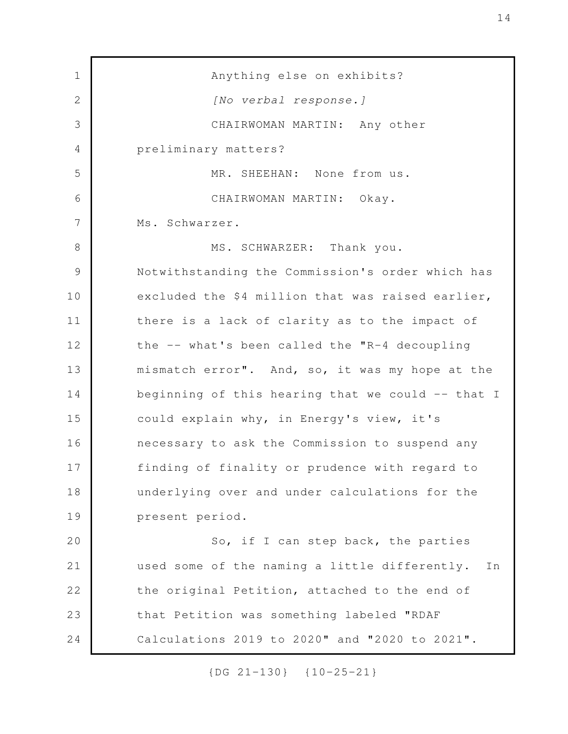Anything else on exhibits?

*[No verbal response.]*

CHAIRWOMAN MARTIN: Any other preliminary matters?

MR. SHEEHAN: None from us.

CHAIRWOMAN MARTIN: Okay. Ms. Schwarzer.

MS. SCHWARZER: Thank you. Notwithstanding the Commission's order which has excluded the $4 million that was raised earlier, there is a lack of clarity as to the impact of the -- what's been called the "R-4 decoupling mismatch error". And, so, it was my hope at the beginning of this hearing that we could -- that I could explain why, in Energy's view, it's necessary to ask the Commission to suspend any finding of finality or prudence with regard to underlying over and under calculations for the present period.

So, if I can step back, the parties used some of the naming a little differently. In the original Petition, attached to the end of that Petition was something labeled "RDAF Calculations 2019 to 2020" and "2020 to 2021".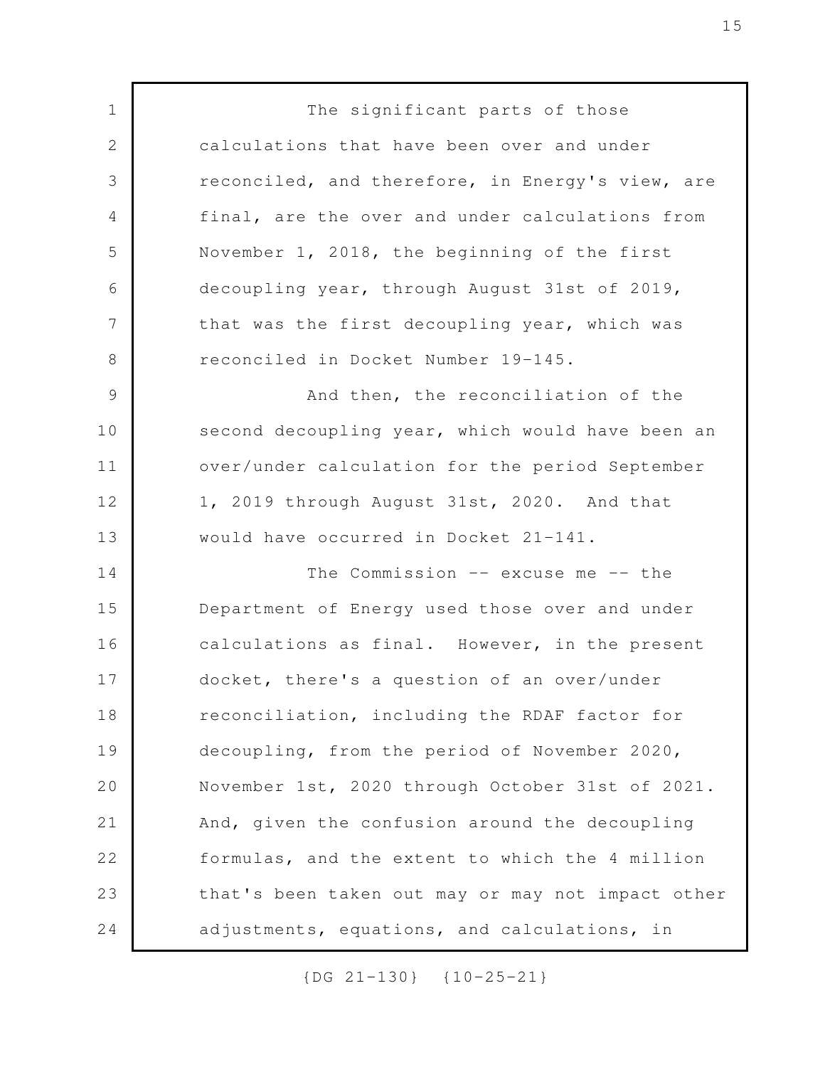The significant parts of those calculations that have been over and under reconciled, and therefore, in Energy's view, are final, are the over and under calculations from November 1, 2018, the beginning of the first decoupling year, through August 31st of 2019, that was the first decoupling year, which was reconciled in Docket Number 19-145.

And then, the reconciliation of the second decoupling year, which would have been an over/under calculation for the period September 1, 2019 through August 31st, 2020. And that would have occurred in Docket 21-141.

The Commission -- excuse me -- the Department of Energy used those over and under calculations as final. However, in the present docket, there's a question of an over/under reconciliation, including the RDAF factor for decoupling, from the period of November 2020, November 1st, 2020 through October 31st of 2021. And, given the confusion around the decoupling formulas, and the extent to which the 4 million that's been taken out may or may not impact other adjustments, equations, and calculations, in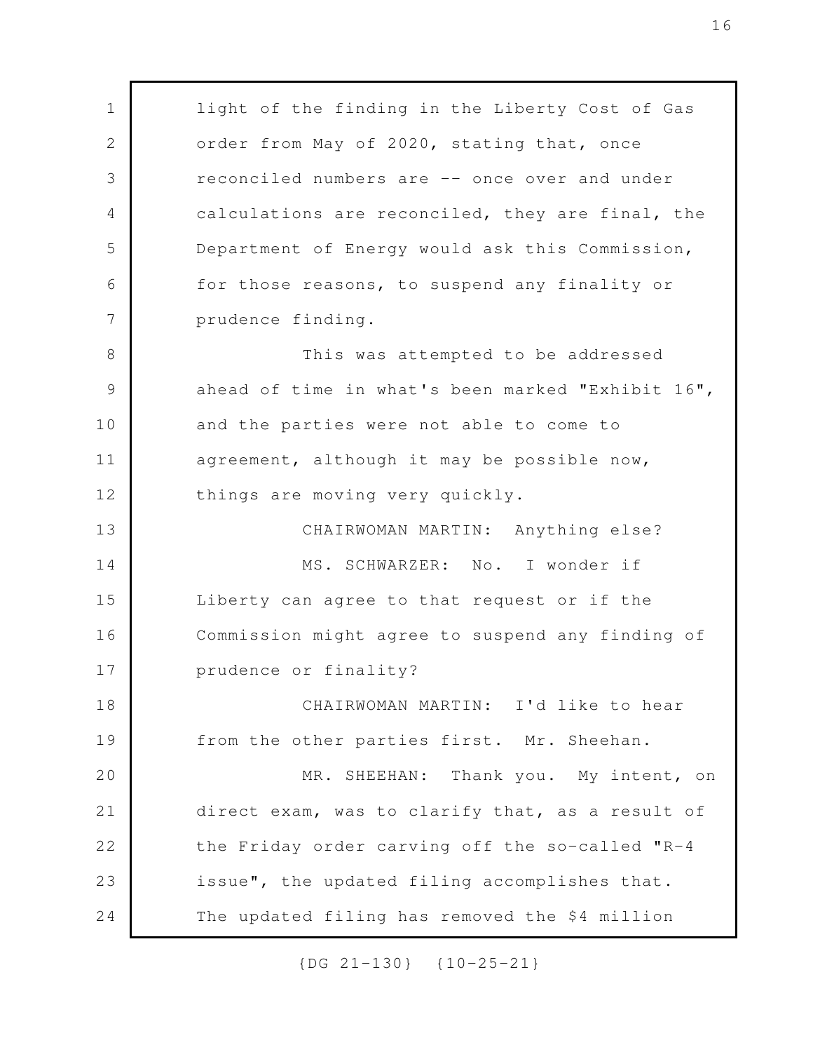light of the finding in the Liberty Cost of Gas order from May of 2020, stating that, once reconciled numbers are -- once over and under calculations are reconciled, they are final, the Department of Energy would ask this Commission, for those reasons, to suspend any finality or prudence finding.

This was attempted to be addressed ahead of time in what's been marked "Exhibit 16", and the parties were not able to come to agreement, although it may be possible now, things are moving very quickly.

CHAIRWOMAN MARTIN: Anything else?

MS. SCHWARZER: No. I wonder if Liberty can agree to that request or if the Commission might agree to suspend any finding of prudence or finality?

CHAIRWOMAN MARTIN: I'd like to hear from the other parties first. Mr. Sheehan.

MR. SHEEHAN: Thank you. My intent, on direct exam, was to clarify that, as a result of the Friday order carving off the so-called "R-4 issue", the updated filing accomplishes that. The updated filing has removed the $4 million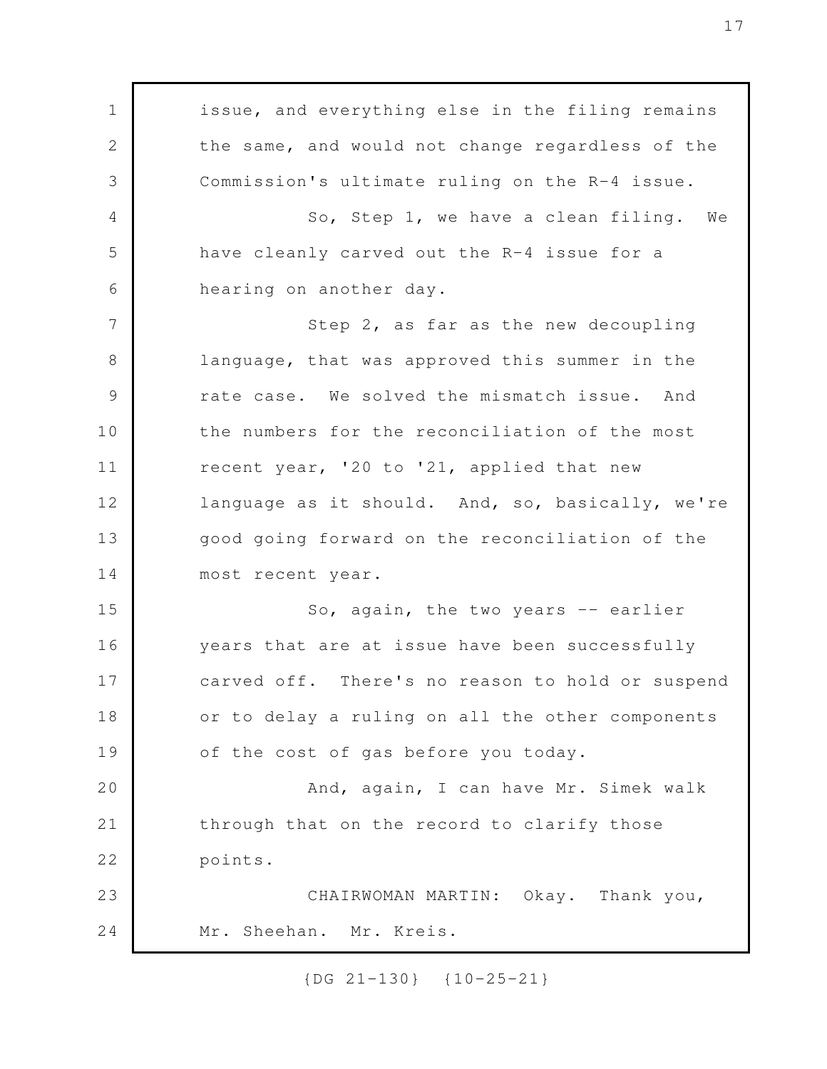issue, and everything else in the filing remains the same, and would not change regardless of the Commission's ultimate ruling on the R-4 issue.

So, Step 1, we have a clean filing. We have cleanly carved out the R-4 issue for a hearing on another day.

Step 2, as far as the new decoupling language, that was approved this summer in the rate case. We solved the mismatch issue. And the numbers for the reconciliation of the most recent year, '20 to '21, applied that new language as it should. And, so, basically, we're good going forward on the reconciliation of the most recent year.

So, again, the two years -- earlier years that are at issue have been successfully carved off. There's no reason to hold or suspend or to delay a ruling on all the other components of the cost of gas before you today.

And, again, I can have Mr. Simek walk through that on the record to clarify those points.

CHAIRWOMAN MARTIN: Okay. Thank you, Mr. Sheehan. Mr. Kreis.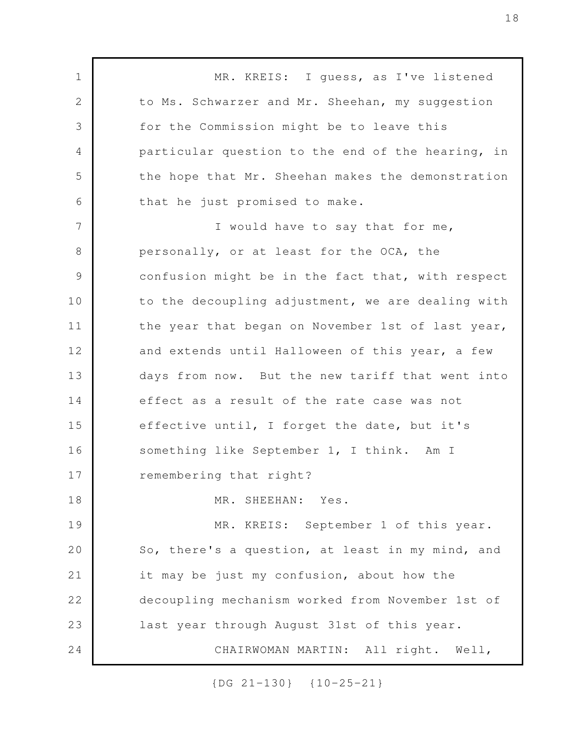MR. KREIS: I guess, as I've listened to Ms. Schwarzer and Mr. Sheehan, my suggestion for the Commission might be to leave this particular question to the end of the hearing, in the hope that Mr. Sheehan makes the demonstration that he just promised to make.

I would have to say that for me, personally, or at least for the OCA, the confusion might be in the fact that, with respect to the decoupling adjustment, we are dealing with the year that began on November 1st of last year, and extends until Halloween of this year, a few days from now. But the new tariff that went into effect as a result of the rate case was not effective until, I forget the date, but it's something like September 1, I think. Am I remembering that right?

MR. SHEEHAN: Yes.

MR. KREIS: September 1 of this year. So, there's a question, at least in my mind, and it may be just my confusion, about how the decoupling mechanism worked from November 1st of last year through August 31st of this year.

CHAIRWOMAN MARTIN: All right. Well,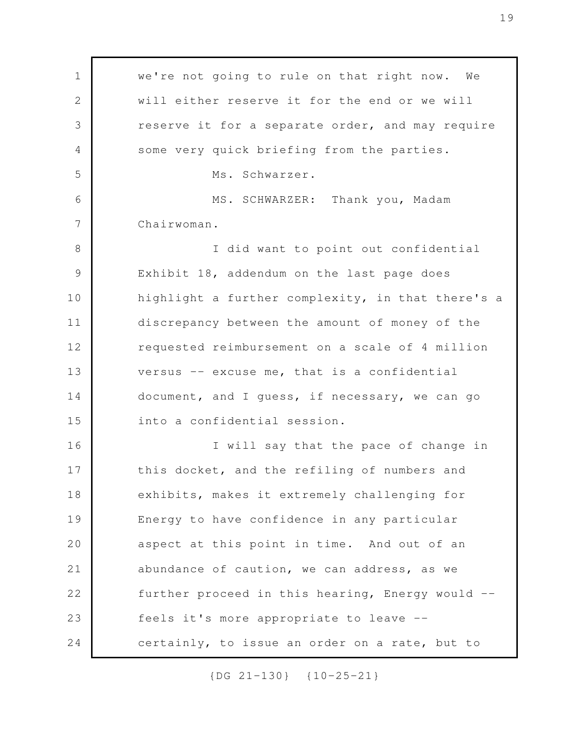we're not going to rule on that right now. We will either reserve it for the end or we will reserve it for a separate order, and may require some very quick briefing from the parties.

Ms. Schwarzer.

MS. SCHWARZER: Thank you, Madam Chairwoman.

I did want to point out confidential Exhibit 18, addendum on the last page does highlight a further complexity, in that there's a discrepancy between the amount of money of the requested reimbursement on a scale of 4 million versus -- excuse me, that is a confidential document, and I guess, if necessary, we can go into a confidential session.

I will say that the pace of change in this docket, and the refiling of numbers and exhibits, makes it extremely challenging for Energy to have confidence in any particular aspect at this point in time. And out of an abundance of caution, we can address, as we further proceed in this hearing, Energy would -- feels it's more appropriate to leave -- certainly, to issue an order on a rate, but to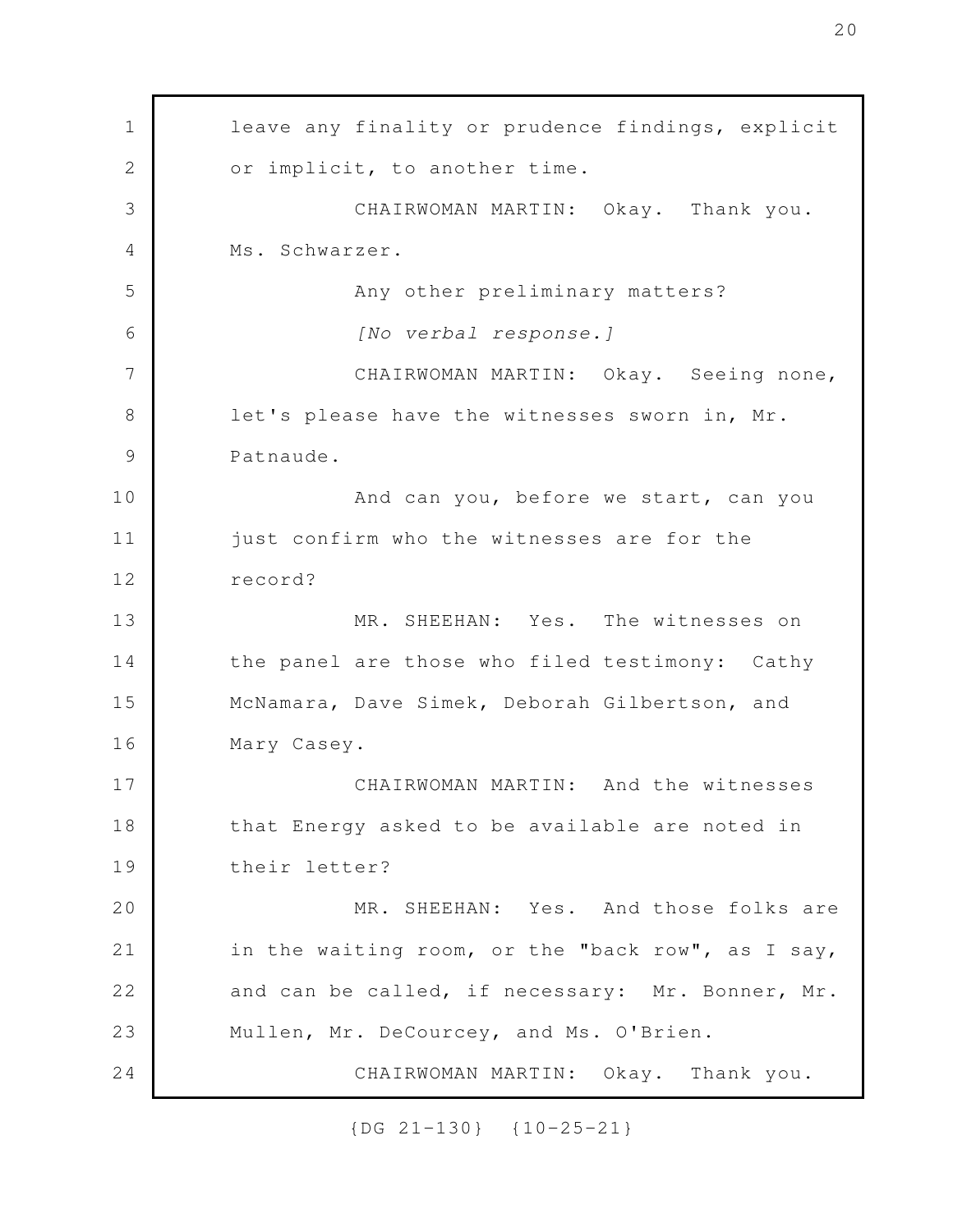leave any finality or prudence findings, explicit or implicit, to another time.

CHAIRWOMAN MARTIN: Okay. Thank you. Ms. Schwarzer.

Any other preliminary matters?

*[No verbal response.]*

CHAIRWOMAN MARTIN: Okay. Seeing none, let's please have the witnesses sworn in, Mr. Patnaude.

And can you, before we start, can you just confirm who the witnesses are for the record?

MR. SHEEHAN: Yes. The witnesses on the panel are those who filed testimony: Cathy McNamara, Dave Simek, Deborah Gilbertson, and Mary Casey.

CHAIRWOMAN MARTIN: And the witnesses that Energy asked to be available are noted in their letter?

MR. SHEEHAN: Yes. And those folks are in the waiting room, or the "back row", as I say, and can be called, if necessary: Mr. Bonner, Mr. Mullen, Mr. DeCourcey, and Ms. O'Brien.

CHAIRWOMAN MARTIN: Okay. Thank you.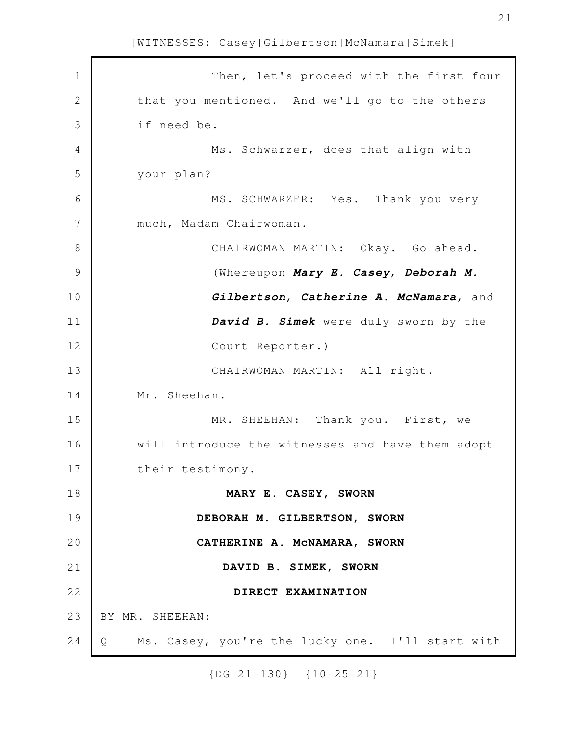Then, let's proceed with the first four that you mentioned. And we'll go to the others if need be.

Ms. Schwarzer, does that align with your plan?

MS. SCHWARZER: Yes. Thank you very much, Madam Chairwoman.

CHAIRWOMAN MARTIN: Okay. Go ahead.

(Whereupon ***Mary E. Casey***, ***Deborah M. Gilbertson***, ***Catherine A. McNamara***, and ***David B. Simek*** were duly sworn by the Court Reporter.)

CHAIRWOMAN MARTIN: All right. Mr. Sheehan.

MR. SHEEHAN: Thank you. First, we will introduce the witnesses and have them adopt their testimony.

**MARY E. CASEY, SWORN**

**DEBORAH M. GILBERTSON, SWORN**

**CATHERINE A. McNAMARA, SWORN**

**DAVID B. SIMEK, SWORN**

**DIRECT EXAMINATION**

BY MR. SHEEHAN:

Q Ms. Casey, you're the lucky one. I'll start with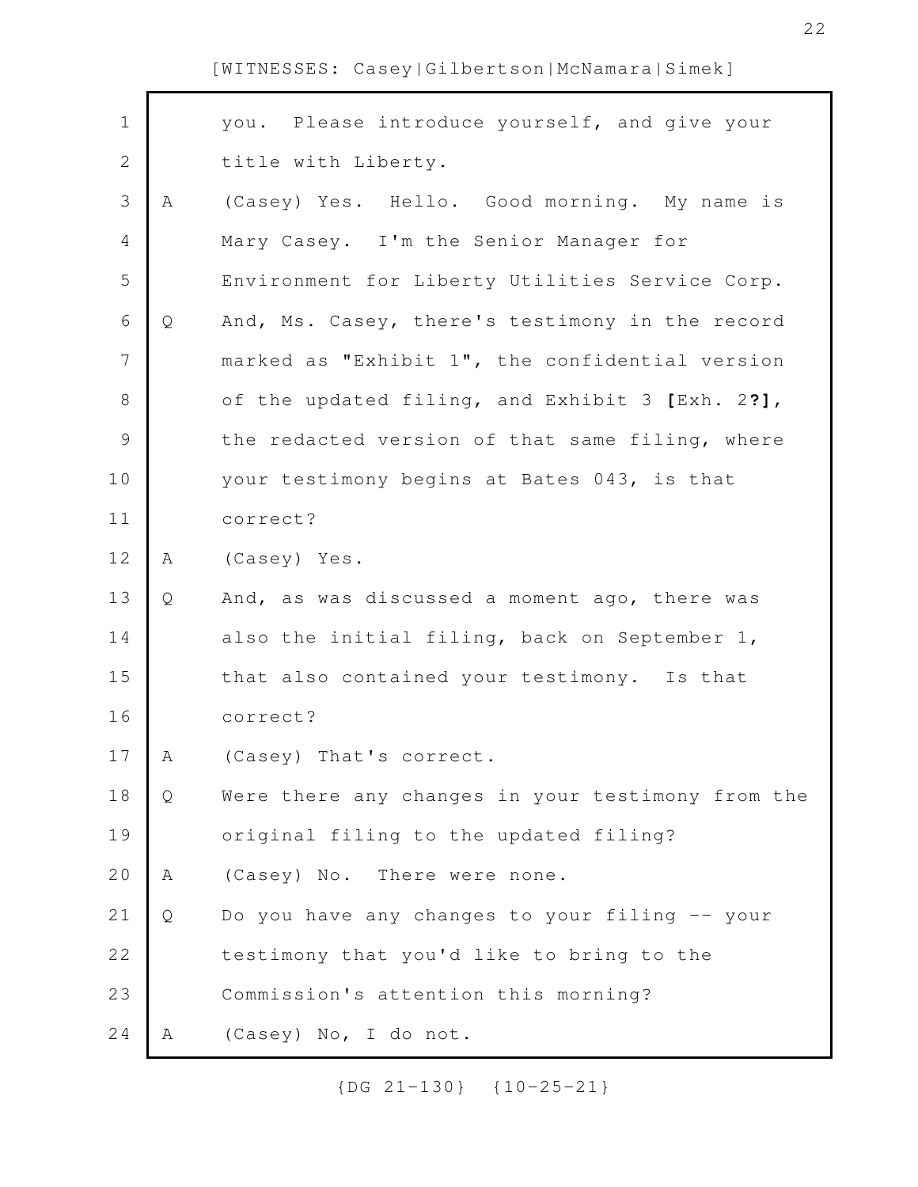you. Please introduce yourself, and give your title with Liberty.

A (Casey) Yes. Hello. Good morning. My name is Mary Casey. I'm the Senior Manager for Environment for Liberty Utilities Service Corp.

Q And, Ms. Casey, there's testimony in the record marked as "Exhibit 1", the confidential version of the updated filing, and Exhibit 3 **[**Exh. 2**?]**, the redacted version of that same filing, where your testimony begins at Bates 043, is that correct?

A (Casey) Yes.

Q And, as was discussed a moment ago, there was also the initial filing, back on September 1, that also contained your testimony. Is that correct?

A (Casey) That's correct.

Q Were there any changes in your testimony from the original filing to the updated filing?

A (Casey) No. There were none.

Q Do you have any changes to your filing -- your testimony that you'd like to bring to the Commission's attention this morning?

A (Casey) No, I do not.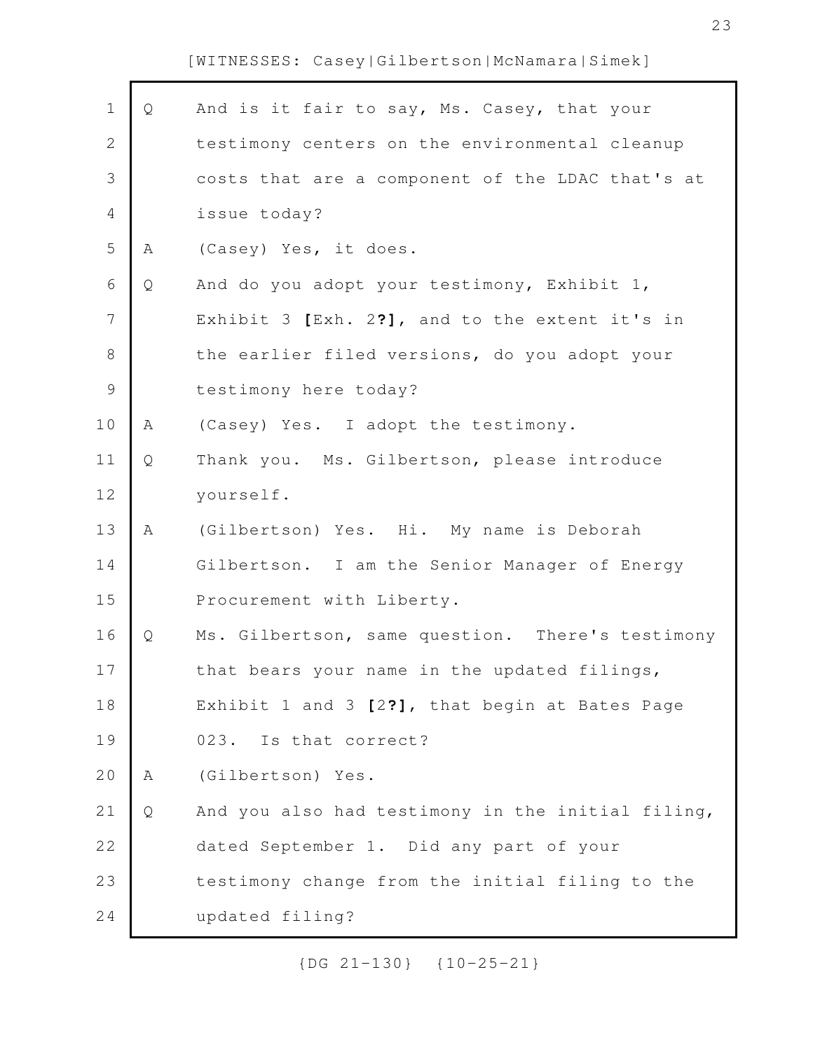[WITNESSES: Casey|Gilbertson|McNamara|Simek]

1 Q And is it fair to say, Ms. Casey, that your
2 testimony centers on the environmental cleanup
3 costs that are a component of the LDAC that's at
4 issue today?
5 A (Casey) Yes, it does.
6 Q And do you adopt your testimony, Exhibit 1,
7 Exhibit 3 **[**Exh. 2**?]**, and to the extent it's in
8 the earlier filed versions, do you adopt your
9 testimony here today?
10 A (Casey) Yes. I adopt the testimony.
11 Q Thank you. Ms. Gilbertson, please introduce
12 yourself.
13 A (Gilbertson) Yes. Hi. My name is Deborah
14 Gilbertson. I am the Senior Manager of Energy
15 Procurement with Liberty.
16 Q Ms. Gilbertson, same question. There's testimony
17 that bears your name in the updated filings,
18 Exhibit 1 and 3 **[**2**?]**, that begin at Bates Page
19 023. Is that correct?
20 A (Gilbertson) Yes.
21 Q And you also had testimony in the initial filing,
22 dated September 1. Did any part of your
23 testimony change from the initial filing to the
24 updated filing?

{DG 21-130} {10-25-21}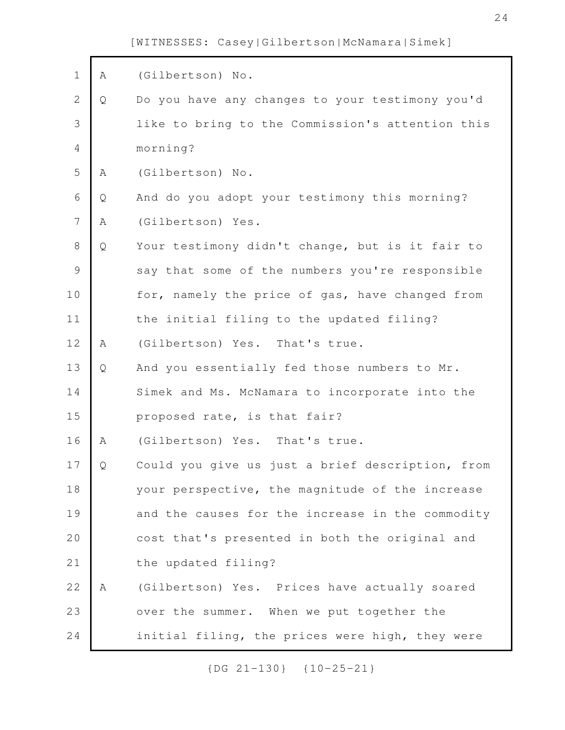A (Gilbertson) No.

Q Do you have any changes to your testimony you'd like to bring to the Commission's attention this morning?

A (Gilbertson) No.

Q And do you adopt your testimony this morning?

A (Gilbertson) Yes.

Q Your testimony didn't change, but is it fair to say that some of the numbers you're responsible for, namely the price of gas, have changed from the initial filing to the updated filing?

A (Gilbertson) Yes. That's true.

Q And you essentially fed those numbers to Mr. Simek and Ms. McNamara to incorporate into the proposed rate, is that fair?

A (Gilbertson) Yes. That's true.

Q Could you give us just a brief description, from your perspective, the magnitude of the increase and the causes for the increase in the commodity cost that's presented in both the original and the updated filing?

A (Gilbertson) Yes. Prices have actually soared over the summer. When we put together the initial filing, the prices were high, they were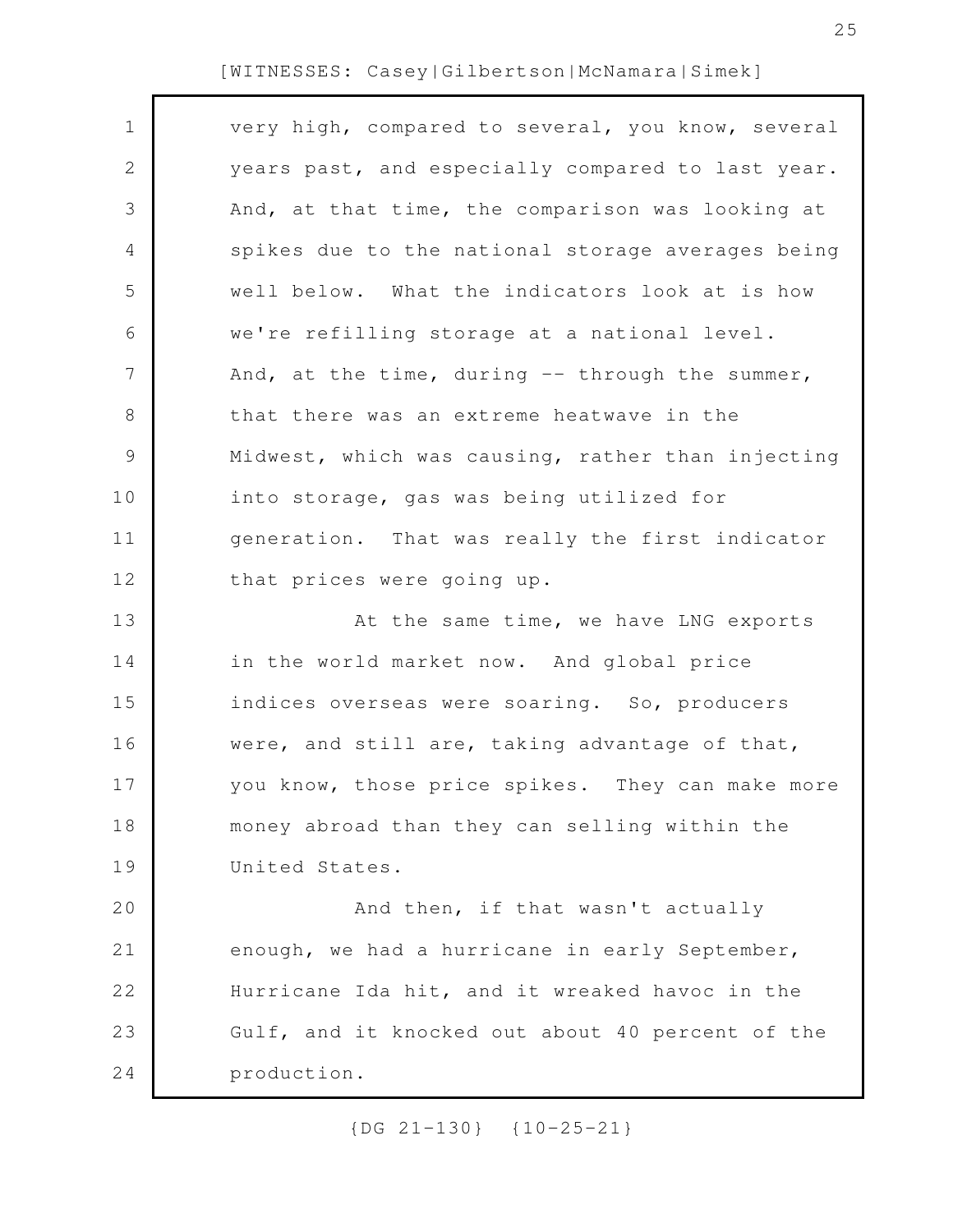very high, compared to several, you know, several years past, and especially compared to last year. And, at that time, the comparison was looking at spikes due to the national storage averages being well below. What the indicators look at is how we're refilling storage at a national level. And, at the time, during -- through the summer, that there was an extreme heatwave in the Midwest, which was causing, rather than injecting into storage, gas was being utilized for generation. That was really the first indicator that prices were going up.

At the same time, we have LNG exports in the world market now. And global price indices overseas were soaring. So, producers were, and still are, taking advantage of that, you know, those price spikes. They can make more money abroad than they can selling within the United States.

And then, if that wasn't actually enough, we had a hurricane in early September, Hurricane Ida hit, and it wreaked havoc in the Gulf, and it knocked out about 40 percent of the production.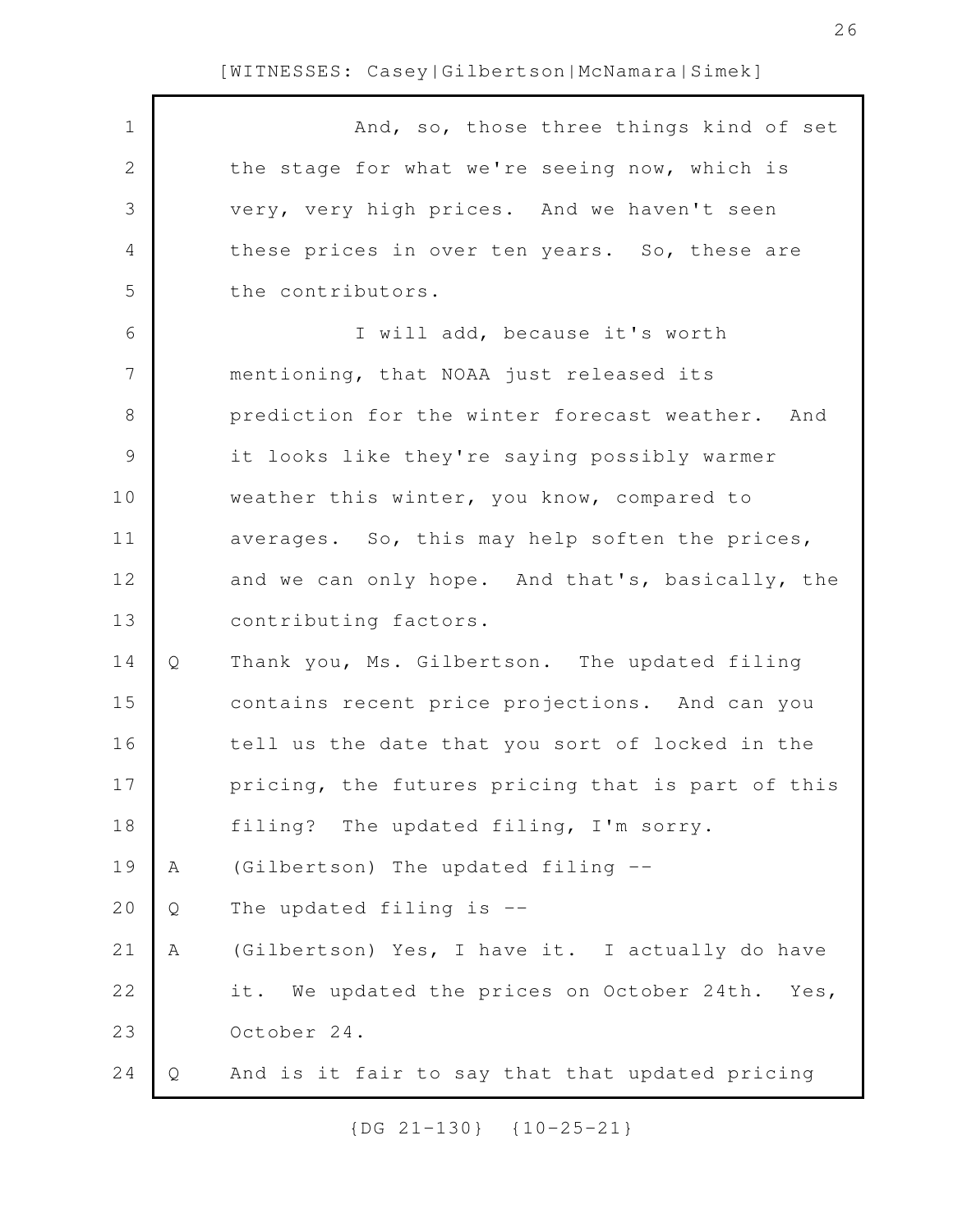And, so, those three things kind of set the stage for what we're seeing now, which is very, very high prices. And we haven't seen these prices in over ten years. So, these are the contributors.

I will add, because it's worth mentioning, that NOAA just released its prediction for the winter forecast weather. And it looks like they're saying possibly warmer weather this winter, you know, compared to averages. So, this may help soften the prices, and we can only hope. And that's, basically, the contributing factors.

Q Thank you, Ms. Gilbertson. The updated filing contains recent price projections. And can you tell us the date that you sort of locked in the pricing, the futures pricing that is part of this filing? The updated filing, I'm sorry.

A (Gilbertson) The updated filing --

Q The updated filing is --

A (Gilbertson) Yes, I have it. I actually do have it. We updated the prices on October 24th. Yes, October 24.

Q And is it fair to say that that updated pricing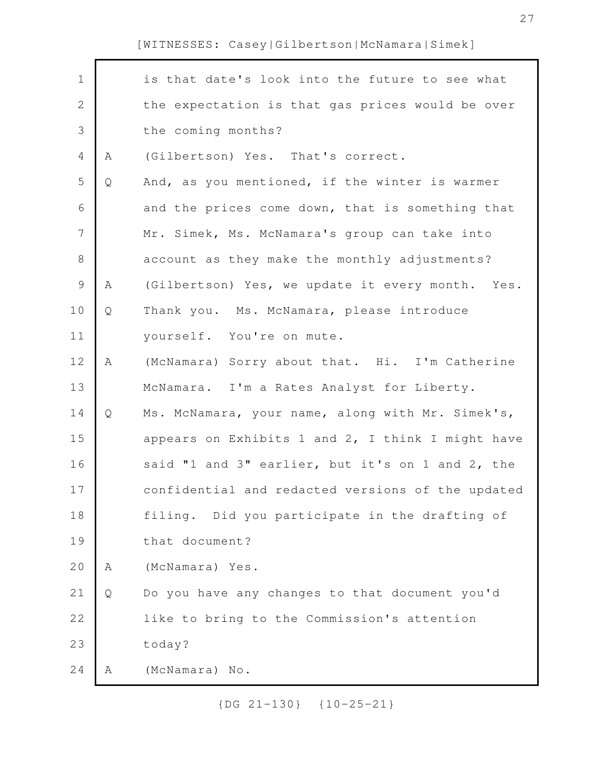is that date's look into the future to see what the expectation is that gas prices would be over the coming months?

A (Gilbertson) Yes. That's correct.

Q And, as you mentioned, if the winter is warmer and the prices come down, that is something that Mr. Simek, Ms. McNamara's group can take into account as they make the monthly adjustments?

A (Gilbertson) Yes, we update it every month. Yes.

Q Thank you. Ms. McNamara, please introduce yourself. You're on mute.

A (McNamara) Sorry about that. Hi. I'm Catherine McNamara. I'm a Rates Analyst for Liberty.

Q Ms. McNamara, your name, along with Mr. Simek's, appears on Exhibits 1 and 2, I think I might have said "1 and 3" earlier, but it's on 1 and 2, the confidential and redacted versions of the updated filing. Did you participate in the drafting of that document?

A (McNamara) Yes.

Q Do you have any changes to that document you'd like to bring to the Commission's attention today?

A (McNamara) No.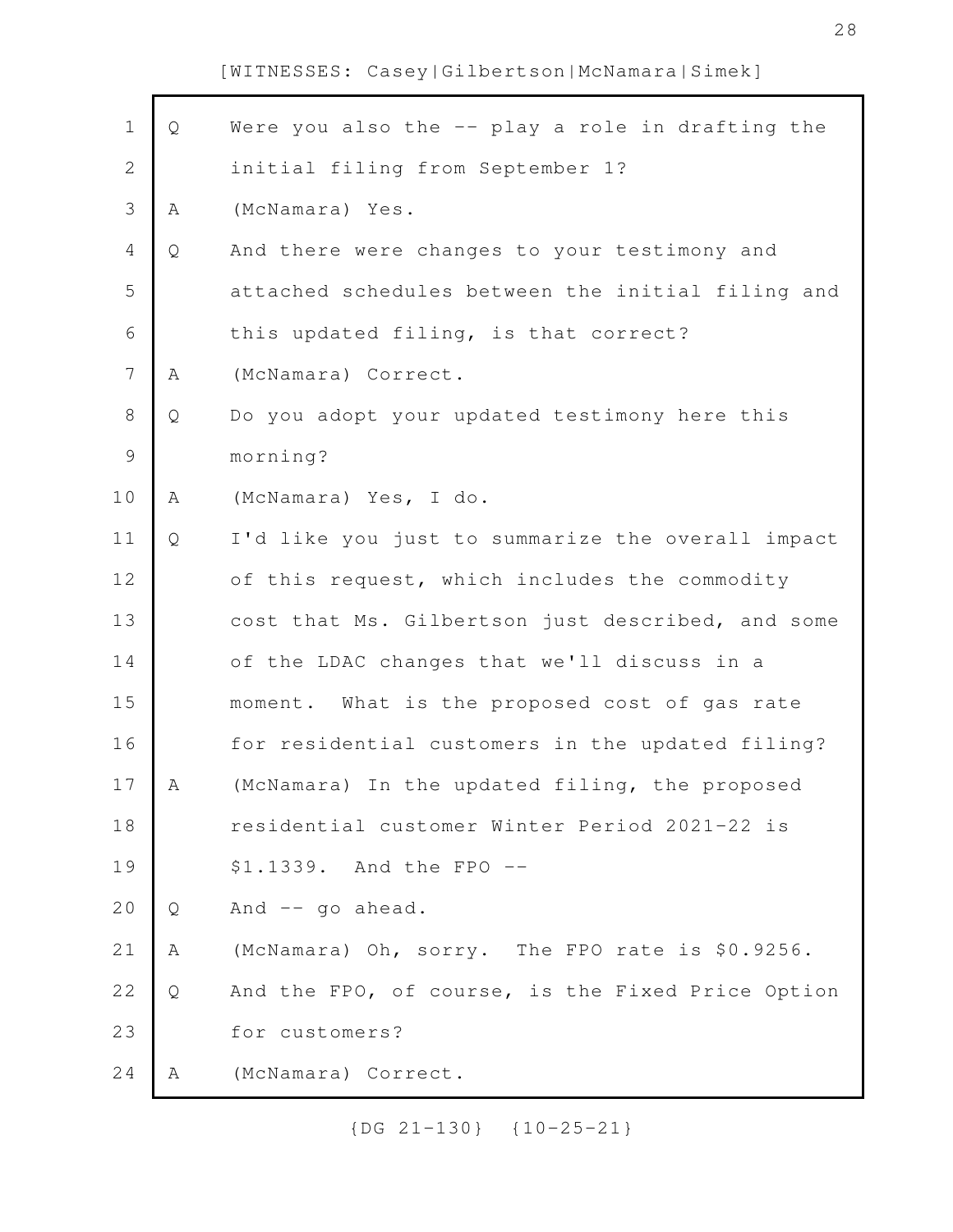[WITNESSES: Casey|Gilbertson|McNamara|Simek]

Q Were you also the -- play a role in drafting the initial filing from September 1?

A (McNamara) Yes.

Q And there were changes to your testimony and attached schedules between the initial filing and this updated filing, is that correct?

A (McNamara) Correct.

Q Do you adopt your updated testimony here this morning?

A (McNamara) Yes, I do.

Q I'd like you just to summarize the overall impact of this request, which includes the commodity cost that Ms. Gilbertson just described, and some of the LDAC changes that we'll discuss in a moment. What is the proposed cost of gas rate for residential customers in the updated filing?

A (McNamara) In the updated filing, the proposed residential customer Winter Period 2021-22 is $1.1339. And the FPO --

Q And -- go ahead.

A (McNamara) Oh, sorry. The FPO rate is $0.9256.

Q And the FPO, of course, is the Fixed Price Option for customers?

A (McNamara) Correct.

{DG 21-130} {10-25-21}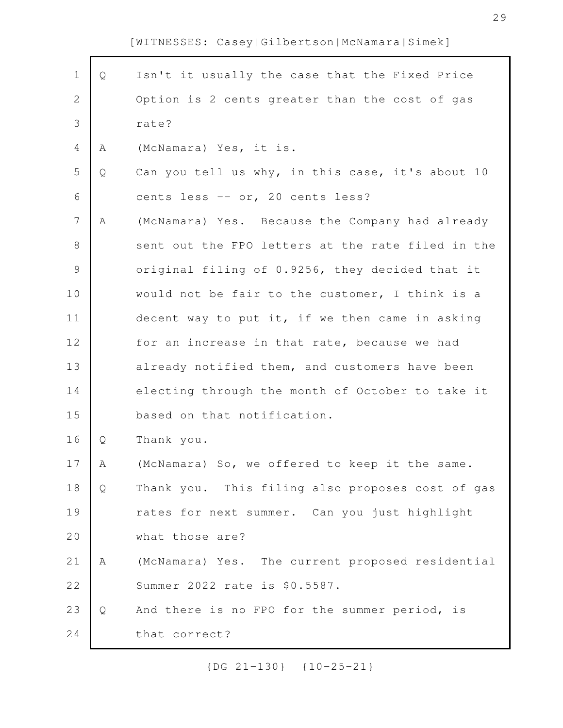Q Isn't it usually the case that the Fixed Price Option is 2 cents greater than the cost of gas rate?

A (McNamara) Yes, it is.

Q Can you tell us why, in this case, it's about 10 cents less -- or, 20 cents less?

A (McNamara) Yes. Because the Company had already sent out the FPO letters at the rate filed in the original filing of 0.9256, they decided that it would not be fair to the customer, I think is a decent way to put it, if we then came in asking for an increase in that rate, because we had already notified them, and customers have been electing through the month of October to take it based on that notification.

Q Thank you.

A (McNamara) So, we offered to keep it the same.

Q Thank you. This filing also proposes cost of gas rates for next summer. Can you just highlight what those are?

A (McNamara) Yes. The current proposed residential Summer 2022 rate is $0.5587.

Q And there is no FPO for the summer period, is that correct?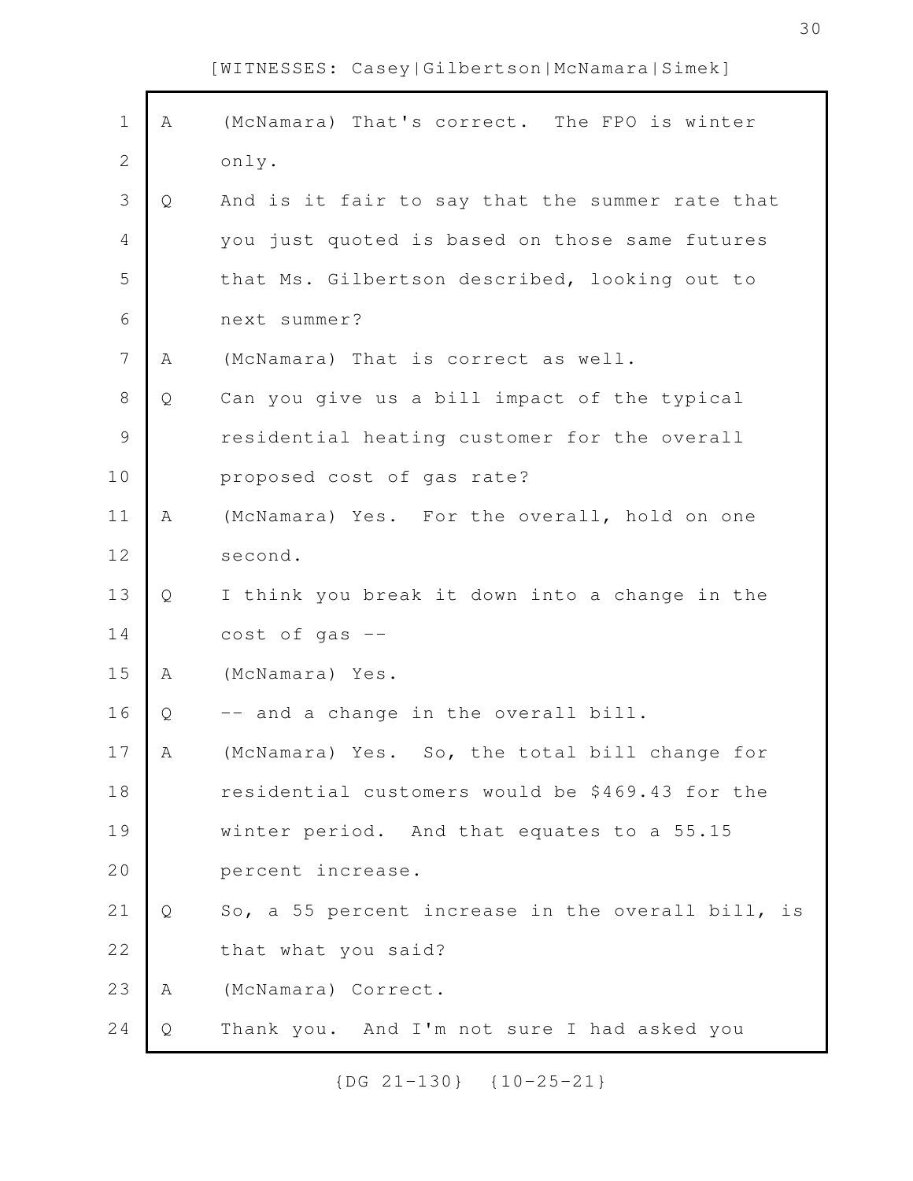[WITNESSES: Casey|Gilbertson|McNamara|Simek]

A (McNamara) That's correct. The FPO is winter only.

Q And is it fair to say that the summer rate that you just quoted is based on those same futures that Ms. Gilbertson described, looking out to next summer?

A (McNamara) That is correct as well.

Q Can you give us a bill impact of the typical residential heating customer for the overall proposed cost of gas rate?

A (McNamara) Yes. For the overall, hold on one second.

Q I think you break it down into a change in the cost of gas --

A (McNamara) Yes.

Q -- and a change in the overall bill.

A (McNamara) Yes. So, the total bill change for residential customers would be $469.43 for the winter period. And that equates to a 55.15 percent increase.

Q So, a 55 percent increase in the overall bill, is that what you said?

A (McNamara) Correct.

Q Thank you. And I'm not sure I had asked you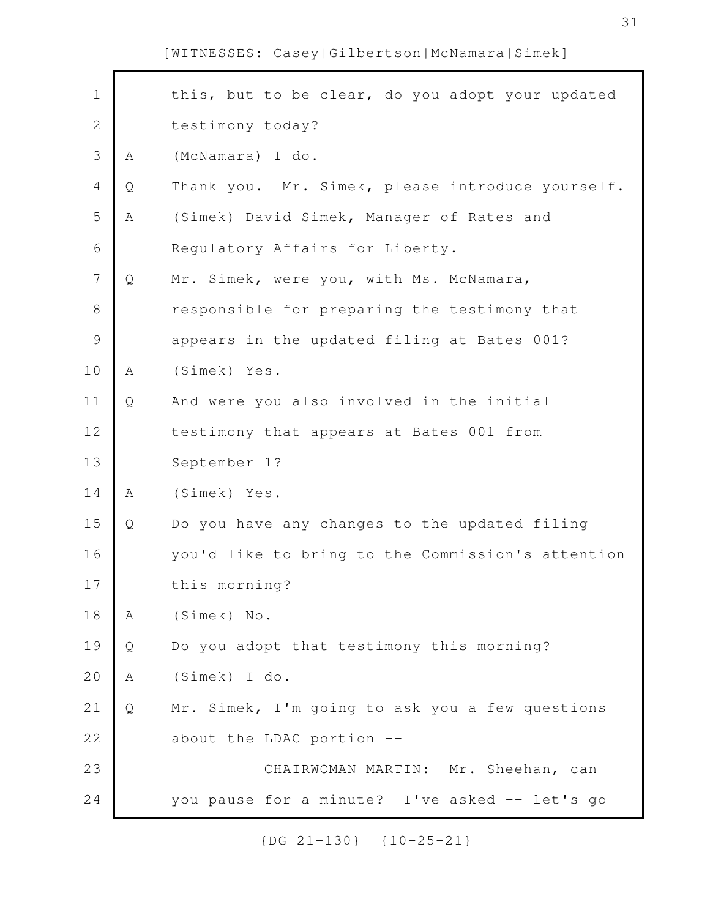this, but to be clear, do you adopt your updated testimony today?

A (McNamara) I do.

Q Thank you. Mr. Simek, please introduce yourself.

A (Simek) David Simek, Manager of Rates and Regulatory Affairs for Liberty.

Q Mr. Simek, were you, with Ms. McNamara, responsible for preparing the testimony that appears in the updated filing at Bates 001?

A (Simek) Yes.

Q And were you also involved in the initial testimony that appears at Bates 001 from September 1?

A (Simek) Yes.

Q Do you have any changes to the updated filing you'd like to bring to the Commission's attention this morning?

A (Simek) No.

Q Do you adopt that testimony this morning?

A (Simek) I do.

Q Mr. Simek, I'm going to ask you a few questions about the LDAC portion --

CHAIRWOMAN MARTIN: Mr. Sheehan, can you pause for a minute? I've asked -- let's go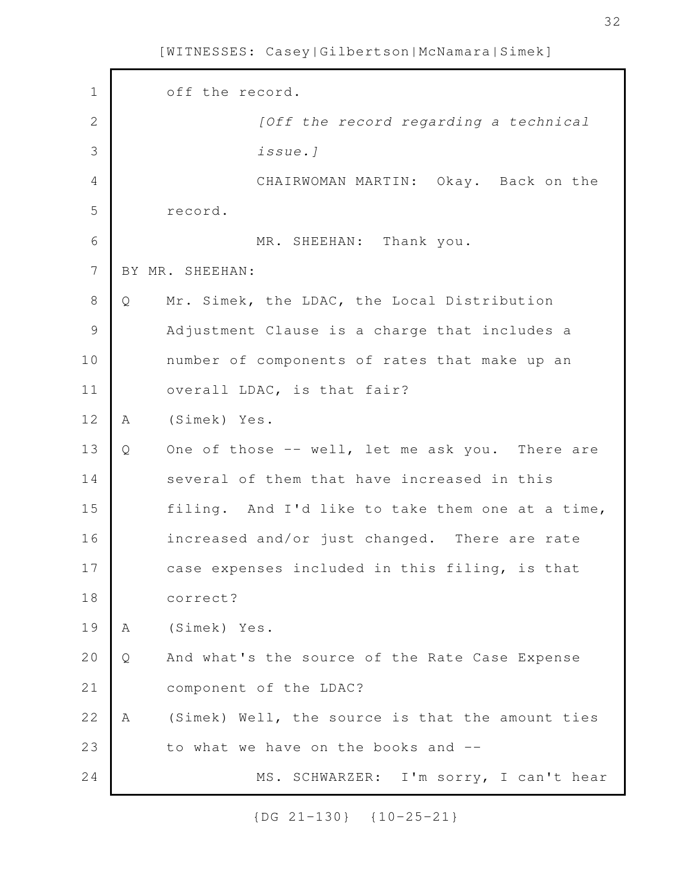off the record.

*[Off the record regarding a technical issue.]*

CHAIRWOMAN MARTIN: Okay. Back on the record.

MR. SHEEHAN: Thank you.

BY MR. SHEEHAN:

Q Mr. Simek, the LDAC, the Local Distribution Adjustment Clause is a charge that includes a number of components of rates that make up an overall LDAC, is that fair?

A (Simek) Yes.

Q One of those -- well, let me ask you. There are several of them that have increased in this filing. And I'd like to take them one at a time, increased and/or just changed. There are rate case expenses included in this filing, is that correct?

A (Simek) Yes.

Q And what's the source of the Rate Case Expense component of the LDAC?

A (Simek) Well, the source is that the amount ties to what we have on the books and --

MS. SCHWARZER: I'm sorry, I can't hear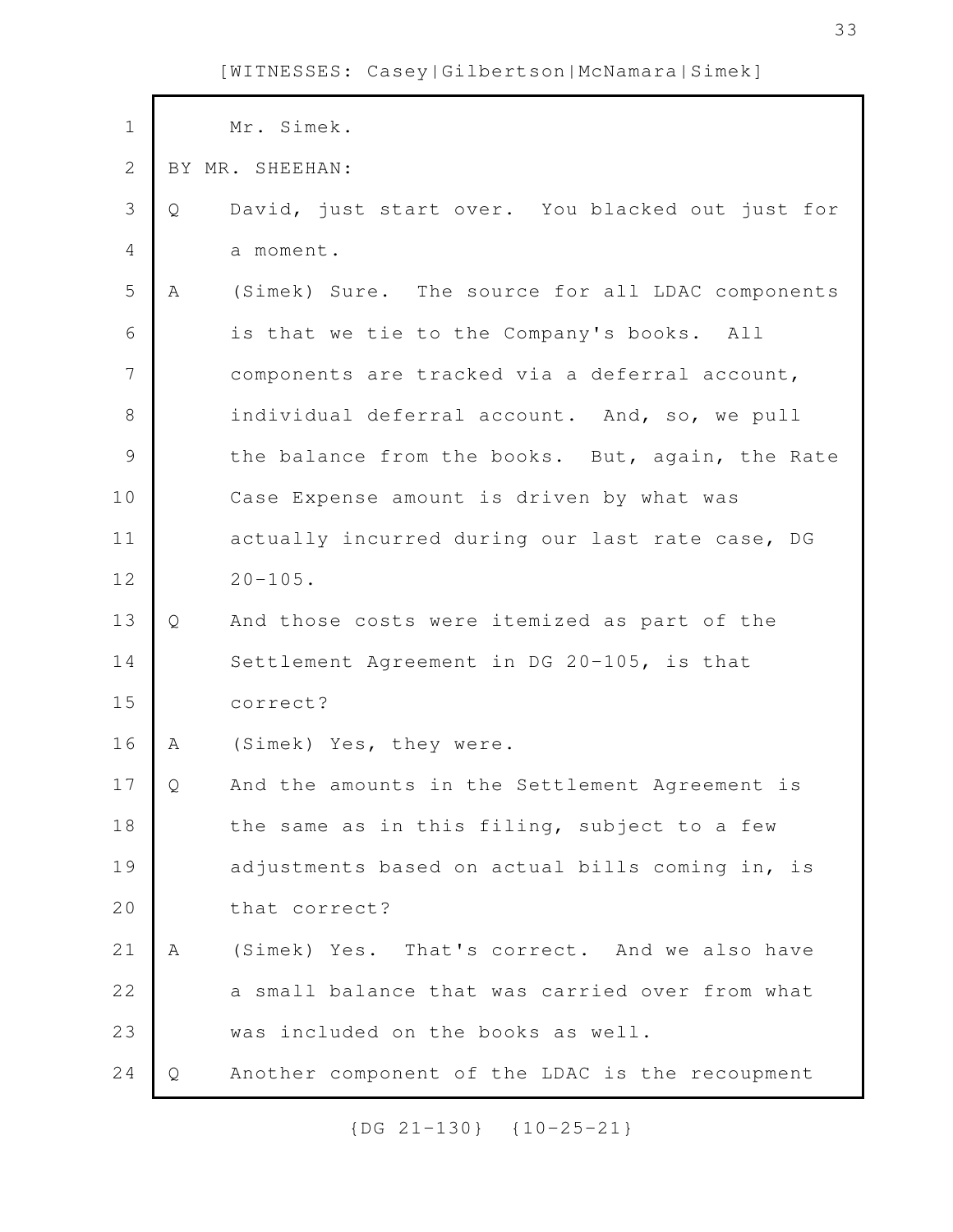Mr. Simek.

BY MR. SHEEHAN:

Q David, just start over. You blacked out just for a moment.

A (Simek) Sure. The source for all LDAC components is that we tie to the Company's books. All components are tracked via a deferral account, individual deferral account. And, so, we pull the balance from the books. But, again, the Rate Case Expense amount is driven by what was actually incurred during our last rate case, DG 20-105.

Q And those costs were itemized as part of the Settlement Agreement in DG 20-105, is that correct?

A (Simek) Yes, they were.

Q And the amounts in the Settlement Agreement is the same as in this filing, subject to a few adjustments based on actual bills coming in, is that correct?

A (Simek) Yes. That's correct. And we also have a small balance that was carried over from what was included on the books as well.

Q Another component of the LDAC is the recoupment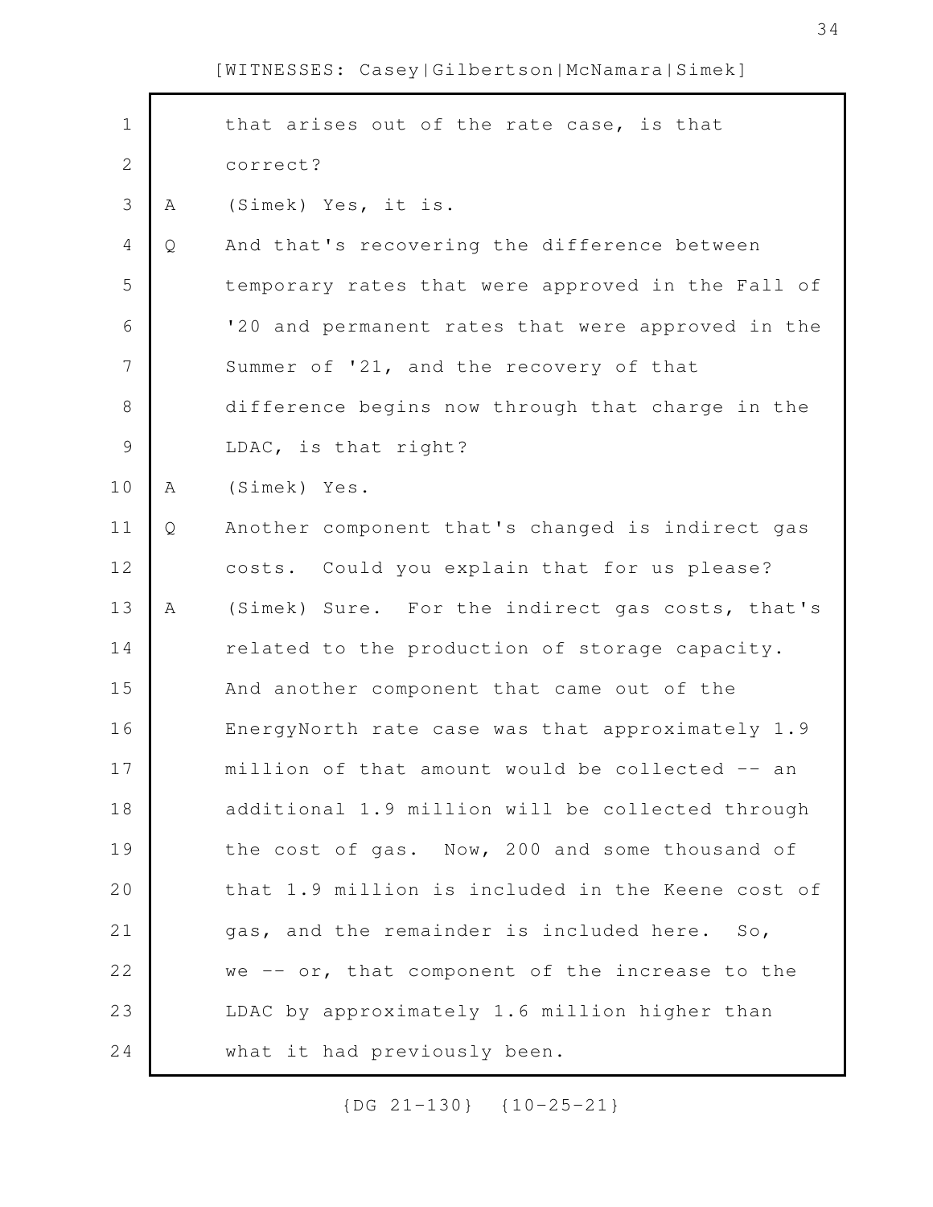[WITNESSES: Casey|Gilbertson|McNamara|Simek]

1 that arises out of the rate case, is that
2 correct?
3 A (Simek) Yes, it is.
4 Q And that's recovering the difference between
5 temporary rates that were approved in the Fall of
6 '20 and permanent rates that were approved in the
7 Summer of '21, and the recovery of that
8 difference begins now through that charge in the
9 LDAC, is that right?
10 A (Simek) Yes.
11 Q Another component that's changed is indirect gas
12 costs. Could you explain that for us please?
13 A (Simek) Sure. For the indirect gas costs, that's
14 related to the production of storage capacity.
15 And another component that came out of the
16 EnergyNorth rate case was that approximately 1.9
17 million of that amount would be collected -- an
18 additional 1.9 million will be collected through
19 the cost of gas. Now, 200 and some thousand of
20 that 1.9 million is included in the Keene cost of
21 gas, and the remainder is included here. So,
22 we -- or, that component of the increase to the
23 LDAC by approximately 1.6 million higher than
24 what it had previously been.

{DG 21-130} {10-25-21}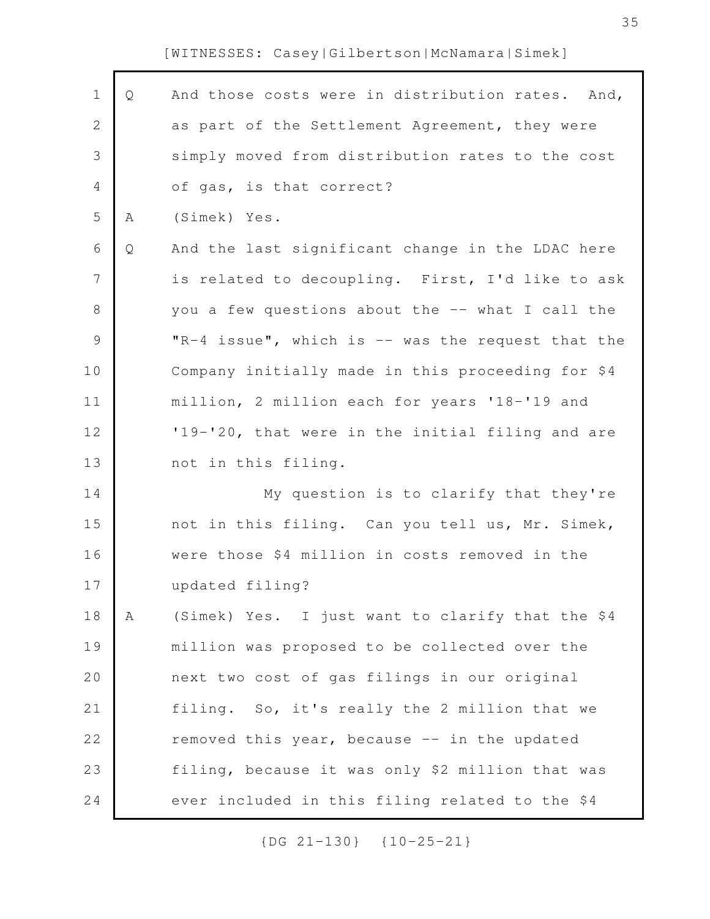Q And those costs were in distribution rates. And, as part of the Settlement Agreement, they were simply moved from distribution rates to the cost of gas, is that correct?

A (Simek) Yes.

Q And the last significant change in the LDAC here is related to decoupling. First, I'd like to ask you a few questions about the -- what I call the "R-4 issue", which is -- was the request that the Company initially made in this proceeding for $4 million, 2 million each for years '18-'19 and '19-'20, that were in the initial filing and are not in this filing.

My question is to clarify that they're not in this filing. Can you tell us, Mr. Simek, were those $4 million in costs removed in the updated filing?

A (Simek) Yes. I just want to clarify that the $4 million was proposed to be collected over the next two cost of gas filings in our original filing. So, it's really the 2 million that we removed this year, because -- in the updated filing, because it was only $2 million that was ever included in this filing related to the $4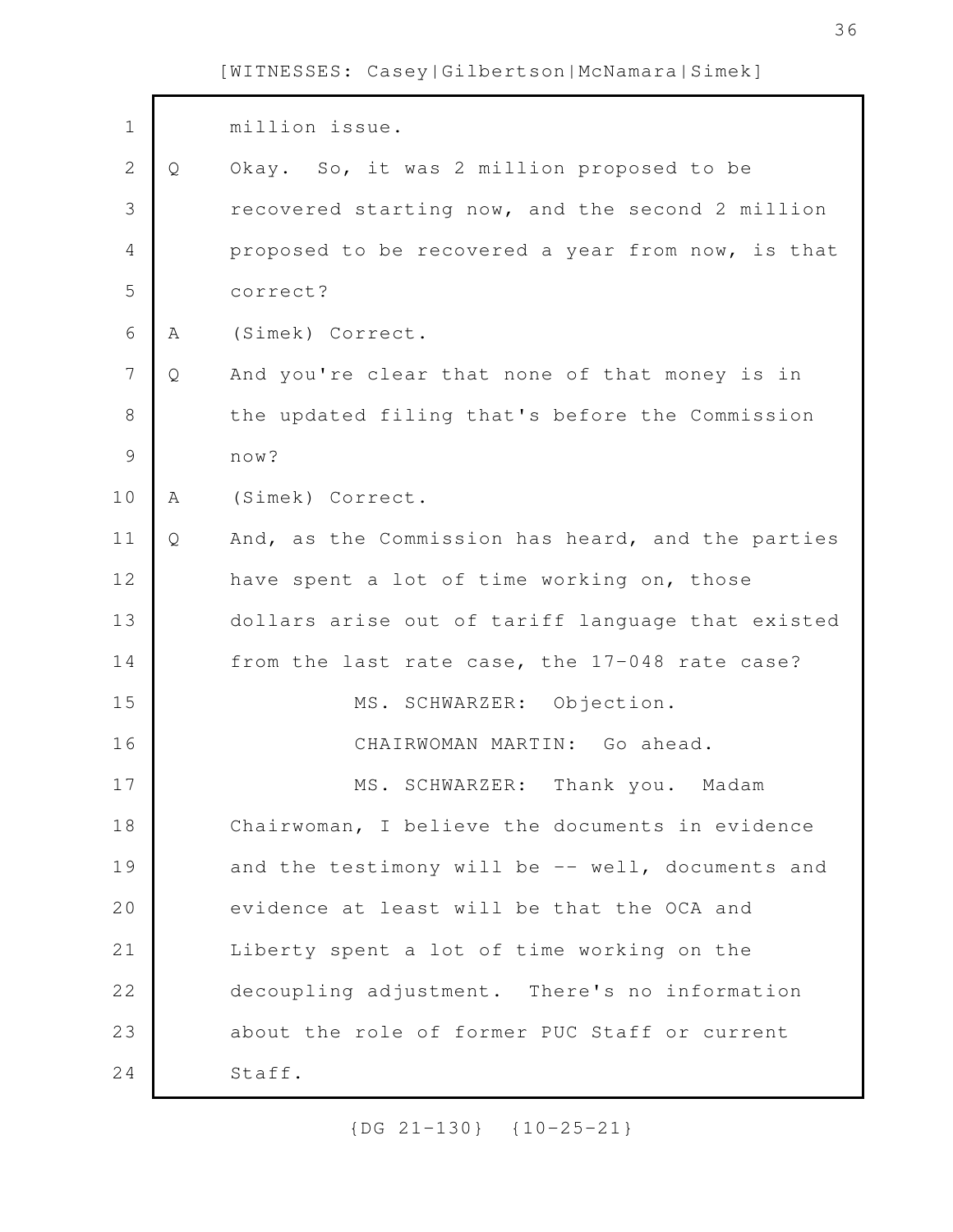million issue.

Q Okay. So, it was 2 million proposed to be recovered starting now, and the second 2 million proposed to be recovered a year from now, is that correct?

A (Simek) Correct.

Q And you're clear that none of that money is in the updated filing that's before the Commission now?

A (Simek) Correct.

Q And, as the Commission has heard, and the parties have spent a lot of time working on, those dollars arise out of tariff language that existed from the last rate case, the 17-048 rate case?

MS. SCHWARZER: Objection.

CHAIRWOMAN MARTIN: Go ahead.

MS. SCHWARZER: Thank you. Madam Chairwoman, I believe the documents in evidence and the testimony will be -- well, documents and evidence at least will be that the OCA and Liberty spent a lot of time working on the decoupling adjustment. There's no information about the role of former PUC Staff or current Staff.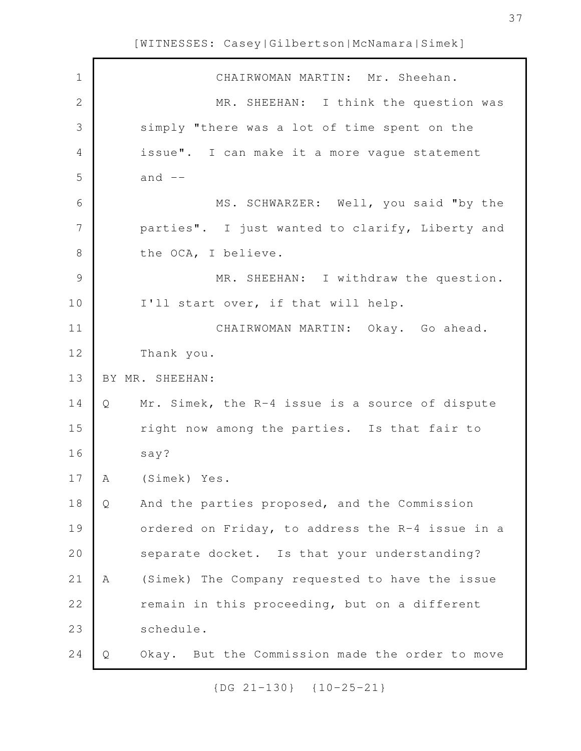CHAIRWOMAN MARTIN: Mr. Sheehan.

MR. SHEEHAN: I think the question was simply "there was a lot of time spent on the issue". I can make it a more vague statement and --

MS. SCHWARZER: Well, you said "by the parties". I just wanted to clarify, Liberty and the OCA, I believe.

MR. SHEEHAN: I withdraw the question. I'll start over, if that will help.

CHAIRWOMAN MARTIN: Okay. Go ahead. Thank you.

BY MR. SHEEHAN:

Q Mr. Simek, the R-4 issue is a source of dispute right now among the parties. Is that fair to say?

A (Simek) Yes.

Q And the parties proposed, and the Commission ordered on Friday, to address the R-4 issue in a separate docket. Is that your understanding?

A (Simek) The Company requested to have the issue remain in this proceeding, but on a different schedule.

Q Okay. But the Commission made the order to move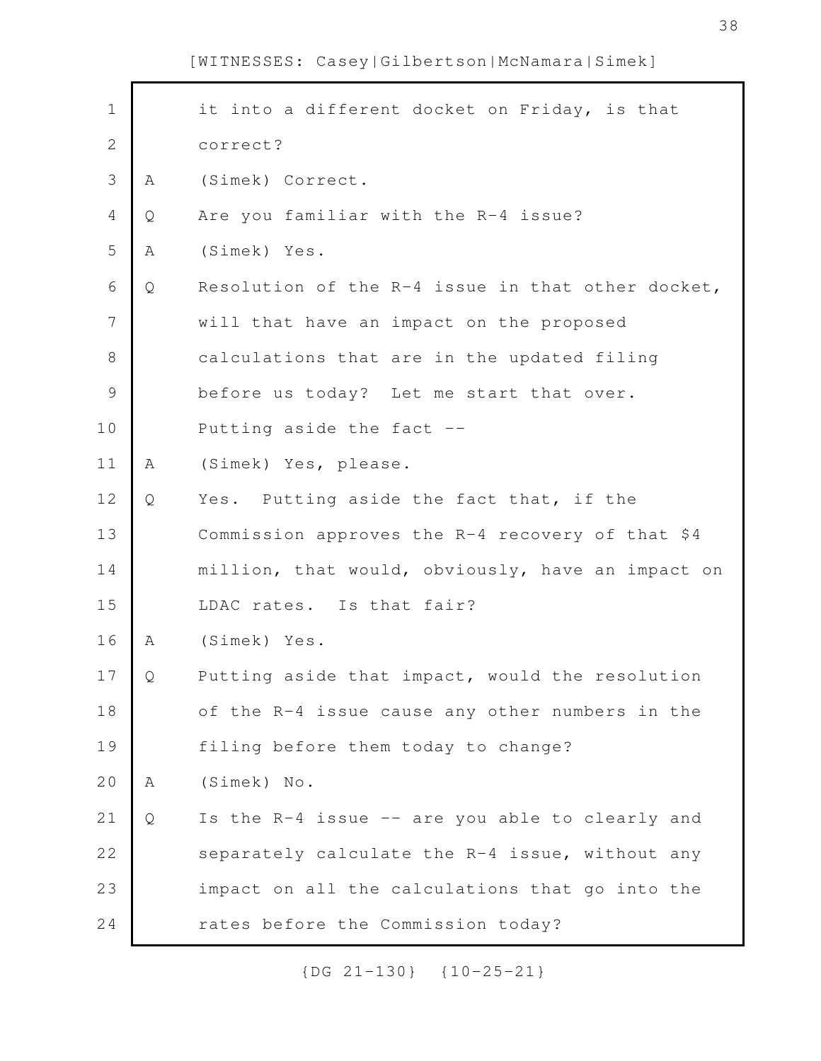it into a different docket on Friday, is that correct?

A (Simek) Correct.

Q Are you familiar with the R-4 issue?

A (Simek) Yes.

Q Resolution of the R-4 issue in that other docket, will that have an impact on the proposed calculations that are in the updated filing before us today? Let me start that over. Putting aside the fact --

A (Simek) Yes, please.

Q Yes. Putting aside the fact that, if the Commission approves the R-4 recovery of that $4 million, that would, obviously, have an impact on LDAC rates. Is that fair?

A (Simek) Yes.

Q Putting aside that impact, would the resolution of the R-4 issue cause any other numbers in the filing before them today to change?

A (Simek) No.

Q Is the R-4 issue -- are you able to clearly and separately calculate the R-4 issue, without any impact on all the calculations that go into the rates before the Commission today?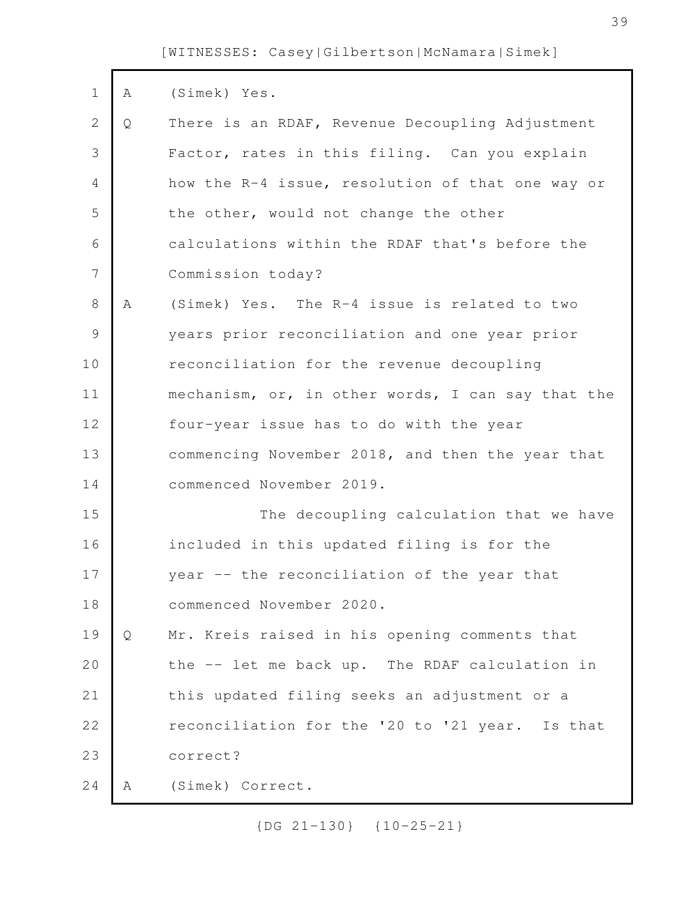A (Simek) Yes.

Q There is an RDAF, Revenue Decoupling Adjustment Factor, rates in this filing. Can you explain how the R-4 issue, resolution of that one way or the other, would not change the other calculations within the RDAF that's before the Commission today?

A (Simek) Yes. The R-4 issue is related to two years prior reconciliation and one year prior reconciliation for the revenue decoupling mechanism, or, in other words, I can say that the four-year issue has to do with the year commencing November 2018, and then the year that commenced November 2019.

The decoupling calculation that we have included in this updated filing is for the year -- the reconciliation of the year that commenced November 2020.

Q Mr. Kreis raised in his opening comments that the -- let me back up. The RDAF calculation in this updated filing seeks an adjustment or a reconciliation for the '20 to '21 year. Is that correct?

A (Simek) Correct.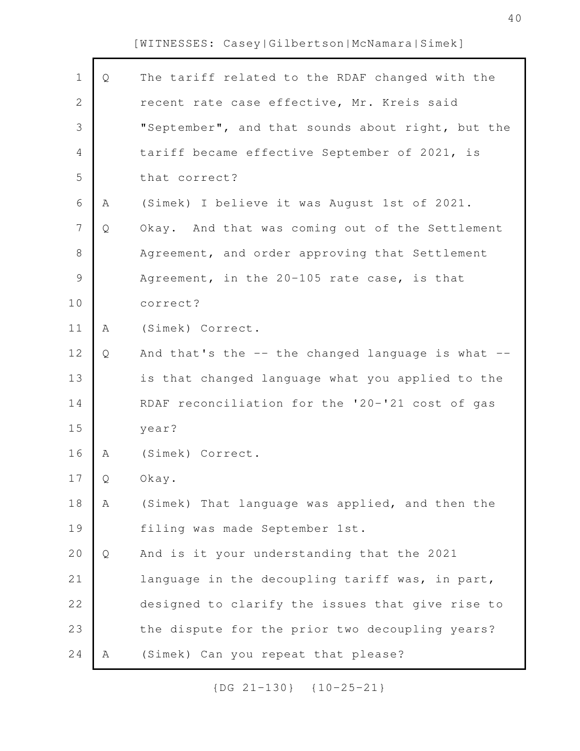Q The tariff related to the RDAF changed with the recent rate case effective, Mr. Kreis said "September", and that sounds about right, but the tariff became effective September of 2021, is that correct?

A (Simek) I believe it was August 1st of 2021.

Q Okay. And that was coming out of the Settlement Agreement, and order approving that Settlement Agreement, in the 20-105 rate case, is that correct?

A (Simek) Correct.

Q And that's the -- the changed language is what -- is that changed language what you applied to the RDAF reconciliation for the '20-'21 cost of gas year?

A (Simek) Correct.

Q Okay.

A (Simek) That language was applied, and then the filing was made September 1st.

Q And is it your understanding that the 2021 language in the decoupling tariff was, in part, designed to clarify the issues that give rise to the dispute for the prior two decoupling years?

A (Simek) Can you repeat that please?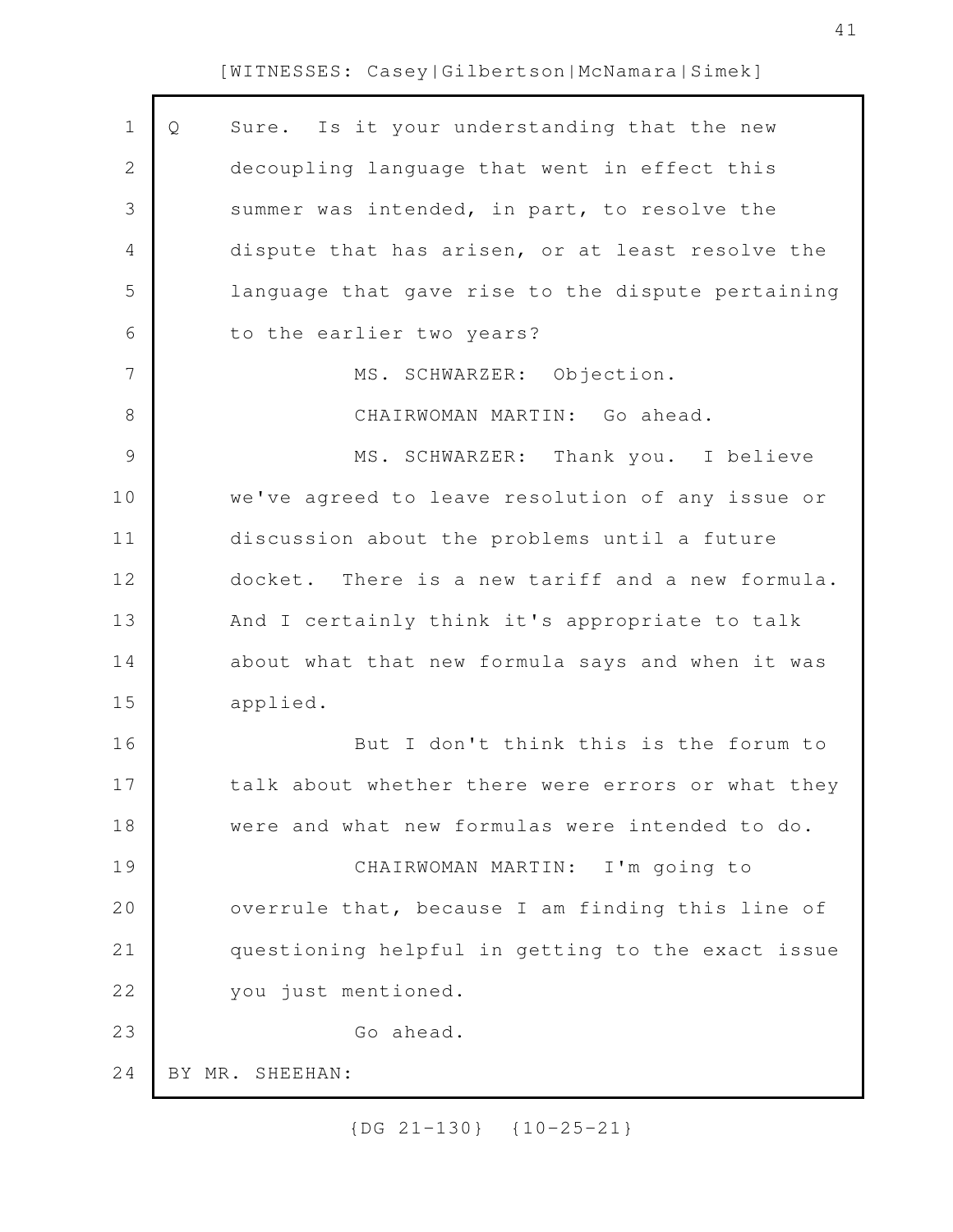Q Sure. Is it your understanding that the new decoupling language that went in effect this summer was intended, in part, to resolve the dispute that has arisen, or at least resolve the language that gave rise to the dispute pertaining to the earlier two years?

MS. SCHWARZER: Objection.

CHAIRWOMAN MARTIN: Go ahead.

MS. SCHWARZER: Thank you. I believe we've agreed to leave resolution of any issue or discussion about the problems until a future docket. There is a new tariff and a new formula. And I certainly think it's appropriate to talk about what that new formula says and when it was applied.

But I don't think this is the forum to talk about whether there were errors or what they were and what new formulas were intended to do.

CHAIRWOMAN MARTIN: I'm going to overrule that, because I am finding this line of questioning helpful in getting to the exact issue you just mentioned.

Go ahead.

BY MR. SHEEHAN: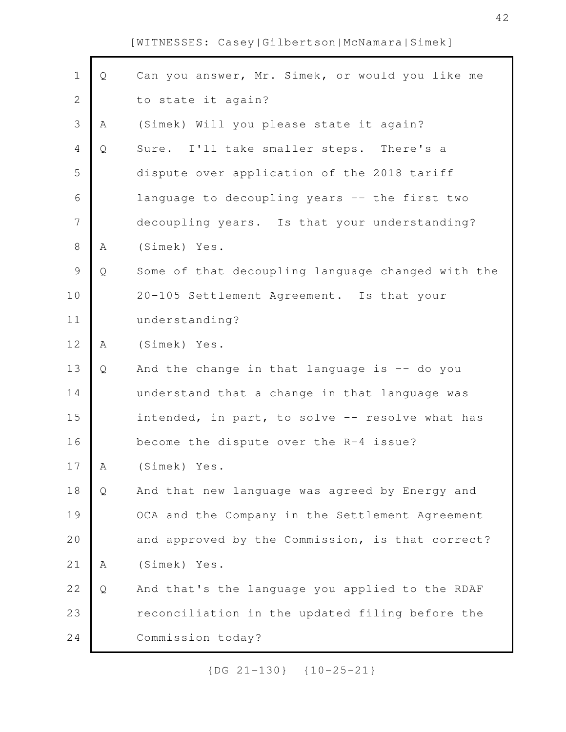[WITNESSES: Casey|Gilbertson|McNamara|Simek]

Q Can you answer, Mr. Simek, or would you like me to state it again?

A (Simek) Will you please state it again?

Q Sure. I'll take smaller steps. There's a dispute over application of the 2018 tariff language to decoupling years -- the first two decoupling years. Is that your understanding?

A (Simek) Yes.

Q Some of that decoupling language changed with the 20-105 Settlement Agreement. Is that your understanding?

A (Simek) Yes.

Q And the change in that language is -- do you understand that a change in that language was intended, in part, to solve -- resolve what has become the dispute over the R-4 issue?

A (Simek) Yes.

Q And that new language was agreed by Energy and OCA and the Company in the Settlement Agreement and approved by the Commission, is that correct?

A (Simek) Yes.

Q And that's the language you applied to the RDAF reconciliation in the updated filing before the Commission today?

{DG 21-130} {10-25-21}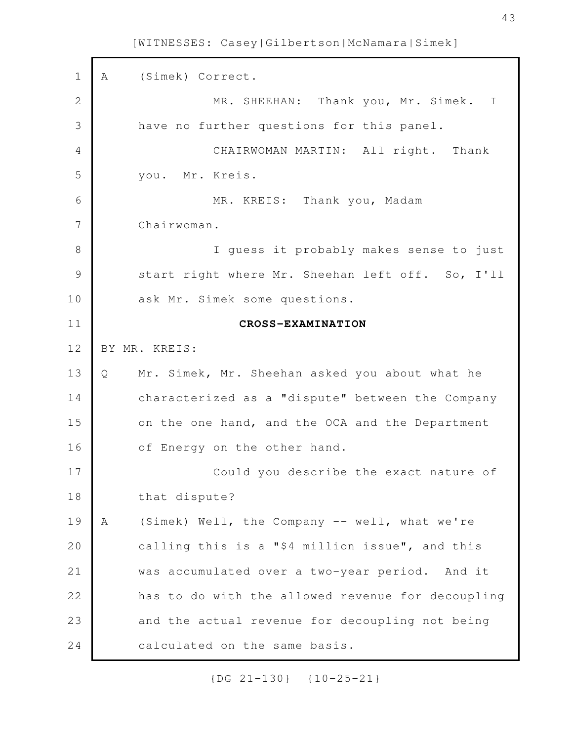A (Simek) Correct.

MR. SHEEHAN: Thank you, Mr. Simek. I have no further questions for this panel.

CHAIRWOMAN MARTIN: All right. Thank you. Mr. Kreis.

MR. KREIS: Thank you, Madam Chairwoman.

I guess it probably makes sense to just start right where Mr. Sheehan left off. So, I'll ask Mr. Simek some questions.

**CROSS-EXAMINATION**

BY MR. KREIS:

Q Mr. Simek, Mr. Sheehan asked you about what he characterized as a "dispute" between the Company on the one hand, and the OCA and the Department of Energy on the other hand.

Could you describe the exact nature of that dispute?

A (Simek) Well, the Company -- well, what we're calling this is a "$4 million issue", and this was accumulated over a two-year period. And it has to do with the allowed revenue for decoupling and the actual revenue for decoupling not being calculated on the same basis.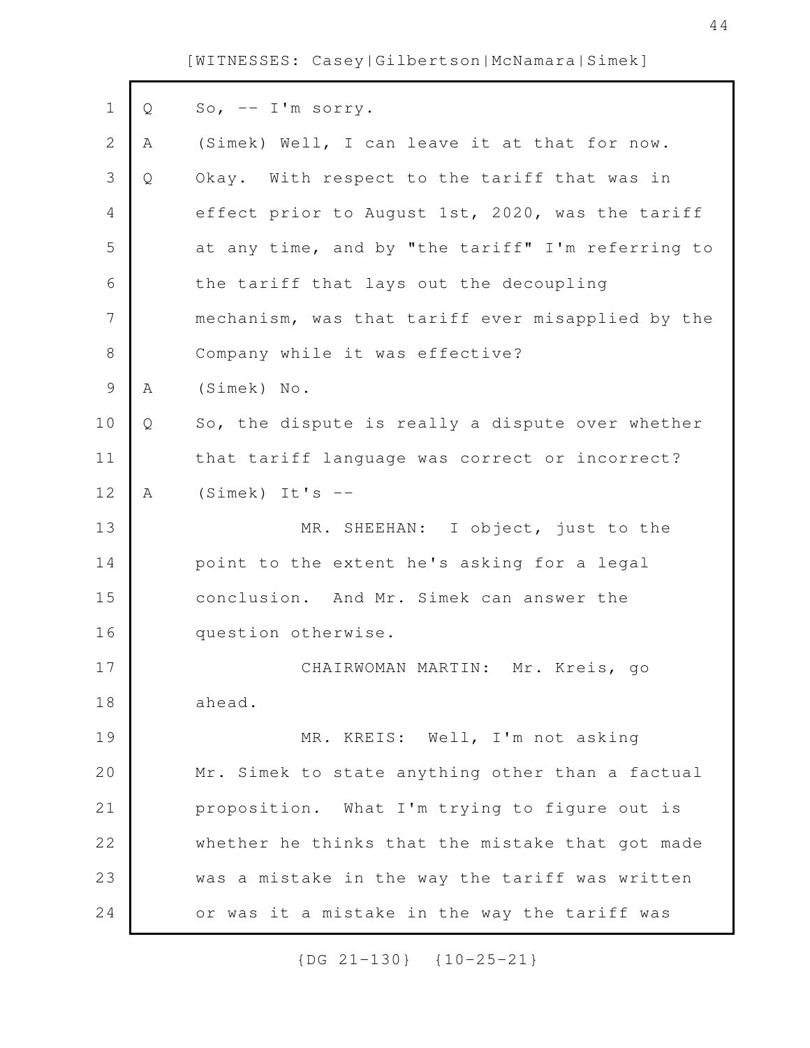Q So, -- I'm sorry.

A (Simek) Well, I can leave it at that for now.

Q Okay. With respect to the tariff that was in effect prior to August 1st, 2020, was the tariff at any time, and by "the tariff" I'm referring to the tariff that lays out the decoupling mechanism, was that tariff ever misapplied by the Company while it was effective?

A (Simek) No.

Q So, the dispute is really a dispute over whether that tariff language was correct or incorrect?

A (Simek) It's --

MR. SHEEHAN: I object, just to the point to the extent he's asking for a legal conclusion. And Mr. Simek can answer the question otherwise.

CHAIRWOMAN MARTIN: Mr. Kreis, go ahead.

MR. KREIS: Well, I'm not asking Mr. Simek to state anything other than a factual proposition. What I'm trying to figure out is whether he thinks that the mistake that got made was a mistake in the way the tariff was written or was it a mistake in the way the tariff was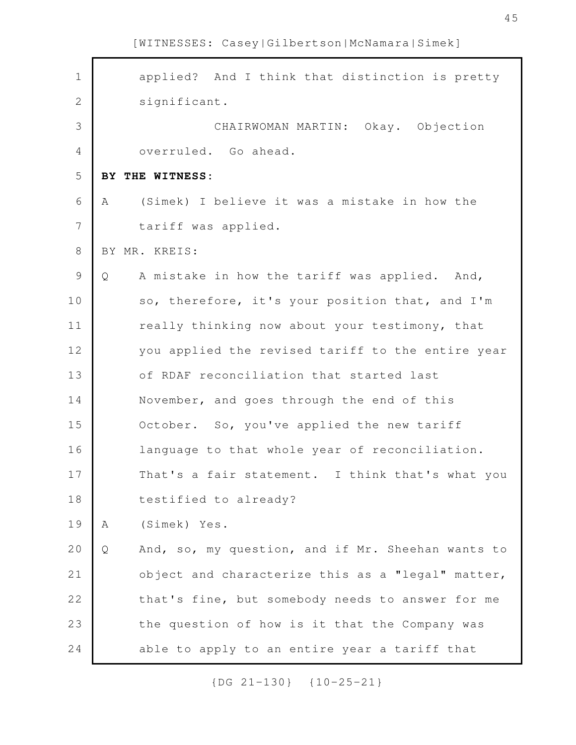applied? And I think that distinction is pretty significant.

CHAIRWOMAN MARTIN: Okay. Objection overruled. Go ahead.

**BY THE WITNESS:**

A (Simek) I believe it was a mistake in how the tariff was applied.

BY MR. KREIS:

Q A mistake in how the tariff was applied. And, so, therefore, it's your position that, and I'm really thinking now about your testimony, that you applied the revised tariff to the entire year of RDAF reconciliation that started last November, and goes through the end of this October. So, you've applied the new tariff language to that whole year of reconciliation. That's a fair statement. I think that's what you testified to already?

A (Simek) Yes.

Q And, so, my question, and if Mr. Sheehan wants to object and characterize this as a "legal" matter, that's fine, but somebody needs to answer for me the question of how is it that the Company was able to apply to an entire year a tariff that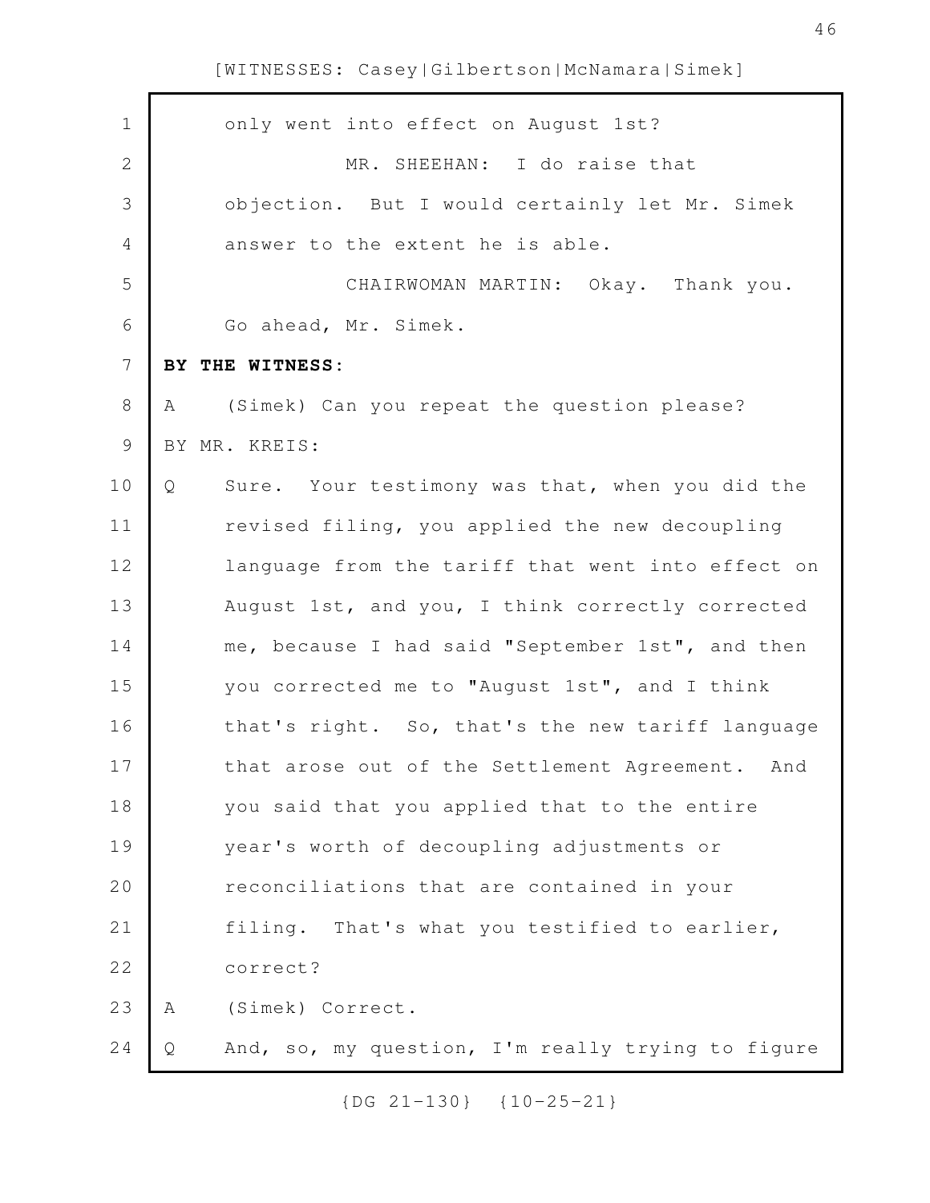only went into effect on August 1st?

MR. SHEEHAN: I do raise that objection. But I would certainly let Mr. Simek answer to the extent he is able.

CHAIRWOMAN MARTIN: Okay. Thank you. Go ahead, Mr. Simek.

**BY THE WITNESS:**

A (Simek) Can you repeat the question please?

BY MR. KREIS:

Q Sure. Your testimony was that, when you did the revised filing, you applied the new decoupling language from the tariff that went into effect on August 1st, and you, I think correctly corrected me, because I had said "September 1st", and then you corrected me to "August 1st", and I think that's right. So, that's the new tariff language that arose out of the Settlement Agreement. And you said that you applied that to the entire year's worth of decoupling adjustments or reconciliations that are contained in your filing. That's what you testified to earlier, correct?

A (Simek) Correct.

Q And, so, my question, I'm really trying to figure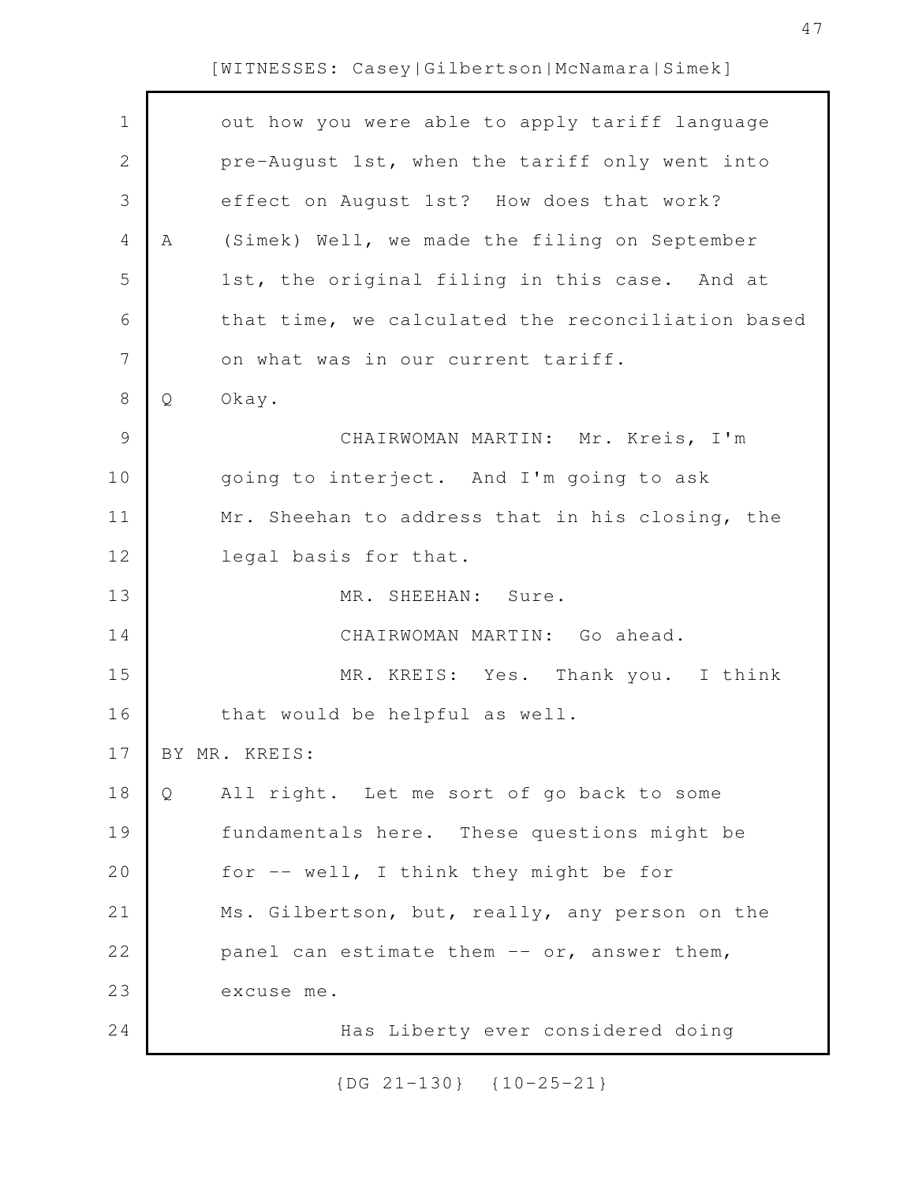out how you were able to apply tariff language pre-August 1st, when the tariff only went into effect on August 1st? How does that work?

A (Simek) Well, we made the filing on September 1st, the original filing in this case. And at that time, we calculated the reconciliation based on what was in our current tariff.

Q Okay.

CHAIRWOMAN MARTIN: Mr. Kreis, I'm going to interject. And I'm going to ask Mr. Sheehan to address that in his closing, the legal basis for that.

MR. SHEEHAN: Sure.

CHAIRWOMAN MARTIN: Go ahead.

MR. KREIS: Yes. Thank you. I think that would be helpful as well.

BY MR. KREIS:

Q All right. Let me sort of go back to some fundamentals here. These questions might be for -- well, I think they might be for Ms. Gilbertson, but, really, any person on the panel can estimate them -- or, answer them, excuse me.

Has Liberty ever considered doing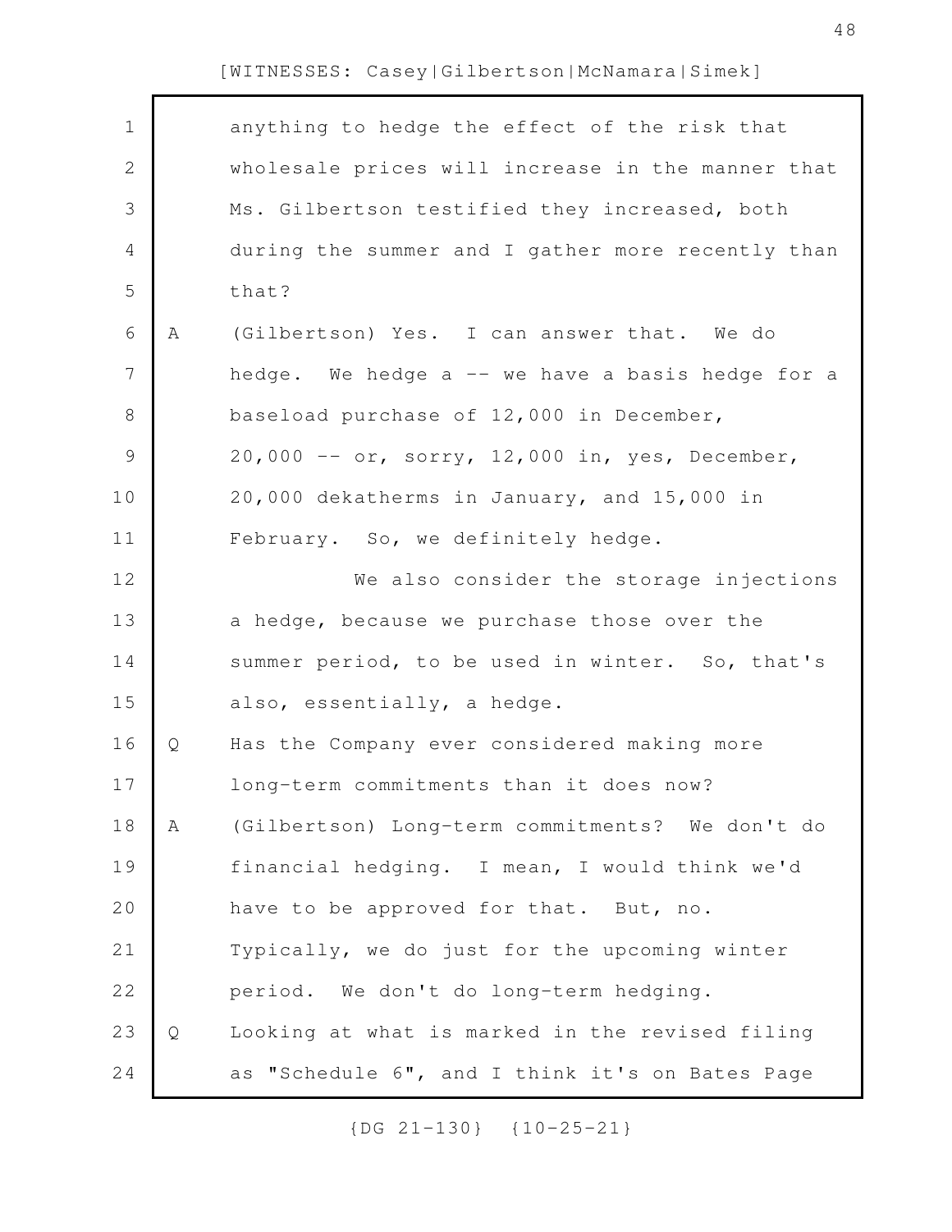anything to hedge the effect of the risk that wholesale prices will increase in the manner that Ms. Gilbertson testified they increased, both during the summer and I gather more recently than that?

A (Gilbertson) Yes. I can answer that. We do hedge. We hedge a -- we have a basis hedge for a baseload purchase of 12,000 in December, 20,000 -- or, sorry, 12,000 in, yes, December, 20,000 dekatherms in January, and 15,000 in February. So, we definitely hedge.

We also consider the storage injections a hedge, because we purchase those over the summer period, to be used in winter. So, that's also, essentially, a hedge.

Q Has the Company ever considered making more long-term commitments than it does now?

A (Gilbertson) Long-term commitments? We don't do financial hedging. I mean, I would think we'd have to be approved for that. But, no. Typically, we do just for the upcoming winter period. We don't do long-term hedging.

Q Looking at what is marked in the revised filing as "Schedule 6", and I think it's on Bates Page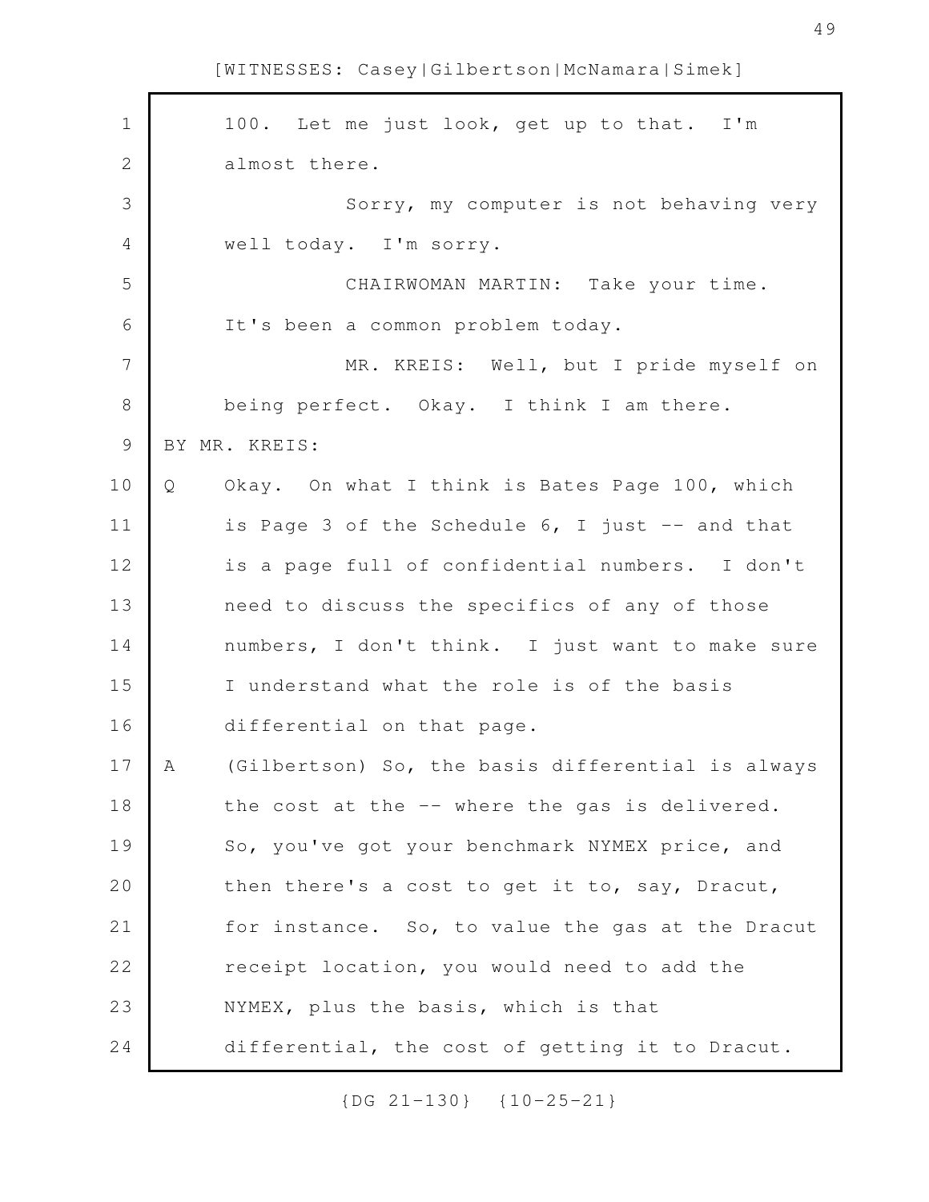100. Let me just look, get up to that. I'm almost there.

Sorry, my computer is not behaving very well today. I'm sorry.

CHAIRWOMAN MARTIN: Take your time. It's been a common problem today.

MR. KREIS: Well, but I pride myself on being perfect. Okay. I think I am there.

BY MR. KREIS:

Q Okay. On what I think is Bates Page 100, which is Page 3 of the Schedule 6, I just -- and that is a page full of confidential numbers. I don't need to discuss the specifics of any of those numbers, I don't think. I just want to make sure I understand what the role is of the basis differential on that page.

A (Gilbertson) So, the basis differential is always the cost at the -- where the gas is delivered. So, you've got your benchmark NYMEX price, and then there's a cost to get it to, say, Dracut, for instance. So, to value the gas at the Dracut receipt location, you would need to add the NYMEX, plus the basis, which is that differential, the cost of getting it to Dracut.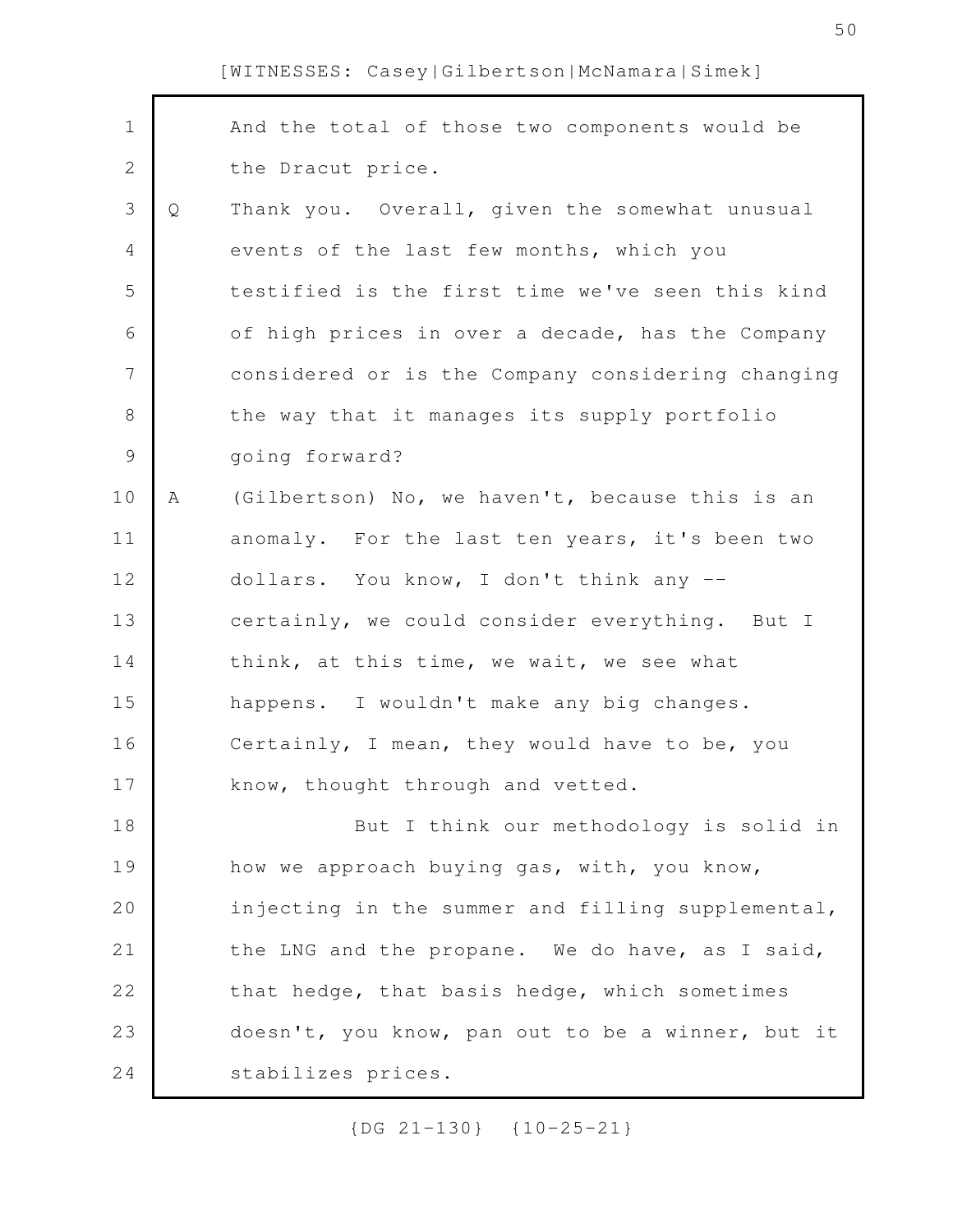And the total of those two components would be the Dracut price.

Q Thank you. Overall, given the somewhat unusual events of the last few months, which you testified is the first time we've seen this kind of high prices in over a decade, has the Company considered or is the Company considering changing the way that it manages its supply portfolio going forward?

A (Gilbertson) No, we haven't, because this is an anomaly. For the last ten years, it's been two dollars. You know, I don't think any -- certainly, we could consider everything. But I think, at this time, we wait, we see what happens. I wouldn't make any big changes. Certainly, I mean, they would have to be, you know, thought through and vetted.

But I think our methodology is solid in how we approach buying gas, with, you know, injecting in the summer and filling supplemental, the LNG and the propane. We do have, as I said, that hedge, that basis hedge, which sometimes doesn't, you know, pan out to be a winner, but it stabilizes prices.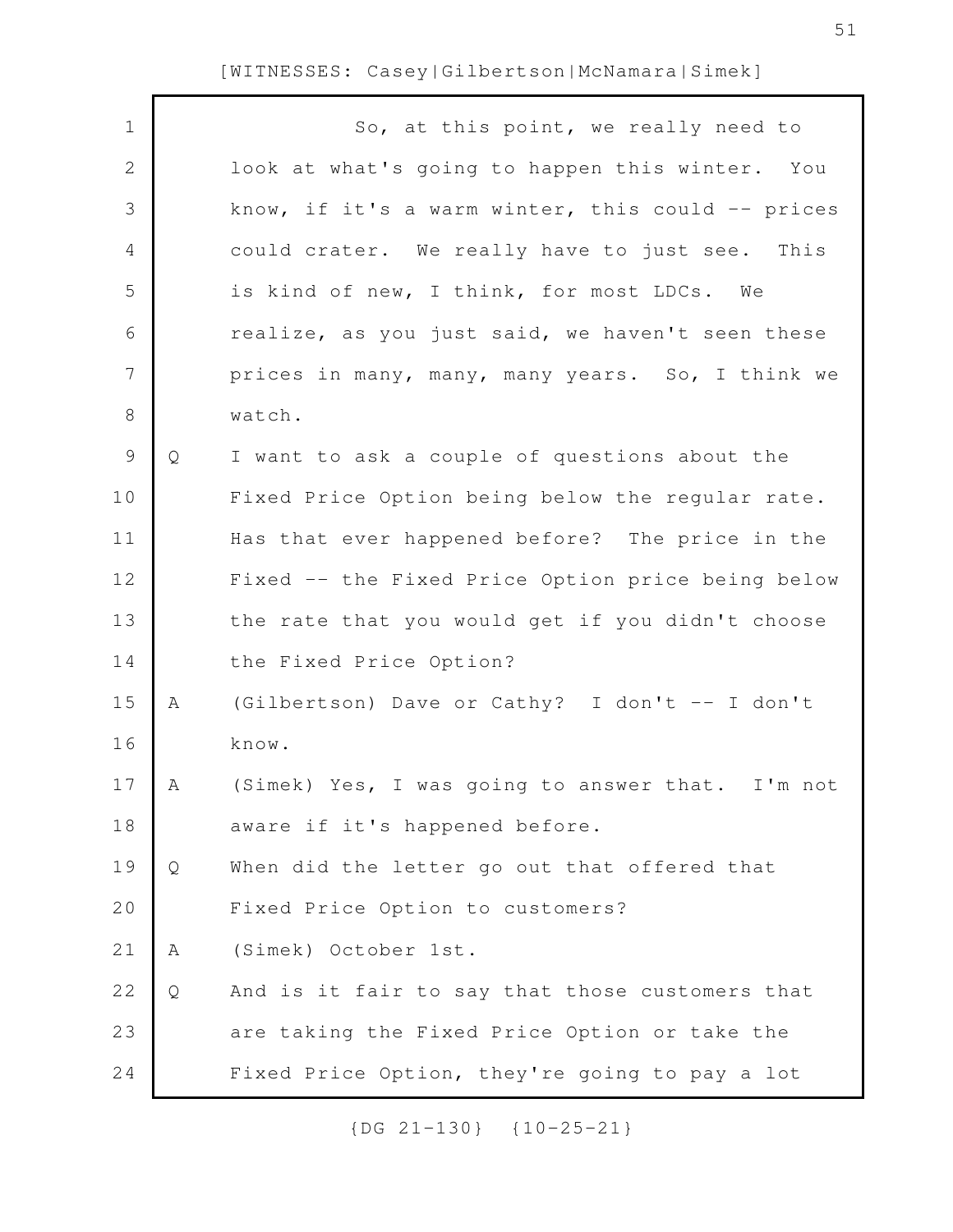So, at this point, we really need to look at what's going to happen this winter. You know, if it's a warm winter, this could -- prices could crater. We really have to just see. This is kind of new, I think, for most LDCs. We realize, as you just said, we haven't seen these prices in many, many, many years. So, I think we watch.

Q I want to ask a couple of questions about the Fixed Price Option being below the regular rate. Has that ever happened before? The price in the Fixed -- the Fixed Price Option price being below the rate that you would get if you didn't choose the Fixed Price Option?

A (Gilbertson) Dave or Cathy? I don't -- I don't know.

A (Simek) Yes, I was going to answer that. I'm not aware if it's happened before.

Q When did the letter go out that offered that Fixed Price Option to customers?

A (Simek) October 1st.

Q And is it fair to say that those customers that are taking the Fixed Price Option or take the Fixed Price Option, they're going to pay a lot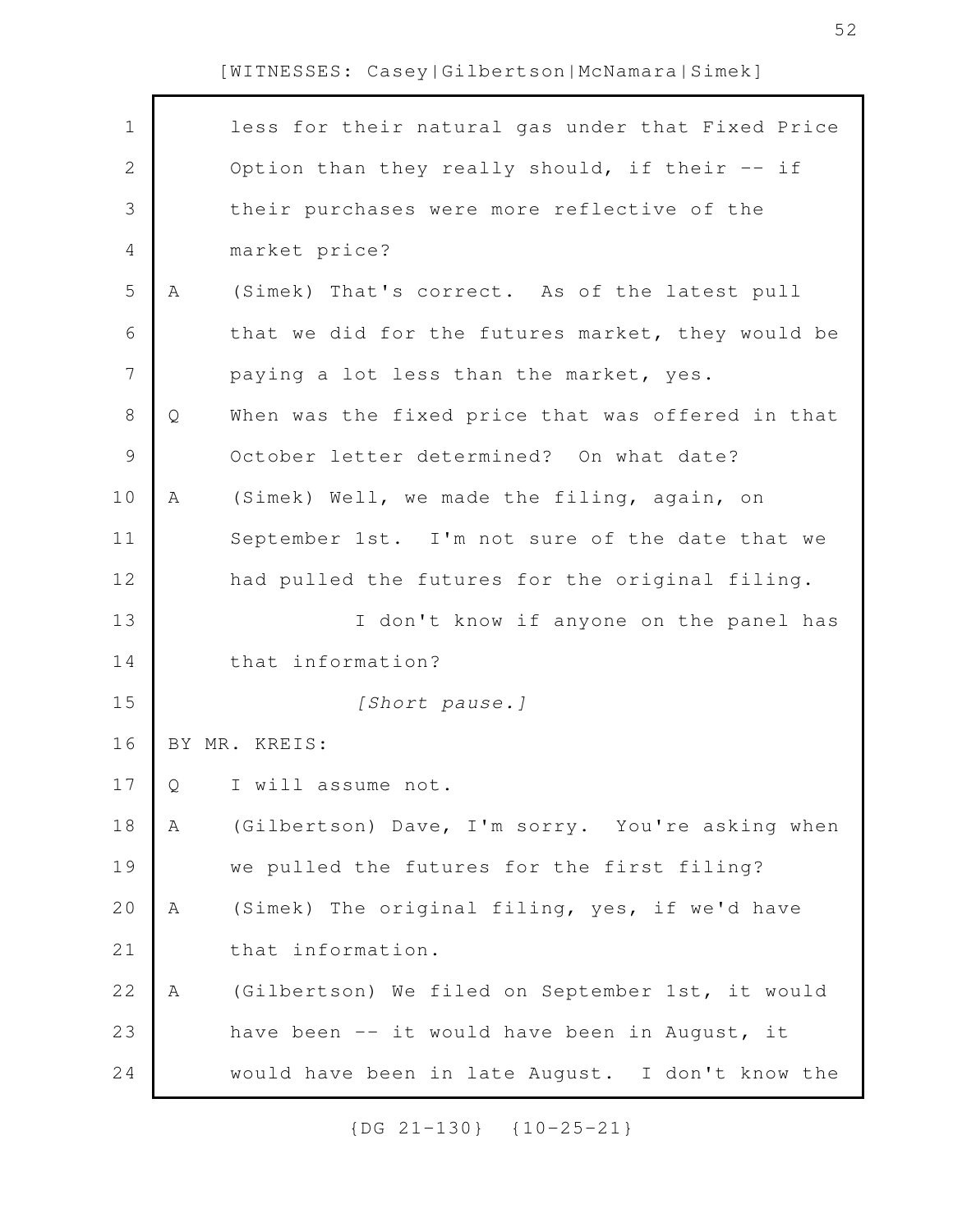less for their natural gas under that Fixed Price Option than they really should, if their -- if their purchases were more reflective of the market price?

A (Simek) That's correct. As of the latest pull that we did for the futures market, they would be paying a lot less than the market, yes.

Q When was the fixed price that was offered in that October letter determined? On what date?

A (Simek) Well, we made the filing, again, on September 1st. I'm not sure of the date that we had pulled the futures for the original filing.

I don't know if anyone on the panel has that information?

*[Short pause.]*

BY MR. KREIS:

Q I will assume not.

A (Gilbertson) Dave, I'm sorry. You're asking when we pulled the futures for the first filing?

A (Simek) The original filing, yes, if we'd have that information.

A (Gilbertson) We filed on September 1st, it would have been -- it would have been in August, it would have been in late August. I don't know the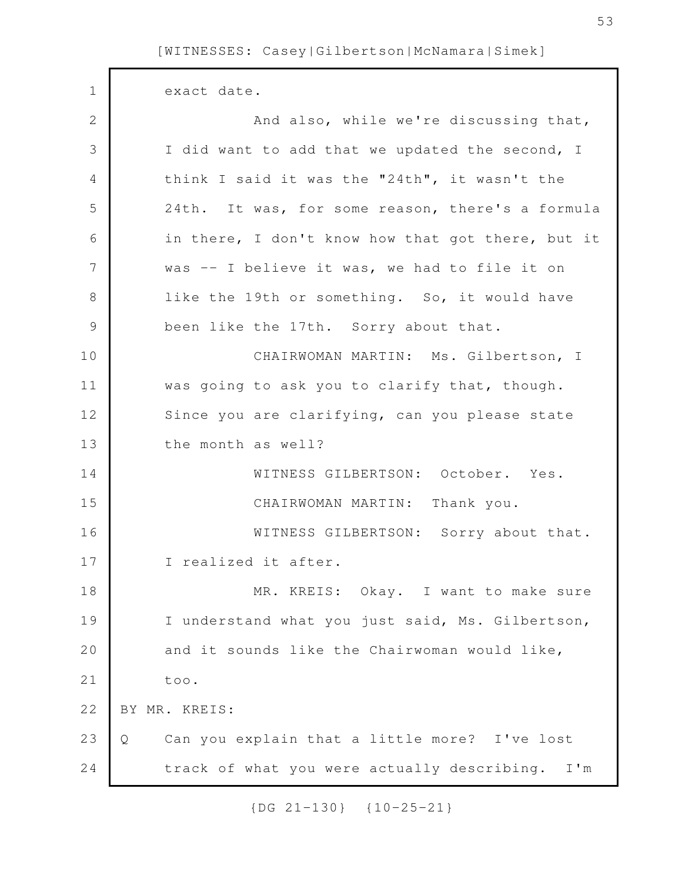exact date.

And also, while we're discussing that, I did want to add that we updated the second, I think I said it was the "24th", it wasn't the 24th. It was, for some reason, there's a formula in there, I don't know how that got there, but it was -- I believe it was, we had to file it on like the 19th or something. So, it would have been like the 17th. Sorry about that.

CHAIRWOMAN MARTIN: Ms. Gilbertson, I was going to ask you to clarify that, though. Since you are clarifying, can you please state the month as well?

WITNESS GILBERTSON: October. Yes.

CHAIRWOMAN MARTIN: Thank you.

WITNESS GILBERTSON: Sorry about that. I realized it after.

MR. KREIS: Okay. I want to make sure I understand what you just said, Ms. Gilbertson, and it sounds like the Chairwoman would like, too.

BY MR. KREIS:

Q Can you explain that a little more? I've lost track of what you were actually describing. I'm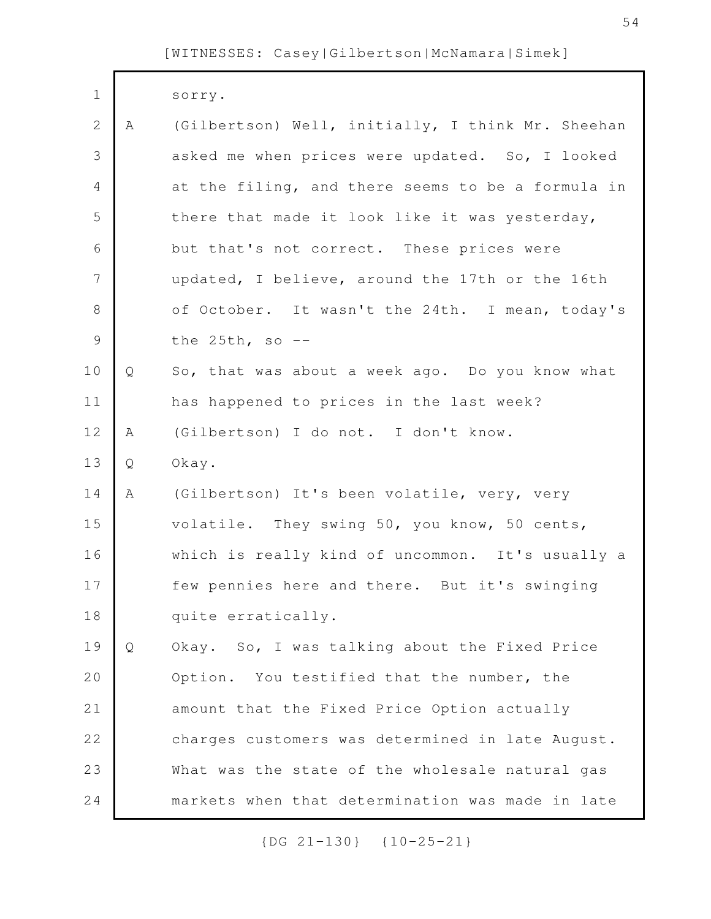sorry.

A (Gilbertson) Well, initially, I think Mr. Sheehan asked me when prices were updated. So, I looked at the filing, and there seems to be a formula in there that made it look like it was yesterday, but that's not correct. These prices were updated, I believe, around the 17th or the 16th of October. It wasn't the 24th. I mean, today's the 25th, so --

Q So, that was about a week ago. Do you know what has happened to prices in the last week?

A (Gilbertson) I do not. I don't know.

Q Okay.

A (Gilbertson) It's been volatile, very, very volatile. They swing 50, you know, 50 cents, which is really kind of uncommon. It's usually a few pennies here and there. But it's swinging quite erratically.

Q Okay. So, I was talking about the Fixed Price Option. You testified that the number, the amount that the Fixed Price Option actually charges customers was determined in late August. What was the state of the wholesale natural gas markets when that determination was made in late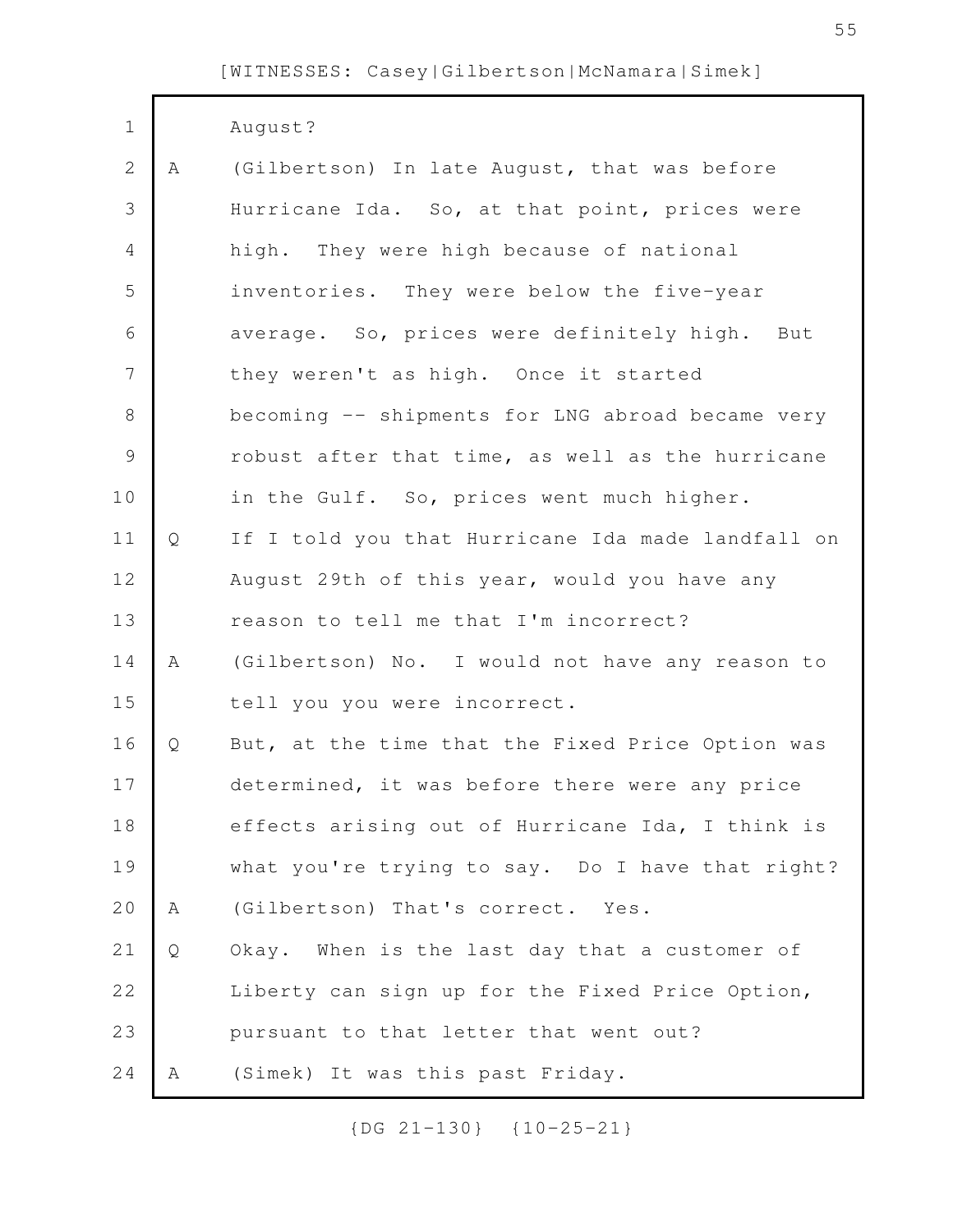August?

A (Gilbertson) In late August, that was before Hurricane Ida. So, at that point, prices were high. They were high because of national inventories. They were below the five-year average. So, prices were definitely high. But they weren't as high. Once it started becoming -- shipments for LNG abroad became very robust after that time, as well as the hurricane in the Gulf. So, prices went much higher.

Q If I told you that Hurricane Ida made landfall on August 29th of this year, would you have any reason to tell me that I'm incorrect?

A (Gilbertson) No. I would not have any reason to tell you you were incorrect.

Q But, at the time that the Fixed Price Option was determined, it was before there were any price effects arising out of Hurricane Ida, I think is what you're trying to say. Do I have that right?

A (Gilbertson) That's correct. Yes.

Q Okay. When is the last day that a customer of Liberty can sign up for the Fixed Price Option, pursuant to that letter that went out?

A (Simek) It was this past Friday.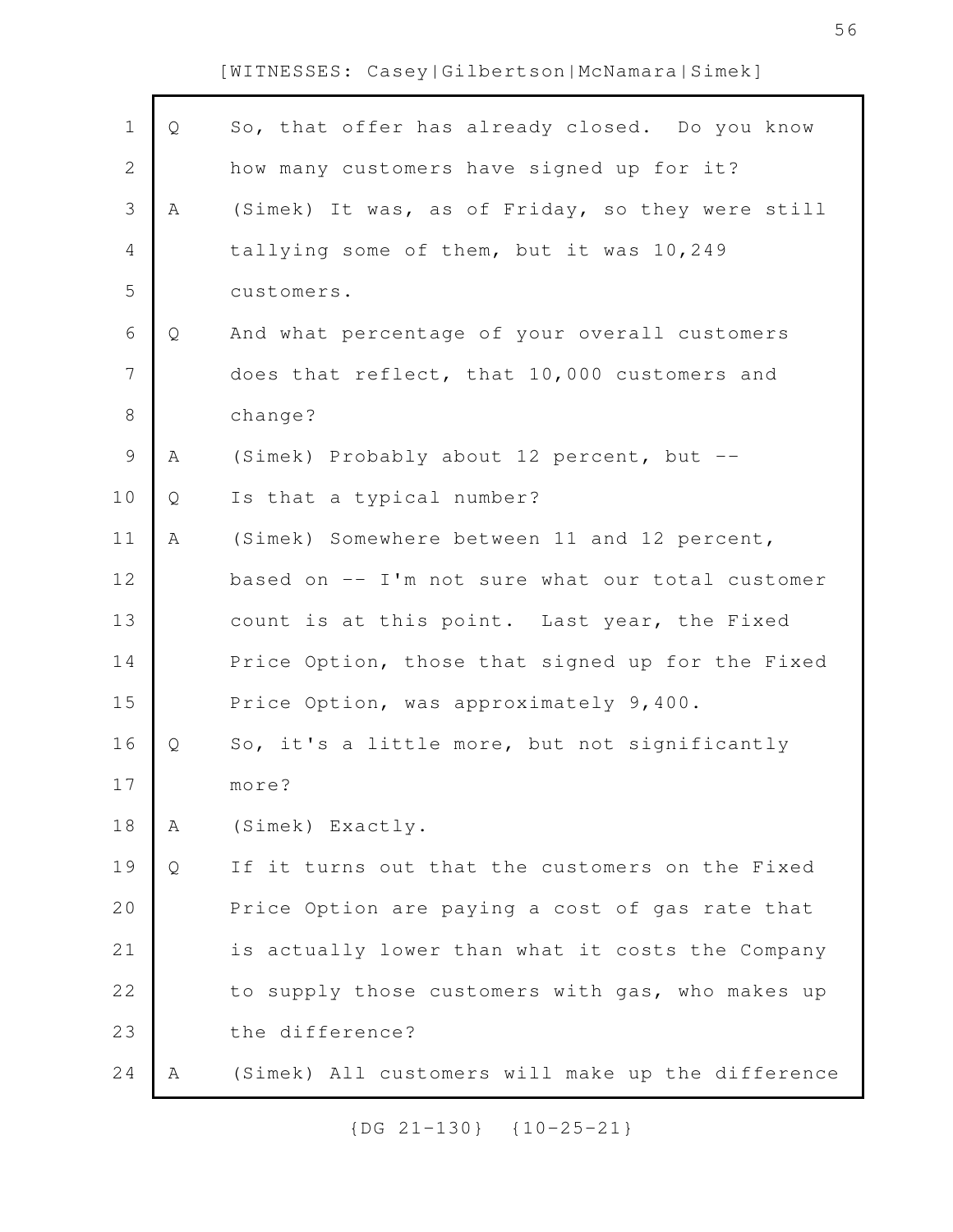Q So, that offer has already closed. Do you know how many customers have signed up for it?

A (Simek) It was, as of Friday, so they were still tallying some of them, but it was 10,249 customers.

Q And what percentage of your overall customers does that reflect, that 10,000 customers and change?

A (Simek) Probably about 12 percent, but --

Q Is that a typical number?

A (Simek) Somewhere between 11 and 12 percent, based on -- I'm not sure what our total customer count is at this point. Last year, the Fixed Price Option, those that signed up for the Fixed Price Option, was approximately 9,400.

Q So, it's a little more, but not significantly more?

A (Simek) Exactly.

Q If it turns out that the customers on the Fixed Price Option are paying a cost of gas rate that is actually lower than what it costs the Company to supply those customers with gas, who makes up the difference?

A (Simek) All customers will make up the difference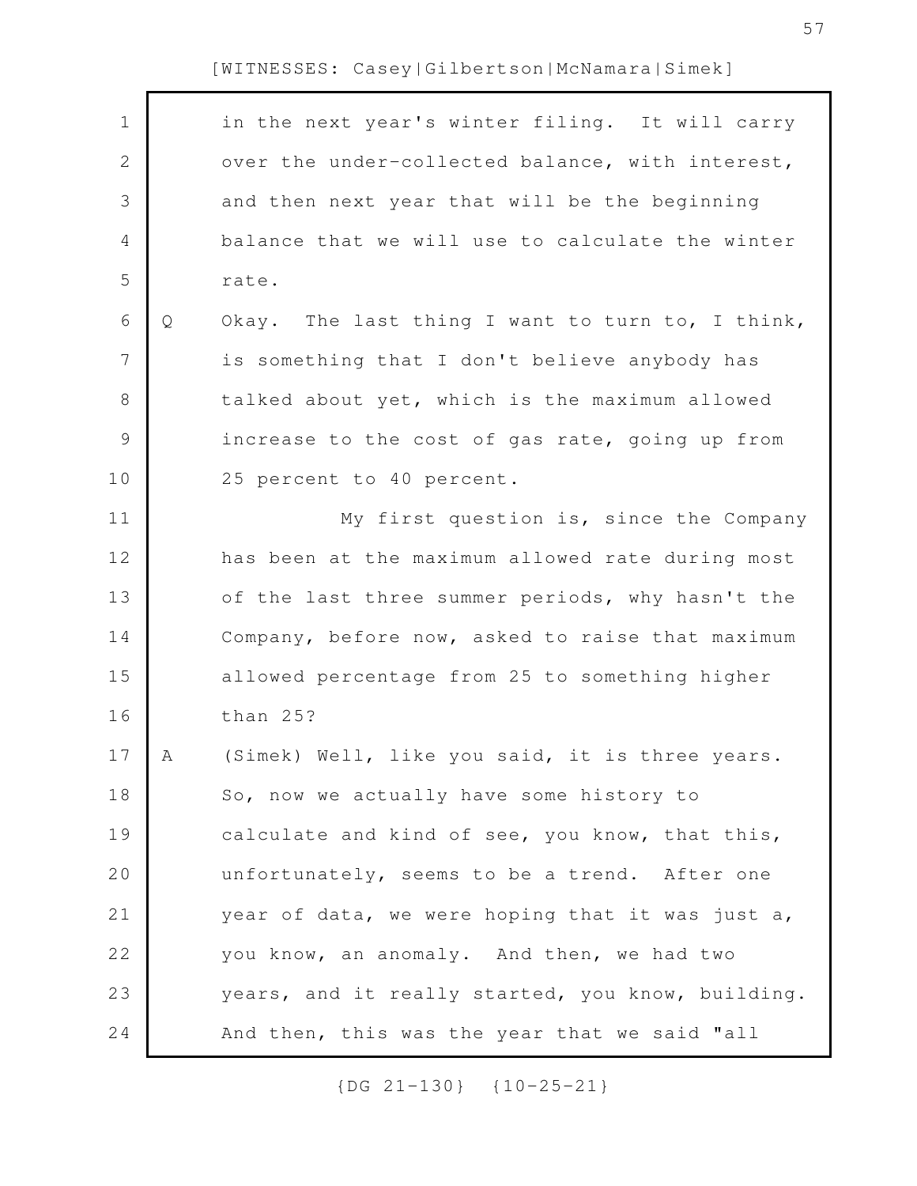in the next year's winter filing. It will carry over the under-collected balance, with interest, and then next year that will be the beginning balance that we will use to calculate the winter rate.

Q Okay. The last thing I want to turn to, I think, is something that I don't believe anybody has talked about yet, which is the maximum allowed increase to the cost of gas rate, going up from 25 percent to 40 percent.

My first question is, since the Company has been at the maximum allowed rate during most of the last three summer periods, why hasn't the Company, before now, asked to raise that maximum allowed percentage from 25 to something higher than 25?

A (Simek) Well, like you said, it is three years. So, now we actually have some history to calculate and kind of see, you know, that this, unfortunately, seems to be a trend. After one year of data, we were hoping that it was just a, you know, an anomaly. And then, we had two years, and it really started, you know, building. And then, this was the year that we said "all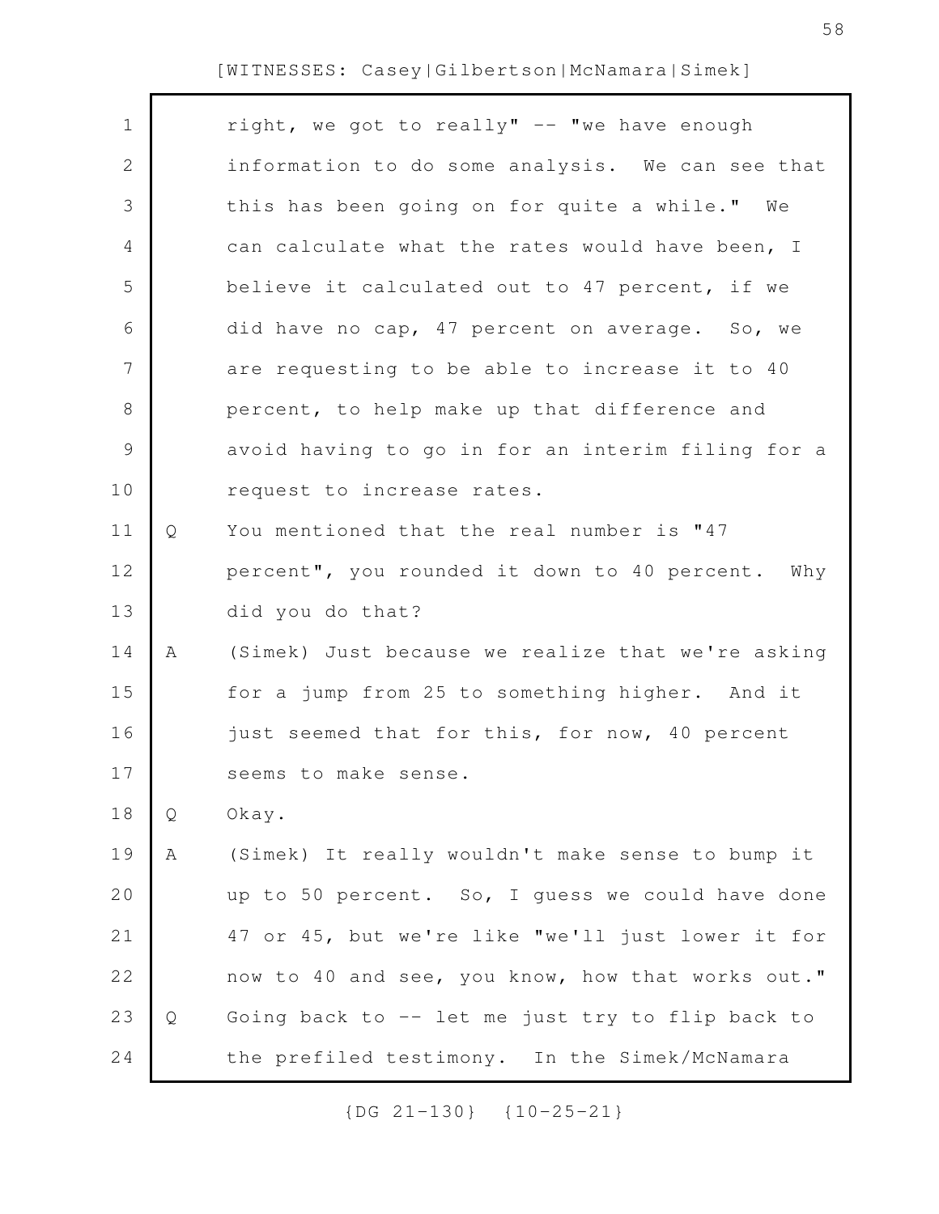right, we got to really" -- "we have enough information to do some analysis. We can see that this has been going on for quite a while." We can calculate what the rates would have been, I believe it calculated out to 47 percent, if we did have no cap, 47 percent on average. So, we are requesting to be able to increase it to 40 percent, to help make up that difference and avoid having to go in for an interim filing for a request to increase rates.

Q You mentioned that the real number is "47 percent", you rounded it down to 40 percent. Why did you do that?

A (Simek) Just because we realize that we're asking for a jump from 25 to something higher. And it just seemed that for this, for now, 40 percent seems to make sense.

Q Okay.

A (Simek) It really wouldn't make sense to bump it up to 50 percent. So, I guess we could have done 47 or 45, but we're like "we'll just lower it for now to 40 and see, you know, how that works out."

Q Going back to -- let me just try to flip back to the prefiled testimony. In the Simek/McNamara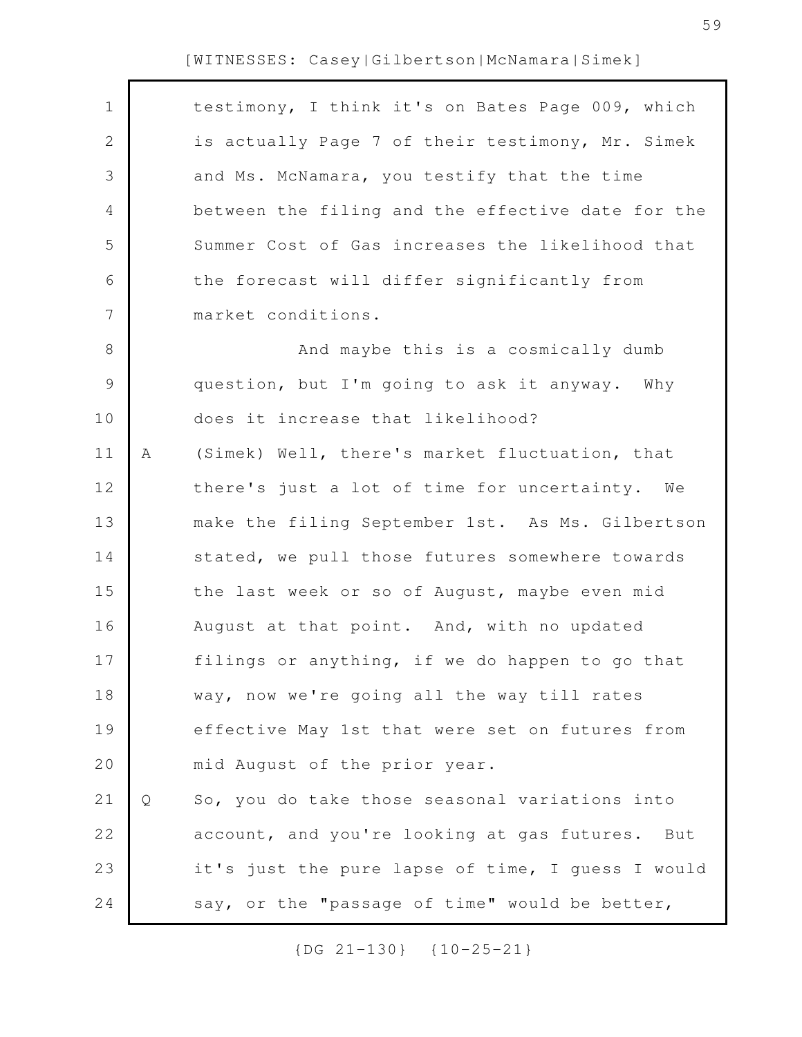testimony, I think it's on Bates Page 009, which is actually Page 7 of their testimony, Mr. Simek and Ms. McNamara, you testify that the time between the filing and the effective date for the Summer Cost of Gas increases the likelihood that the forecast will differ significantly from market conditions.

And maybe this is a cosmically dumb question, but I'm going to ask it anyway. Why does it increase that likelihood?

A (Simek) Well, there's market fluctuation, that there's just a lot of time for uncertainty. We make the filing September 1st. As Ms. Gilbertson stated, we pull those futures somewhere towards the last week or so of August, maybe even mid August at that point. And, with no updated filings or anything, if we do happen to go that way, now we're going all the way till rates effective May 1st that were set on futures from mid August of the prior year.

Q So, you do take those seasonal variations into account, and you're looking at gas futures. But it's just the pure lapse of time, I guess I would say, or the "passage of time" would be better,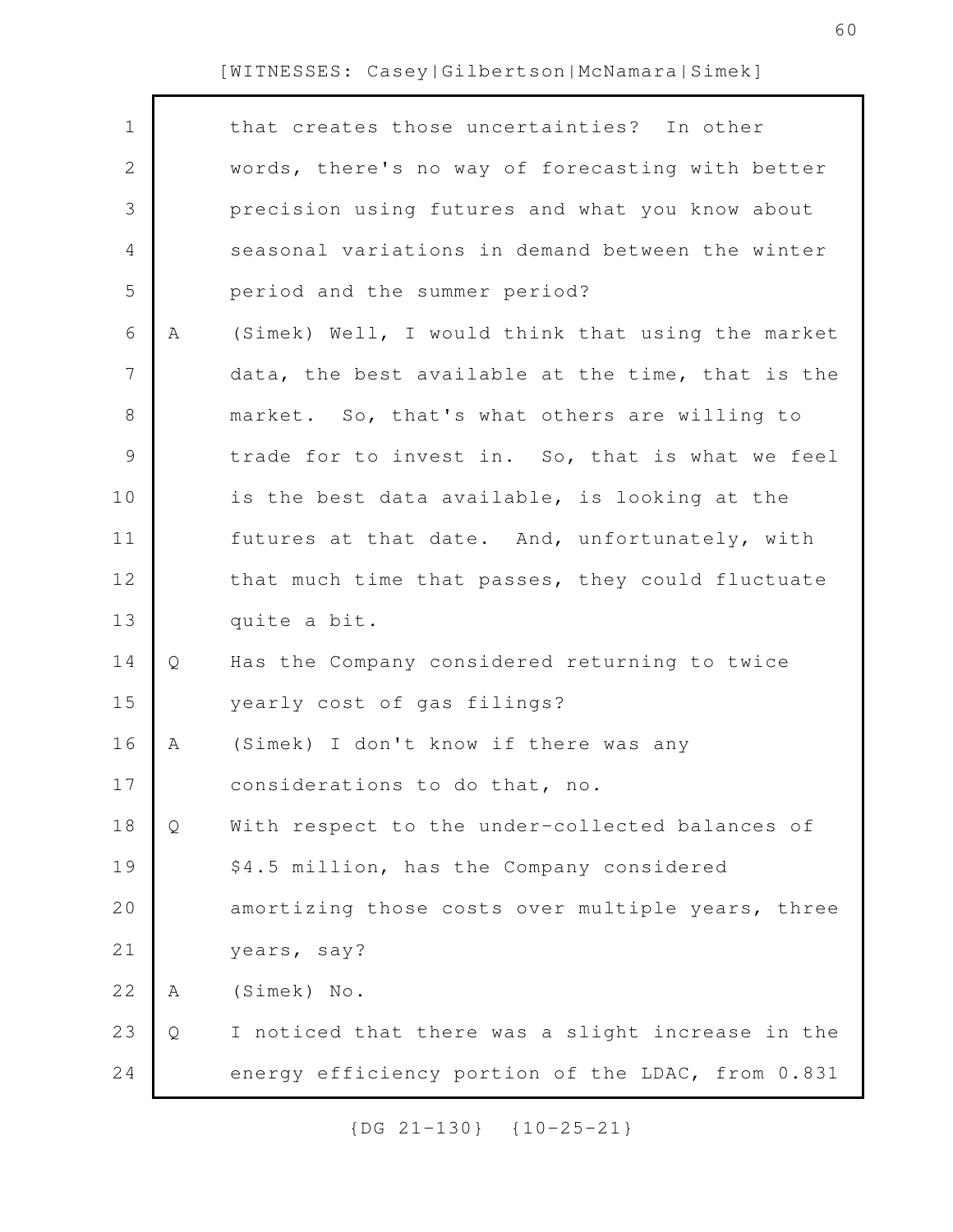[WITNESSES: Casey|Gilbertson|McNamara|Simek]

that creates those uncertainties? In other words, there's no way of forecasting with better precision using futures and what you know about seasonal variations in demand between the winter period and the summer period?

A (Simek) Well, I would think that using the market data, the best available at the time, that is the market. So, that's what others are willing to trade for to invest in. So, that is what we feel is the best data available, is looking at the futures at that date. And, unfortunately, with that much time that passes, they could fluctuate quite a bit.

Q Has the Company considered returning to twice yearly cost of gas filings?

A (Simek) I don't know if there was any considerations to do that, no.

Q With respect to the under-collected balances of \$4.5 million, has the Company considered amortizing those costs over multiple years, three years, say?

A (Simek) No.

Q I noticed that there was a slight increase in the energy efficiency portion of the LDAC, from 0.831

{DG 21-130} {10-25-21}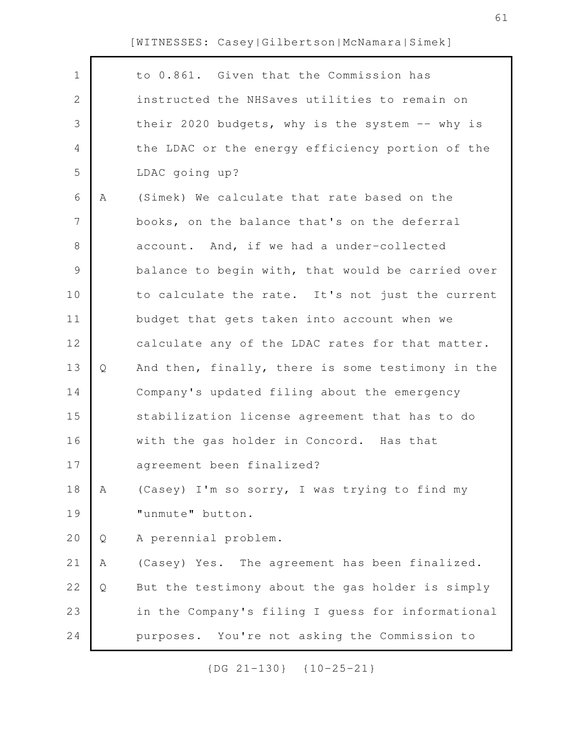to 0.861. Given that the Commission has instructed the NHSaves utilities to remain on their 2020 budgets, why is the system -- why is the LDAC or the energy efficiency portion of the LDAC going up?

A (Simek) We calculate that rate based on the books, on the balance that's on the deferral account. And, if we had a under-collected balance to begin with, that would be carried over to calculate the rate. It's not just the current budget that gets taken into account when we calculate any of the LDAC rates for that matter.

Q And then, finally, there is some testimony in the Company's updated filing about the emergency stabilization license agreement that has to do with the gas holder in Concord. Has that agreement been finalized?

A (Casey) I'm so sorry, I was trying to find my "unmute" button.

Q A perennial problem.

A (Casey) Yes. The agreement has been finalized.

Q But the testimony about the gas holder is simply in the Company's filing I guess for informational purposes. You're not asking the Commission to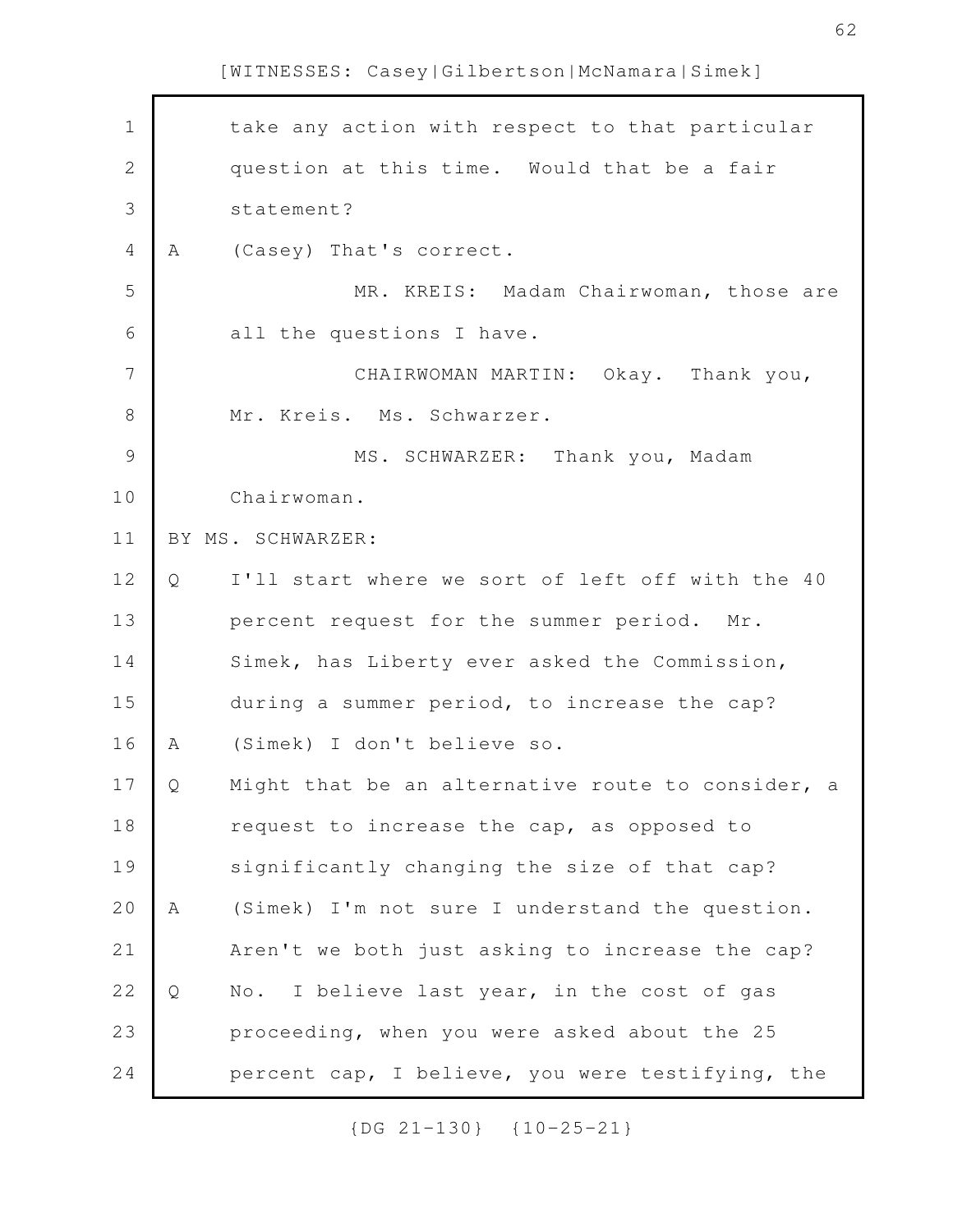take any action with respect to that particular question at this time. Would that be a fair statement?

A (Casey) That's correct.

MR. KREIS: Madam Chairwoman, those are all the questions I have.

CHAIRWOMAN MARTIN: Okay. Thank you, Mr. Kreis. Ms. Schwarzer.

MS. SCHWARZER: Thank you, Madam Chairwoman.

BY MS. SCHWARZER:

Q I'll start where we sort of left off with the 40 percent request for the summer period. Mr. Simek, has Liberty ever asked the Commission, during a summer period, to increase the cap?

A (Simek) I don't believe so.

Q Might that be an alternative route to consider, a request to increase the cap, as opposed to significantly changing the size of that cap?

A (Simek) I'm not sure I understand the question. Aren't we both just asking to increase the cap?

Q No. I believe last year, in the cost of gas proceeding, when you were asked about the 25 percent cap, I believe, you were testifying, the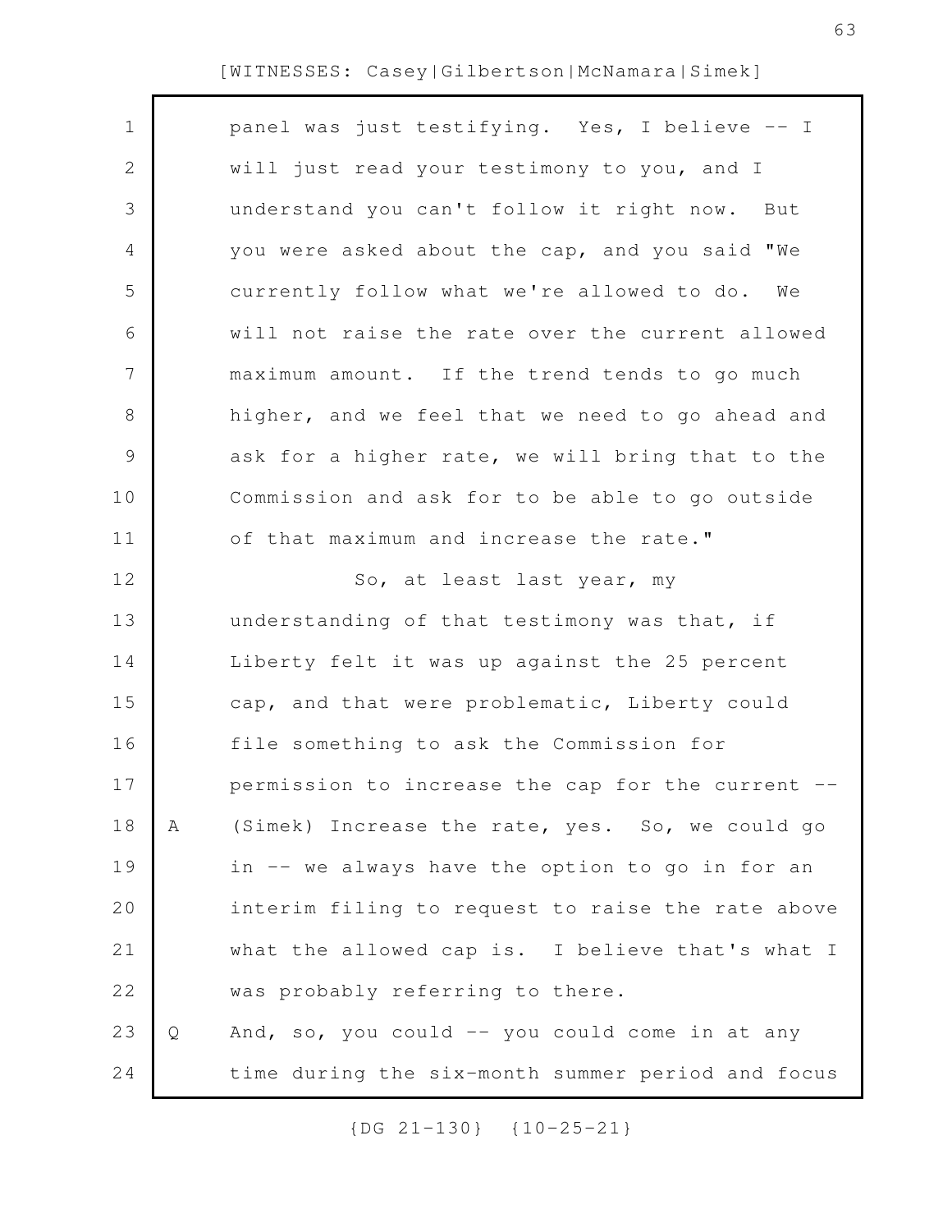panel was just testifying. Yes, I believe -- I will just read your testimony to you, and I understand you can't follow it right now. But you were asked about the cap, and you said "We currently follow what we're allowed to do. We will not raise the rate over the current allowed maximum amount. If the trend tends to go much higher, and we feel that we need to go ahead and ask for a higher rate, we will bring that to the Commission and ask for to be able to go outside of that maximum and increase the rate."

So, at least last year, my understanding of that testimony was that, if Liberty felt it was up against the 25 percent cap, and that were problematic, Liberty could file something to ask the Commission for permission to increase the cap for the current --

A (Simek) Increase the rate, yes. So, we could go in -- we always have the option to go in for an interim filing to request to raise the rate above what the allowed cap is. I believe that's what I was probably referring to there.

Q And, so, you could -- you could come in at any time during the six-month summer period and focus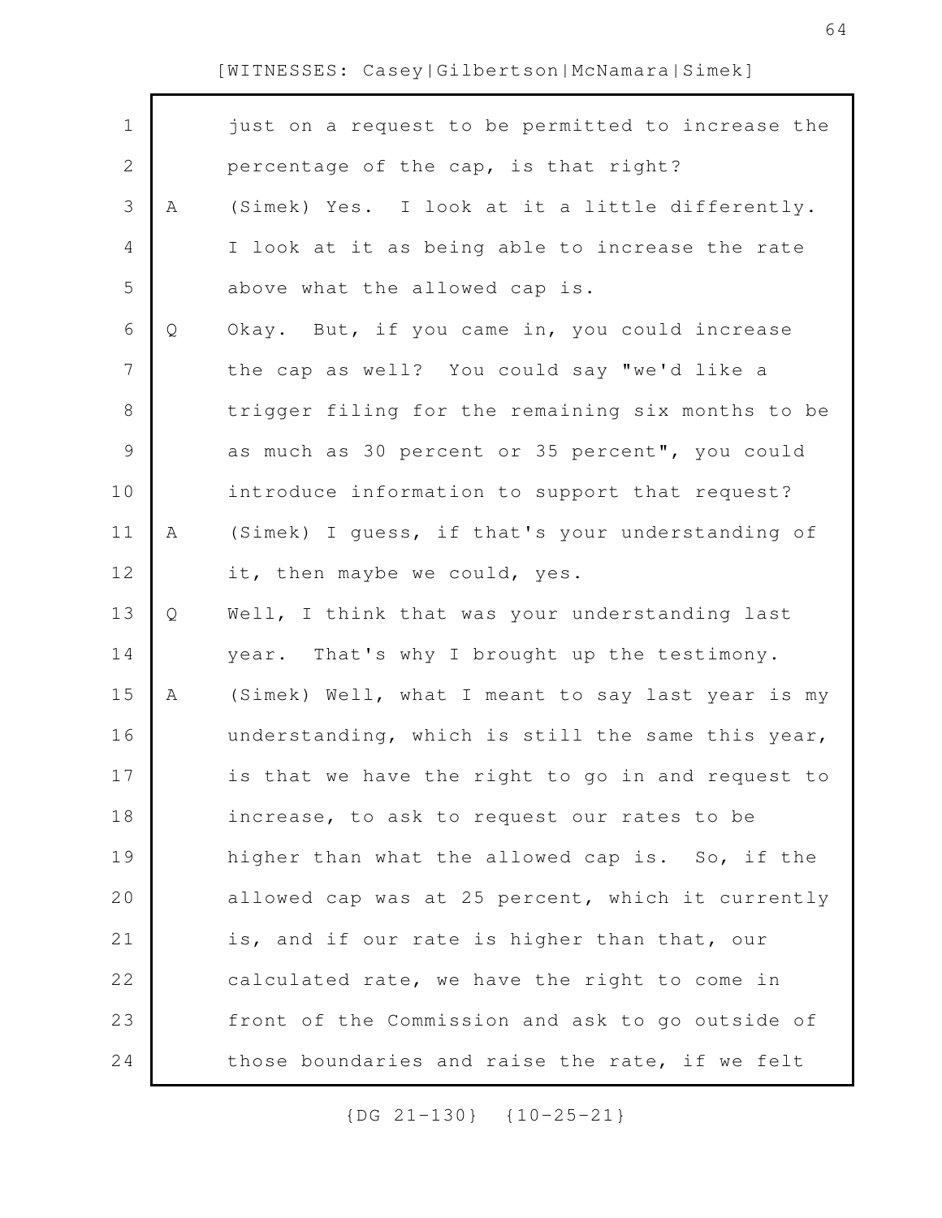just on a request to be permitted to increase the percentage of the cap, is that right?

A (Simek) Yes. I look at it a little differently. I look at it as being able to increase the rate above what the allowed cap is.

Q Okay. But, if you came in, you could increase the cap as well? You could say "we'd like a trigger filing for the remaining six months to be as much as 30 percent or 35 percent", you could introduce information to support that request?

A (Simek) I guess, if that's your understanding of it, then maybe we could, yes.

Q Well, I think that was your understanding last year. That's why I brought up the testimony.

A (Simek) Well, what I meant to say last year is my understanding, which is still the same this year, is that we have the right to go in and request to increase, to ask to request our rates to be higher than what the allowed cap is. So, if the allowed cap was at 25 percent, which it currently is, and if our rate is higher than that, our calculated rate, we have the right to come in front of the Commission and ask to go outside of those boundaries and raise the rate, if we felt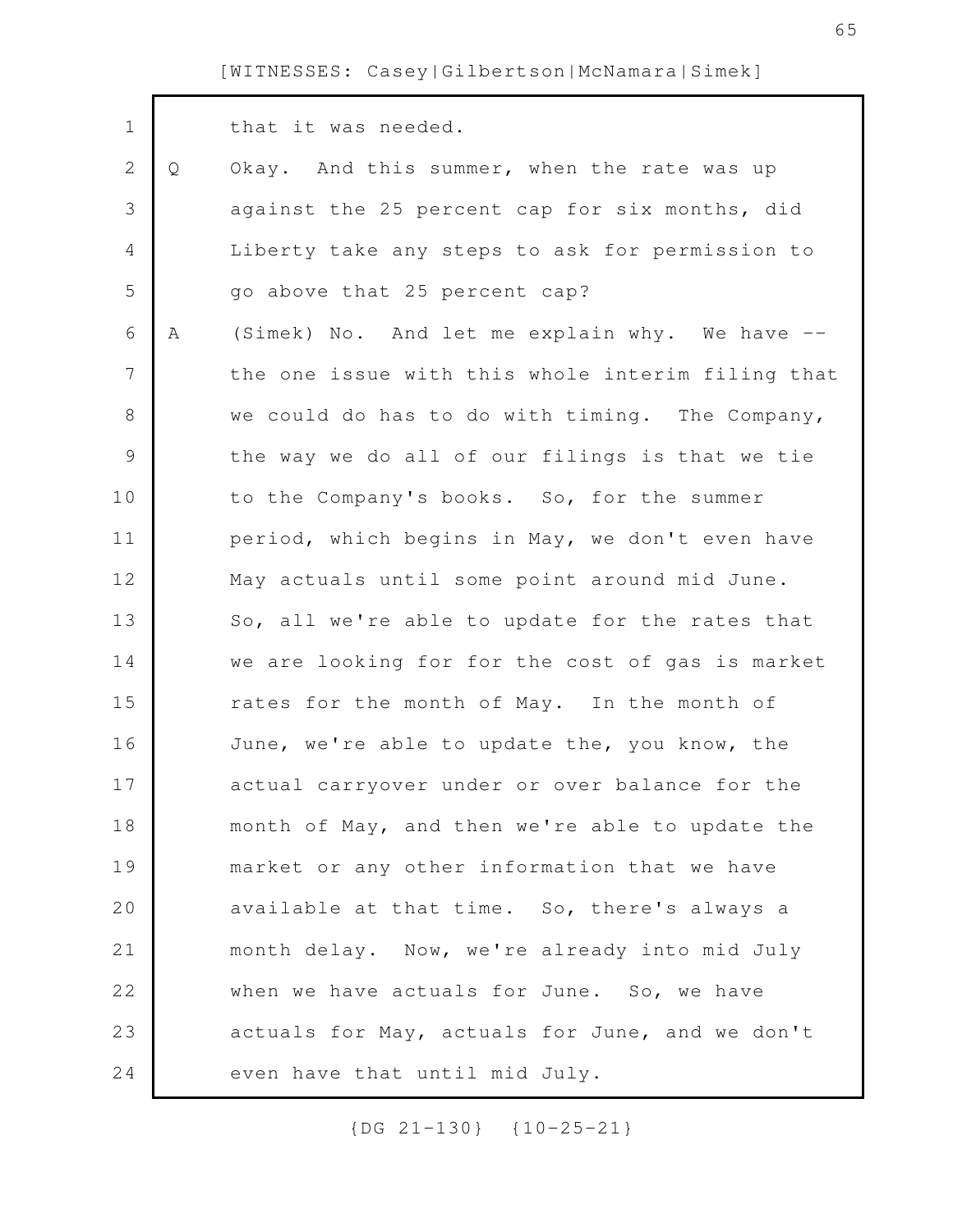that it was needed.

Q Okay. And this summer, when the rate was up against the 25 percent cap for six months, did Liberty take any steps to ask for permission to go above that 25 percent cap?

A (Simek) No. And let me explain why. We have -- the one issue with this whole interim filing that we could do has to do with timing. The Company, the way we do all of our filings is that we tie to the Company's books. So, for the summer period, which begins in May, we don't even have May actuals until some point around mid June. So, all we're able to update for the rates that we are looking for for the cost of gas is market rates for the month of May. In the month of June, we're able to update the, you know, the actual carryover under or over balance for the month of May, and then we're able to update the market or any other information that we have available at that time. So, there's always a month delay. Now, we're already into mid July when we have actuals for June. So, we have actuals for May, actuals for June, and we don't even have that until mid July.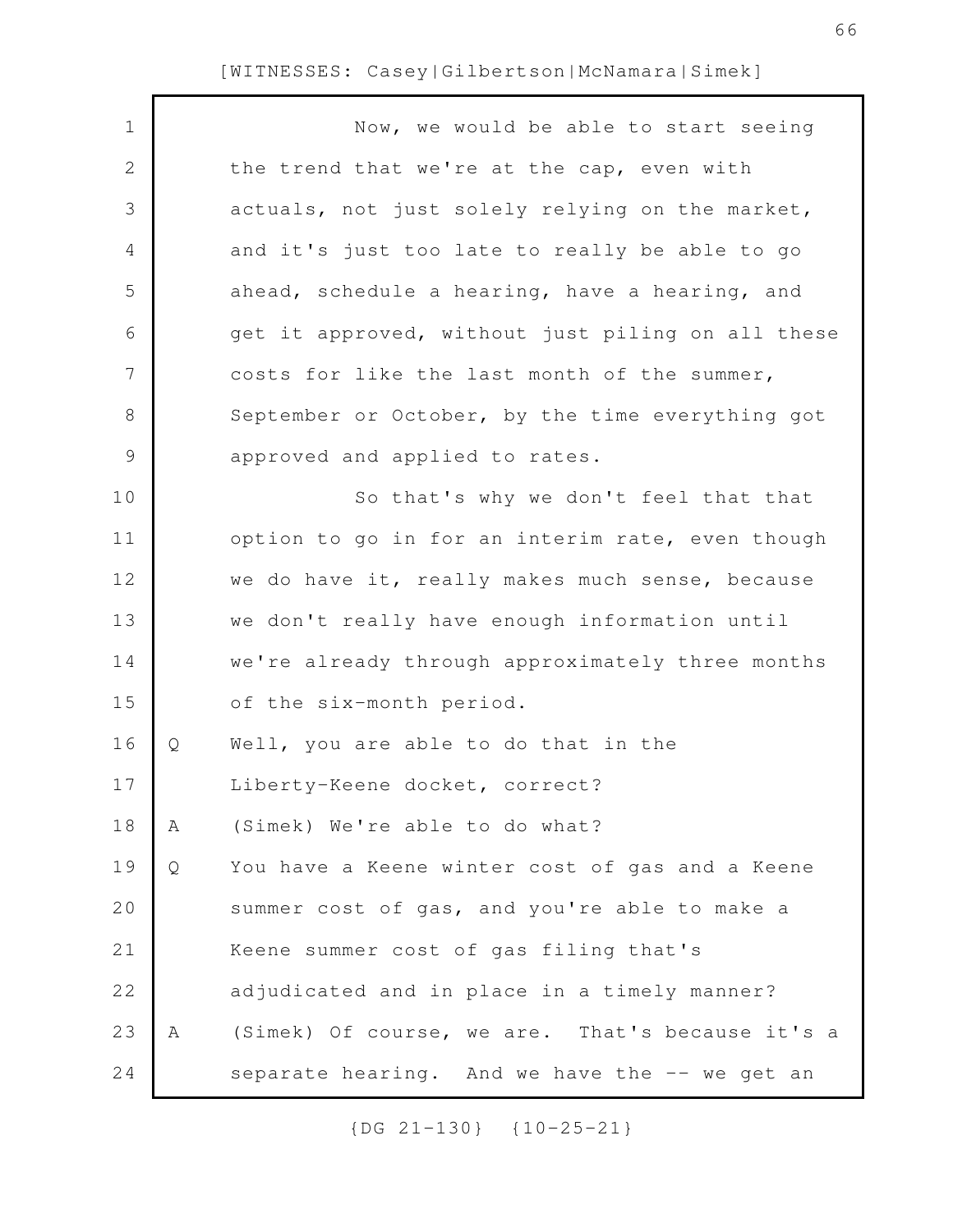Now, we would be able to start seeing the trend that we're at the cap, even with actuals, not just solely relying on the market, and it's just too late to really be able to go ahead, schedule a hearing, have a hearing, and get it approved, without just piling on all these costs for like the last month of the summer, September or October, by the time everything got approved and applied to rates.

So that's why we don't feel that that option to go in for an interim rate, even though we do have it, really makes much sense, because we don't really have enough information until we're already through approximately three months of the six-month period.

Q Well, you are able to do that in the Liberty-Keene docket, correct?

A (Simek) We're able to do what?

Q You have a Keene winter cost of gas and a Keene summer cost of gas, and you're able to make a Keene summer cost of gas filing that's adjudicated and in place in a timely manner?

A (Simek) Of course, we are. That's because it's a separate hearing. And we have the -- we get an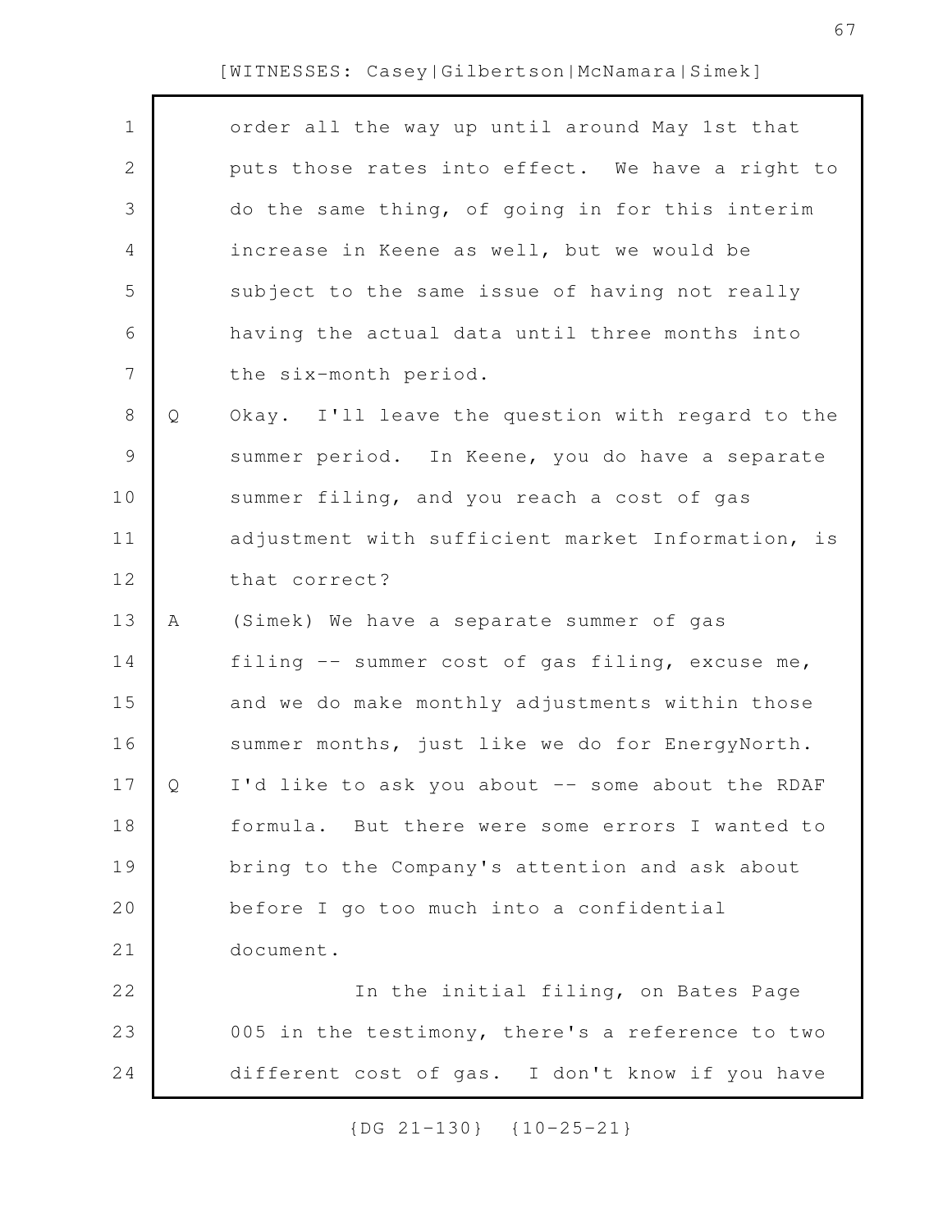order all the way up until around May 1st that puts those rates into effect. We have a right to do the same thing, of going in for this interim increase in Keene as well, but we would be subject to the same issue of having not really having the actual data until three months into the six-month period.

Q Okay. I'll leave the question with regard to the summer period. In Keene, you do have a separate summer filing, and you reach a cost of gas adjustment with sufficient market Information, is that correct?

A (Simek) We have a separate summer of gas filing -- summer cost of gas filing, excuse me, and we do make monthly adjustments within those summer months, just like we do for EnergyNorth.

Q I'd like to ask you about -- some about the RDAF formula. But there were some errors I wanted to bring to the Company's attention and ask about before I go too much into a confidential document.

In the initial filing, on Bates Page 005 in the testimony, there's a reference to two different cost of gas. I don't know if you have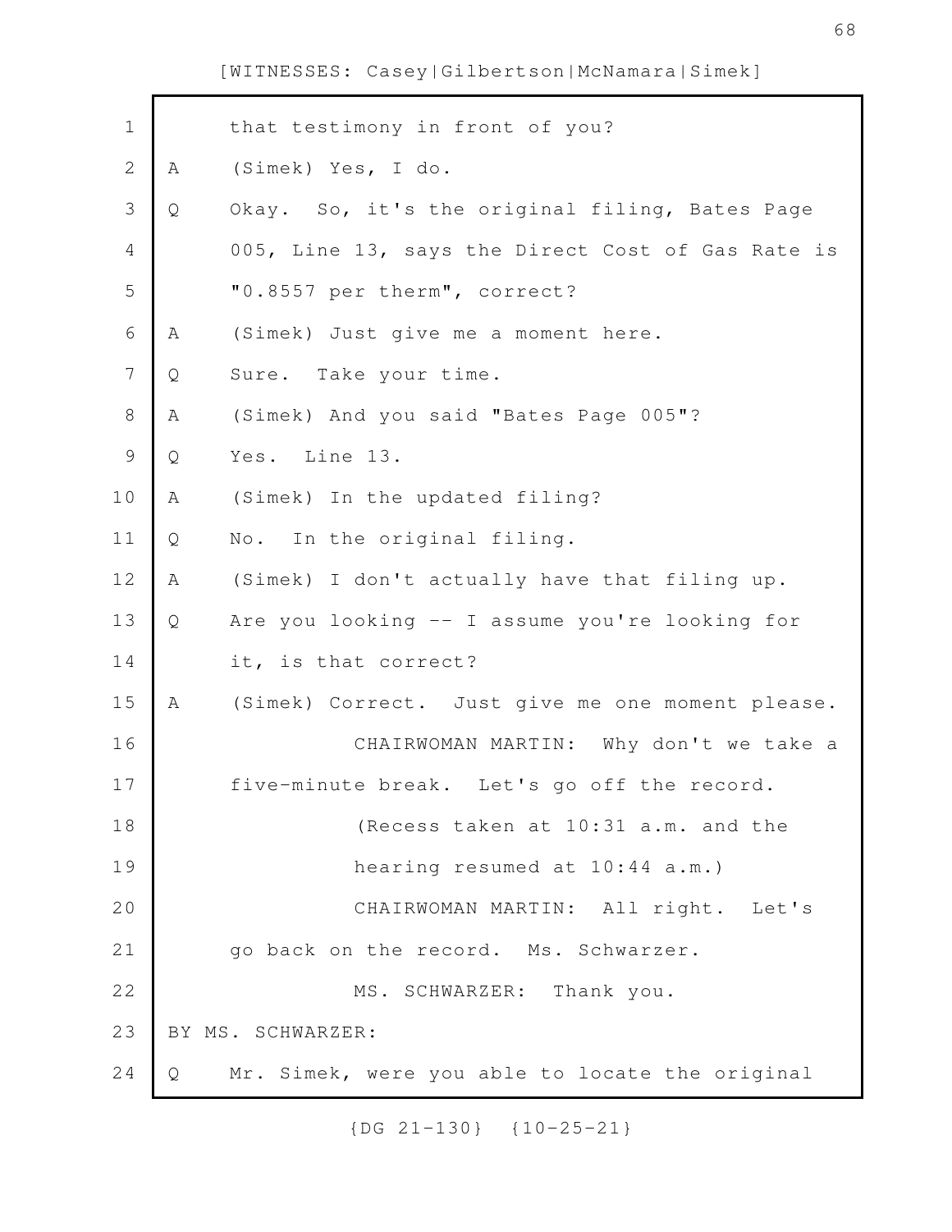that testimony in front of you?

A (Simek) Yes, I do.

Q Okay. So, it's the original filing, Bates Page 005, Line 13, says the Direct Cost of Gas Rate is "0.8557 per therm", correct?

A (Simek) Just give me a moment here.

Q Sure. Take your time.

A (Simek) And you said "Bates Page 005"?

Q Yes. Line 13.

A (Simek) In the updated filing?

Q No. In the original filing.

A (Simek) I don't actually have that filing up.

Q Are you looking -- I assume you're looking for it, is that correct?

A (Simek) Correct. Just give me one moment please.

CHAIRWOMAN MARTIN: Why don't we take a five-minute break. Let's go off the record.

(Recess taken at 10:31 a.m. and the hearing resumed at 10:44 a.m.)

CHAIRWOMAN MARTIN: All right. Let's go back on the record. Ms. Schwarzer.

MS. SCHWARZER: Thank you.

BY MS. SCHWARZER:

Q Mr. Simek, were you able to locate the original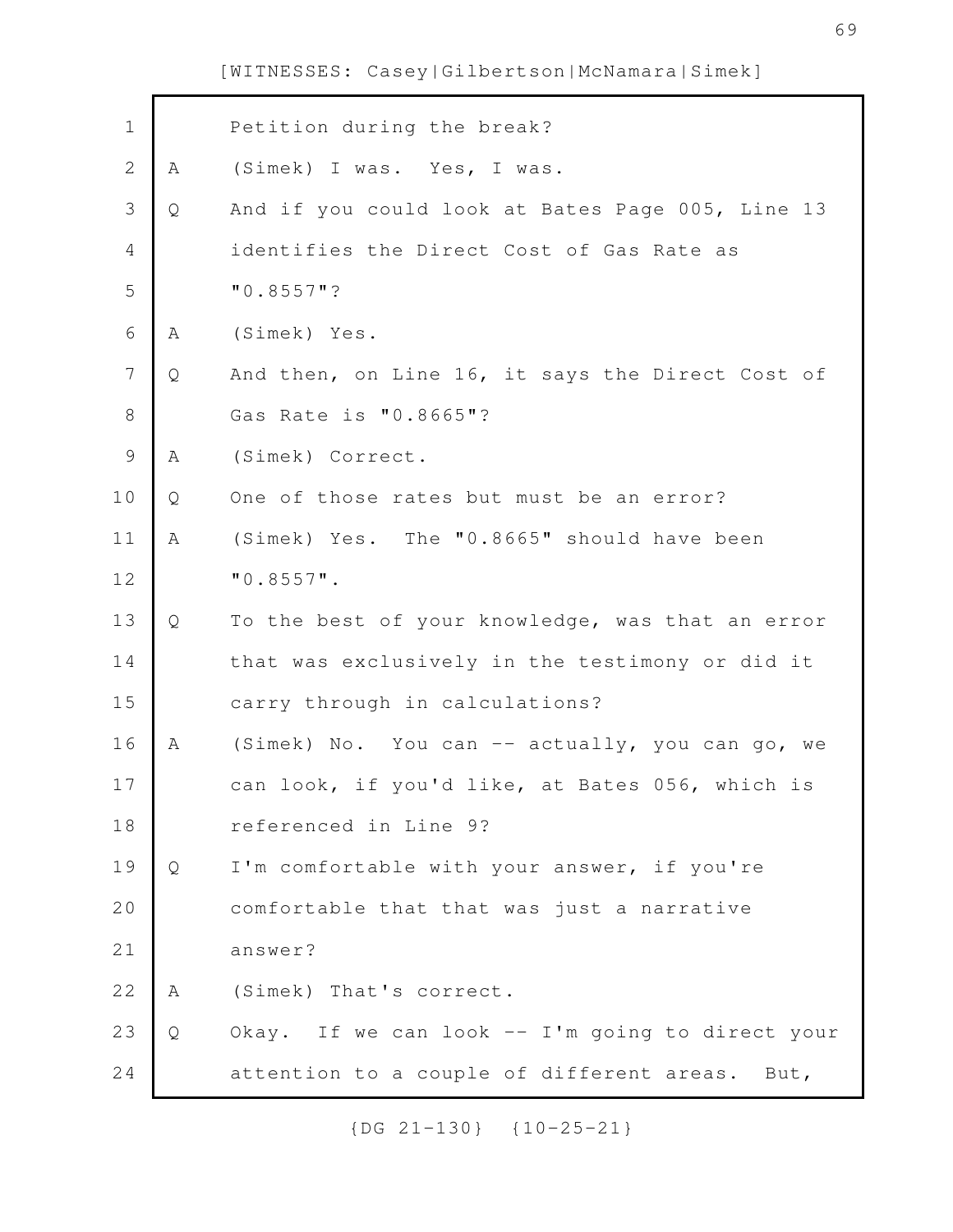Petition during the break?

A (Simek) I was. Yes, I was.

Q And if you could look at Bates Page 005, Line 13 identifies the Direct Cost of Gas Rate as "0.8557"?

A (Simek) Yes.

Q And then, on Line 16, it says the Direct Cost of Gas Rate is "0.8665"?

A (Simek) Correct.

Q One of those rates but must be an error?

A (Simek) Yes. The "0.8665" should have been "0.8557".

Q To the best of your knowledge, was that an error that was exclusively in the testimony or did it carry through in calculations?

A (Simek) No. You can -- actually, you can go, we can look, if you'd like, at Bates 056, which is referenced in Line 9?

Q I'm comfortable with your answer, if you're comfortable that that was just a narrative answer?

A (Simek) That's correct.

Q Okay. If we can look -- I'm going to direct your attention to a couple of different areas. But,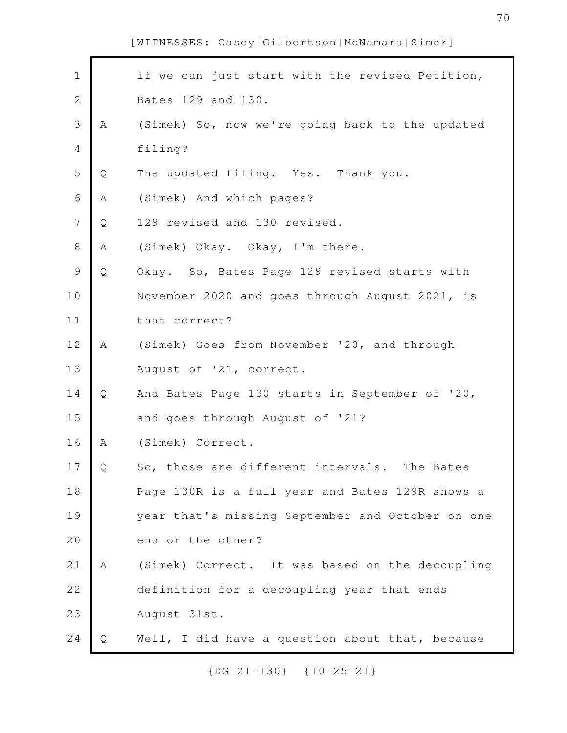[WITNESSES: Casey|Gilbertson|McNamara|Simek]

1 if we can just start with the revised Petition,
2 Bates 129 and 130.
3 A (Simek) So, now we're going back to the updated
4 filing?
5 Q The updated filing. Yes. Thank you.
6 A (Simek) And which pages?
7 Q 129 revised and 130 revised.
8 A (Simek) Okay. Okay, I'm there.
9 Q Okay. So, Bates Page 129 revised starts with
10 November 2020 and goes through August 2021, is
11 that correct?
12 A (Simek) Goes from November '20, and through
13 August of '21, correct.
14 Q And Bates Page 130 starts in September of '20,
15 and goes through August of '21?
16 A (Simek) Correct.
17 Q So, those are different intervals. The Bates
18 Page 130R is a full year and Bates 129R shows a
19 year that's missing September and October on one
20 end or the other?
21 A (Simek) Correct. It was based on the decoupling
22 definition for a decoupling year that ends
23 August 31st.
24 Q Well, I did have a question about that, because

{DG 21-130} {10-25-21}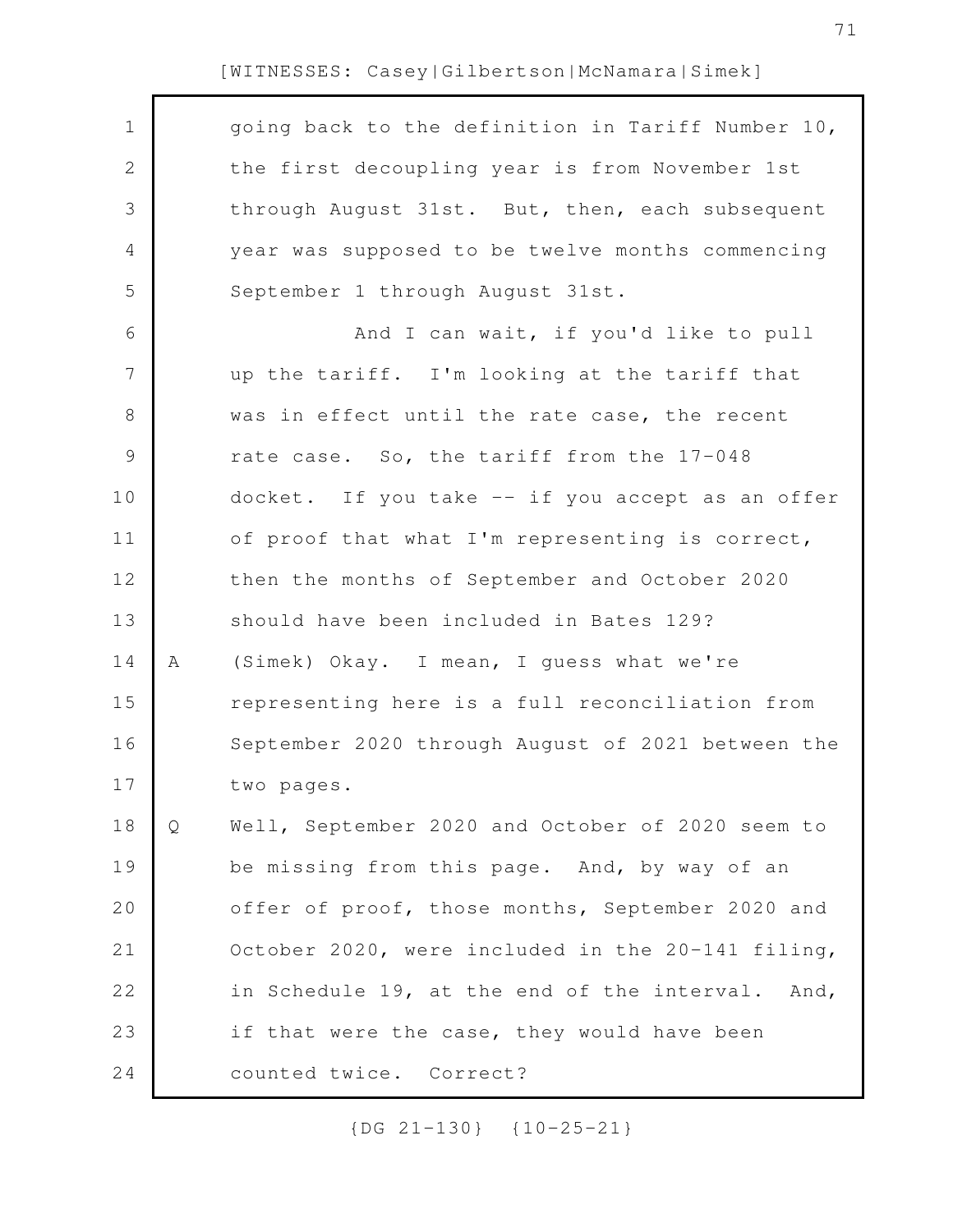going back to the definition in Tariff Number 10, the first decoupling year is from November 1st through August 31st. But, then, each subsequent year was supposed to be twelve months commencing September 1 through August 31st.

And I can wait, if you'd like to pull up the tariff. I'm looking at the tariff that was in effect until the rate case, the recent rate case. So, the tariff from the 17-048 docket. If you take -- if you accept as an offer of proof that what I'm representing is correct, then the months of September and October 2020 should have been included in Bates 129?

A (Simek) Okay. I mean, I guess what we're representing here is a full reconciliation from September 2020 through August of 2021 between the two pages.

Q Well, September 2020 and October of 2020 seem to be missing from this page. And, by way of an offer of proof, those months, September 2020 and October 2020, were included in the 20-141 filing, in Schedule 19, at the end of the interval. And, if that were the case, they would have been counted twice. Correct?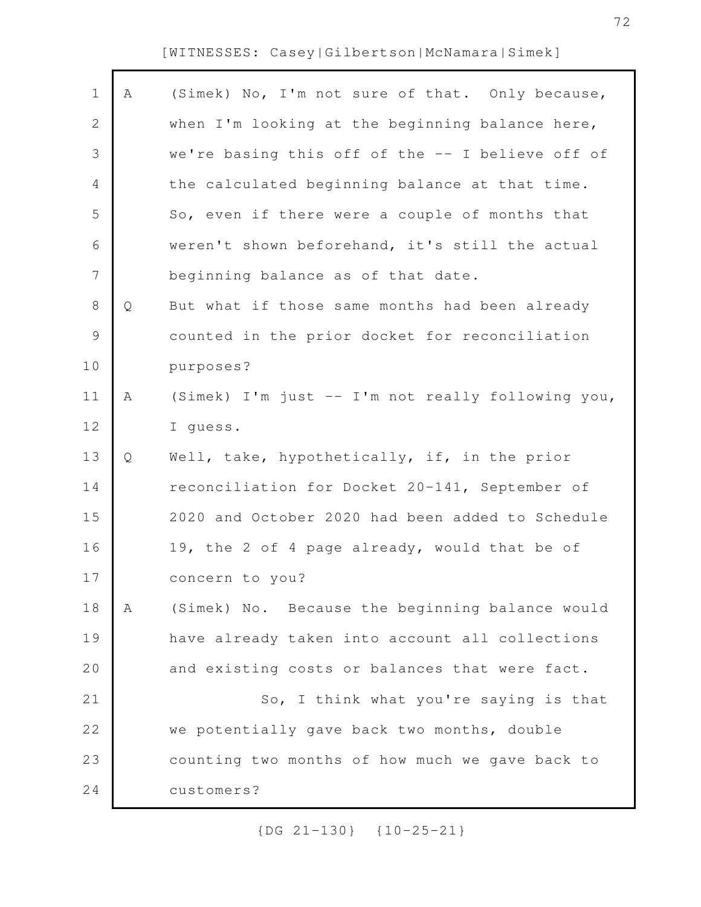A (Simek) No, I'm not sure of that. Only because, when I'm looking at the beginning balance here, we're basing this off of the -- I believe off of the calculated beginning balance at that time. So, even if there were a couple of months that weren't shown beforehand, it's still the actual beginning balance as of that date.

Q But what if those same months had been already counted in the prior docket for reconciliation purposes?

A (Simek) I'm just -- I'm not really following you, I guess.

Q Well, take, hypothetically, if, in the prior reconciliation for Docket 20-141, September of 2020 and October 2020 had been added to Schedule 19, the 2 of 4 page already, would that be of concern to you?

A (Simek) No. Because the beginning balance would have already taken into account all collections and existing costs or balances that were fact.

So, I think what you're saying is that we potentially gave back two months, double counting two months of how much we gave back to customers?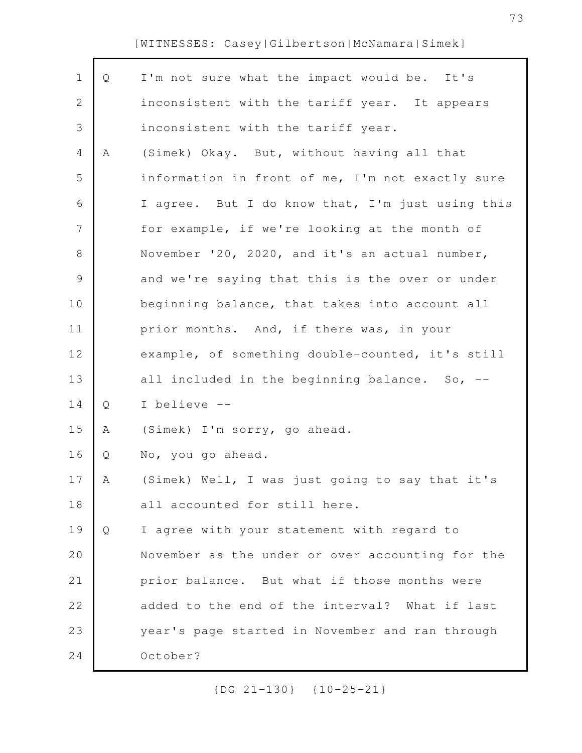Q I'm not sure what the impact would be. It's inconsistent with the tariff year. It appears inconsistent with the tariff year.

A (Simek) Okay. But, without having all that information in front of me, I'm not exactly sure I agree. But I do know that, I'm just using this for example, if we're looking at the month of November '20, 2020, and it's an actual number, and we're saying that this is the over or under beginning balance, that takes into account all prior months. And, if there was, in your example, of something double-counted, it's still all included in the beginning balance. So, --

Q I believe --

A (Simek) I'm sorry, go ahead.

Q No, you go ahead.

A (Simek) Well, I was just going to say that it's all accounted for still here.

Q I agree with your statement with regard to November as the under or over accounting for the prior balance. But what if those months were added to the end of the interval? What if last year's page started in November and ran through October?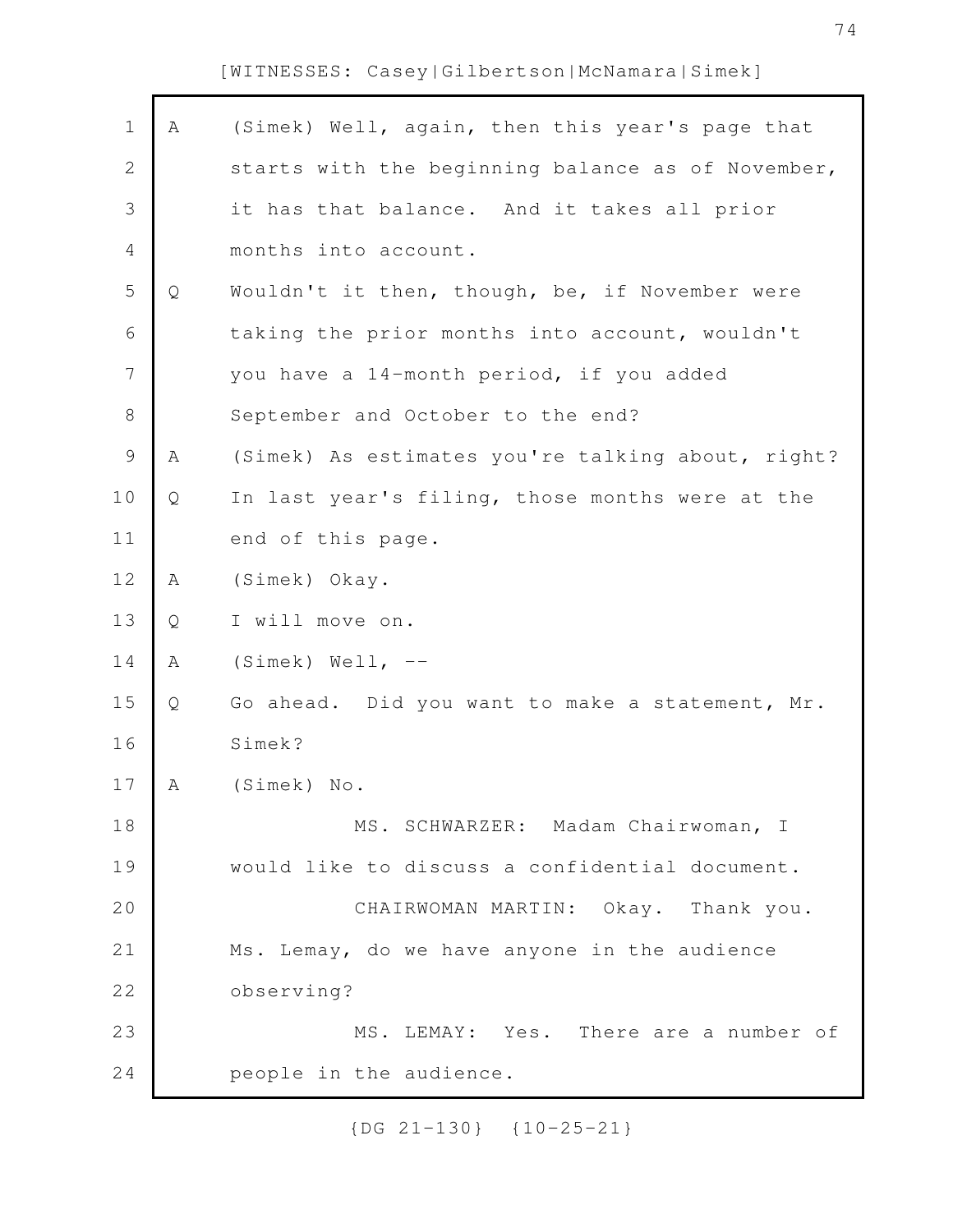A (Simek) Well, again, then this year's page that starts with the beginning balance as of November, it has that balance. And it takes all prior months into account.

Q Wouldn't it then, though, be, if November were taking the prior months into account, wouldn't you have a 14-month period, if you added September and October to the end?

A (Simek) As estimates you're talking about, right?

Q In last year's filing, those months were at the end of this page.

A (Simek) Okay.

Q I will move on.

A (Simek) Well, --

Q Go ahead. Did you want to make a statement, Mr. Simek?

A (Simek) No.

MS. SCHWARZER: Madam Chairwoman, I would like to discuss a confidential document.

CHAIRWOMAN MARTIN: Okay. Thank you. Ms. Lemay, do we have anyone in the audience observing?

MS. LEMAY: Yes. There are a number of people in the audience.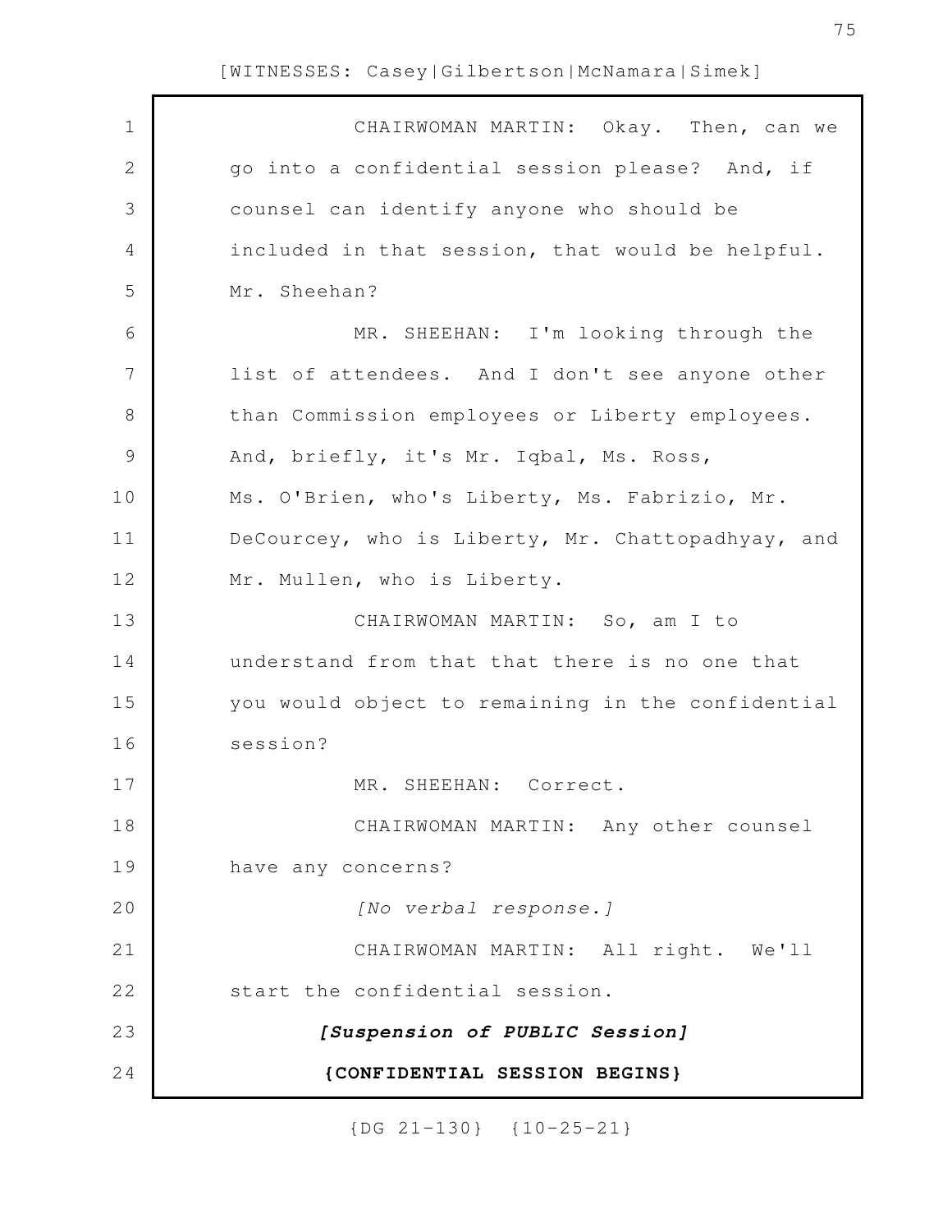CHAIRWOMAN MARTIN: Okay. Then, can we go into a confidential session please? And, if counsel can identify anyone who should be included in that session, that would be helpful. Mr. Sheehan?

MR. SHEEHAN: I'm looking through the list of attendees. And I don't see anyone other than Commission employees or Liberty employees. And, briefly, it's Mr. Iqbal, Ms. Ross, Ms. O'Brien, who's Liberty, Ms. Fabrizio, Mr. DeCourcey, who is Liberty, Mr. Chattopadhyay, and Mr. Mullen, who is Liberty.

CHAIRWOMAN MARTIN: So, am I to understand from that that there is no one that you would object to remaining in the confidential session?

MR. SHEEHAN: Correct.

CHAIRWOMAN MARTIN: Any other counsel have any concerns?

*[No verbal response.]*

CHAIRWOMAN MARTIN: All right. We'll start the confidential session.

***[Suspension of PUBLIC Session]***

**{CONFIDENTIAL SESSION BEGINS}**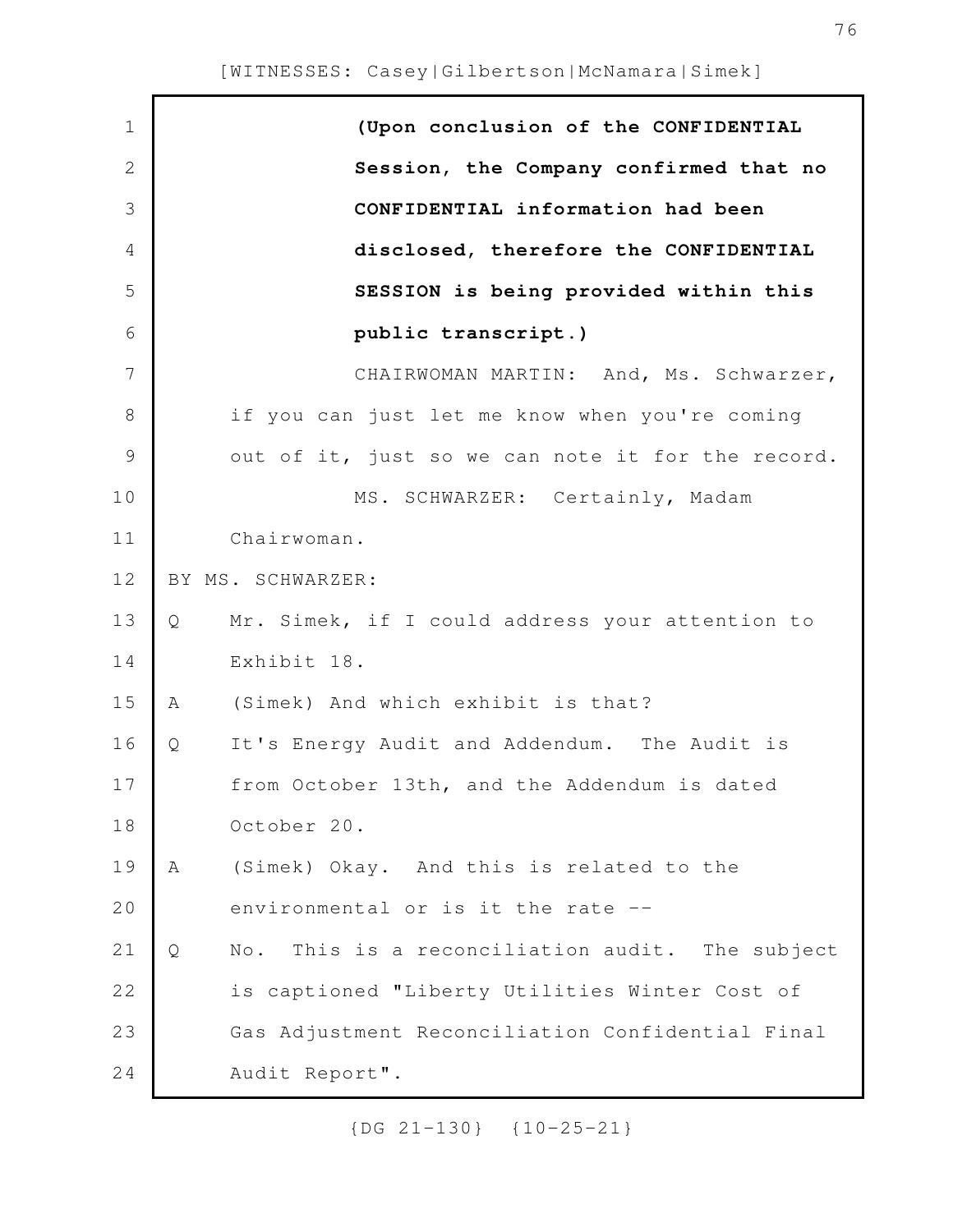**(Upon conclusion of the CONFIDENTIAL Session, the Company confirmed that no CONFIDENTIAL information had been disclosed, therefore the CONFIDENTIAL SESSION is being provided within this public transcript.)**

CHAIRWOMAN MARTIN: And, Ms. Schwarzer, if you can just let me know when you're coming out of it, just so we can note it for the record.

MS. SCHWARZER: Certainly, Madam Chairwoman.

BY MS. SCHWARZER:

Q Mr. Simek, if I could address your attention to Exhibit 18.

A (Simek) And which exhibit is that?

Q It's Energy Audit and Addendum. The Audit is from October 13th, and the Addendum is dated October 20.

A (Simek) Okay. And this is related to the environmental or is it the rate --

Q No. This is a reconciliation audit. The subject is captioned "Liberty Utilities Winter Cost of Gas Adjustment Reconciliation Confidential Final Audit Report".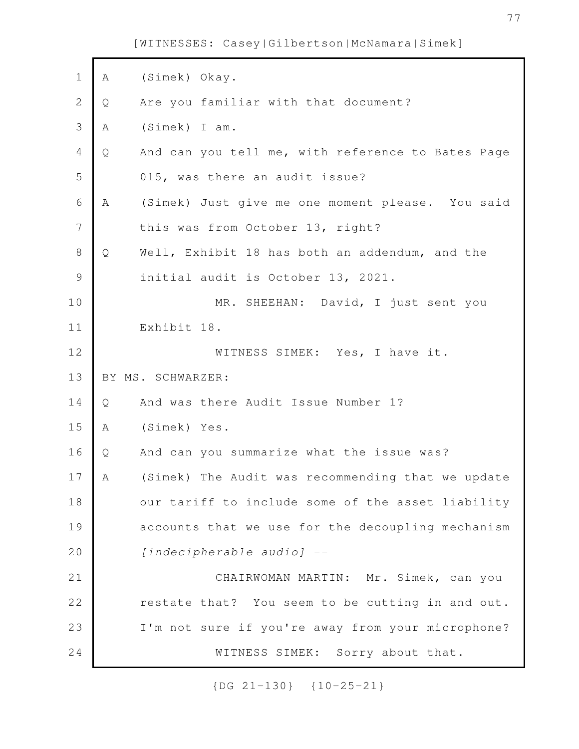[WITNESSES: Casey|Gilbertson|McNamara|Simek]

A (Simek) Okay.

Q Are you familiar with that document?

A (Simek) I am.

Q And can you tell me, with reference to Bates Page 015, was there an audit issue?

A (Simek) Just give me one moment please. You said this was from October 13, right?

Q Well, Exhibit 18 has both an addendum, and the initial audit is October 13, 2021.

MR. SHEEHAN: David, I just sent you Exhibit 18.

WITNESS SIMEK: Yes, I have it.

BY MS. SCHWARZER:

Q And was there Audit Issue Number 1?

A (Simek) Yes.

Q And can you summarize what the issue was?

A (Simek) The Audit was recommending that we update our tariff to include some of the asset liability accounts that we use for the decoupling mechanism *[indecipherable audio]* --

CHAIRWOMAN MARTIN: Mr. Simek, can you restate that? You seem to be cutting in and out. I'm not sure if you're away from your microphone?

WITNESS SIMEK: Sorry about that.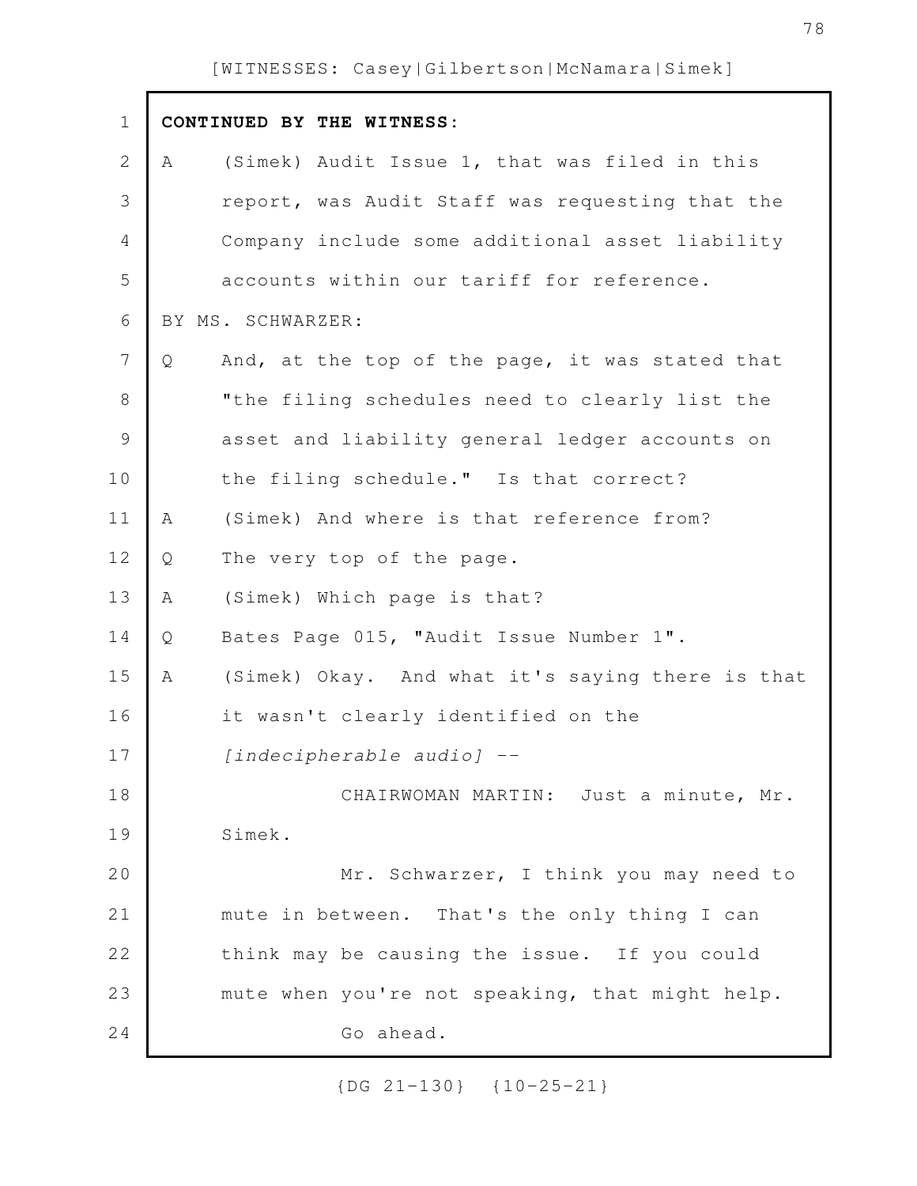**CONTINUED BY THE WITNESS:**

A (Simek) Audit Issue 1, that was filed in this report, was Audit Staff was requesting that the Company include some additional asset liability accounts within our tariff for reference.

BY MS. SCHWARZER:

Q And, at the top of the page, it was stated that "the filing schedules need to clearly list the asset and liability general ledger accounts on the filing schedule." Is that correct?

A (Simek) And where is that reference from?

Q The very top of the page.

A (Simek) Which page is that?

Q Bates Page 015, "Audit Issue Number 1".

A (Simek) Okay. And what it's saying there is that it wasn't clearly identified on the *[indecipherable audio]* --

CHAIRWOMAN MARTIN: Just a minute, Mr. Simek.

Mr. Schwarzer, I think you may need to mute in between. That's the only thing I can think may be causing the issue. If you could mute when you're not speaking, that might help.

Go ahead.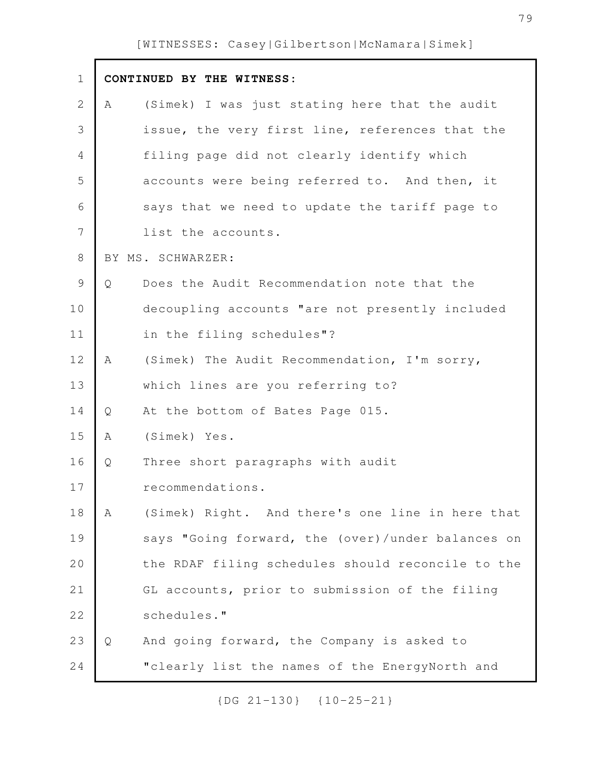**CONTINUED BY THE WITNESS:**

A (Simek) I was just stating here that the audit issue, the very first line, references that the filing page did not clearly identify which accounts were being referred to. And then, it says that we need to update the tariff page to list the accounts.

BY MS. SCHWARZER:

Q Does the Audit Recommendation note that the decoupling accounts "are not presently included in the filing schedules"?

A (Simek) The Audit Recommendation, I'm sorry, which lines are you referring to?

Q At the bottom of Bates Page 015.

A (Simek) Yes.

Q Three short paragraphs with audit recommendations.

A (Simek) Right. And there's one line in here that says "Going forward, the (over)/under balances on the RDAF filing schedules should reconcile to the GL accounts, prior to submission of the filing schedules."

Q And going forward, the Company is asked to "clearly list the names of the EnergyNorth and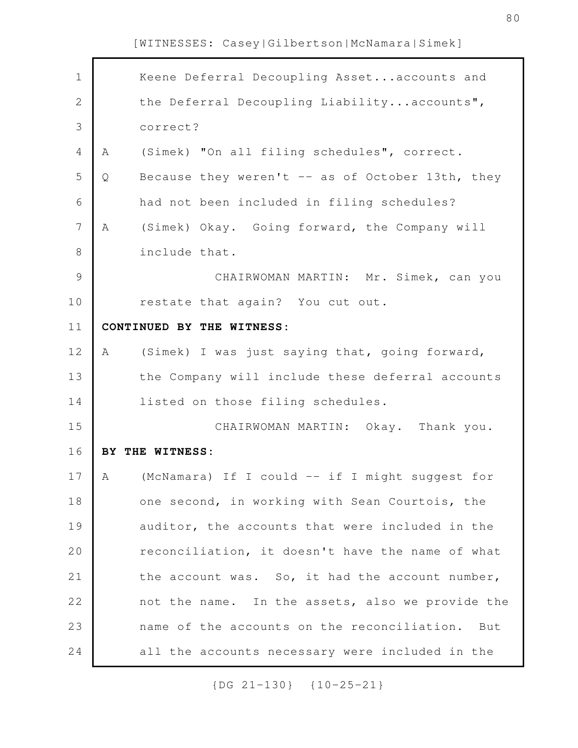Keene Deferral Decoupling Asset...accounts and the Deferral Decoupling Liability...accounts", correct?

A (Simek) "On all filing schedules", correct.

Q Because they weren't -- as of October 13th, they had not been included in filing schedules?

A (Simek) Okay. Going forward, the Company will include that.

CHAIRWOMAN MARTIN: Mr. Simek, can you restate that again? You cut out.

**CONTINUED BY THE WITNESS:**

A (Simek) I was just saying that, going forward, the Company will include these deferral accounts listed on those filing schedules.

CHAIRWOMAN MARTIN: Okay. Thank you.

**BY THE WITNESS:**

A (McNamara) If I could -- if I might suggest for one second, in working with Sean Courtois, the auditor, the accounts that were included in the reconciliation, it doesn't have the name of what the account was. So, it had the account number, not the name. In the assets, also we provide the name of the accounts on the reconciliation. But all the accounts necessary were included in the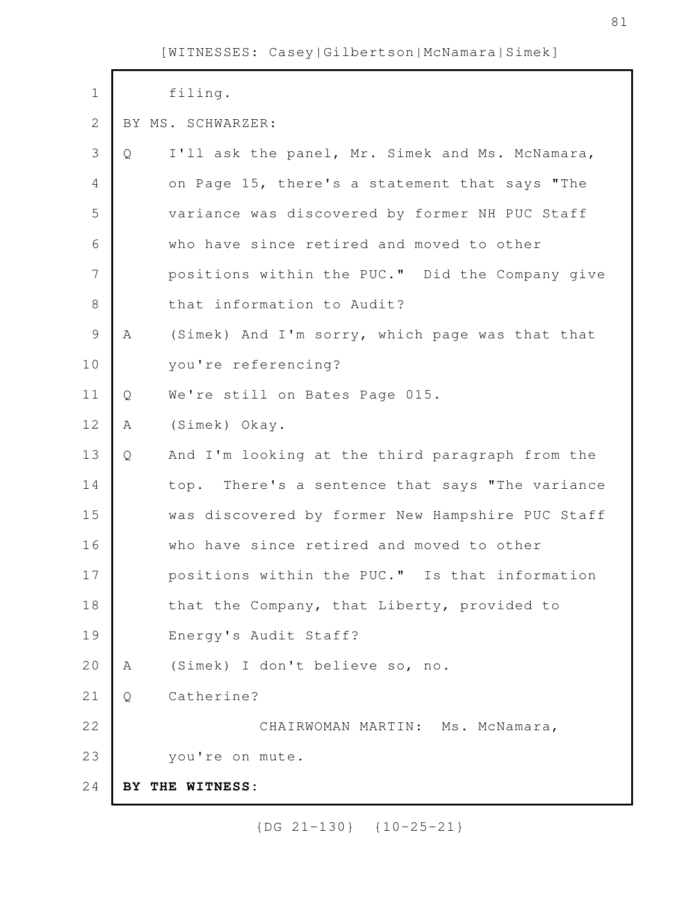filing.

BY MS. SCHWARZER:

Q I'll ask the panel, Mr. Simek and Ms. McNamara, on Page 15, there's a statement that says "The variance was discovered by former NH PUC Staff who have since retired and moved to other positions within the PUC." Did the Company give that information to Audit?

A (Simek) And I'm sorry, which page was that that you're referencing?

Q We're still on Bates Page 015.

A (Simek) Okay.

Q And I'm looking at the third paragraph from the top. There's a sentence that says "The variance was discovered by former New Hampshire PUC Staff who have since retired and moved to other positions within the PUC." Is that information that the Company, that Liberty, provided to Energy's Audit Staff?

A (Simek) I don't believe so, no.

Q Catherine?

CHAIRWOMAN MARTIN: Ms. McNamara, you're on mute.

**BY THE WITNESS:**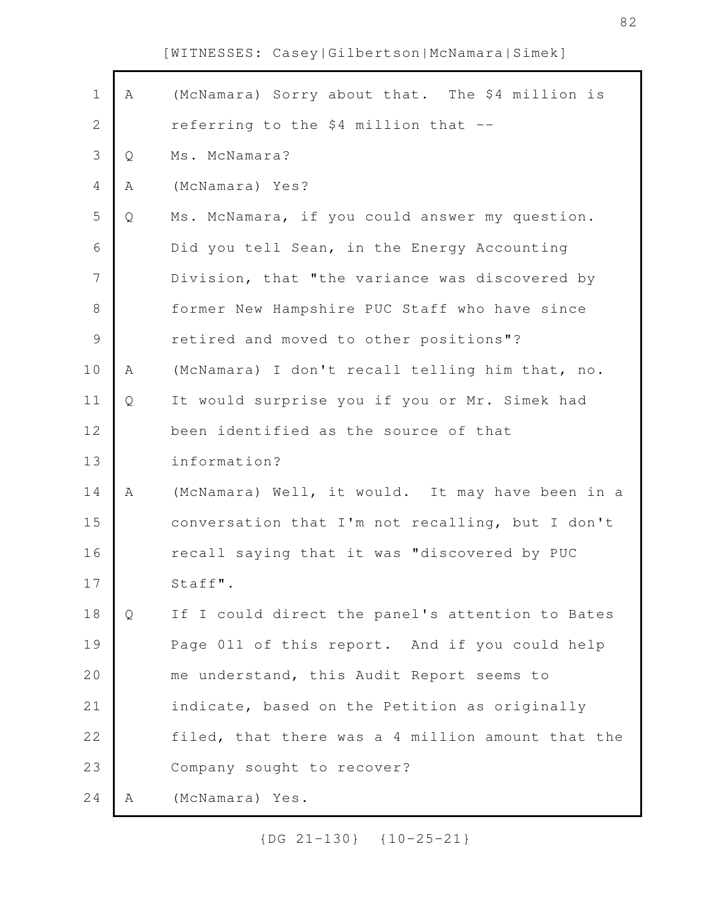[WITNESSES: Casey|Gilbertson|McNamara|Simek]

A (McNamara) Sorry about that. The $4 million is referring to the $4 million that --

Q Ms. McNamara?

A (McNamara) Yes?

Q Ms. McNamara, if you could answer my question. Did you tell Sean, in the Energy Accounting Division, that "the variance was discovered by former New Hampshire PUC Staff who have since retired and moved to other positions"?

A (McNamara) I don't recall telling him that, no.

Q It would surprise you if you or Mr. Simek had been identified as the source of that information?

A (McNamara) Well, it would. It may have been in a conversation that I'm not recalling, but I don't recall saying that it was "discovered by PUC Staff".

Q If I could direct the panel's attention to Bates Page 011 of this report. And if you could help me understand, this Audit Report seems to indicate, based on the Petition as originally filed, that there was a 4 million amount that the Company sought to recover?

A (McNamara) Yes.

{DG 21-130} {10-25-21}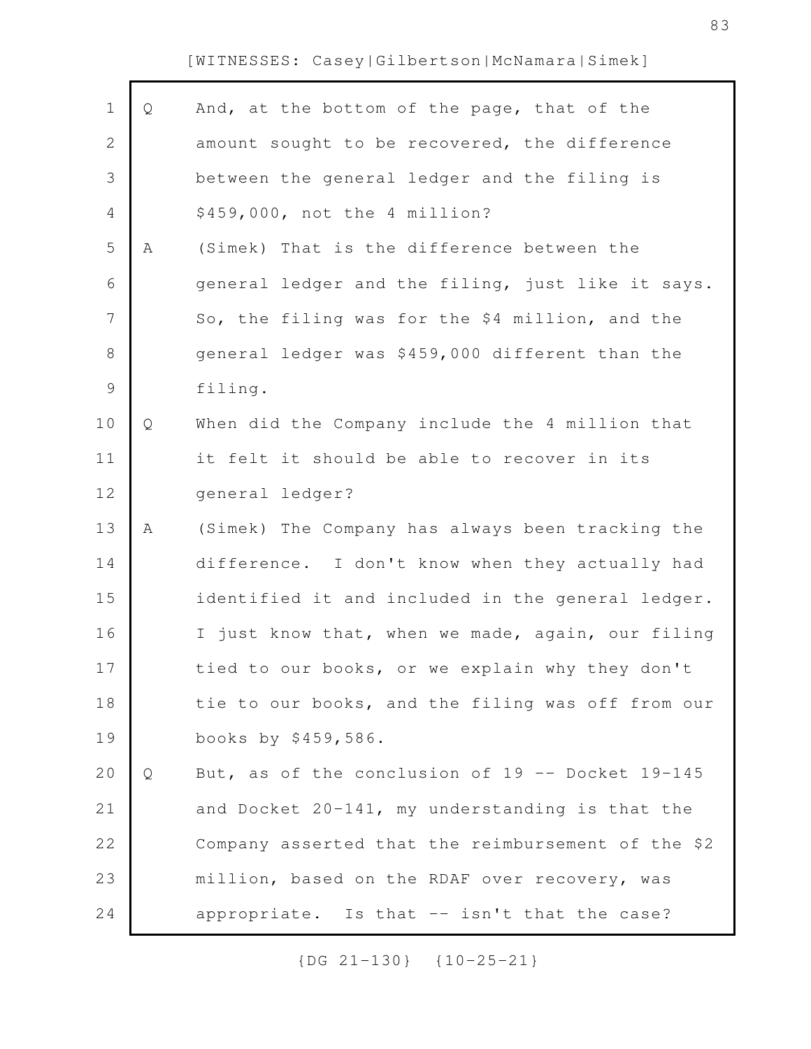[WITNESSES: Casey|Gilbertson|McNamara|Simek]

Q And, at the bottom of the page, that of the amount sought to be recovered, the difference between the general ledger and the filing is $459,000, not the 4 million?

A (Simek) That is the difference between the general ledger and the filing, just like it says. So, the filing was for the $4 million, and the general ledger was $459,000 different than the filing.

Q When did the Company include the 4 million that it felt it should be able to recover in its general ledger?

A (Simek) The Company has always been tracking the difference. I don't know when they actually had identified it and included in the general ledger. I just know that, when we made, again, our filing tied to our books, or we explain why they don't tie to our books, and the filing was off from our books by $459,586.

Q But, as of the conclusion of 19 -- Docket 19-145 and Docket 20-141, my understanding is that the Company asserted that the reimbursement of the $2 million, based on the RDAF over recovery, was appropriate. Is that -- isn't that the case?

{DG 21-130} {10-25-21}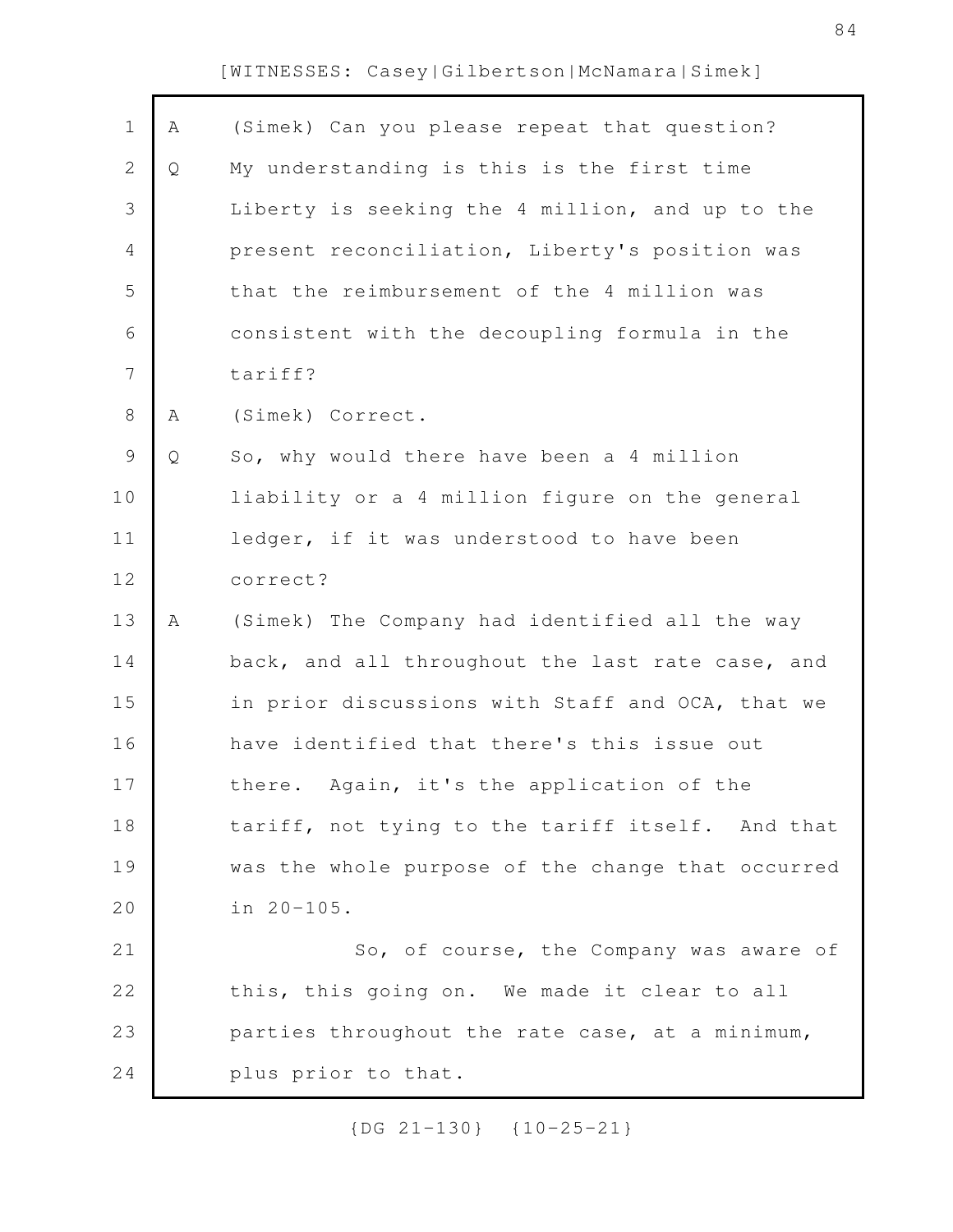A (Simek) Can you please repeat that question?

Q My understanding is this is the first time Liberty is seeking the 4 million, and up to the present reconciliation, Liberty's position was that the reimbursement of the 4 million was consistent with the decoupling formula in the tariff?

A (Simek) Correct.

Q So, why would there have been a 4 million liability or a 4 million figure on the general ledger, if it was understood to have been correct?

A (Simek) The Company had identified all the way back, and all throughout the last rate case, and in prior discussions with Staff and OCA, that we have identified that there's this issue out there. Again, it's the application of the tariff, not tying to the tariff itself. And that was the whole purpose of the change that occurred in 20-105.

So, of course, the Company was aware of this, this going on. We made it clear to all parties throughout the rate case, at a minimum, plus prior to that.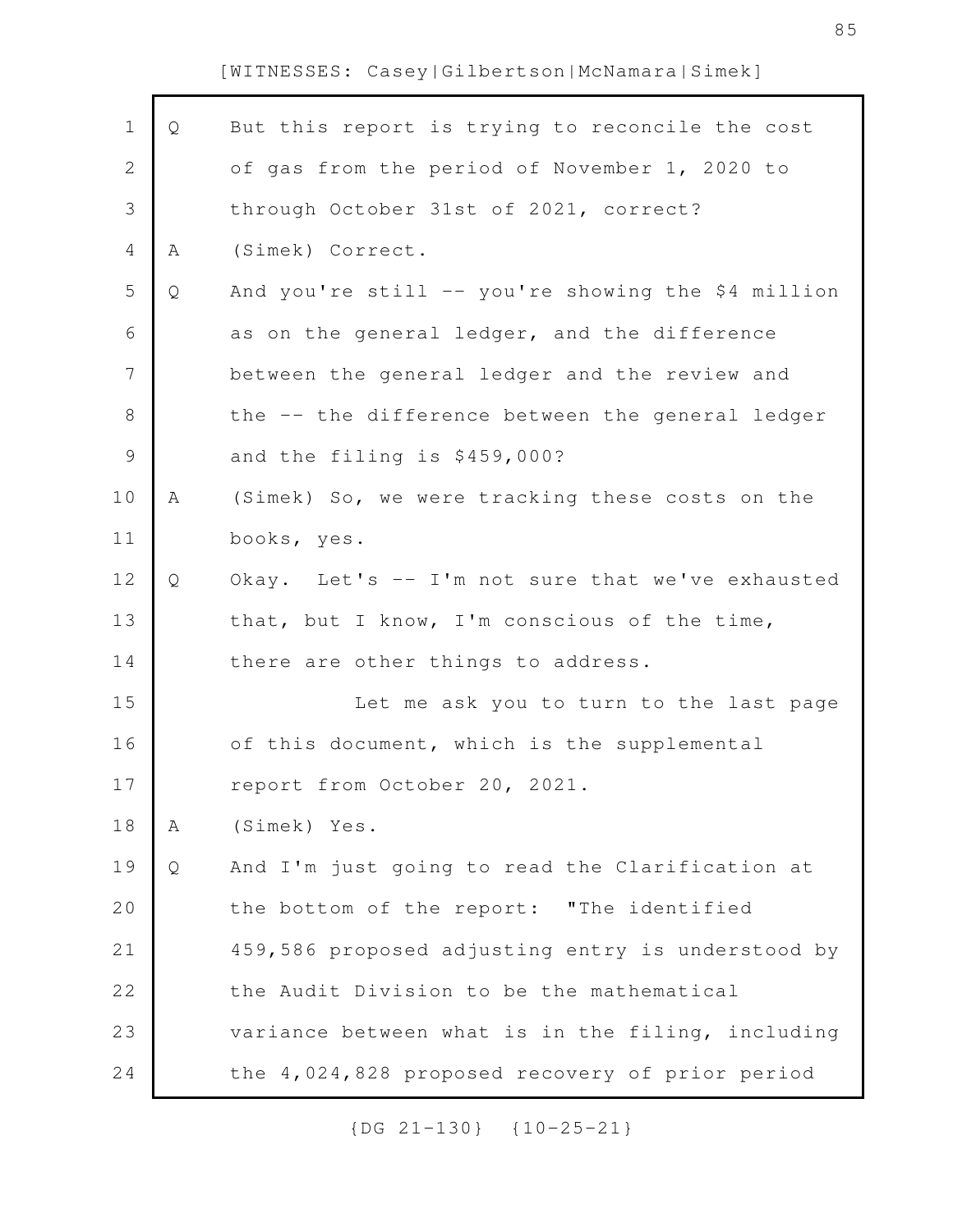Q But this report is trying to reconcile the cost of gas from the period of November 1, 2020 to through October 31st of 2021, correct?

A (Simek) Correct.

Q And you're still -- you're showing the $4 million as on the general ledger, and the difference between the general ledger and the review and the -- the difference between the general ledger and the filing is $459,000?

A (Simek) So, we were tracking these costs on the books, yes.

Q Okay. Let's -- I'm not sure that we've exhausted that, but I know, I'm conscious of the time, there are other things to address.

Let me ask you to turn to the last page of this document, which is the supplemental report from October 20, 2021.

A (Simek) Yes.

Q And I'm just going to read the Clarification at the bottom of the report: "The identified 459,586 proposed adjusting entry is understood by the Audit Division to be the mathematical variance between what is in the filing, including the 4,024,828 proposed recovery of prior period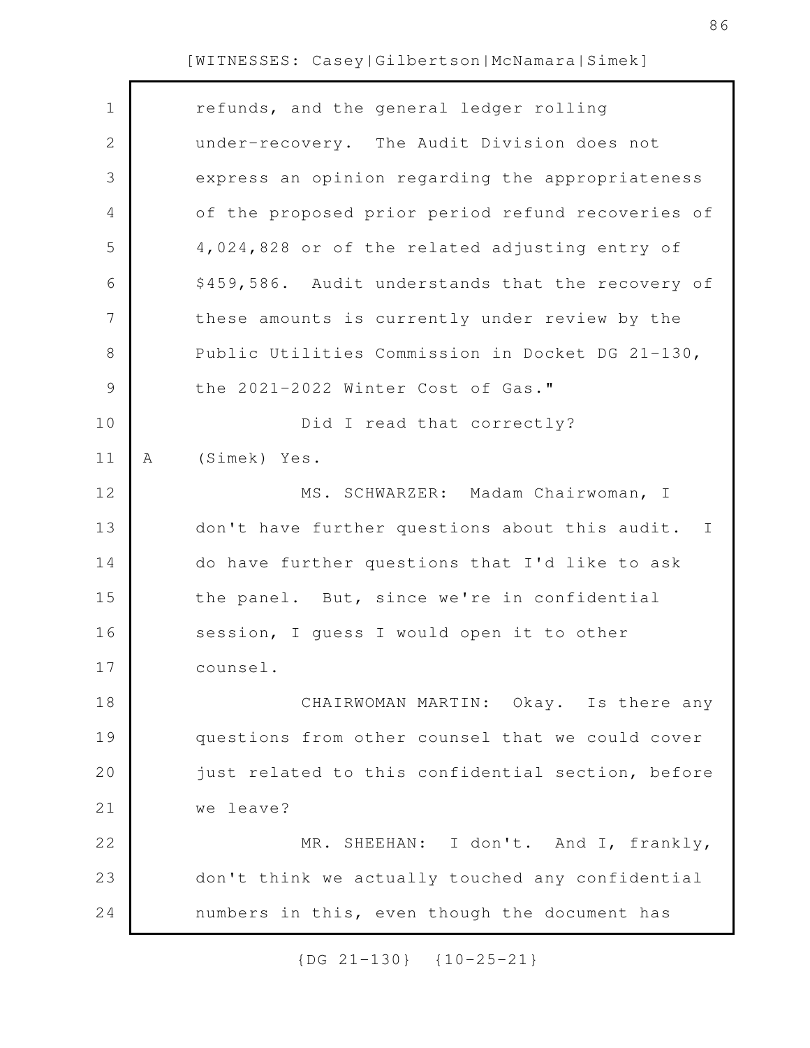refunds, and the general ledger rolling under-recovery. The Audit Division does not express an opinion regarding the appropriateness of the proposed prior period refund recoveries of 4,024,828 or of the related adjusting entry of $459,586. Audit understands that the recovery of these amounts is currently under review by the Public Utilities Commission in Docket DG 21-130, the 2021-2022 Winter Cost of Gas."

Did I read that correctly?

A (Simek) Yes.

MS. SCHWARZER: Madam Chairwoman, I don't have further questions about this audit. I do have further questions that I'd like to ask the panel. But, since we're in confidential session, I guess I would open it to other counsel.

CHAIRWOMAN MARTIN: Okay. Is there any questions from other counsel that we could cover just related to this confidential section, before we leave?

MR. SHEEHAN: I don't. And I, frankly, don't think we actually touched any confidential numbers in this, even though the document has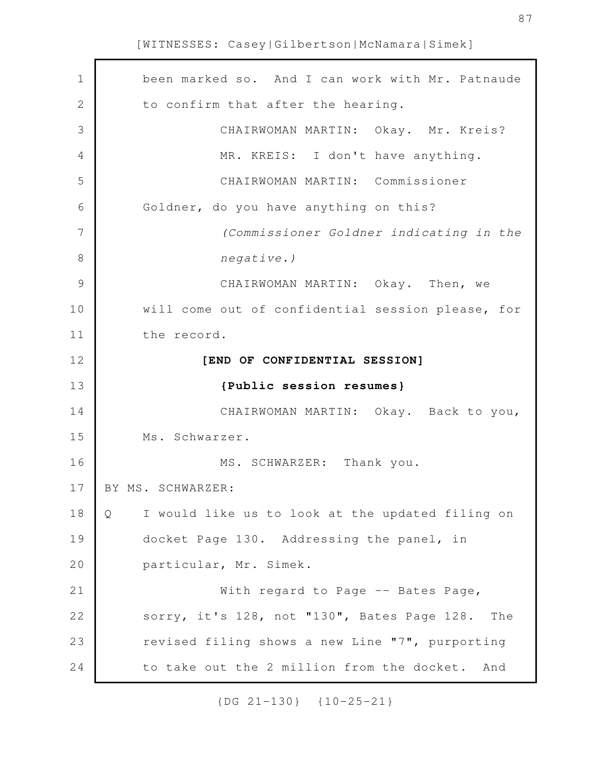been marked so. And I can work with Mr. Patnaude to confirm that after the hearing.

CHAIRWOMAN MARTIN: Okay. Mr. Kreis?

MR. KREIS: I don't have anything.

CHAIRWOMAN MARTIN: Commissioner Goldner, do you have anything on this?

*(Commissioner Goldner indicating in the negative.)*

CHAIRWOMAN MARTIN: Okay. Then, we will come out of confidential session please, for the record.

**[END OF CONFIDENTIAL SESSION]**

**{Public session resumes}**

CHAIRWOMAN MARTIN: Okay. Back to you, Ms. Schwarzer.

MS. SCHWARZER: Thank you.

BY MS. SCHWARZER:

Q I would like us to look at the updated filing on docket Page 130. Addressing the panel, in particular, Mr. Simek.

With regard to Page -- Bates Page, sorry, it's 128, not "130", Bates Page 128. The revised filing shows a new Line "7", purporting to take out the 2 million from the docket. And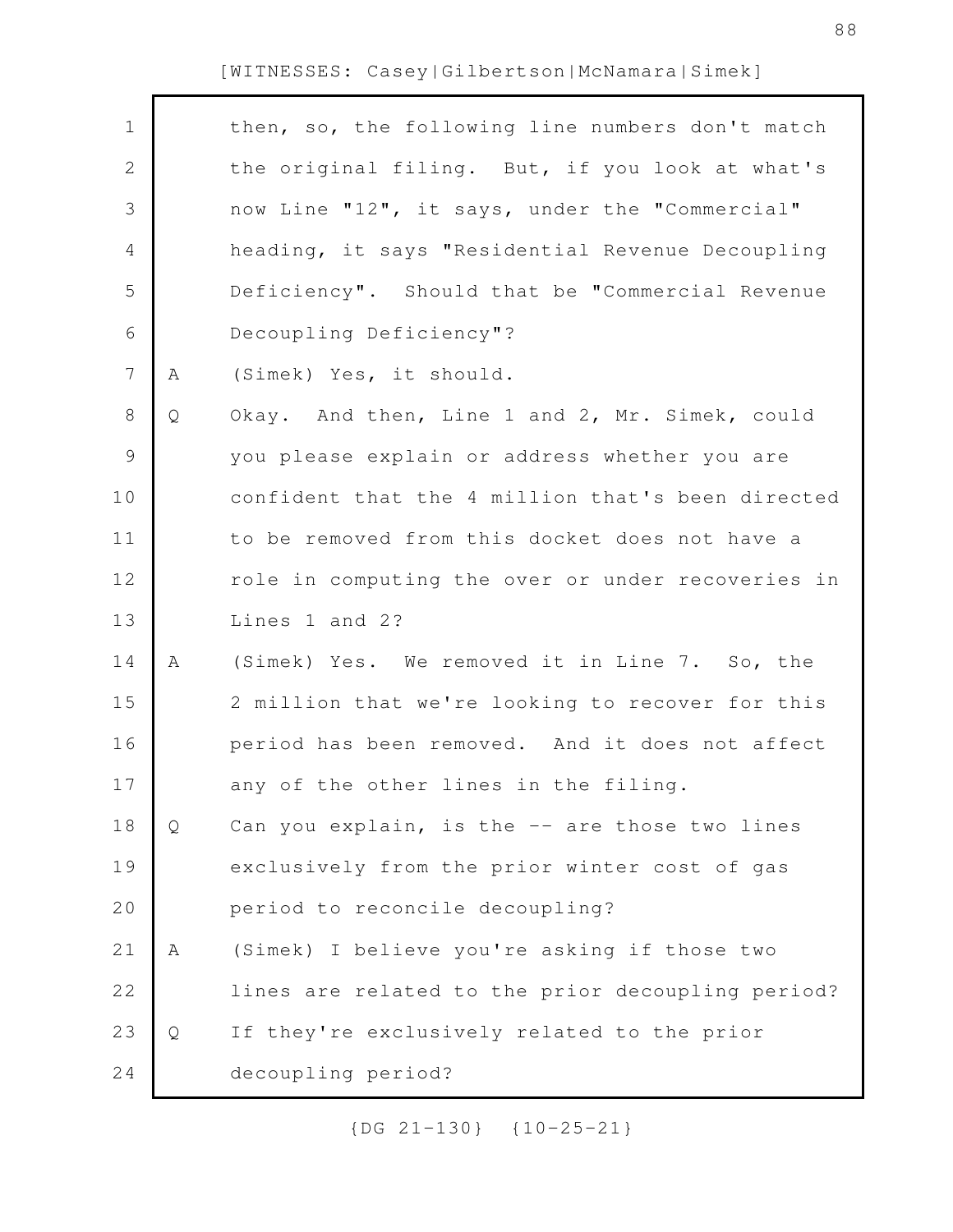then, so, the following line numbers don't match the original filing. But, if you look at what's now Line "12", it says, under the "Commercial" heading, it says "Residential Revenue Decoupling Deficiency". Should that be "Commercial Revenue Decoupling Deficiency"?

A (Simek) Yes, it should.

Q Okay. And then, Line 1 and 2, Mr. Simek, could you please explain or address whether you are confident that the 4 million that's been directed to be removed from this docket does not have a role in computing the over or under recoveries in Lines 1 and 2?

A (Simek) Yes. We removed it in Line 7. So, the 2 million that we're looking to recover for this period has been removed. And it does not affect any of the other lines in the filing.

Q Can you explain, is the -- are those two lines exclusively from the prior winter cost of gas period to reconcile decoupling?

A (Simek) I believe you're asking if those two lines are related to the prior decoupling period?

Q If they're exclusively related to the prior decoupling period?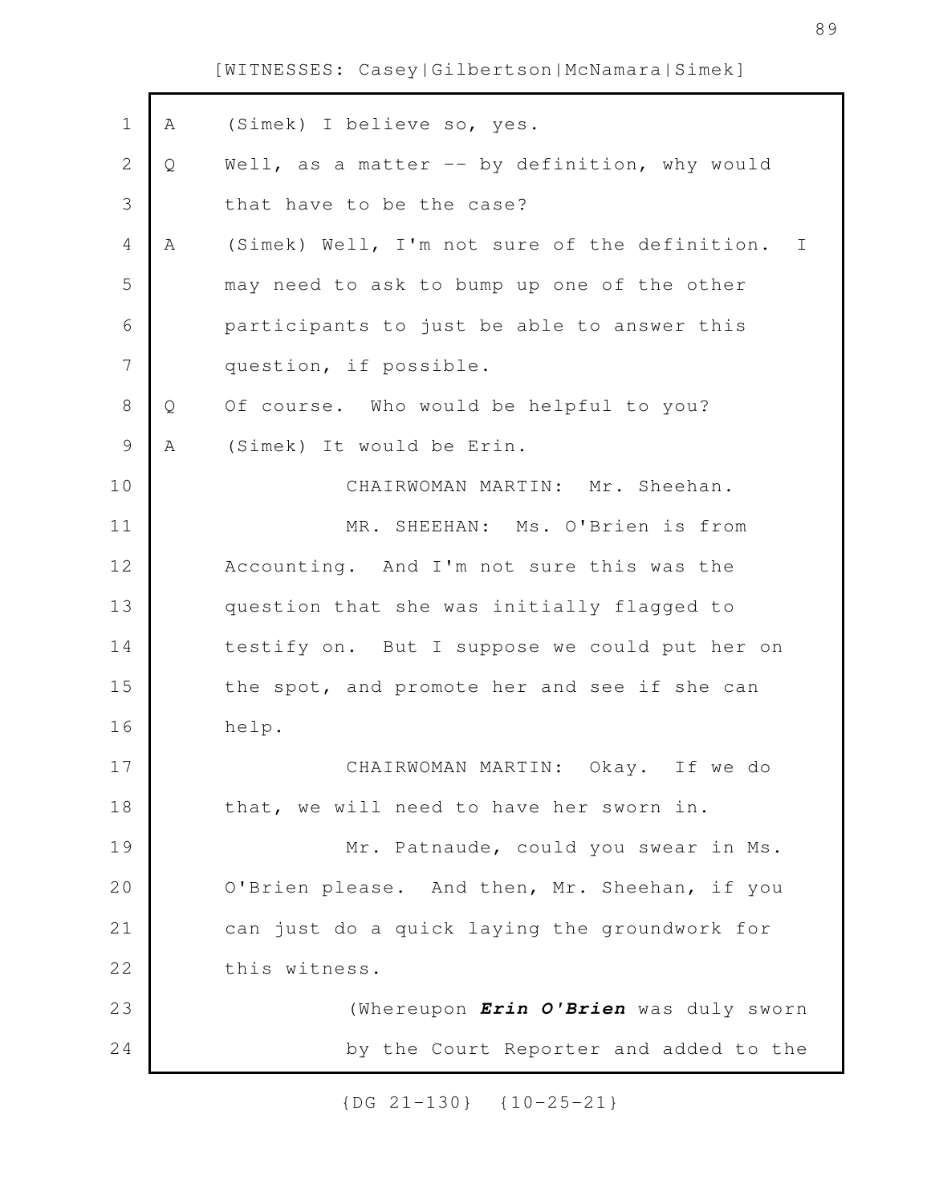A (Simek) I believe so, yes.

Q Well, as a matter -- by definition, why would that have to be the case?

A (Simek) Well, I'm not sure of the definition. I may need to ask to bump up one of the other participants to just be able to answer this question, if possible.

Q Of course. Who would be helpful to you?

A (Simek) It would be Erin.

CHAIRWOMAN MARTIN: Mr. Sheehan.

MR. SHEEHAN: Ms. O'Brien is from Accounting. And I'm not sure this was the question that she was initially flagged to testify on. But I suppose we could put her on the spot, and promote her and see if she can help.

CHAIRWOMAN MARTIN: Okay. If we do that, we will need to have her sworn in.

Mr. Patnaude, could you swear in Ms. O'Brien please. And then, Mr. Sheehan, if you can just do a quick laying the groundwork for this witness.

(Whereupon ***Erin O'Brien*** was duly sworn by the Court Reporter and added to the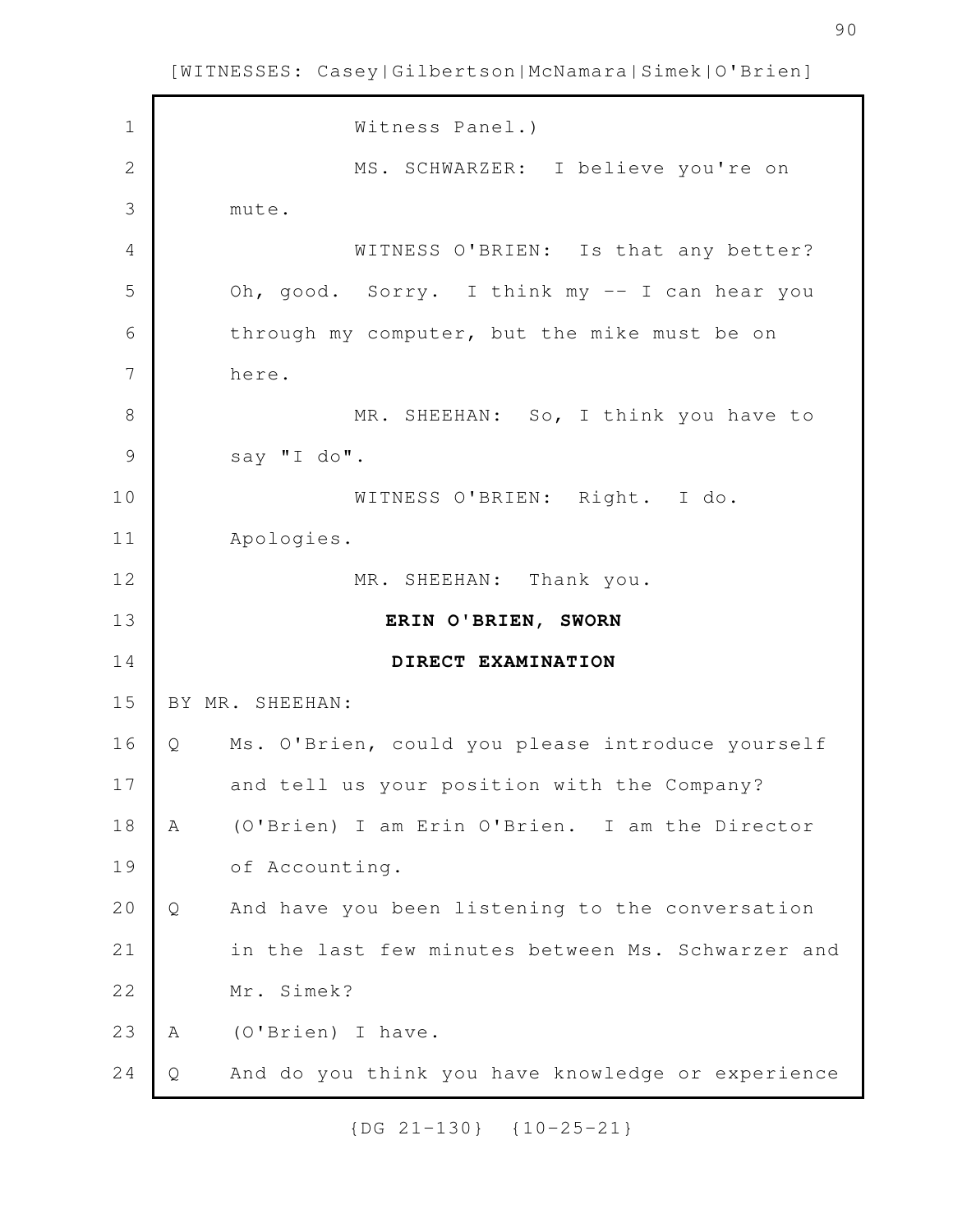Witness Panel.)

MS. SCHWARZER: I believe you're on mute.

WITNESS O'BRIEN: Is that any better? Oh, good. Sorry. I think my -- I can hear you through my computer, but the mike must be on here.

MR. SHEEHAN: So, I think you have to say "I do".

WITNESS O'BRIEN: Right. I do. Apologies.

MR. SHEEHAN: Thank you.

**ERIN O'BRIEN, SWORN**

**DIRECT EXAMINATION**

BY MR. SHEEHAN:

Q Ms. O'Brien, could you please introduce yourself and tell us your position with the Company?

A (O'Brien) I am Erin O'Brien. I am the Director of Accounting.

Q And have you been listening to the conversation in the last few minutes between Ms. Schwarzer and Mr. Simek?

A (O'Brien) I have.

Q And do you think you have knowledge or experience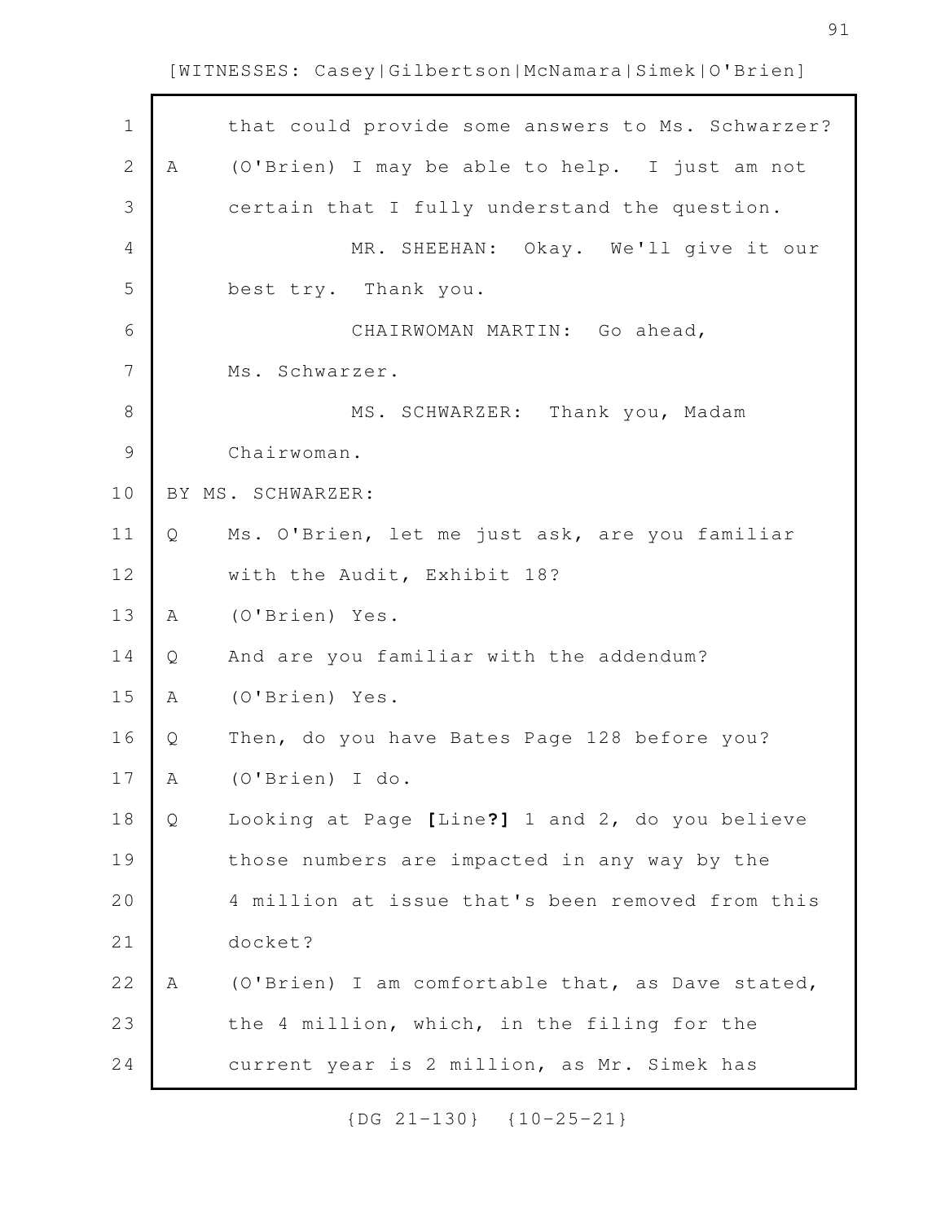that could provide some answers to Ms. Schwarzer?

A (O'Brien) I may be able to help. I just am not certain that I fully understand the question.

MR. SHEEHAN: Okay. We'll give it our best try. Thank you.

CHAIRWOMAN MARTIN: Go ahead, Ms. Schwarzer.

MS. SCHWARZER: Thank you, Madam Chairwoman.

BY MS. SCHWARZER:

Q Ms. O'Brien, let me just ask, are you familiar with the Audit, Exhibit 18?

A (O'Brien) Yes.

Q And are you familiar with the addendum?

A (O'Brien) Yes.

Q Then, do you have Bates Page 128 before you?

A (O'Brien) I do.

Q Looking at Page **[**Line**?]** 1 and 2, do you believe those numbers are impacted in any way by the 4 million at issue that's been removed from this docket?

A (O'Brien) I am comfortable that, as Dave stated, the 4 million, which, in the filing for the current year is 2 million, as Mr. Simek has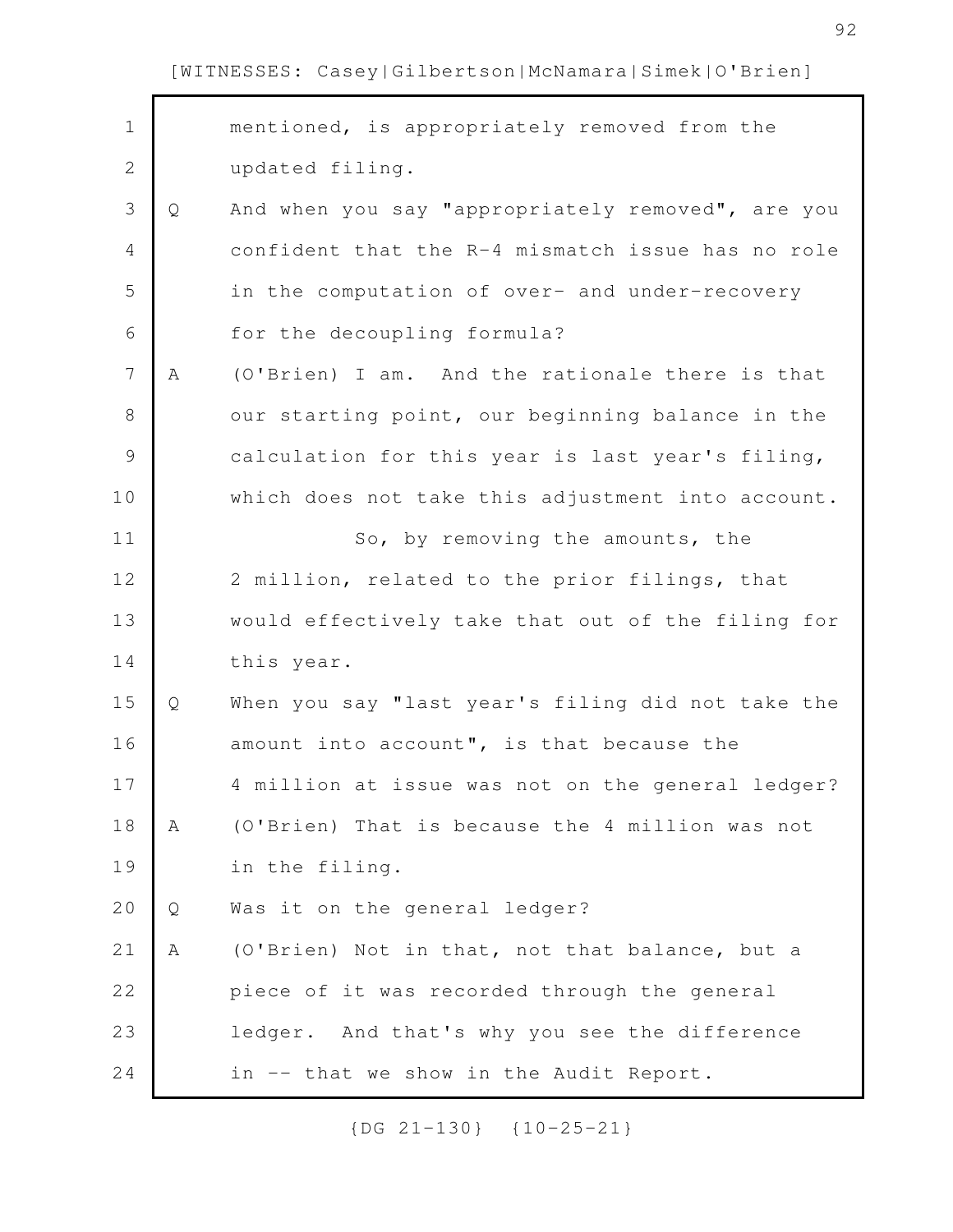mentioned, is appropriately removed from the updated filing.

Q And when you say "appropriately removed", are you confident that the R-4 mismatch issue has no role in the computation of over- and under-recovery for the decoupling formula?

A (O'Brien) I am. And the rationale there is that our starting point, our beginning balance in the calculation for this year is last year's filing, which does not take this adjustment into account.

So, by removing the amounts, the 2 million, related to the prior filings, that would effectively take that out of the filing for this year.

Q When you say "last year's filing did not take the amount into account", is that because the 4 million at issue was not on the general ledger?

A (O'Brien) That is because the 4 million was not in the filing.

Q Was it on the general ledger?

A (O'Brien) Not in that, not that balance, but a piece of it was recorded through the general ledger. And that's why you see the difference in -- that we show in the Audit Report.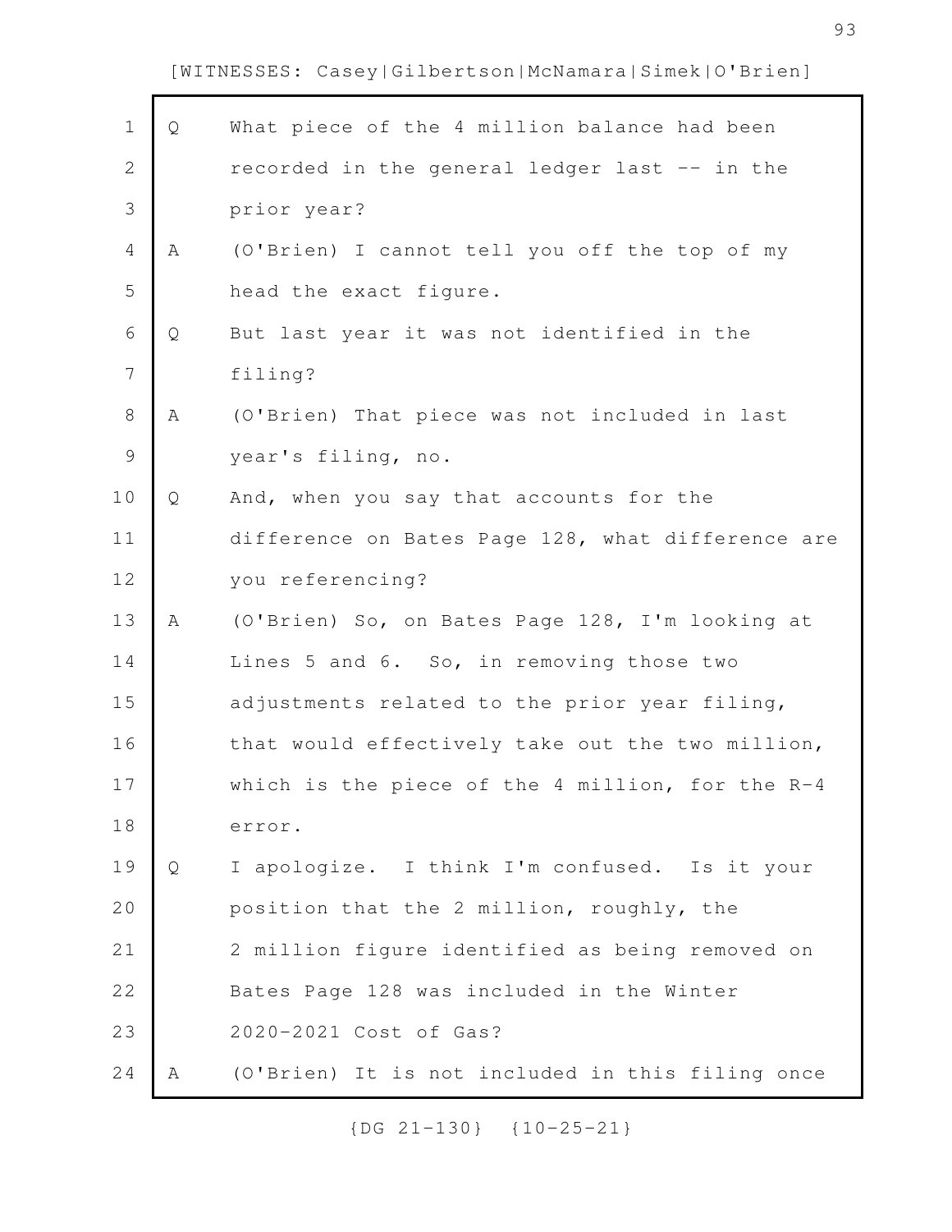[WITNESSES: Casey|Gilbertson|McNamara|Simek|O'Brien]

Q What piece of the 4 million balance had been recorded in the general ledger last -- in the prior year?

A (O'Brien) I cannot tell you off the top of my head the exact figure.

Q But last year it was not identified in the filing?

A (O'Brien) That piece was not included in last year's filing, no.

Q And, when you say that accounts for the difference on Bates Page 128, what difference are you referencing?

A (O'Brien) So, on Bates Page 128, I'm looking at Lines 5 and 6. So, in removing those two adjustments related to the prior year filing, that would effectively take out the two million, which is the piece of the 4 million, for the R-4 error.

Q I apologize. I think I'm confused. Is it your position that the 2 million, roughly, the 2 million figure identified as being removed on Bates Page 128 was included in the Winter 2020-2021 Cost of Gas?

A (O'Brien) It is not included in this filing once

{DG 21-130} {10-25-21}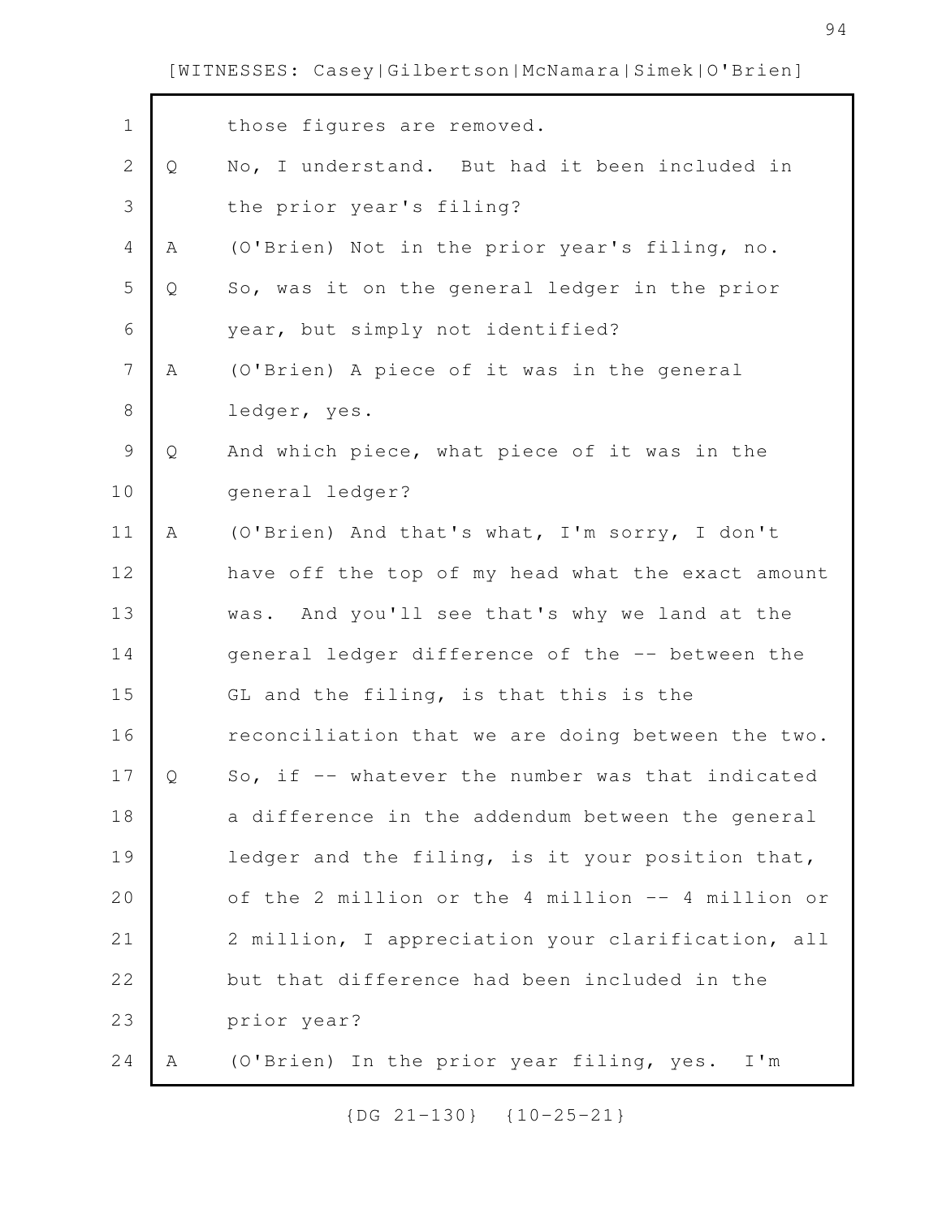those figures are removed.

Q No, I understand. But had it been included in the prior year's filing?

A (O'Brien) Not in the prior year's filing, no.

Q So, was it on the general ledger in the prior year, but simply not identified?

A (O'Brien) A piece of it was in the general ledger, yes.

Q And which piece, what piece of it was in the general ledger?

A (O'Brien) And that's what, I'm sorry, I don't have off the top of my head what the exact amount was. And you'll see that's why we land at the general ledger difference of the -- between the GL and the filing, is that this is the reconciliation that we are doing between the two.

Q So, if -- whatever the number was that indicated a difference in the addendum between the general ledger and the filing, is it your position that, of the 2 million or the 4 million -- 4 million or 2 million, I appreciation your clarification, all but that difference had been included in the prior year?

A (O'Brien) In the prior year filing, yes. I'm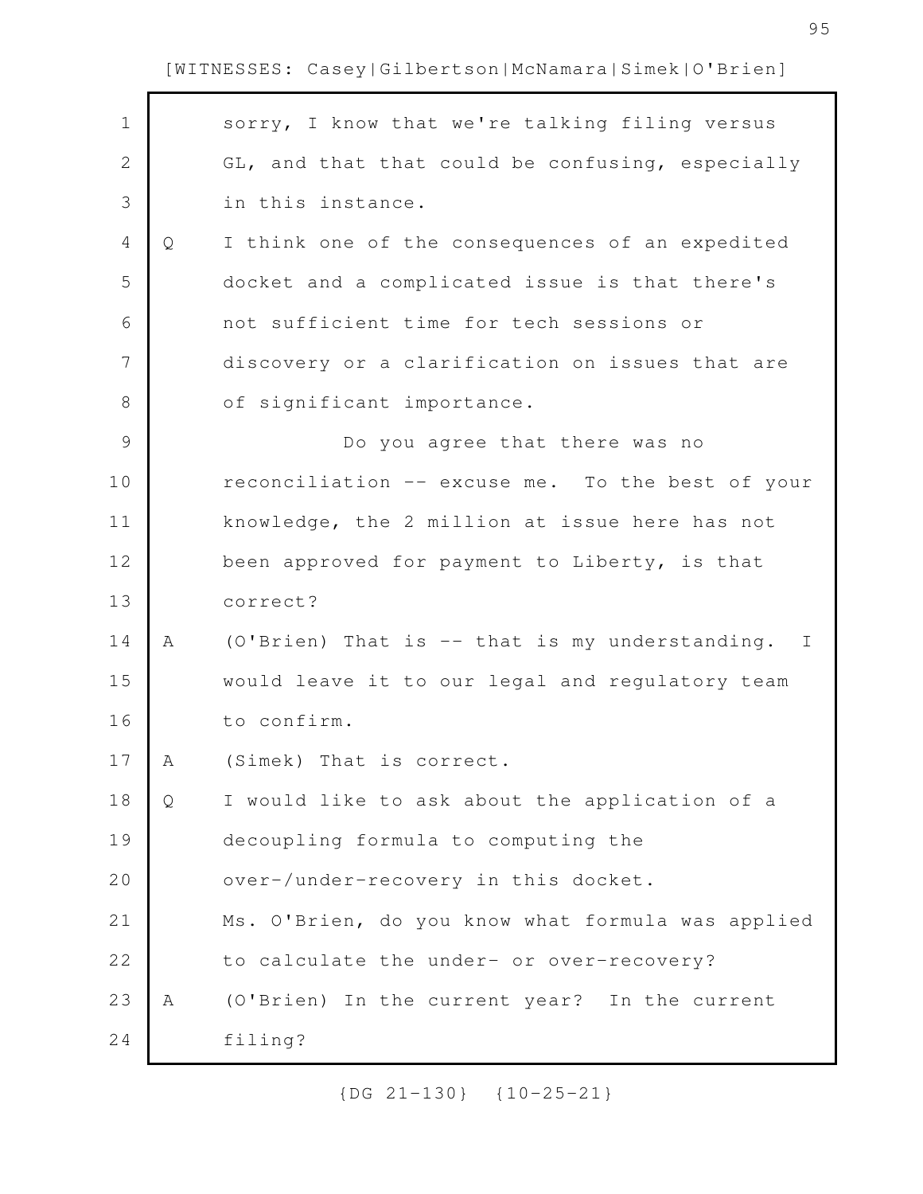sorry, I know that we're talking filing versus GL, and that that could be confusing, especially in this instance.

Q I think one of the consequences of an expedited docket and a complicated issue is that there's not sufficient time for tech sessions or discovery or a clarification on issues that are of significant importance.

Do you agree that there was no reconciliation -- excuse me. To the best of your knowledge, the 2 million at issue here has not been approved for payment to Liberty, is that correct?

A (O'Brien) That is -- that is my understanding. I would leave it to our legal and regulatory team to confirm.

A (Simek) That is correct.

Q I would like to ask about the application of a decoupling formula to computing the over-/under-recovery in this docket.

Ms. O'Brien, do you know what formula was applied to calculate the under- or over-recovery?

A (O'Brien) In the current year? In the current filing?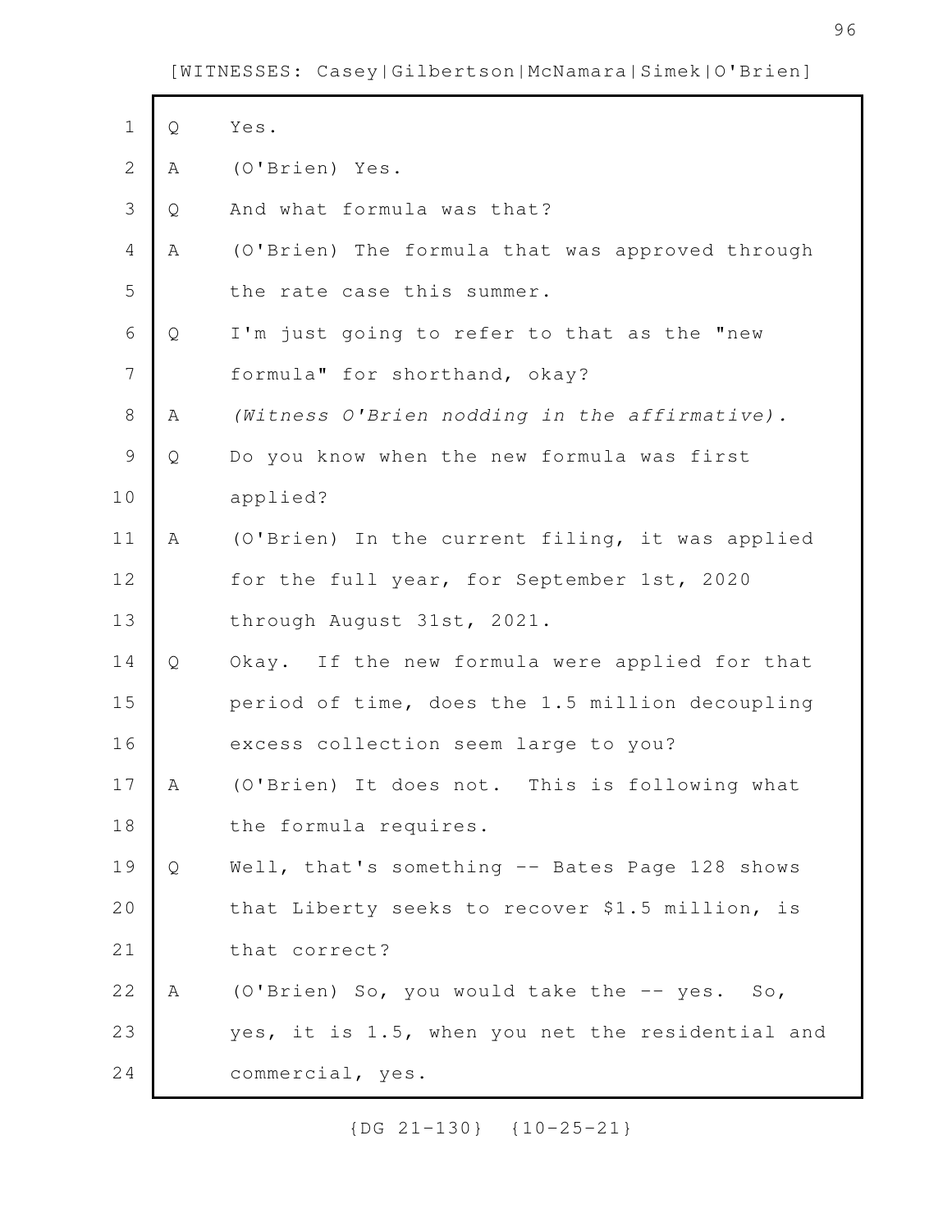[WITNESSES: Casey|Gilbertson|McNamara|Simek|O'Brien]

Q Yes.

A (O'Brien) Yes.

Q And what formula was that?

A (O'Brien) The formula that was approved through the rate case this summer.

Q I'm just going to refer to that as the "new formula" for shorthand, okay?

A *(Witness O'Brien nodding in the affirmative).*

Q Do you know when the new formula was first applied?

A (O'Brien) In the current filing, it was applied for the full year, for September 1st, 2020 through August 31st, 2021.

Q Okay. If the new formula were applied for that period of time, does the 1.5 million decoupling excess collection seem large to you?

A (O'Brien) It does not. This is following what the formula requires.

Q Well, that's something -- Bates Page 128 shows that Liberty seeks to recover $1.5 million, is that correct?

A (O'Brien) So, you would take the -- yes. So, yes, it is 1.5, when you net the residential and commercial, yes.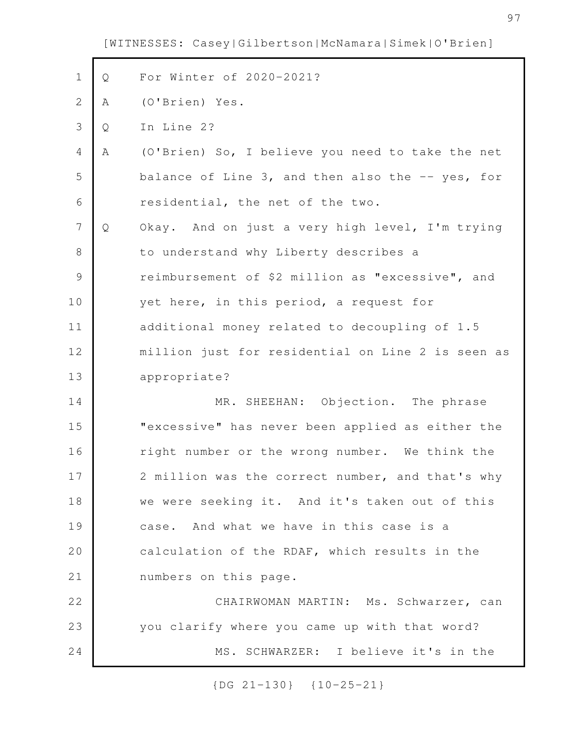[WITNESSES: Casey|Gilbertson|McNamara|Simek|O'Brien]

Q For Winter of 2020-2021?

A (O'Brien) Yes.

Q In Line 2?

A (O'Brien) So, I believe you need to take the net balance of Line 3, and then also the -- yes, for residential, the net of the two.

Q Okay. And on just a very high level, I'm trying to understand why Liberty describes a reimbursement of $2 million as "excessive", and yet here, in this period, a request for additional money related to decoupling of 1.5 million just for residential on Line 2 is seen as appropriate?

MR. SHEEHAN: Objection. The phrase "excessive" has never been applied as either the right number or the wrong number. We think the 2 million was the correct number, and that's why we were seeking it. And it's taken out of this case. And what we have in this case is a calculation of the RDAF, which results in the numbers on this page.

CHAIRWOMAN MARTIN: Ms. Schwarzer, can you clarify where you came up with that word?

MS. SCHWARZER: I believe it's in the

{DG 21-130} {10-25-21}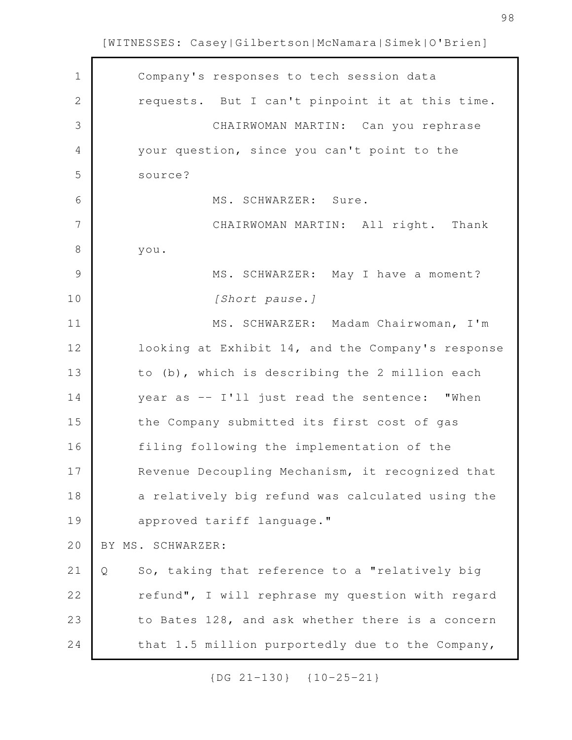Company's responses to tech session data requests. But I can't pinpoint it at this time.

CHAIRWOMAN MARTIN: Can you rephrase your question, since you can't point to the source?

MS. SCHWARZER: Sure.

CHAIRWOMAN MARTIN: All right. Thank you.

MS. SCHWARZER: May I have a moment?

*[Short pause.]*

MS. SCHWARZER: Madam Chairwoman, I'm looking at Exhibit 14, and the Company's response to (b), which is describing the 2 million each year as -- I'll just read the sentence: "When the Company submitted its first cost of gas filing following the implementation of the Revenue Decoupling Mechanism, it recognized that a relatively big refund was calculated using the approved tariff language."

BY MS. SCHWARZER:

Q So, taking that reference to a "relatively big refund", I will rephrase my question with regard to Bates 128, and ask whether there is a concern that 1.5 million purportedly due to the Company,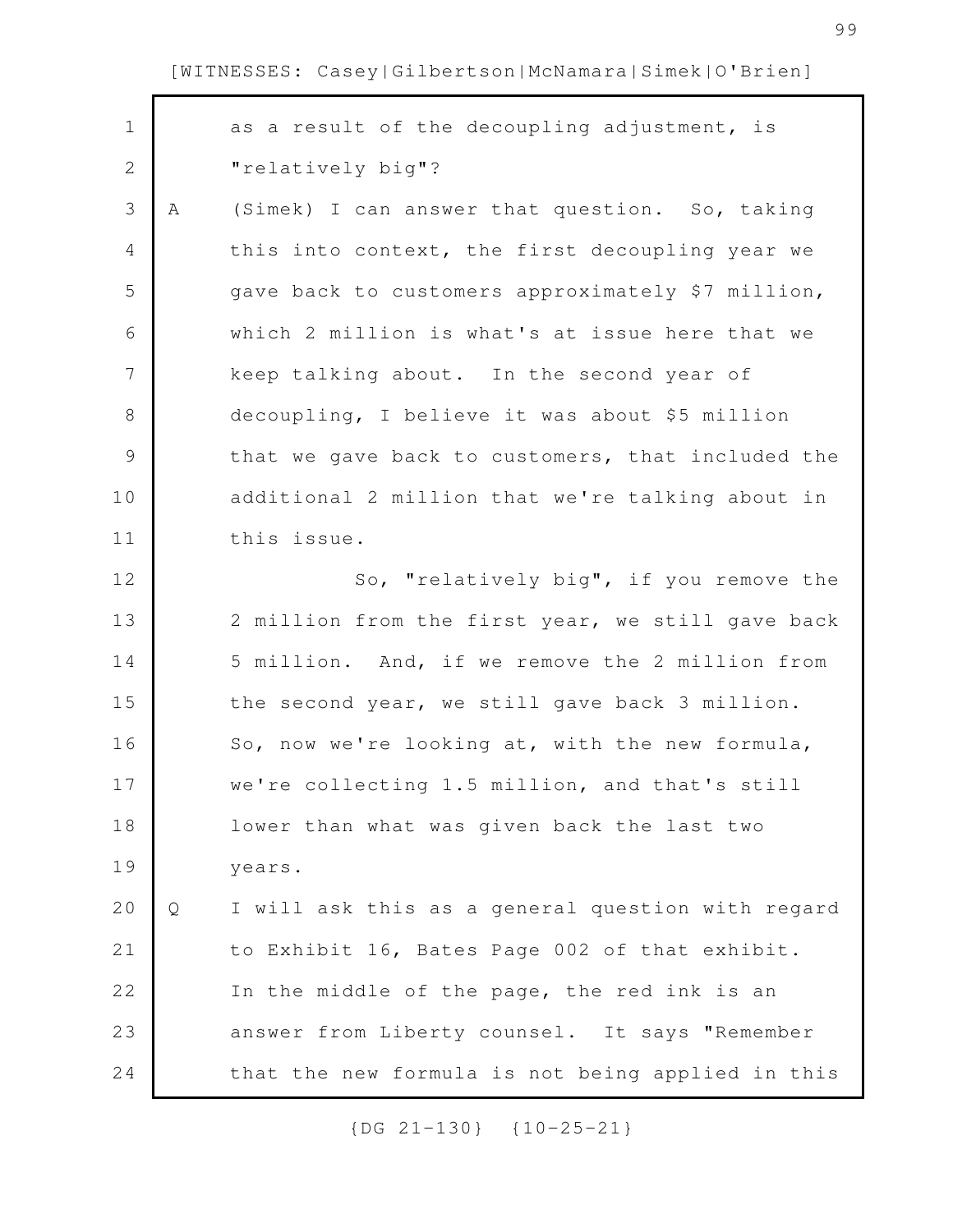as a result of the decoupling adjustment, is "relatively big"?

A (Simek) I can answer that question. So, taking this into context, the first decoupling year we gave back to customers approximately $7 million, which 2 million is what's at issue here that we keep talking about. In the second year of decoupling, I believe it was about $5 million that we gave back to customers, that included the additional 2 million that we're talking about in this issue.

So, "relatively big", if you remove the 2 million from the first year, we still gave back 5 million. And, if we remove the 2 million from the second year, we still gave back 3 million. So, now we're looking at, with the new formula, we're collecting 1.5 million, and that's still lower than what was given back the last two years.

Q I will ask this as a general question with regard to Exhibit 16, Bates Page 002 of that exhibit. In the middle of the page, the red ink is an answer from Liberty counsel. It says "Remember that the new formula is not being applied in this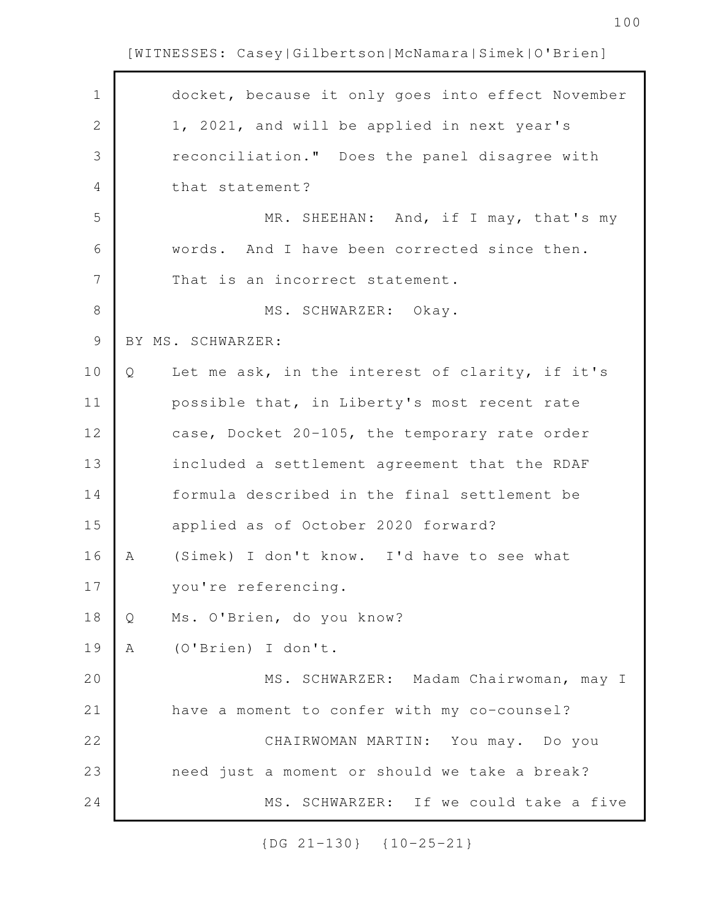docket, because it only goes into effect November 1, 2021, and will be applied in next year's reconciliation." Does the panel disagree with that statement?

MR. SHEEHAN: And, if I may, that's my words. And I have been corrected since then. That is an incorrect statement.

MS. SCHWARZER: Okay.

BY MS. SCHWARZER:

Q Let me ask, in the interest of clarity, if it's possible that, in Liberty's most recent rate case, Docket 20-105, the temporary rate order included a settlement agreement that the RDAF formula described in the final settlement be applied as of October 2020 forward?

A (Simek) I don't know. I'd have to see what you're referencing.

Q Ms. O'Brien, do you know?

A (O'Brien) I don't.

MS. SCHWARZER: Madam Chairwoman, may I have a moment to confer with my co-counsel?

CHAIRWOMAN MARTIN: You may. Do you need just a moment or should we take a break?

MS. SCHWARZER: If we could take a five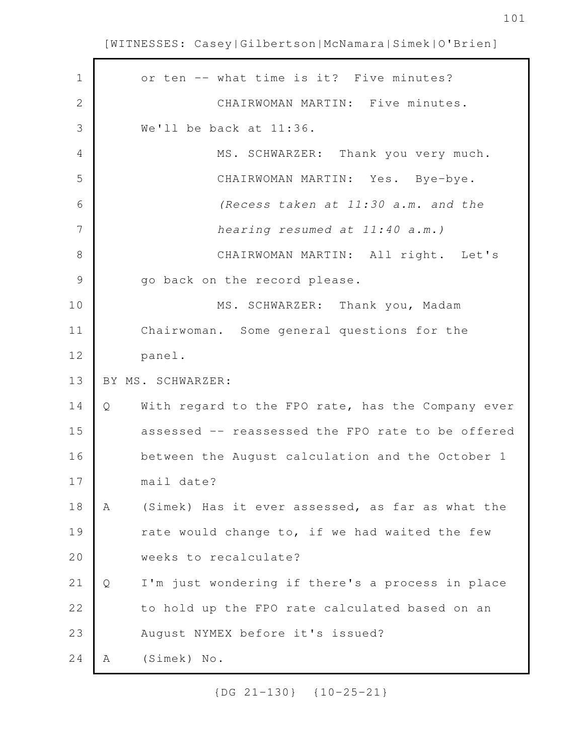or ten -- what time is it? Five minutes?

CHAIRWOMAN MARTIN: Five minutes. We'll be back at 11:36.

MS. SCHWARZER: Thank you very much.

CHAIRWOMAN MARTIN: Yes. Bye-bye.

*(Recess taken at 11:30 a.m. and the hearing resumed at 11:40 a.m.)*

CHAIRWOMAN MARTIN: All right. Let's go back on the record please.

MS. SCHWARZER: Thank you, Madam Chairwoman. Some general questions for the panel.

BY MS. SCHWARZER:

Q With regard to the FPO rate, has the Company ever assessed -- reassessed the FPO rate to be offered between the August calculation and the October 1 mail date?

A (Simek) Has it ever assessed, as far as what the rate would change to, if we had waited the few weeks to recalculate?

Q I'm just wondering if there's a process in place to hold up the FPO rate calculated based on an August NYMEX before it's issued?

A (Simek) No.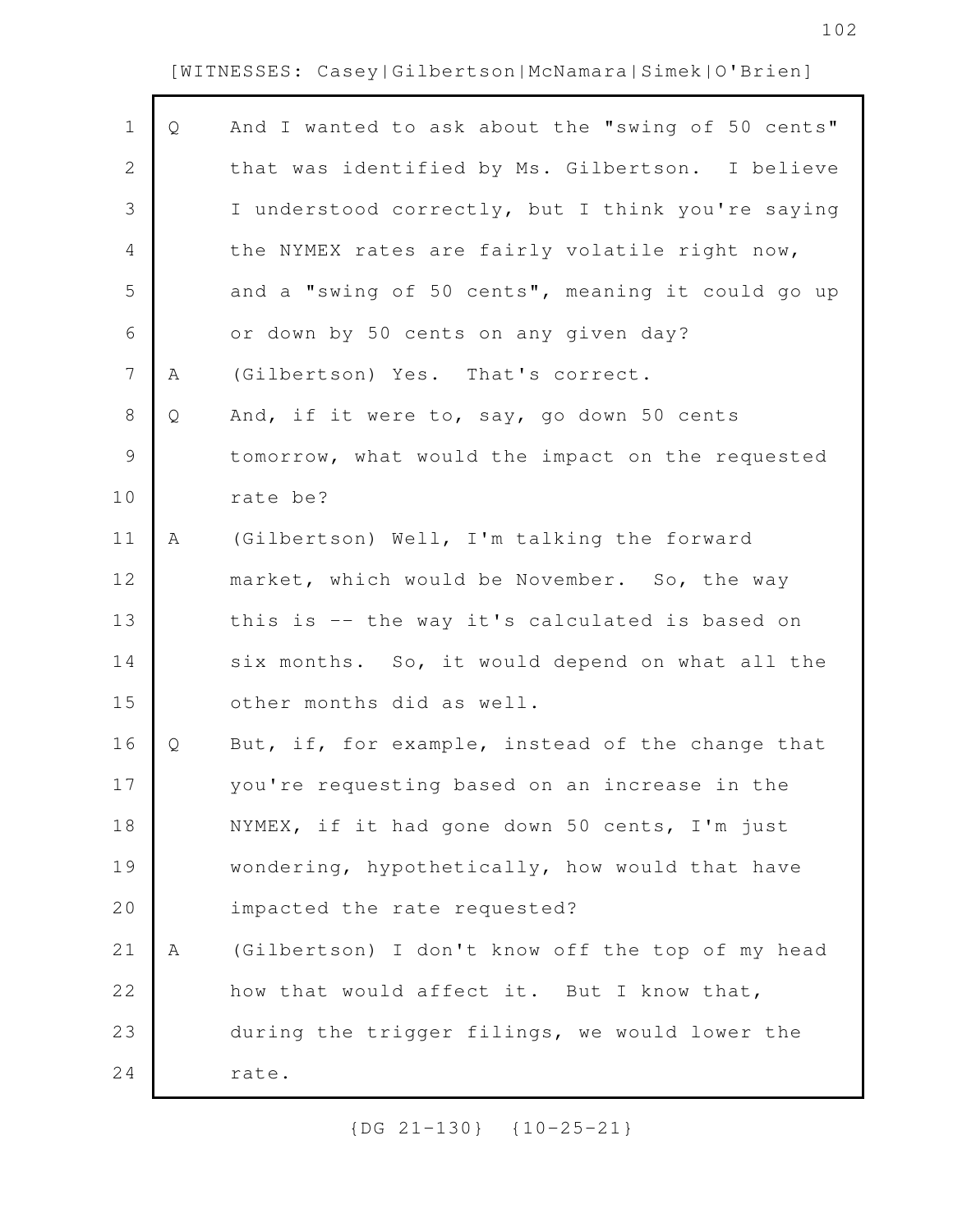Q And I wanted to ask about the "swing of 50 cents" that was identified by Ms. Gilbertson. I believe I understood correctly, but I think you're saying the NYMEX rates are fairly volatile right now, and a "swing of 50 cents", meaning it could go up or down by 50 cents on any given day?

A (Gilbertson) Yes. That's correct.

Q And, if it were to, say, go down 50 cents tomorrow, what would the impact on the requested rate be?

A (Gilbertson) Well, I'm talking the forward market, which would be November. So, the way this is -- the way it's calculated is based on six months. So, it would depend on what all the other months did as well.

Q But, if, for example, instead of the change that you're requesting based on an increase in the NYMEX, if it had gone down 50 cents, I'm just wondering, hypothetically, how would that have impacted the rate requested?

A (Gilbertson) I don't know off the top of my head how that would affect it. But I know that, during the trigger filings, we would lower the rate.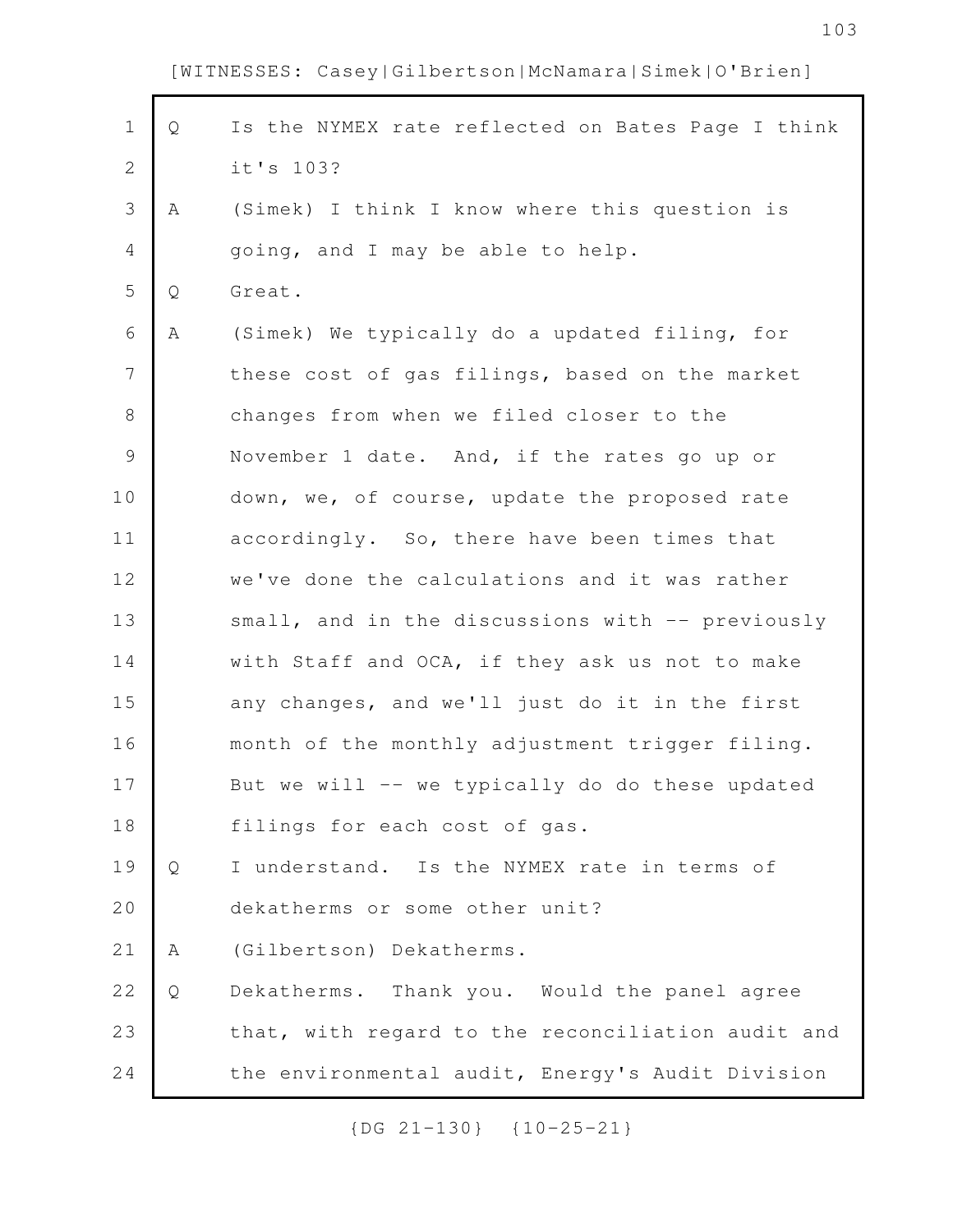[WITNESSES: Casey|Gilbertson|McNamara|Simek|O'Brien]

1 Q Is the NYMEX rate reflected on Bates Page I think
2 it's 103?
3 A (Simek) I think I know where this question is
4 going, and I may be able to help.
5 Q Great.
6 A (Simek) We typically do a updated filing, for
7 these cost of gas filings, based on the market
8 changes from when we filed closer to the
9 November 1 date. And, if the rates go up or
10 down, we, of course, update the proposed rate
11 accordingly. So, there have been times that
12 we've done the calculations and it was rather
13 small, and in the discussions with -- previously
14 with Staff and OCA, if they ask us not to make
15 any changes, and we'll just do it in the first
16 month of the monthly adjustment trigger filing.
17 But we will -- we typically do do these updated
18 filings for each cost of gas.
19 Q I understand. Is the NYMEX rate in terms of
20 dekatherms or some other unit?
21 A (Gilbertson) Dekatherms.
22 Q Dekatherms. Thank you. Would the panel agree
23 that, with regard to the reconciliation audit and
24 the environmental audit, Energy's Audit Division

{DG 21-130} {10-25-21}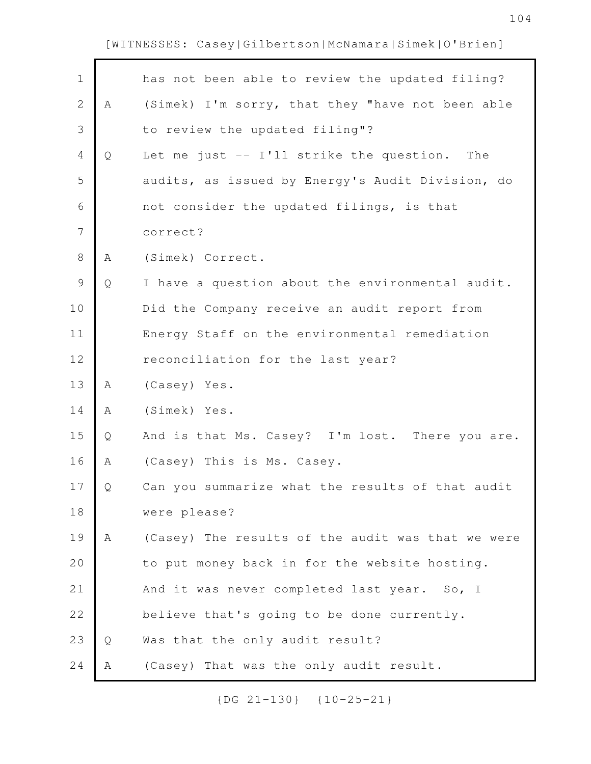has not been able to review the updated filing?

A (Simek) I'm sorry, that they "have not been able to review the updated filing"?

Q Let me just -- I'll strike the question. The audits, as issued by Energy's Audit Division, do not consider the updated filings, is that correct?

A (Simek) Correct.

Q I have a question about the environmental audit. Did the Company receive an audit report from Energy Staff on the environmental remediation reconciliation for the last year?

A (Casey) Yes.

A (Simek) Yes.

Q And is that Ms. Casey? I'm lost. There you are.

A (Casey) This is Ms. Casey.

Q Can you summarize what the results of that audit were please?

A (Casey) The results of the audit was that we were to put money back in for the website hosting. And it was never completed last year. So, I believe that's going to be done currently.

Q Was that the only audit result?

A (Casey) That was the only audit result.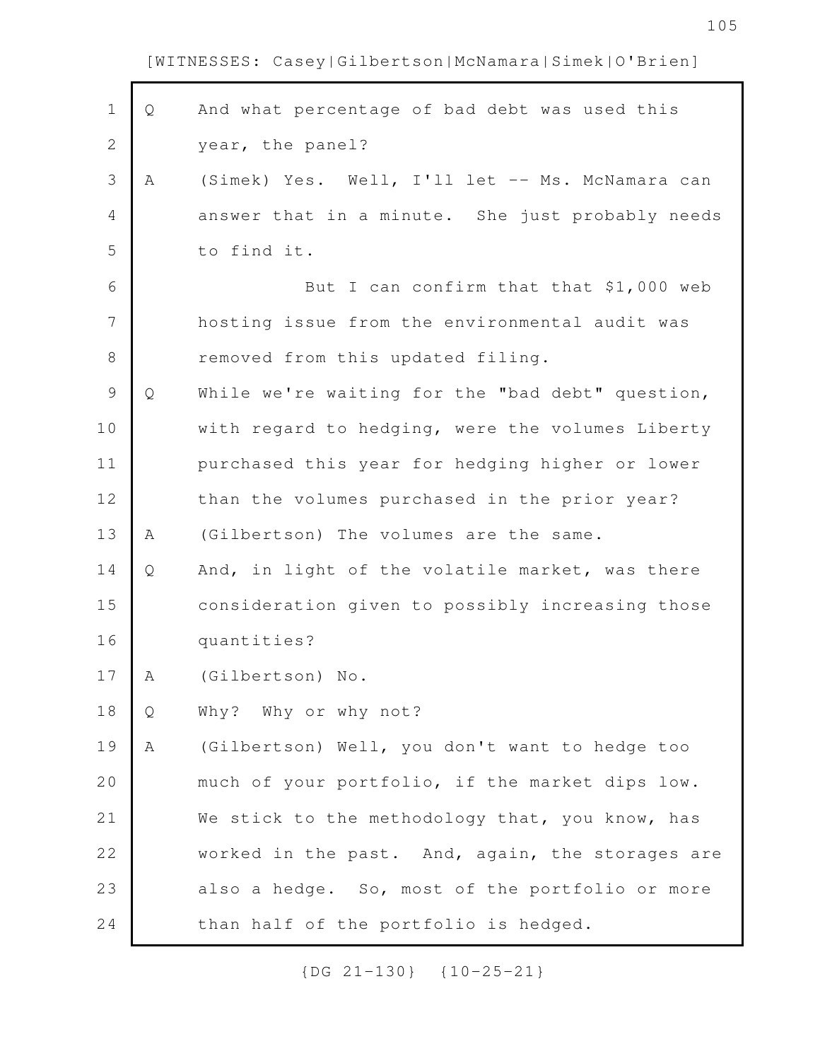[WITNESSES: Casey|Gilbertson|McNamara|Simek|O'Brien]

Q And what percentage of bad debt was used this year, the panel?

A (Simek) Yes. Well, I'll let -- Ms. McNamara can answer that in a minute. She just probably needs to find it.

But I can confirm that that $1,000 web hosting issue from the environmental audit was removed from this updated filing.

Q While we're waiting for the "bad debt" question, with regard to hedging, were the volumes Liberty purchased this year for hedging higher or lower than the volumes purchased in the prior year?

A (Gilbertson) The volumes are the same.

Q And, in light of the volatile market, was there consideration given to possibly increasing those quantities?

A (Gilbertson) No.

Q Why? Why or why not?

A (Gilbertson) Well, you don't want to hedge too much of your portfolio, if the market dips low. We stick to the methodology that, you know, has worked in the past. And, again, the storages are also a hedge. So, most of the portfolio or more than half of the portfolio is hedged.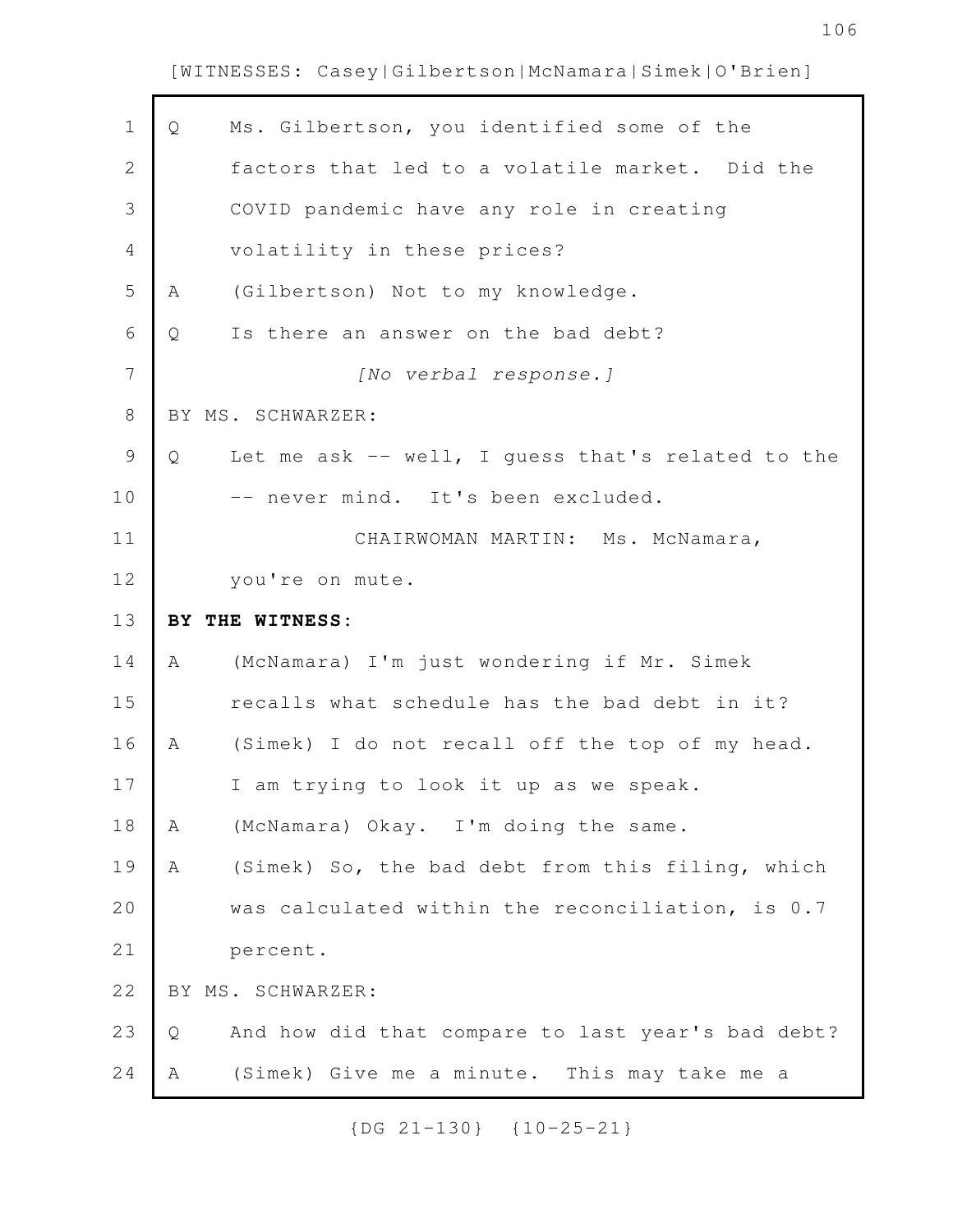Q Ms. Gilbertson, you identified some of the factors that led to a volatile market. Did the COVID pandemic have any role in creating volatility in these prices?

A (Gilbertson) Not to my knowledge.

Q Is there an answer on the bad debt?

*[No verbal response.]*

BY MS. SCHWARZER:

Q Let me ask -- well, I guess that's related to the -- never mind. It's been excluded.

CHAIRWOMAN MARTIN: Ms. McNamara, you're on mute.

**BY THE WITNESS:**

A (McNamara) I'm just wondering if Mr. Simek recalls what schedule has the bad debt in it?

A (Simek) I do not recall off the top of my head. I am trying to look it up as we speak.

A (McNamara) Okay. I'm doing the same.

A (Simek) So, the bad debt from this filing, which was calculated within the reconciliation, is 0.7 percent.

BY MS. SCHWARZER:

Q And how did that compare to last year's bad debt?

A (Simek) Give me a minute. This may take me a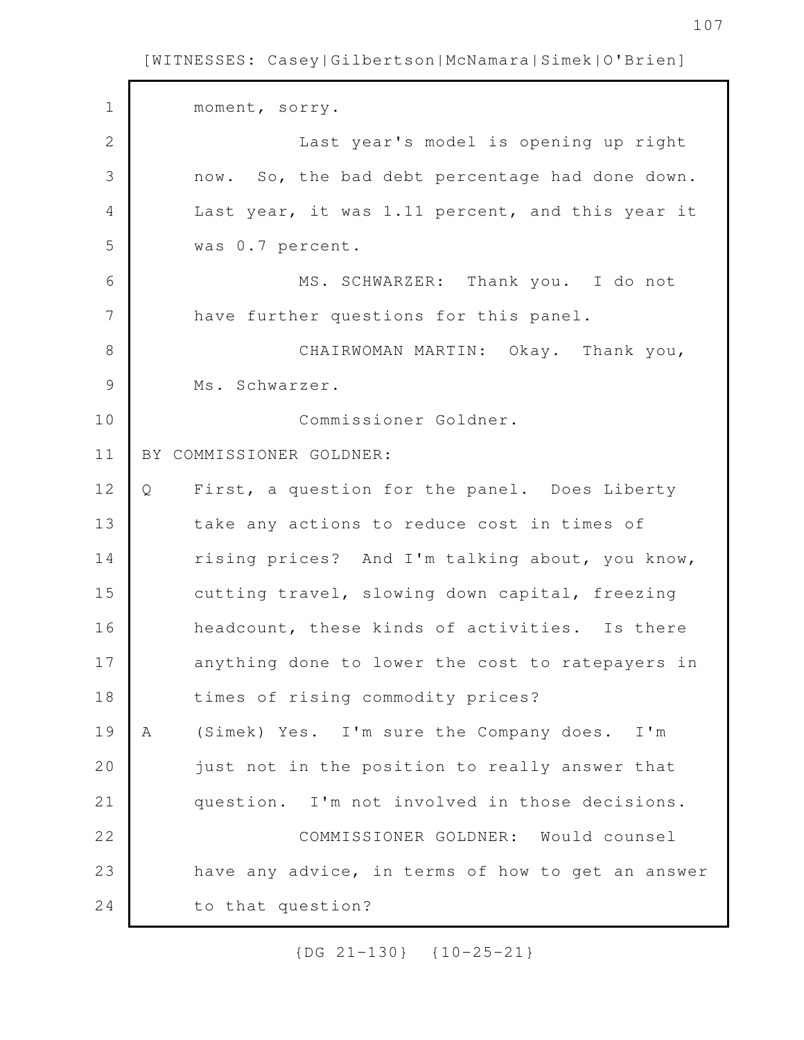moment, sorry.

Last year's model is opening up right now. So, the bad debt percentage had done down. Last year, it was 1.11 percent, and this year it was 0.7 percent.

MS. SCHWARZER: Thank you. I do not have further questions for this panel.

CHAIRWOMAN MARTIN: Okay. Thank you, Ms. Schwarzer.

Commissioner Goldner.

BY COMMISSIONER GOLDNER:

Q First, a question for the panel. Does Liberty take any actions to reduce cost in times of rising prices? And I'm talking about, you know, cutting travel, slowing down capital, freezing headcount, these kinds of activities. Is there anything done to lower the cost to ratepayers in times of rising commodity prices?

A (Simek) Yes. I'm sure the Company does. I'm just not in the position to really answer that question. I'm not involved in those decisions.

COMMISSIONER GOLDNER: Would counsel have any advice, in terms of how to get an answer to that question?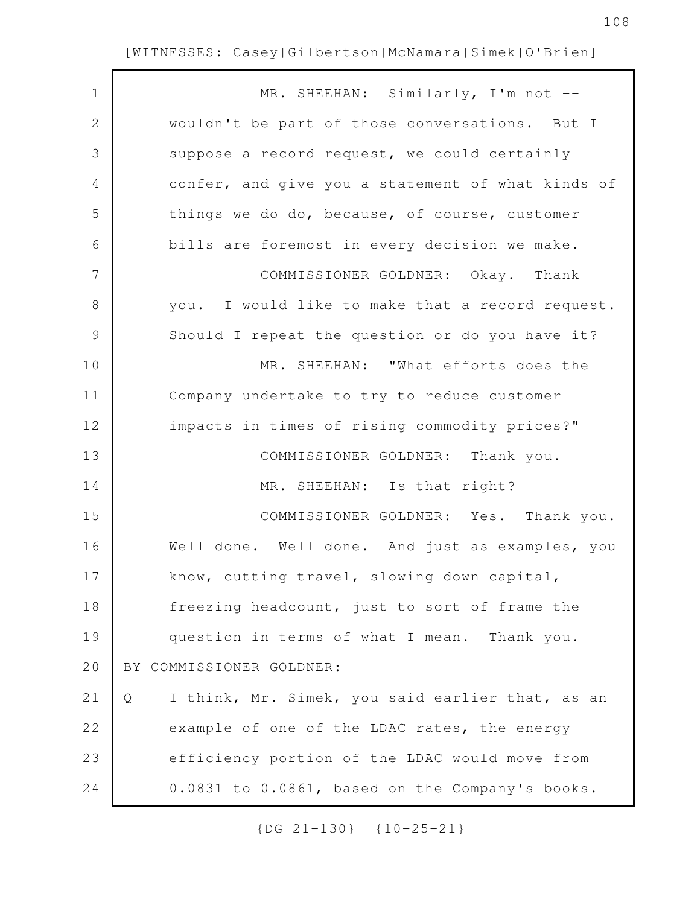MR. SHEEHAN: Similarly, I'm not -- wouldn't be part of those conversations. But I suppose a record request, we could certainly confer, and give you a statement of what kinds of things we do do, because, of course, customer bills are foremost in every decision we make.

COMMISSIONER GOLDNER: Okay. Thank you. I would like to make that a record request. Should I repeat the question or do you have it?

MR. SHEEHAN: "What efforts does the Company undertake to try to reduce customer impacts in times of rising commodity prices?"

COMMISSIONER GOLDNER: Thank you.

MR. SHEEHAN: Is that right?

COMMISSIONER GOLDNER: Yes. Thank you. Well done. Well done. And just as examples, you know, cutting travel, slowing down capital, freezing headcount, just to sort of frame the question in terms of what I mean. Thank you.

BY COMMISSIONER GOLDNER:

Q I think, Mr. Simek, you said earlier that, as an example of one of the LDAC rates, the energy efficiency portion of the LDAC would move from 0.0831 to 0.0861, based on the Company's books.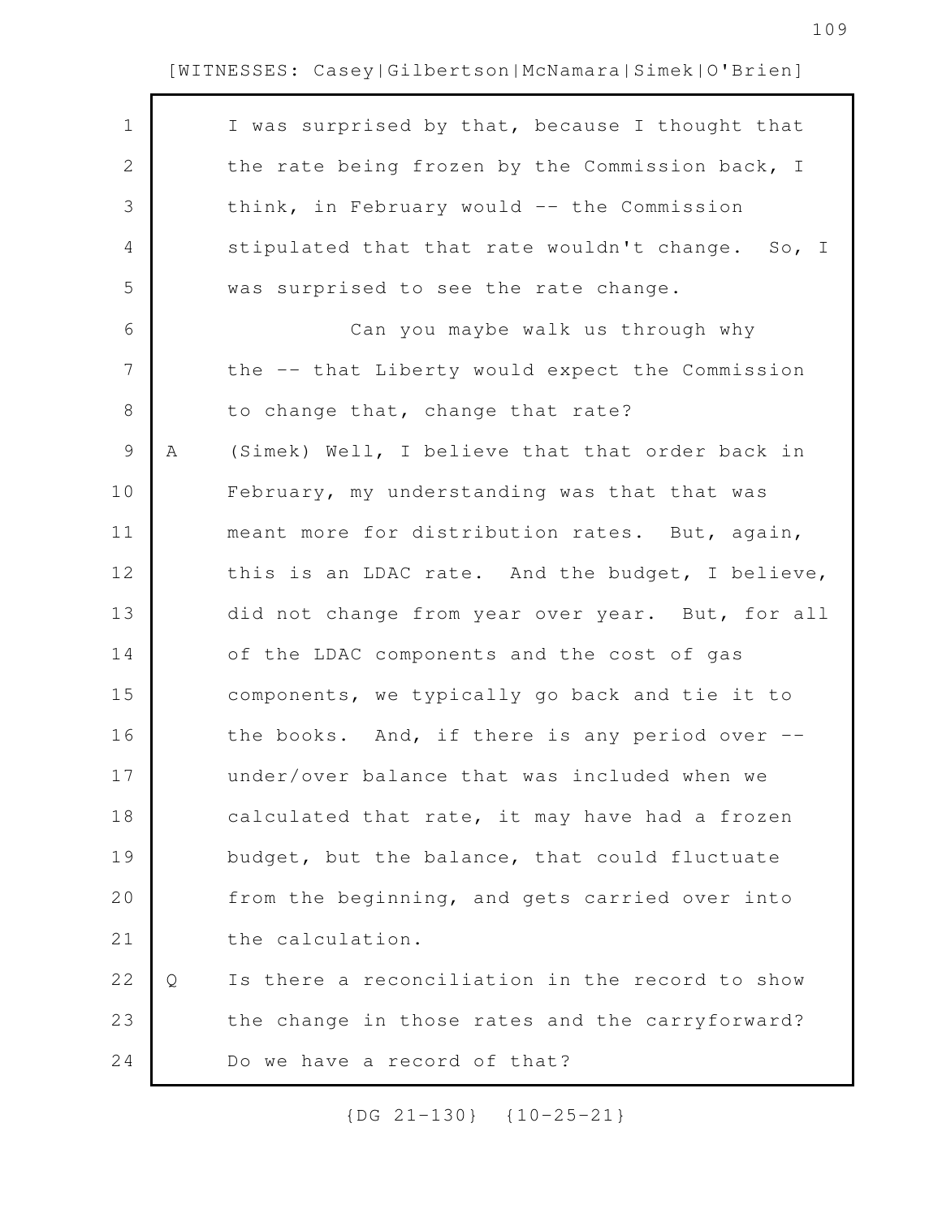I was surprised by that, because I thought that the rate being frozen by the Commission back, I think, in February would -- the Commission stipulated that that rate wouldn't change. So, I was surprised to see the rate change.

Can you maybe walk us through why the -- that Liberty would expect the Commission to change that, change that rate?

A (Simek) Well, I believe that that order back in February, my understanding was that that was meant more for distribution rates. But, again, this is an LDAC rate. And the budget, I believe, did not change from year over year. But, for all of the LDAC components and the cost of gas components, we typically go back and tie it to the books. And, if there is any period over -- under/over balance that was included when we calculated that rate, it may have had a frozen budget, but the balance, that could fluctuate from the beginning, and gets carried over into the calculation.

Q Is there a reconciliation in the record to show the change in those rates and the carryforward? Do we have a record of that?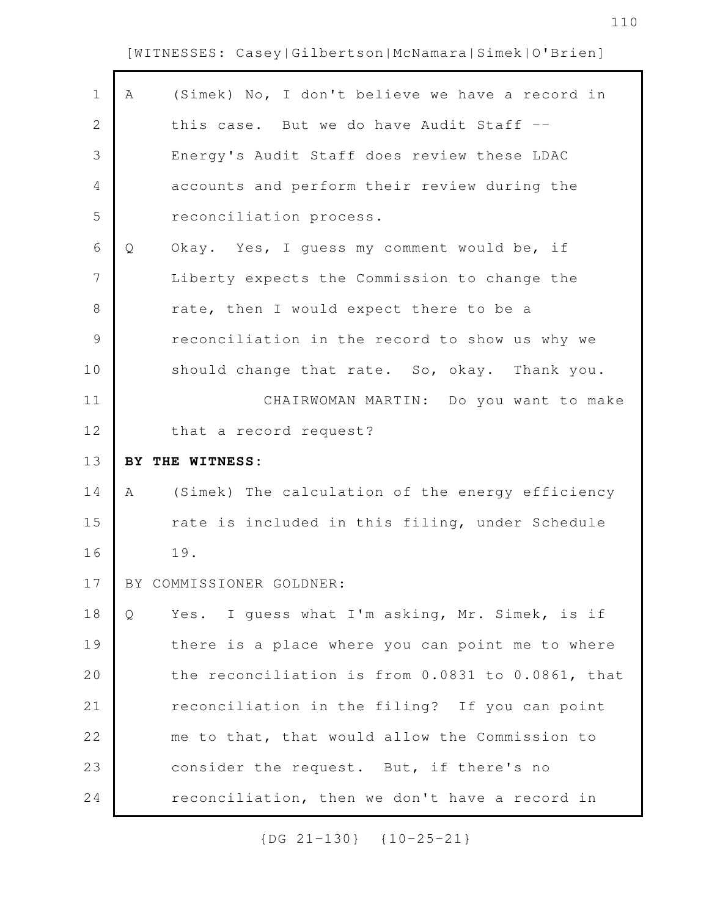A (Simek) No, I don't believe we have a record in this case. But we do have Audit Staff -- Energy's Audit Staff does review these LDAC accounts and perform their review during the reconciliation process.

Q Okay. Yes, I guess my comment would be, if Liberty expects the Commission to change the rate, then I would expect there to be a reconciliation in the record to show us why we should change that rate. So, okay. Thank you.

CHAIRWOMAN MARTIN: Do you want to make that a record request?

**BY THE WITNESS:**

A (Simek) The calculation of the energy efficiency rate is included in this filing, under Schedule 19.

BY COMMISSIONER GOLDNER:

Q Yes. I guess what I'm asking, Mr. Simek, is if there is a place where you can point me to where the reconciliation is from 0.0831 to 0.0861, that reconciliation in the filing? If you can point me to that, that would allow the Commission to consider the request. But, if there's no reconciliation, then we don't have a record in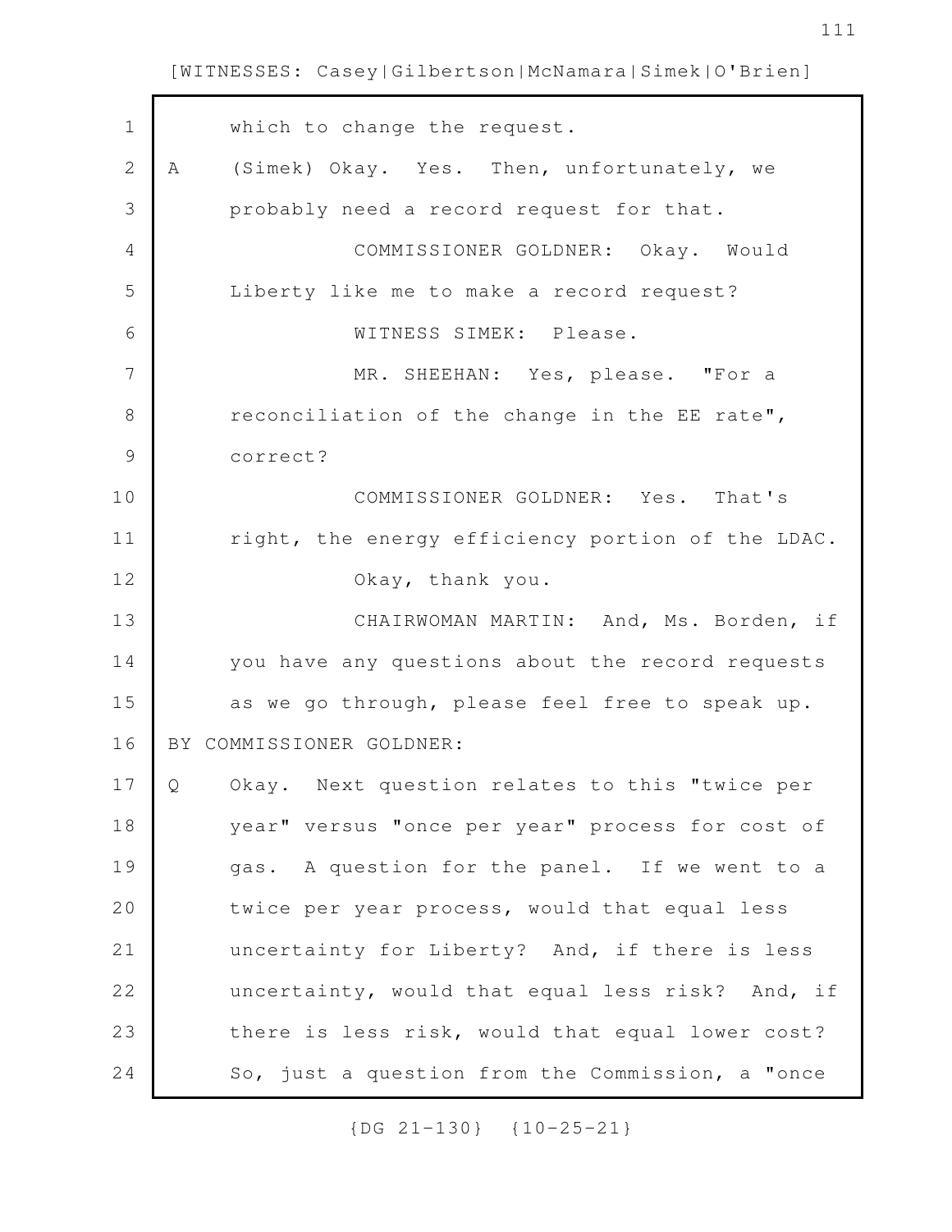which to change the request.

A (Simek) Okay. Yes. Then, unfortunately, we probably need a record request for that.

COMMISSIONER GOLDNER: Okay. Would Liberty like me to make a record request?

WITNESS SIMEK: Please.

MR. SHEEHAN: Yes, please. "For a reconciliation of the change in the EE rate", correct?

COMMISSIONER GOLDNER: Yes. That's right, the energy efficiency portion of the LDAC.

Okay, thank you.

CHAIRWOMAN MARTIN: And, Ms. Borden, if you have any questions about the record requests as we go through, please feel free to speak up.

BY COMMISSIONER GOLDNER:

Q Okay. Next question relates to this "twice per year" versus "once per year" process for cost of gas. A question for the panel. If we went to a twice per year process, would that equal less uncertainty for Liberty? And, if there is less uncertainty, would that equal less risk? And, if there is less risk, would that equal lower cost? So, just a question from the Commission, a "once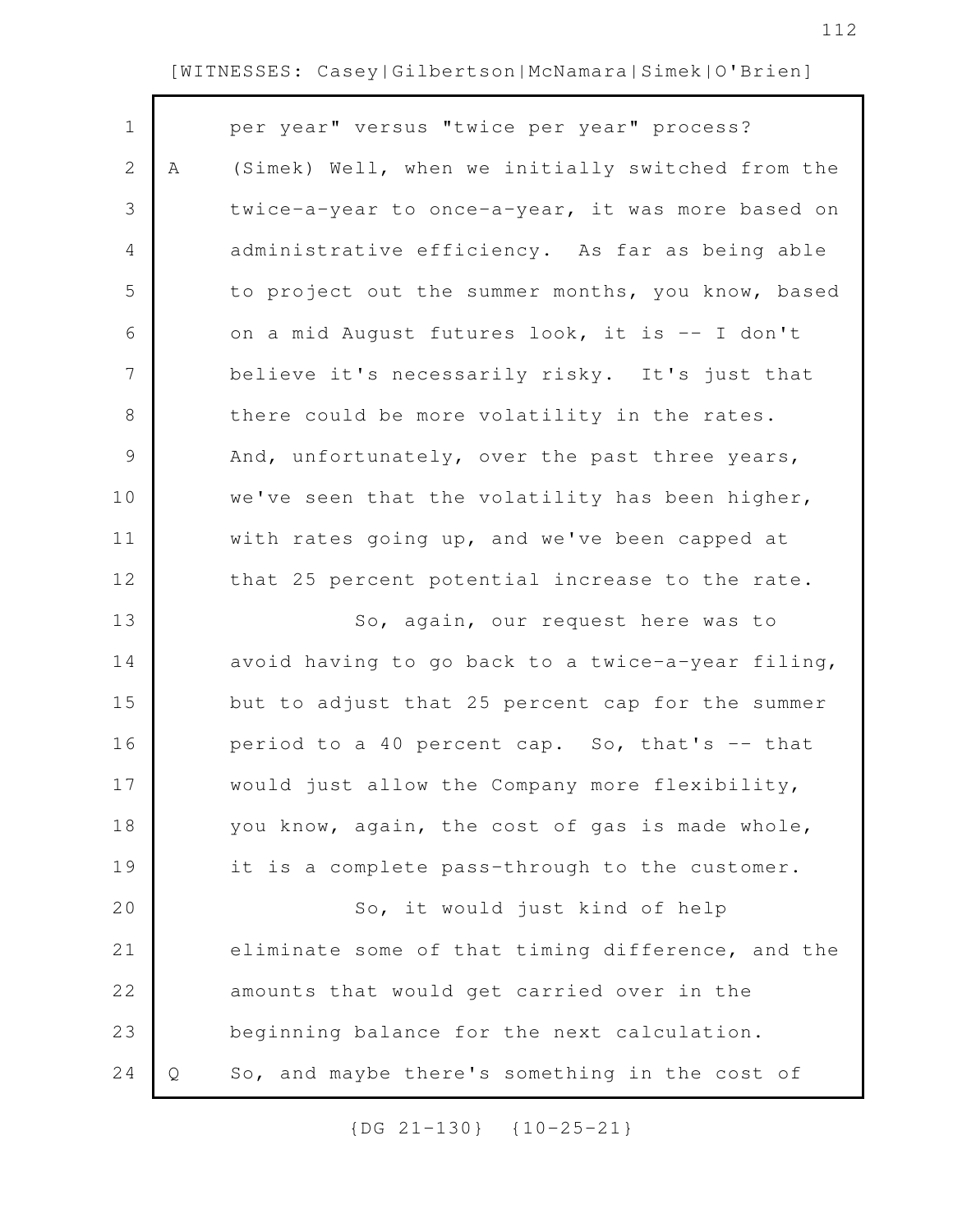per year" versus "twice per year" process?

A (Simek) Well, when we initially switched from the twice-a-year to once-a-year, it was more based on administrative efficiency. As far as being able to project out the summer months, you know, based on a mid August futures look, it is -- I don't believe it's necessarily risky. It's just that there could be more volatility in the rates. And, unfortunately, over the past three years, we've seen that the volatility has been higher, with rates going up, and we've been capped at that 25 percent potential increase to the rate.

So, again, our request here was to avoid having to go back to a twice-a-year filing, but to adjust that 25 percent cap for the summer period to a 40 percent cap. So, that's -- that would just allow the Company more flexibility, you know, again, the cost of gas is made whole, it is a complete pass-through to the customer.

So, it would just kind of help eliminate some of that timing difference, and the amounts that would get carried over in the beginning balance for the next calculation.

Q So, and maybe there's something in the cost of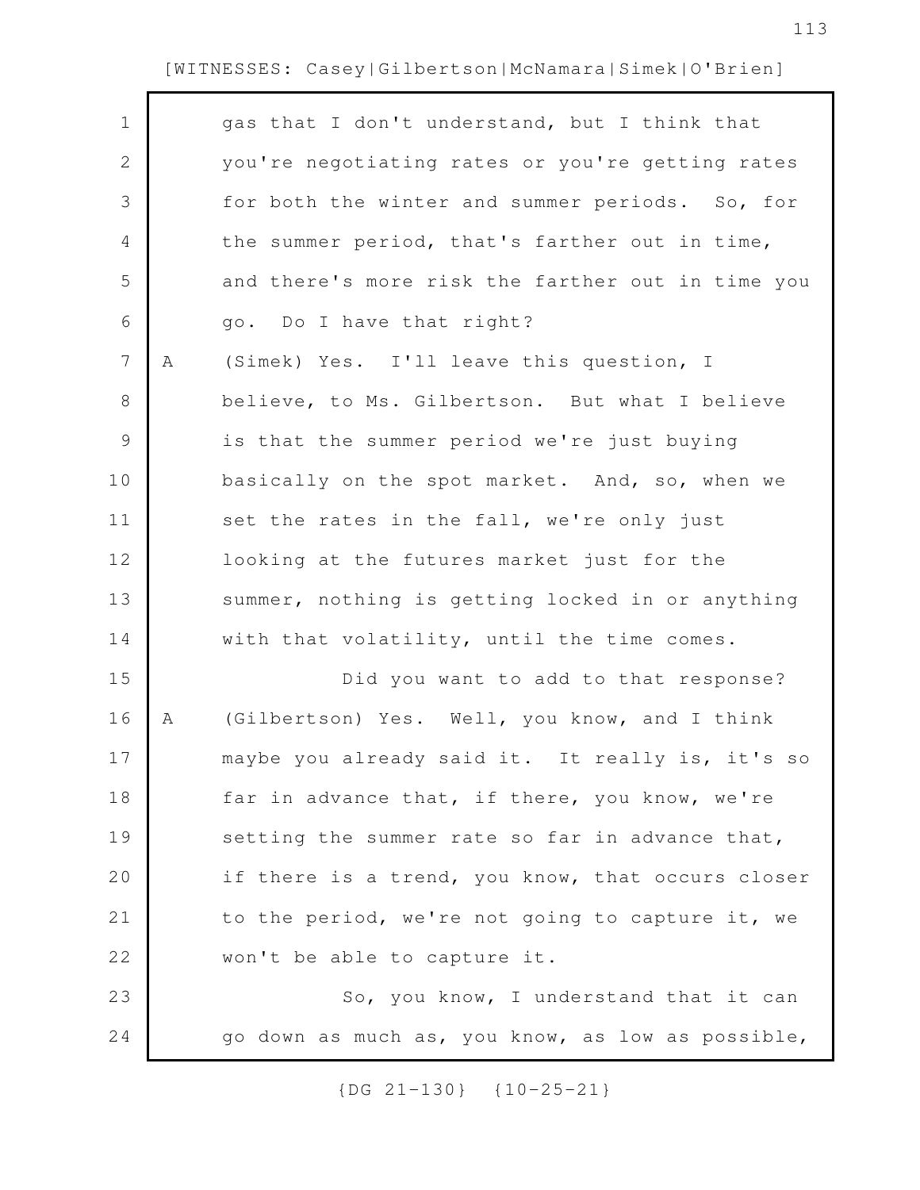gas that I don't understand, but I think that you're negotiating rates or you're getting rates for both the winter and summer periods. So, for the summer period, that's farther out in time, and there's more risk the farther out in time you go. Do I have that right?

A (Simek) Yes. I'll leave this question, I believe, to Ms. Gilbertson. But what I believe is that the summer period we're just buying basically on the spot market. And, so, when we set the rates in the fall, we're only just looking at the futures market just for the summer, nothing is getting locked in or anything with that volatility, until the time comes.

Did you want to add to that response?

A (Gilbertson) Yes. Well, you know, and I think maybe you already said it. It really is, it's so far in advance that, if there, you know, we're setting the summer rate so far in advance that, if there is a trend, you know, that occurs closer to the period, we're not going to capture it, we won't be able to capture it.

So, you know, I understand that it can go down as much as, you know, as low as possible,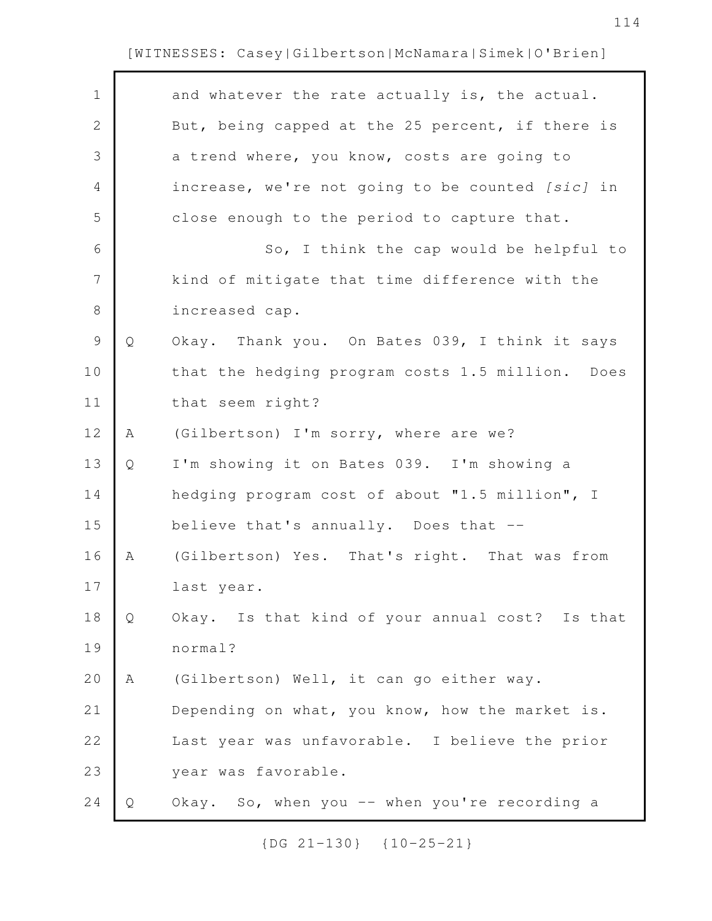and whatever the rate actually is, the actual. But, being capped at the 25 percent, if there is a trend where, you know, costs are going to increase, we're not going to be counted *[sic]* in close enough to the period to capture that.

So, I think the cap would be helpful to kind of mitigate that time difference with the increased cap.

Q Okay. Thank you. On Bates 039, I think it says that the hedging program costs 1.5 million. Does that seem right?

A (Gilbertson) I'm sorry, where are we?

Q I'm showing it on Bates 039. I'm showing a hedging program cost of about "1.5 million", I believe that's annually. Does that --

A (Gilbertson) Yes. That's right. That was from last year.

Q Okay. Is that kind of your annual cost? Is that normal?

A (Gilbertson) Well, it can go either way. Depending on what, you know, how the market is. Last year was unfavorable. I believe the prior year was favorable.

Q Okay. So, when you -- when you're recording a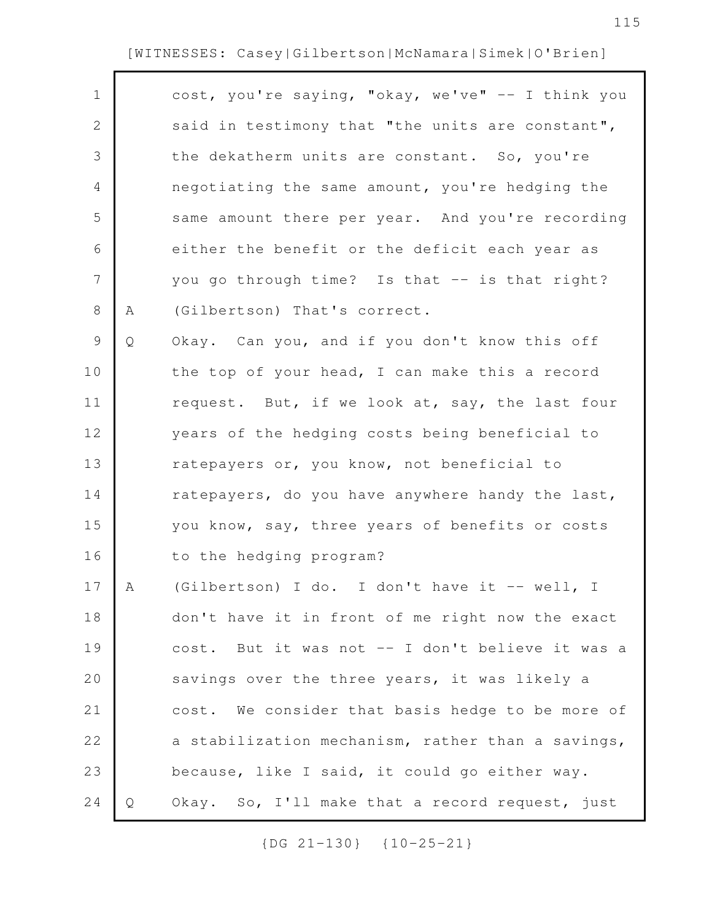cost, you're saying, "okay, we've" -- I think you said in testimony that "the units are constant", the dekatherm units are constant. So, you're negotiating the same amount, you're hedging the same amount there per year. And you're recording either the benefit or the deficit each year as you go through time? Is that -- is that right?

A (Gilbertson) That's correct.

Q Okay. Can you, and if you don't know this off the top of your head, I can make this a record request. But, if we look at, say, the last four years of the hedging costs being beneficial to ratepayers or, you know, not beneficial to ratepayers, do you have anywhere handy the last, you know, say, three years of benefits or costs to the hedging program?

A (Gilbertson) I do. I don't have it -- well, I don't have it in front of me right now the exact cost. But it was not -- I don't believe it was a savings over the three years, it was likely a cost. We consider that basis hedge to be more of a stabilization mechanism, rather than a savings, because, like I said, it could go either way.

Q Okay. So, I'll make that a record request, just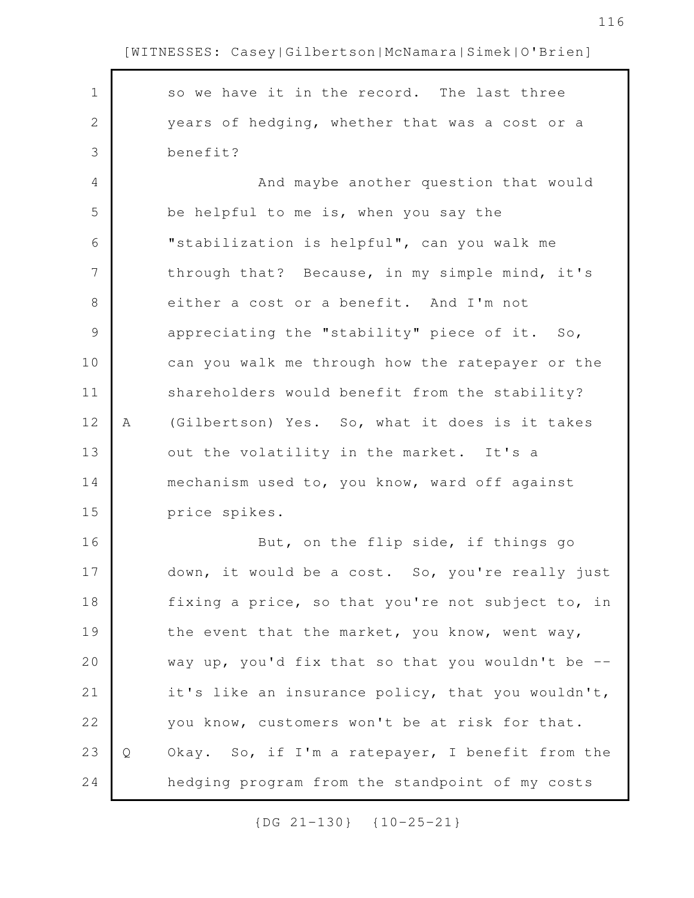so we have it in the record. The last three years of hedging, whether that was a cost or a benefit?

And maybe another question that would be helpful to me is, when you say the "stabilization is helpful", can you walk me through that? Because, in my simple mind, it's either a cost or a benefit. And I'm not appreciating the "stability" piece of it. So, can you walk me through how the ratepayer or the shareholders would benefit from the stability?

A (Gilbertson) Yes. So, what it does is it takes out the volatility in the market. It's a mechanism used to, you know, ward off against price spikes.

But, on the flip side, if things go down, it would be a cost. So, you're really just fixing a price, so that you're not subject to, in the event that the market, you know, went way, way up, you'd fix that so that you wouldn't be -- it's like an insurance policy, that you wouldn't, you know, customers won't be at risk for that.

Q Okay. So, if I'm a ratepayer, I benefit from the hedging program from the standpoint of my costs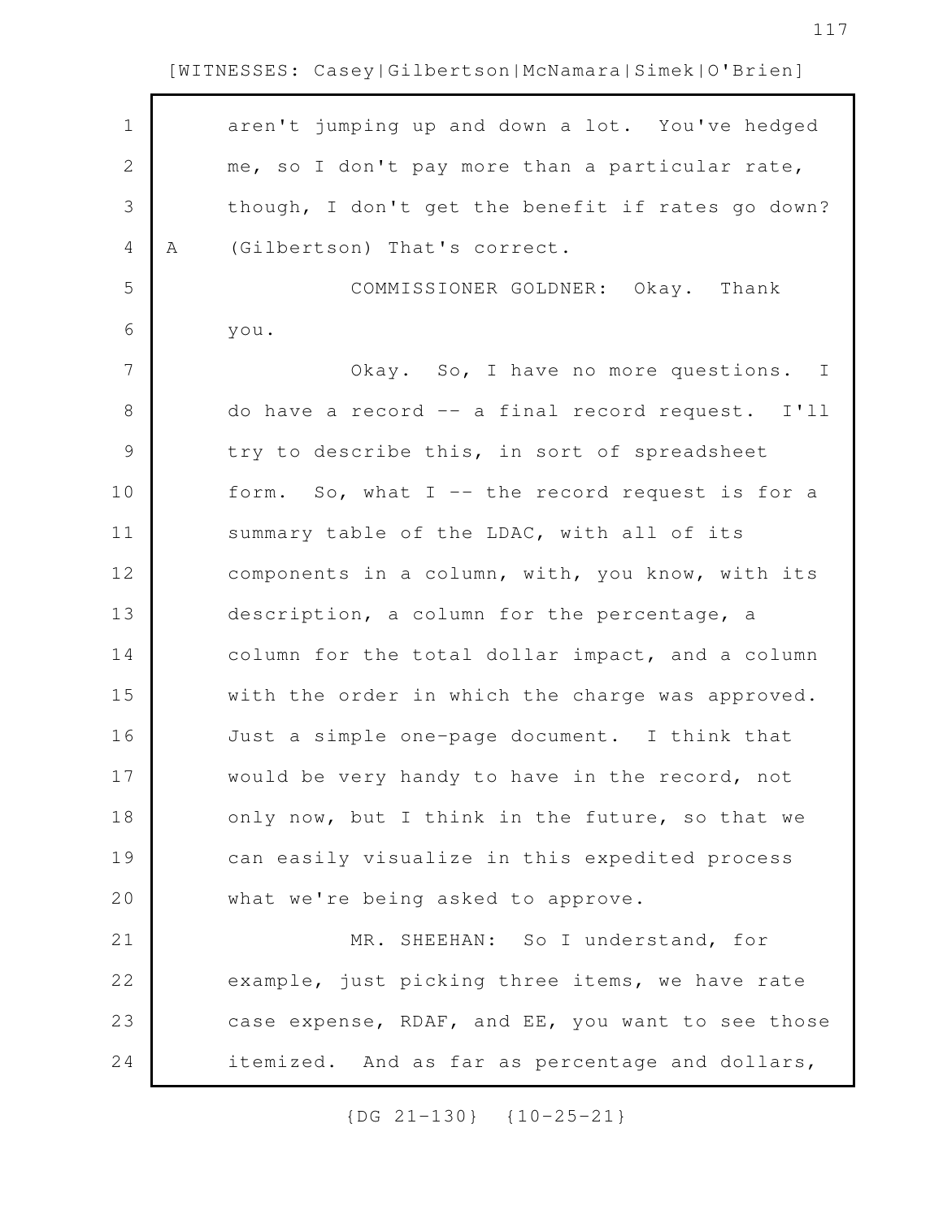[WITNESSES: Casey|Gilbertson|McNamara|Simek|O'Brien]

aren't jumping up and down a lot. You've hedged me, so I don't pay more than a particular rate, though, I don't get the benefit if rates go down?

A (Gilbertson) That's correct.

COMMISSIONER GOLDNER: Okay. Thank you.

Okay. So, I have no more questions. I do have a record -- a final record request. I'll try to describe this, in sort of spreadsheet form. So, what I -- the record request is for a summary table of the LDAC, with all of its components in a column, with, you know, with its description, a column for the percentage, a column for the total dollar impact, and a column with the order in which the charge was approved. Just a simple one-page document. I think that would be very handy to have in the record, not only now, but I think in the future, so that we can easily visualize in this expedited process what we're being asked to approve.

MR. SHEEHAN: So I understand, for example, just picking three items, we have rate case expense, RDAF, and EE, you want to see those itemized. And as far as percentage and dollars,

{DG 21-130} {10-25-21}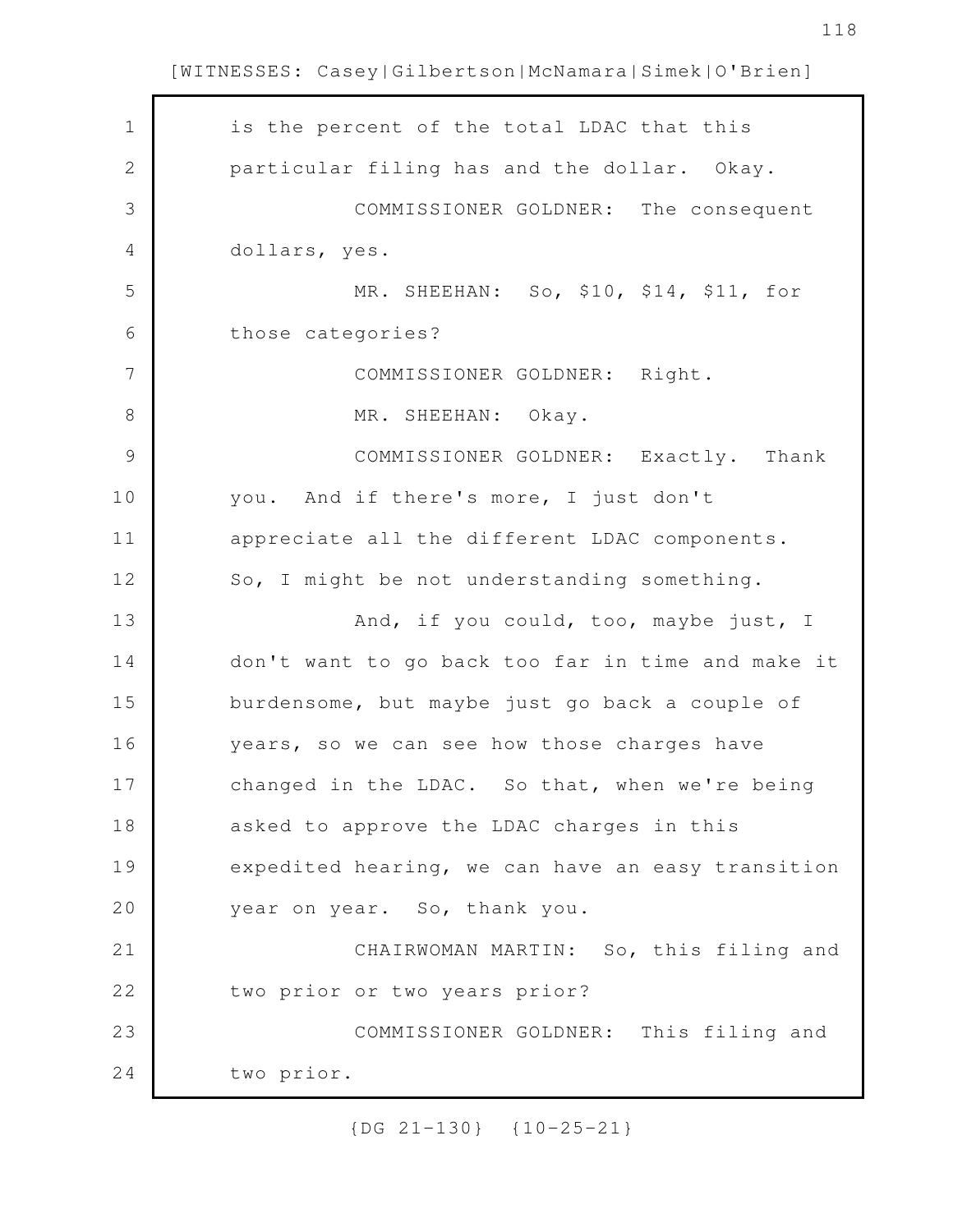is the percent of the total LDAC that this particular filing has and the dollar. Okay.

COMMISSIONER GOLDNER: The consequent dollars, yes.

MR. SHEEHAN: So, $10, $14, $11, for those categories?

COMMISSIONER GOLDNER: Right.

MR. SHEEHAN: Okay.

COMMISSIONER GOLDNER: Exactly. Thank you. And if there's more, I just don't appreciate all the different LDAC components. So, I might be not understanding something.

And, if you could, too, maybe just, I don't want to go back too far in time and make it burdensome, but maybe just go back a couple of years, so we can see how those charges have changed in the LDAC. So that, when we're being asked to approve the LDAC charges in this expedited hearing, we can have an easy transition year on year. So, thank you.

CHAIRWOMAN MARTIN: So, this filing and two prior or two years prior?

COMMISSIONER GOLDNER: This filing and two prior.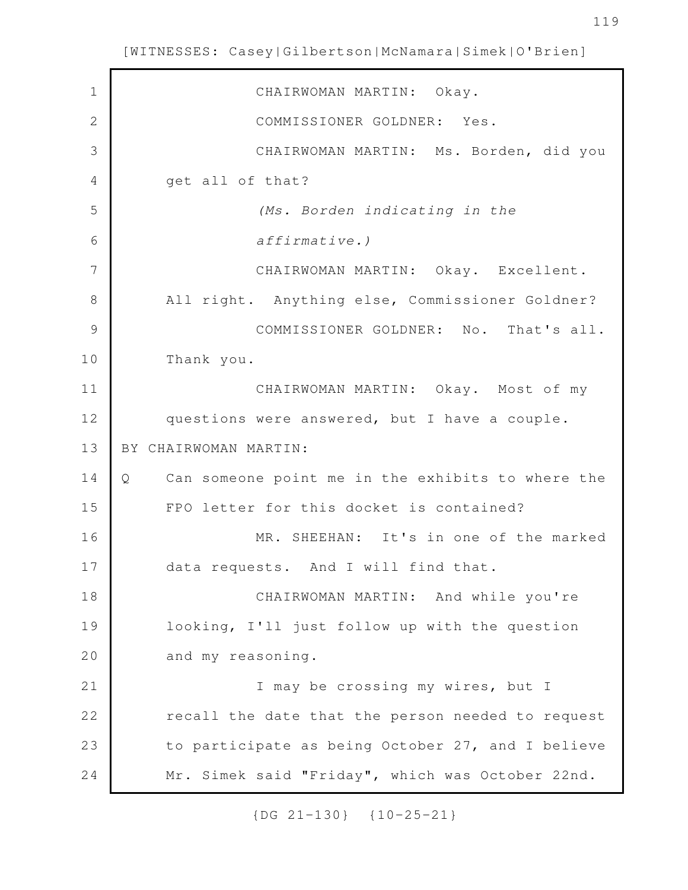CHAIRWOMAN MARTIN: Okay.

COMMISSIONER GOLDNER: Yes.

CHAIRWOMAN MARTIN: Ms. Borden, did you get all of that?

*(Ms. Borden indicating in the affirmative.)*

CHAIRWOMAN MARTIN: Okay. Excellent. All right. Anything else, Commissioner Goldner?

COMMISSIONER GOLDNER: No. That's all. Thank you.

CHAIRWOMAN MARTIN: Okay. Most of my questions were answered, but I have a couple.

BY CHAIRWOMAN MARTIN:

Q Can someone point me in the exhibits to where the FPO letter for this docket is contained?

MR. SHEEHAN: It's in one of the marked data requests. And I will find that.

CHAIRWOMAN MARTIN: And while you're looking, I'll just follow up with the question and my reasoning.

I may be crossing my wires, but I recall the date that the person needed to request to participate as being October 27, and I believe Mr. Simek said "Friday", which was October 22nd.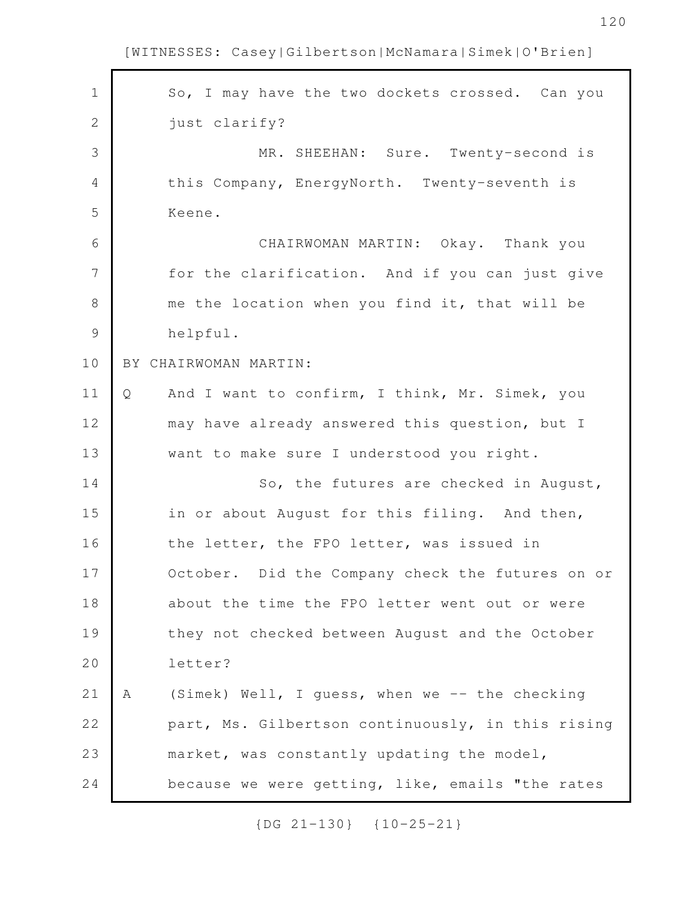So, I may have the two dockets crossed. Can you just clarify?

MR. SHEEHAN: Sure. Twenty-second is this Company, EnergyNorth. Twenty-seventh is Keene.

CHAIRWOMAN MARTIN: Okay. Thank you for the clarification. And if you can just give me the location when you find it, that will be helpful.

BY CHAIRWOMAN MARTIN:

Q And I want to confirm, I think, Mr. Simek, you may have already answered this question, but I want to make sure I understood you right.

So, the futures are checked in August, in or about August for this filing. And then, the letter, the FPO letter, was issued in October. Did the Company check the futures on or about the time the FPO letter went out or were they not checked between August and the October letter?

A (Simek) Well, I guess, when we -- the checking part, Ms. Gilbertson continuously, in this rising market, was constantly updating the model, because we were getting, like, emails "the rates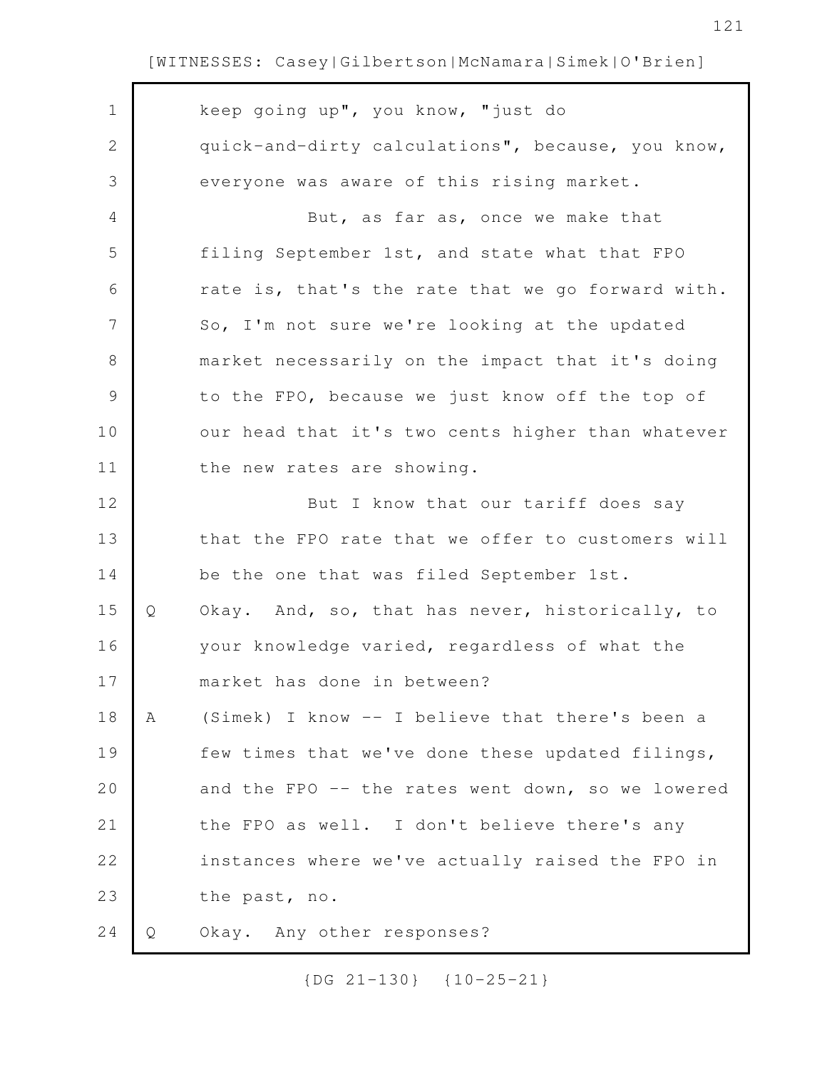keep going up", you know, "just do quick-and-dirty calculations", because, you know, everyone was aware of this rising market.

But, as far as, once we make that filing September 1st, and state what that FPO rate is, that's the rate that we go forward with. So, I'm not sure we're looking at the updated market necessarily on the impact that it's doing to the FPO, because we just know off the top of our head that it's two cents higher than whatever the new rates are showing.

But I know that our tariff does say that the FPO rate that we offer to customers will be the one that was filed September 1st.

Q Okay. And, so, that has never, historically, to your knowledge varied, regardless of what the market has done in between?

A (Simek) I know -- I believe that there's been a few times that we've done these updated filings, and the FPO -- the rates went down, so we lowered the FPO as well. I don't believe there's any instances where we've actually raised the FPO in the past, no.

Q Okay. Any other responses?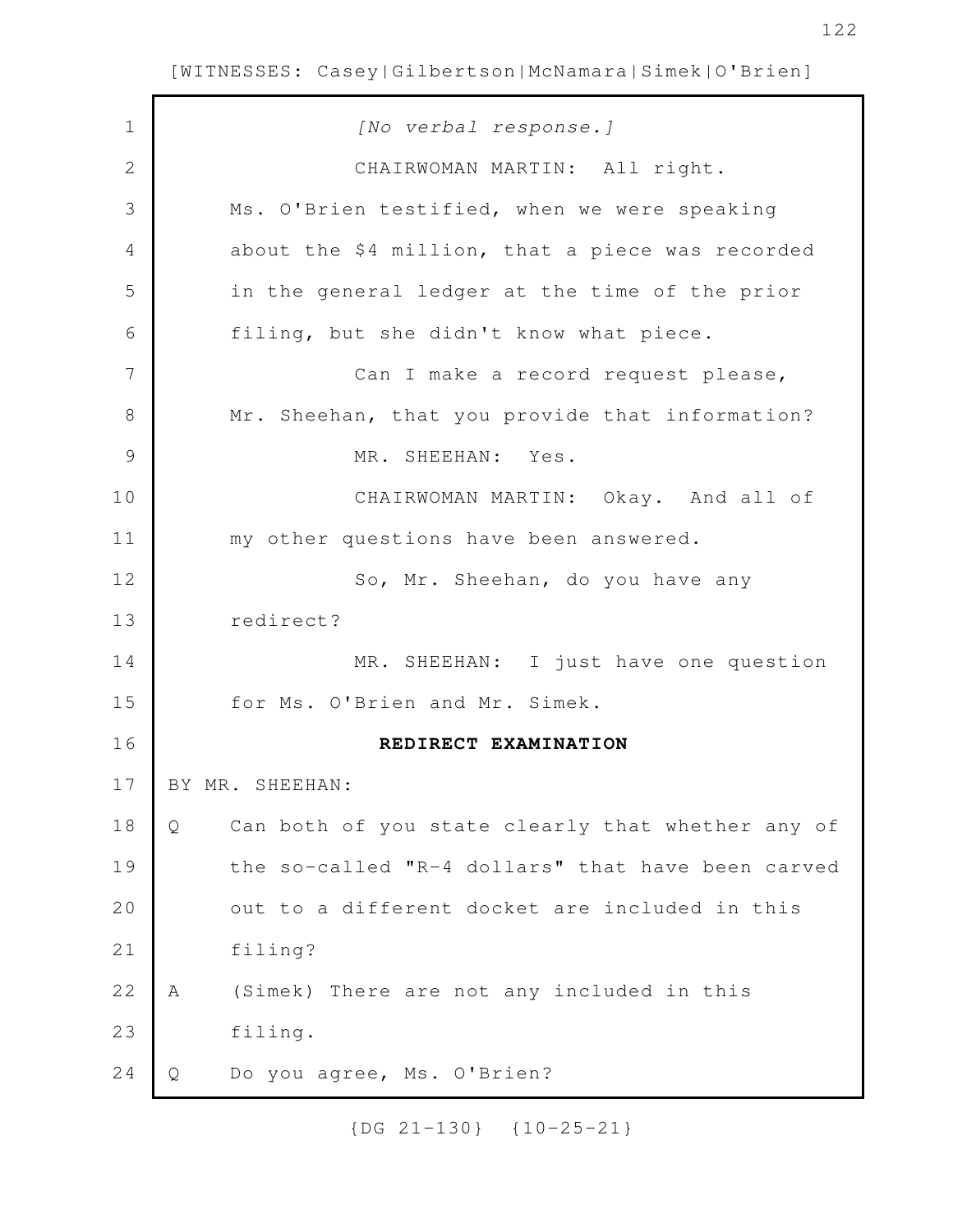[No verbal response.]

CHAIRWOMAN MARTIN: All right. Ms. O'Brien testified, when we were speaking about the $4 million, that a piece was recorded in the general ledger at the time of the prior filing, but she didn't know what piece.

Can I make a record request please, Mr. Sheehan, that you provide that information?

MR. SHEEHAN: Yes.

CHAIRWOMAN MARTIN: Okay. And all of my other questions have been answered.

So, Mr. Sheehan, do you have any redirect?

MR. SHEEHAN: I just have one question for Ms. O'Brien and Mr. Simek.

**REDIRECT EXAMINATION**

BY MR. SHEEHAN:

Q Can both of you state clearly that whether any of the so-called "R-4 dollars" that have been carved out to a different docket are included in this filing?

A (Simek) There are not any included in this filing.

Q Do you agree, Ms. O'Brien?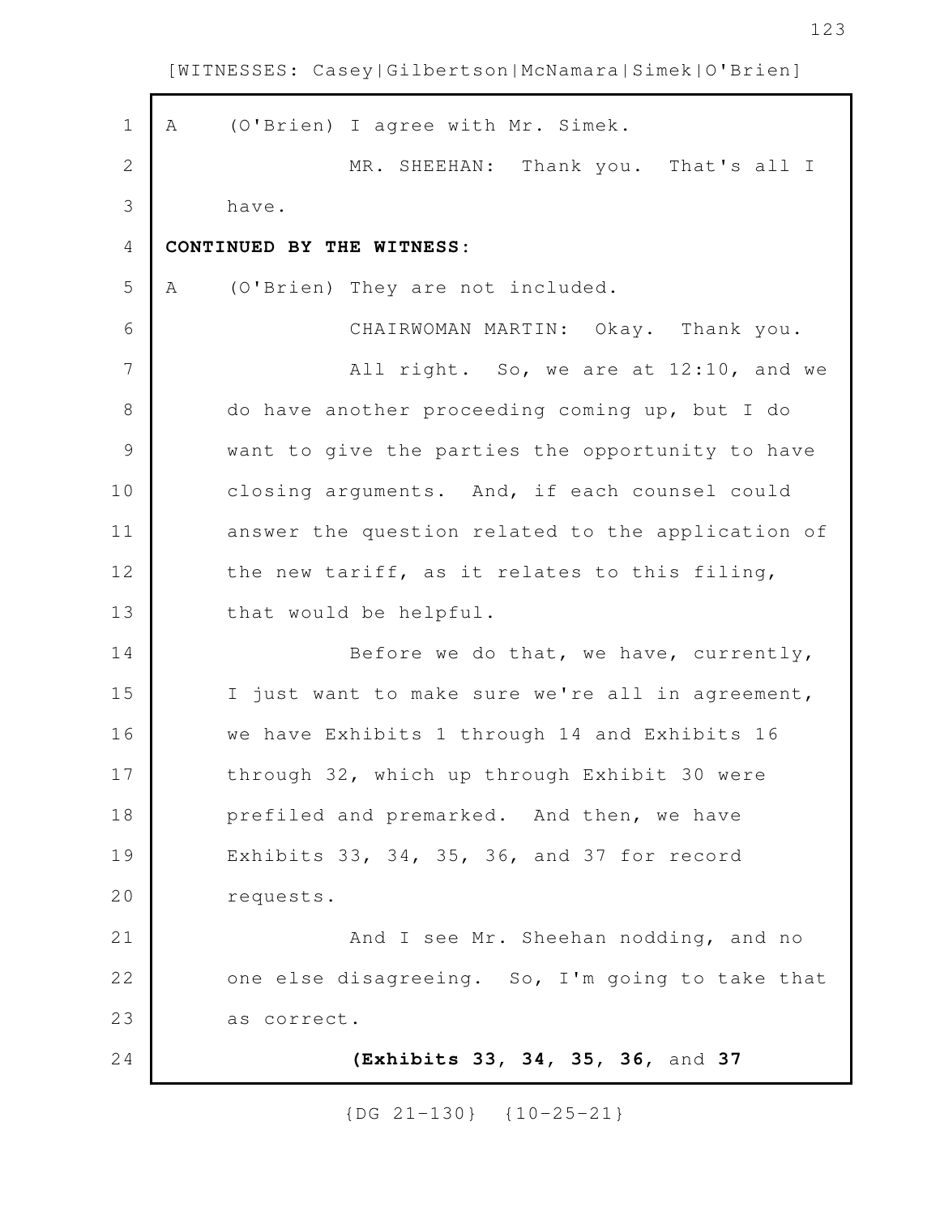A (O'Brien) I agree with Mr. Simek.

MR. SHEEHAN: Thank you. That's all I have.

**CONTINUED BY THE WITNESS:**

A (O'Brien) They are not included.

CHAIRWOMAN MARTIN: Okay. Thank you.

All right. So, we are at 12:10, and we do have another proceeding coming up, but I do want to give the parties the opportunity to have closing arguments. And, if each counsel could answer the question related to the application of the new tariff, as it relates to this filing, that would be helpful.

Before we do that, we have, currently, I just want to make sure we're all in agreement, we have Exhibits 1 through 14 and Exhibits 16 through 32, which up through Exhibit 30 were prefiled and premarked. And then, we have Exhibits 33, 34, 35, 36, and 37 for record requests.

And I see Mr. Sheehan nodding, and no one else disagreeing. So, I'm going to take that as correct.

**(Exhibits 33, 34, 35, 36,** and **37**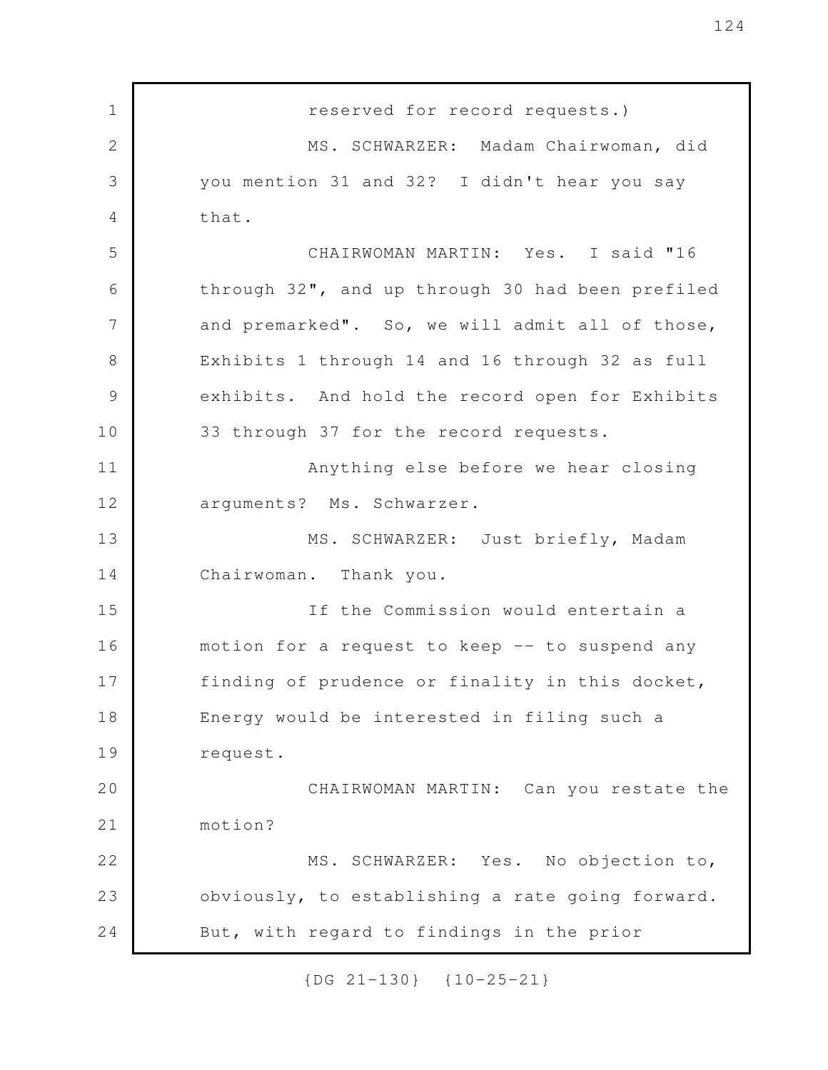reserved for record requests.)

MS. SCHWARZER: Madam Chairwoman, did you mention 31 and 32? I didn't hear you say that.

CHAIRWOMAN MARTIN: Yes. I said "16 through 32", and up through 30 had been prefiled and premarked". So, we will admit all of those, Exhibits 1 through 14 and 16 through 32 as full exhibits. And hold the record open for Exhibits 33 through 37 for the record requests.

Anything else before we hear closing arguments? Ms. Schwarzer.

MS. SCHWARZER: Just briefly, Madam Chairwoman. Thank you.

If the Commission would entertain a motion for a request to keep -- to suspend any finding of prudence or finality in this docket, Energy would be interested in filing such a request.

CHAIRWOMAN MARTIN: Can you restate the motion?

MS. SCHWARZER: Yes. No objection to, obviously, to establishing a rate going forward. But, with regard to findings in the prior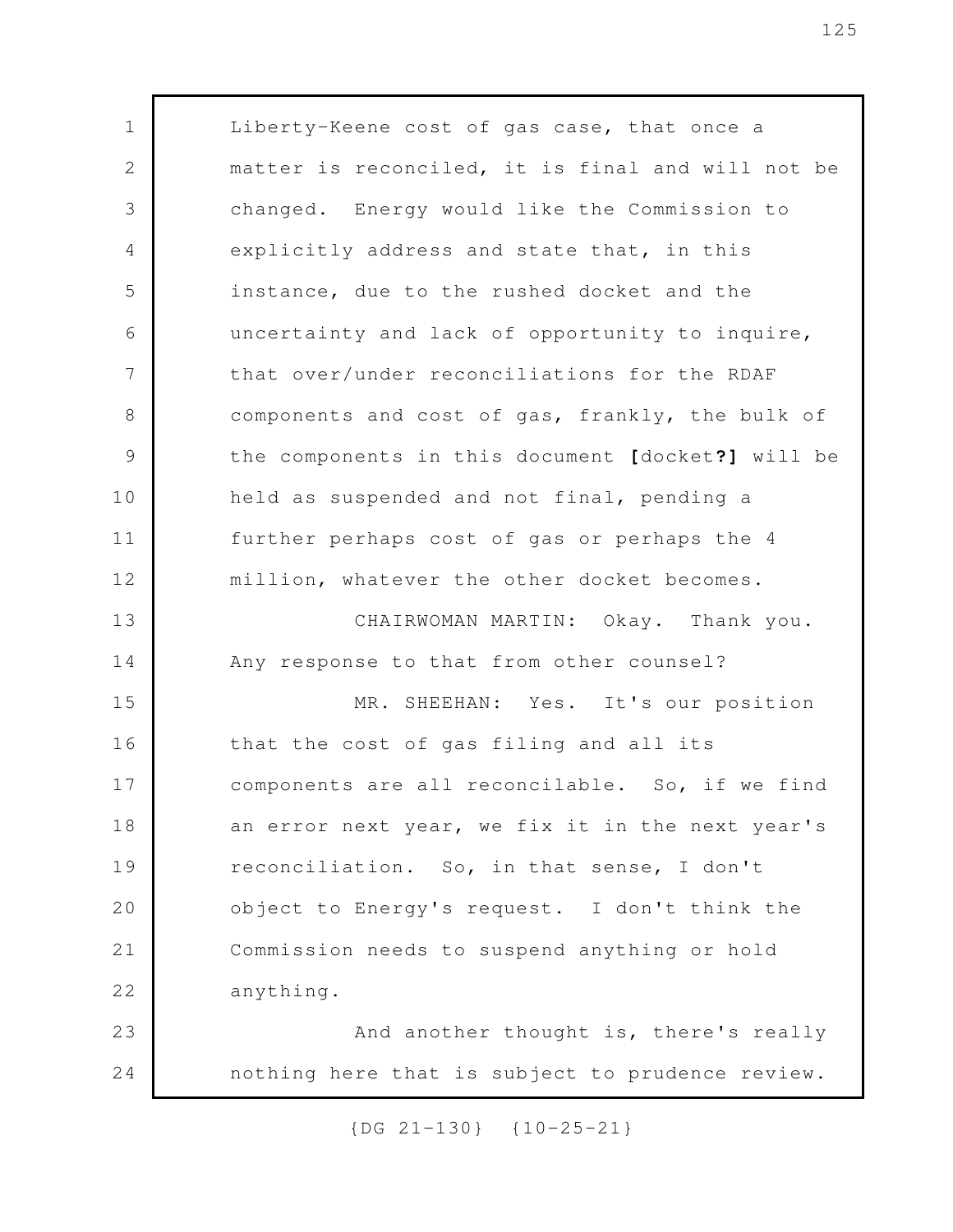Liberty-Keene cost of gas case, that once a matter is reconciled, it is final and will not be changed. Energy would like the Commission to explicitly address and state that, in this instance, due to the rushed docket and the uncertainty and lack of opportunity to inquire, that over/under reconciliations for the RDAF components and cost of gas, frankly, the bulk of the components in this document **[**docket**?]** will be held as suspended and not final, pending a further perhaps cost of gas or perhaps the 4 million, whatever the other docket becomes.

CHAIRWOMAN MARTIN: Okay. Thank you. Any response to that from other counsel?

MR. SHEEHAN: Yes. It's our position that the cost of gas filing and all its components are all reconcilable. So, if we find an error next year, we fix it in the next year's reconciliation. So, in that sense, I don't object to Energy's request. I don't think the Commission needs to suspend anything or hold anything.

And another thought is, there's really nothing here that is subject to prudence review.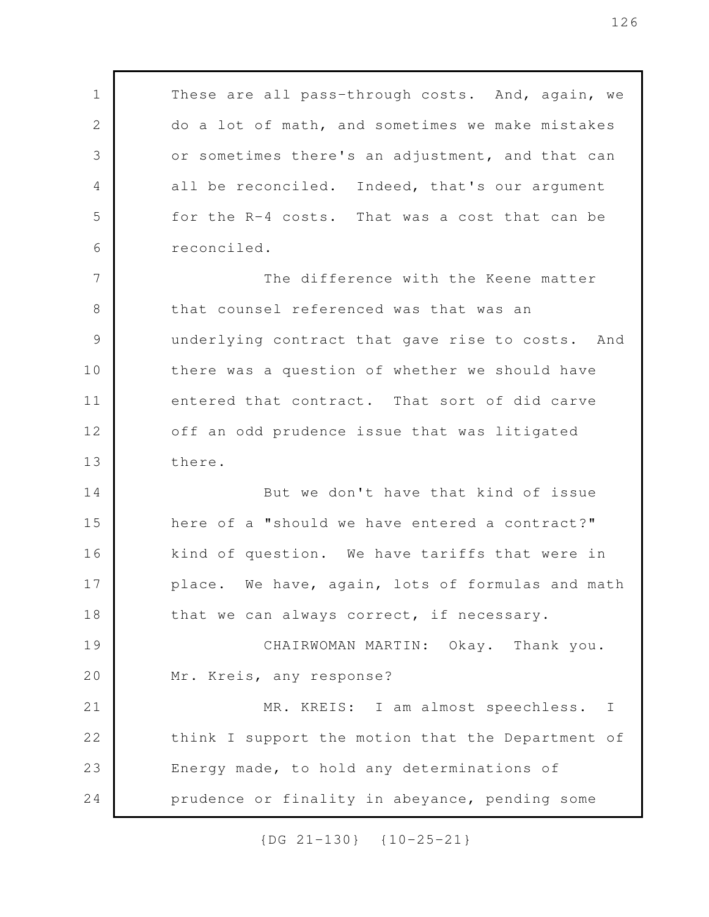These are all pass-through costs. And, again, we do a lot of math, and sometimes we make mistakes or sometimes there's an adjustment, and that can all be reconciled. Indeed, that's our argument for the R-4 costs. That was a cost that can be reconciled.

The difference with the Keene matter that counsel referenced was that was an underlying contract that gave rise to costs. And there was a question of whether we should have entered that contract. That sort of did carve off an odd prudence issue that was litigated there.

But we don't have that kind of issue here of a "should we have entered a contract?" kind of question. We have tariffs that were in place. We have, again, lots of formulas and math that we can always correct, if necessary.

CHAIRWOMAN MARTIN: Okay. Thank you. Mr. Kreis, any response?

MR. KREIS: I am almost speechless. I think I support the motion that the Department of Energy made, to hold any determinations of prudence or finality in abeyance, pending some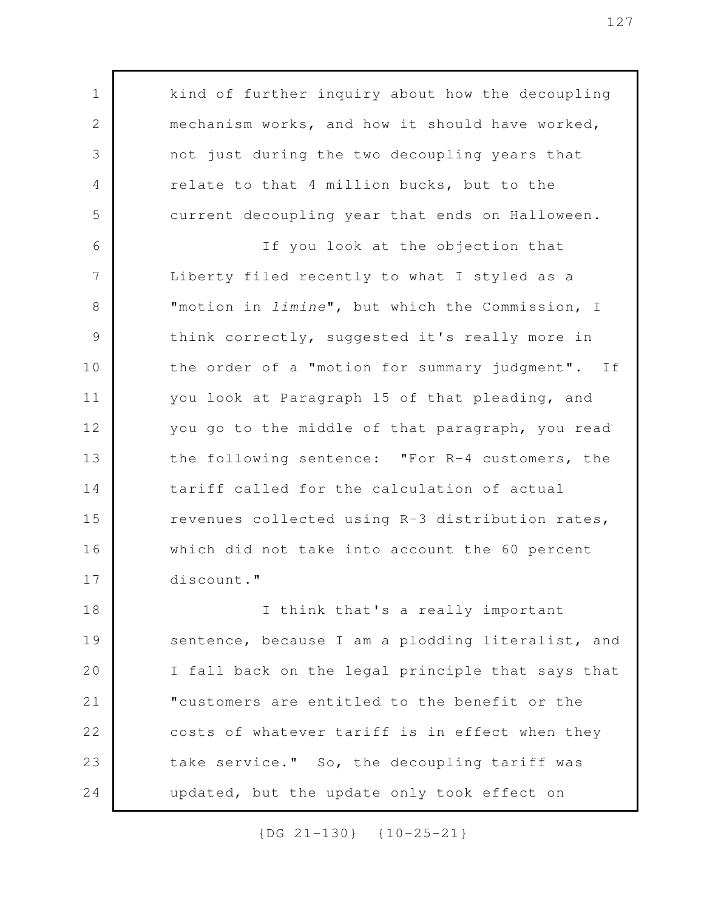kind of further inquiry about how the decoupling mechanism works, and how it should have worked, not just during the two decoupling years that relate to that 4 million bucks, but to the current decoupling year that ends on Halloween.

If you look at the objection that Liberty filed recently to what I styled as a "motion in *limine*", but which the Commission, I think correctly, suggested it's really more in the order of a "motion for summary judgment". If you look at Paragraph 15 of that pleading, and you go to the middle of that paragraph, you read the following sentence: "For R-4 customers, the tariff called for the calculation of actual revenues collected using R-3 distribution rates, which did not take into account the 60 percent discount."

I think that's a really important sentence, because I am a plodding literalist, and I fall back on the legal principle that says that "customers are entitled to the benefit or the costs of whatever tariff is in effect when they take service." So, the decoupling tariff was updated, but the update only took effect on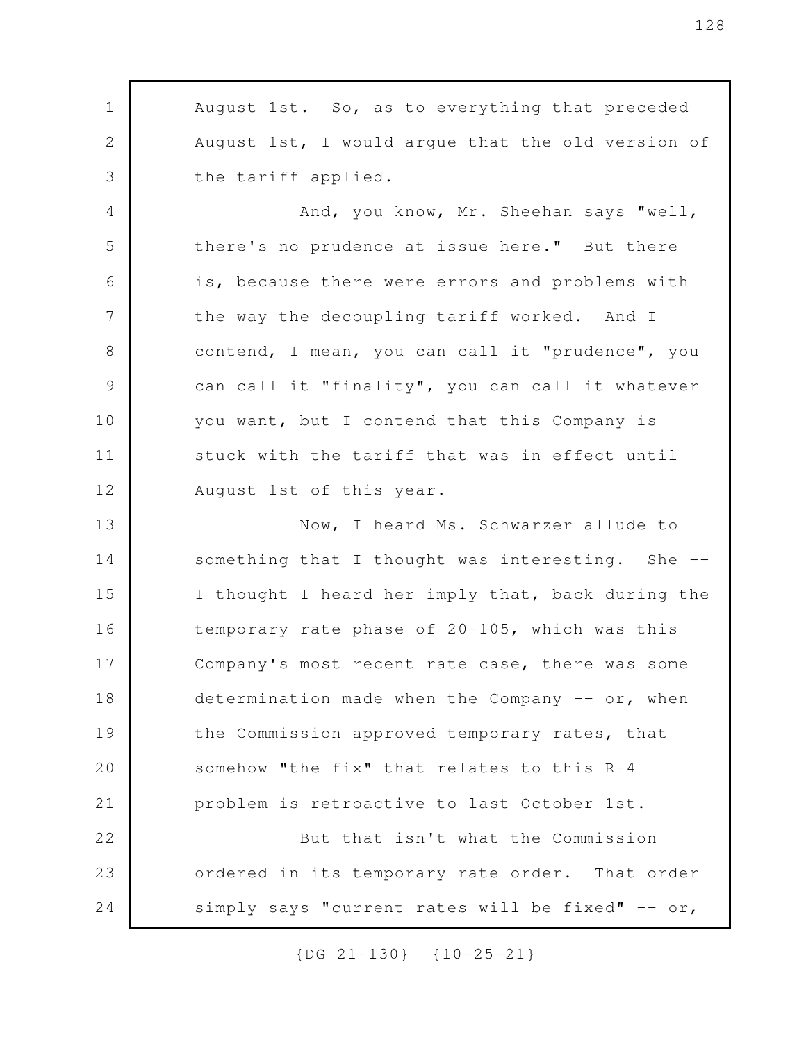August 1st. So, as to everything that preceded August 1st, I would argue that the old version of the tariff applied.

And, you know, Mr. Sheehan says "well, there's no prudence at issue here." But there is, because there were errors and problems with the way the decoupling tariff worked. And I contend, I mean, you can call it "prudence", you can call it "finality", you can call it whatever you want, but I contend that this Company is stuck with the tariff that was in effect until August 1st of this year.

Now, I heard Ms. Schwarzer allude to something that I thought was interesting. She -- I thought I heard her imply that, back during the temporary rate phase of 20-105, which was this Company's most recent rate case, there was some determination made when the Company -- or, when the Commission approved temporary rates, that somehow "the fix" that relates to this R-4 problem is retroactive to last October 1st.

But that isn't what the Commission ordered in its temporary rate order. That order simply says "current rates will be fixed" -- or,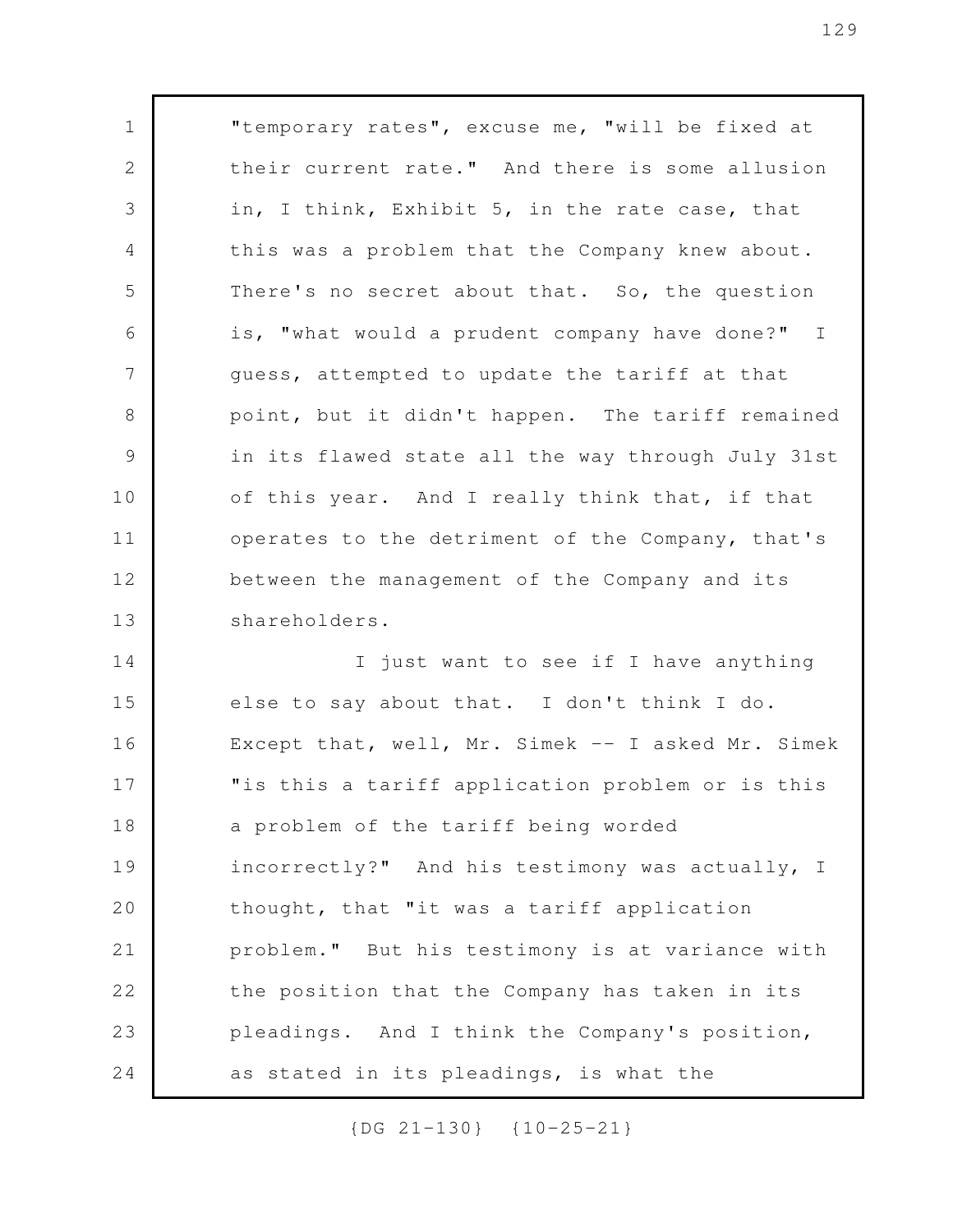"temporary rates", excuse me, "will be fixed at their current rate." And there is some allusion in, I think, Exhibit 5, in the rate case, that this was a problem that the Company knew about. There's no secret about that. So, the question is, "what would a prudent company have done?" I guess, attempted to update the tariff at that point, but it didn't happen. The tariff remained in its flawed state all the way through July 31st of this year. And I really think that, if that operates to the detriment of the Company, that's between the management of the Company and its shareholders.

I just want to see if I have anything else to say about that. I don't think I do. Except that, well, Mr. Simek -- I asked Mr. Simek "is this a tariff application problem or is this a problem of the tariff being worded incorrectly?" And his testimony was actually, I thought, that "it was a tariff application problem." But his testimony is at variance with the position that the Company has taken in its pleadings. And I think the Company's position, as stated in its pleadings, is what the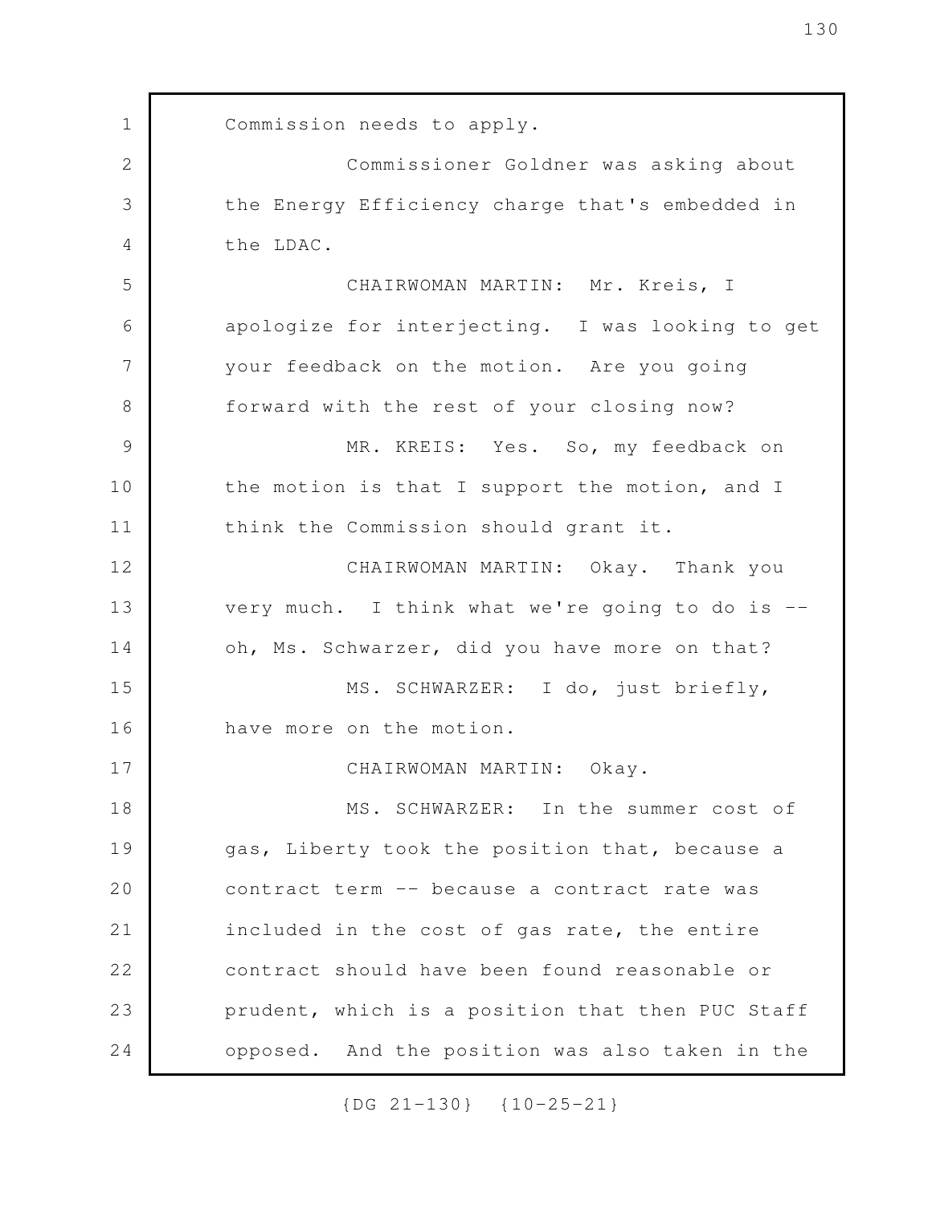Commission needs to apply.

Commissioner Goldner was asking about the Energy Efficiency charge that's embedded in the LDAC.

CHAIRWOMAN MARTIN: Mr. Kreis, I apologize for interjecting. I was looking to get your feedback on the motion. Are you going forward with the rest of your closing now?

MR. KREIS: Yes. So, my feedback on the motion is that I support the motion, and I think the Commission should grant it.

CHAIRWOMAN MARTIN: Okay. Thank you very much. I think what we're going to do is -- oh, Ms. Schwarzer, did you have more on that?

MS. SCHWARZER: I do, just briefly, have more on the motion.

CHAIRWOMAN MARTIN: Okay.

MS. SCHWARZER: In the summer cost of gas, Liberty took the position that, because a contract term -- because a contract rate was included in the cost of gas rate, the entire contract should have been found reasonable or prudent, which is a position that then PUC Staff opposed. And the position was also taken in the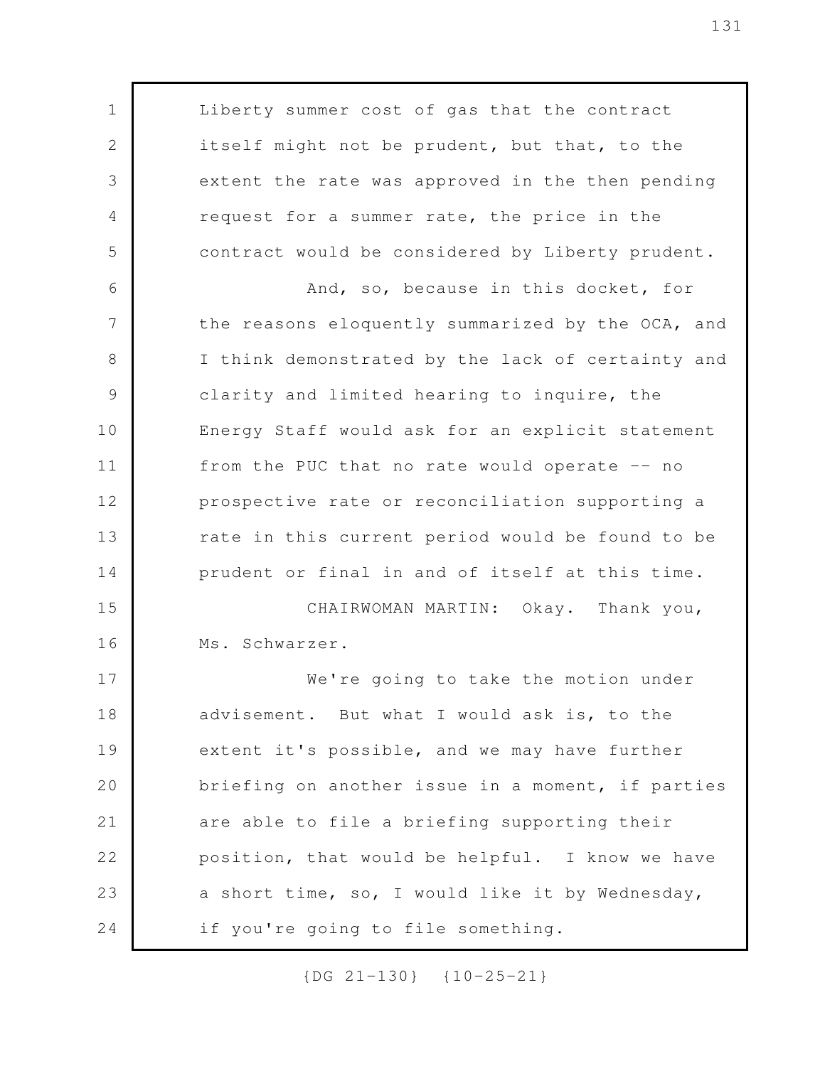Liberty summer cost of gas that the contract itself might not be prudent, but that, to the extent the rate was approved in the then pending request for a summer rate, the price in the contract would be considered by Liberty prudent.

And, so, because in this docket, for the reasons eloquently summarized by the OCA, and I think demonstrated by the lack of certainty and clarity and limited hearing to inquire, the Energy Staff would ask for an explicit statement from the PUC that no rate would operate -- no prospective rate or reconciliation supporting a rate in this current period would be found to be prudent or final in and of itself at this time.

CHAIRWOMAN MARTIN: Okay. Thank you, Ms. Schwarzer.

We're going to take the motion under advisement. But what I would ask is, to the extent it's possible, and we may have further briefing on another issue in a moment, if parties are able to file a briefing supporting their position, that would be helpful. I know we have a short time, so, I would like it by Wednesday, if you're going to file something.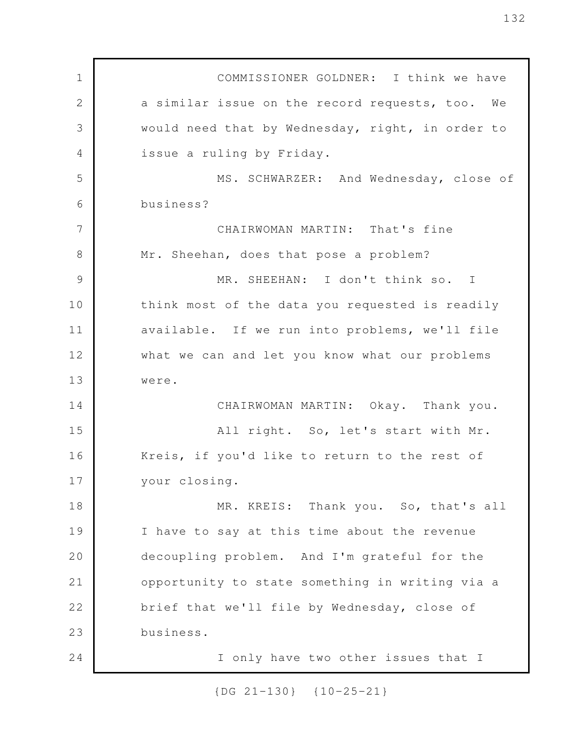COMMISSIONER GOLDNER: I think we have a similar issue on the record requests, too. We would need that by Wednesday, right, in order to issue a ruling by Friday.

MS. SCHWARZER: And Wednesday, close of business?

CHAIRWOMAN MARTIN: That's fine Mr. Sheehan, does that pose a problem?

MR. SHEEHAN: I don't think so. I think most of the data you requested is readily available. If we run into problems, we'll file what we can and let you know what our problems were.

CHAIRWOMAN MARTIN: Okay. Thank you.

All right. So, let's start with Mr. Kreis, if you'd like to return to the rest of your closing.

MR. KREIS: Thank you. So, that's all I have to say at this time about the revenue decoupling problem. And I'm grateful for the opportunity to state something in writing via a brief that we'll file by Wednesday, close of business.

I only have two other issues that I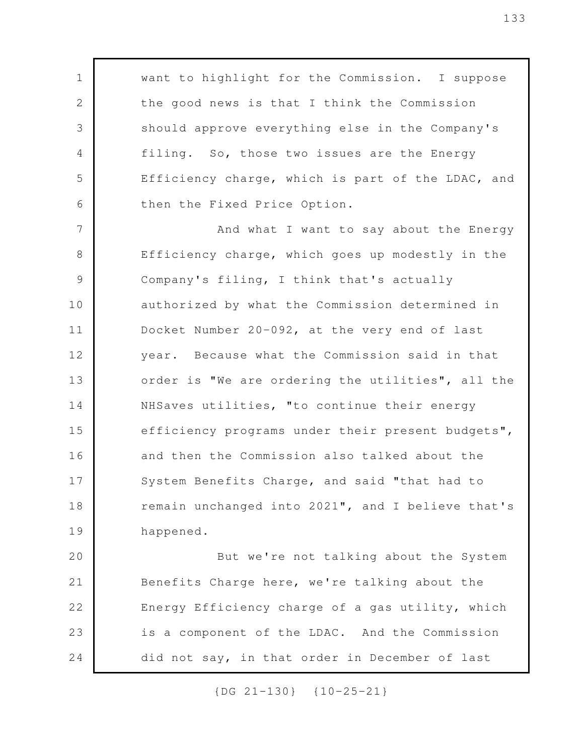want to highlight for the Commission. I suppose the good news is that I think the Commission should approve everything else in the Company's filing. So, those two issues are the Energy Efficiency charge, which is part of the LDAC, and then the Fixed Price Option.

And what I want to say about the Energy Efficiency charge, which goes up modestly in the Company's filing, I think that's actually authorized by what the Commission determined in Docket Number 20-092, at the very end of last year. Because what the Commission said in that order is "We are ordering the utilities", all the NHSaves utilities, "to continue their energy efficiency programs under their present budgets", and then the Commission also talked about the System Benefits Charge, and said "that had to remain unchanged into 2021", and I believe that's happened.

But we're not talking about the System Benefits Charge here, we're talking about the Energy Efficiency charge of a gas utility, which is a component of the LDAC. And the Commission did not say, in that order in December of last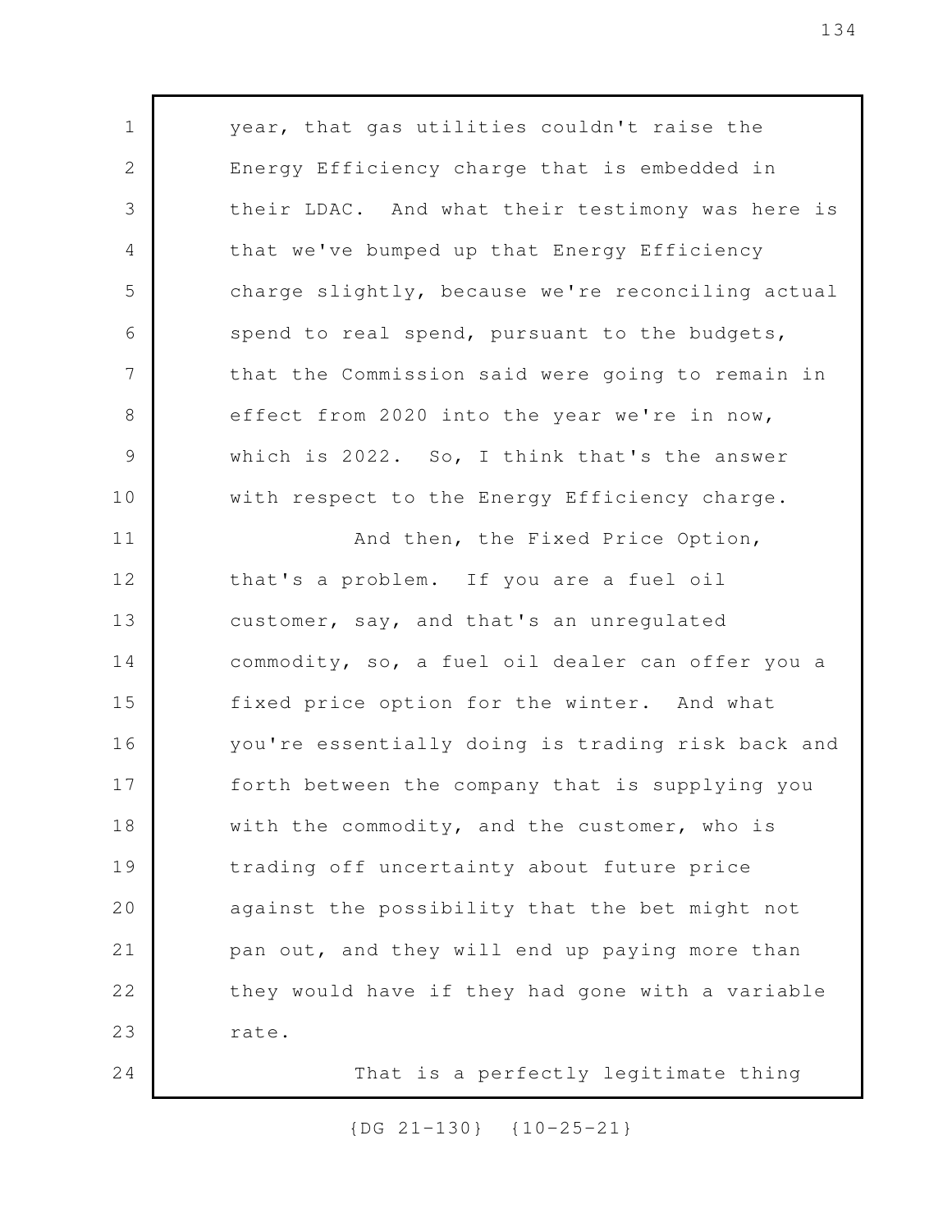year, that gas utilities couldn't raise the Energy Efficiency charge that is embedded in their LDAC. And what their testimony was here is that we've bumped up that Energy Efficiency charge slightly, because we're reconciling actual spend to real spend, pursuant to the budgets, that the Commission said were going to remain in effect from 2020 into the year we're in now, which is 2022. So, I think that's the answer with respect to the Energy Efficiency charge.

And then, the Fixed Price Option, that's a problem. If you are a fuel oil customer, say, and that's an unregulated commodity, so, a fuel oil dealer can offer you a fixed price option for the winter. And what you're essentially doing is trading risk back and forth between the company that is supplying you with the commodity, and the customer, who is trading off uncertainty about future price against the possibility that the bet might not pan out, and they will end up paying more than they would have if they had gone with a variable rate.

That is a perfectly legitimate thing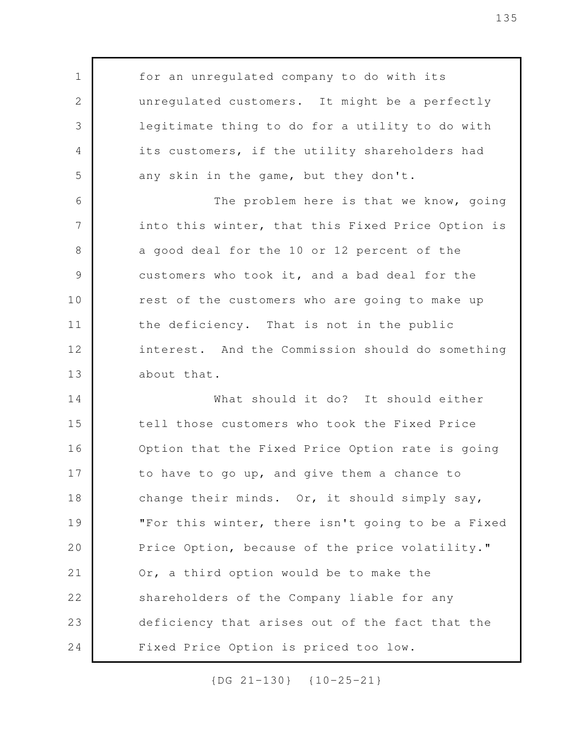for an unregulated company to do with its unregulated customers. It might be a perfectly legitimate thing to do for a utility to do with its customers, if the utility shareholders had any skin in the game, but they don't.

The problem here is that we know, going into this winter, that this Fixed Price Option is a good deal for the 10 or 12 percent of the customers who took it, and a bad deal for the rest of the customers who are going to make up the deficiency. That is not in the public interest. And the Commission should do something about that.

What should it do? It should either tell those customers who took the Fixed Price Option that the Fixed Price Option rate is going to have to go up, and give them a chance to change their minds. Or, it should simply say, "For this winter, there isn't going to be a Fixed Price Option, because of the price volatility." Or, a third option would be to make the shareholders of the Company liable for any deficiency that arises out of the fact that the Fixed Price Option is priced too low.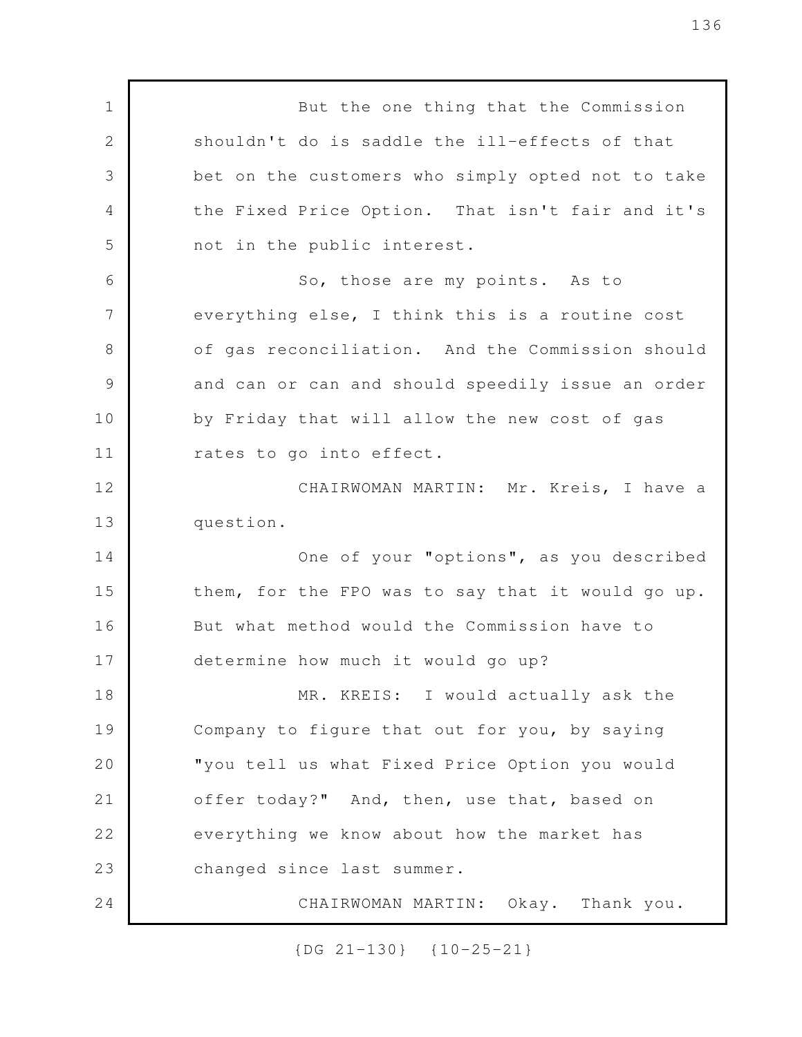But the one thing that the Commission shouldn't do is saddle the ill-effects of that bet on the customers who simply opted not to take the Fixed Price Option. That isn't fair and it's not in the public interest.

So, those are my points. As to everything else, I think this is a routine cost of gas reconciliation. And the Commission should and can or can and should speedily issue an order by Friday that will allow the new cost of gas rates to go into effect.

CHAIRWOMAN MARTIN: Mr. Kreis, I have a question.

One of your "options", as you described them, for the FPO was to say that it would go up. But what method would the Commission have to determine how much it would go up?

MR. KREIS: I would actually ask the Company to figure that out for you, by saying "you tell us what Fixed Price Option you would offer today?" And, then, use that, based on everything we know about how the market has changed since last summer.

CHAIRWOMAN MARTIN: Okay. Thank you.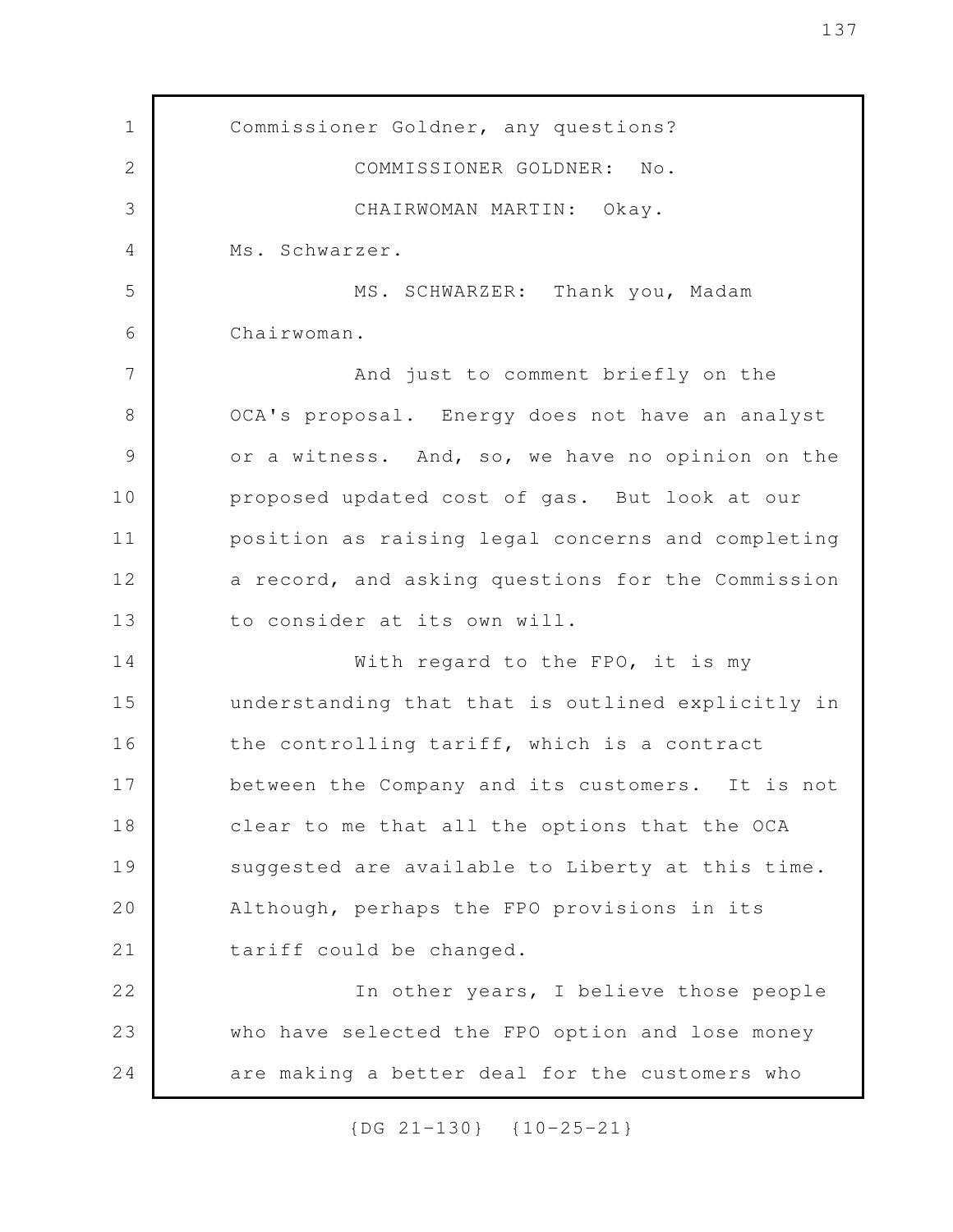Commissioner Goldner, any questions?

COMMISSIONER GOLDNER: No.

CHAIRWOMAN MARTIN: Okay.

Ms. Schwarzer.

MS. SCHWARZER: Thank you, Madam Chairwoman.

And just to comment briefly on the OCA's proposal. Energy does not have an analyst or a witness. And, so, we have no opinion on the proposed updated cost of gas. But look at our position as raising legal concerns and completing a record, and asking questions for the Commission to consider at its own will.

With regard to the FPO, it is my understanding that that is outlined explicitly in the controlling tariff, which is a contract between the Company and its customers. It is not clear to me that all the options that the OCA suggested are available to Liberty at this time. Although, perhaps the FPO provisions in its tariff could be changed.

In other years, I believe those people who have selected the FPO option and lose money are making a better deal for the customers who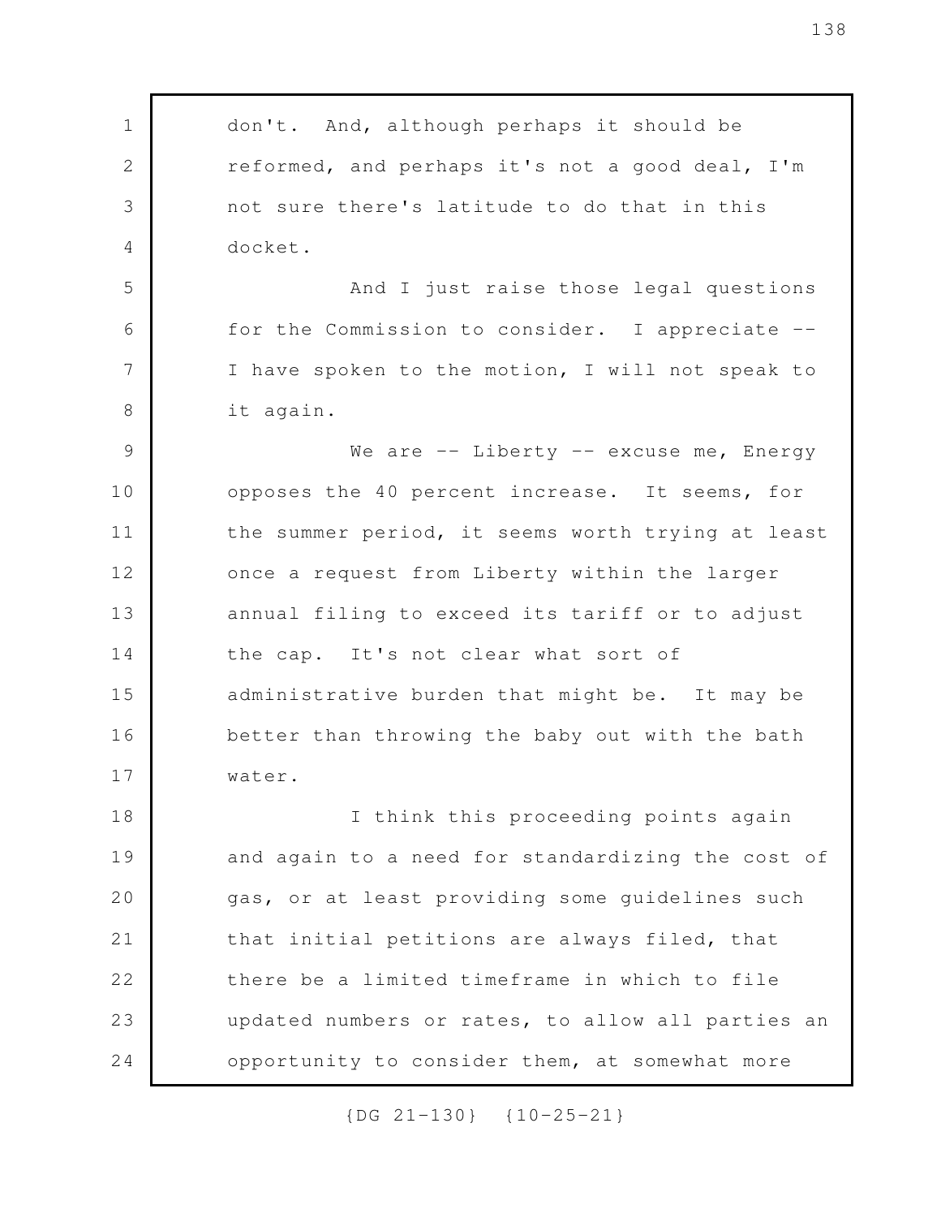don't. And, although perhaps it should be reformed, and perhaps it's not a good deal, I'm not sure there's latitude to do that in this docket.

And I just raise those legal questions for the Commission to consider. I appreciate -- I have spoken to the motion, I will not speak to it again.

We are -- Liberty -- excuse me, Energy opposes the 40 percent increase. It seems, for the summer period, it seems worth trying at least once a request from Liberty within the larger annual filing to exceed its tariff or to adjust the cap. It's not clear what sort of administrative burden that might be. It may be better than throwing the baby out with the bath water.

I think this proceeding points again and again to a need for standardizing the cost of gas, or at least providing some guidelines such that initial petitions are always filed, that there be a limited timeframe in which to file updated numbers or rates, to allow all parties an opportunity to consider them, at somewhat more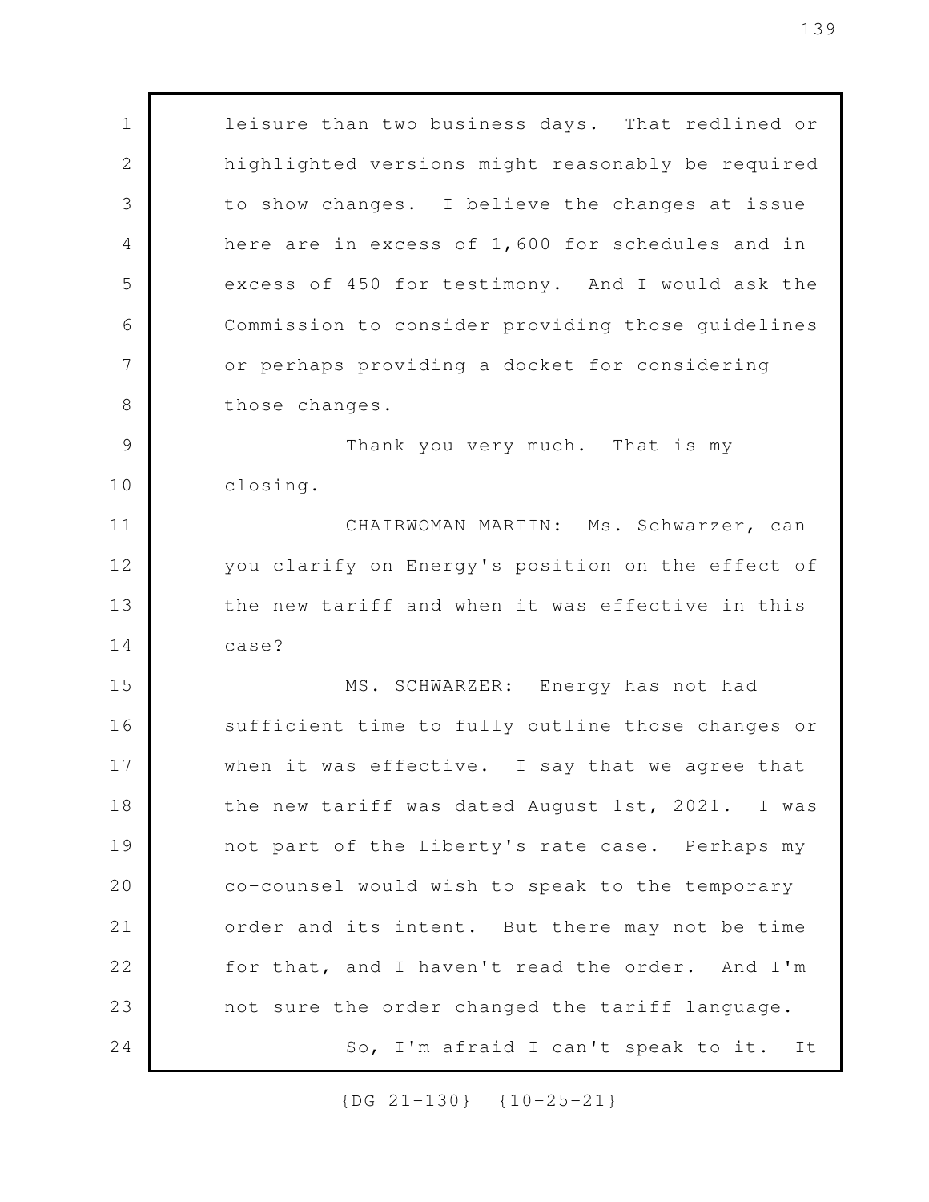leisure than two business days. That redlined or highlighted versions might reasonably be required to show changes. I believe the changes at issue here are in excess of 1,600 for schedules and in excess of 450 for testimony. And I would ask the Commission to consider providing those guidelines or perhaps providing a docket for considering those changes.

Thank you very much. That is my closing.

CHAIRWOMAN MARTIN: Ms. Schwarzer, can you clarify on Energy's position on the effect of the new tariff and when it was effective in this case?

MS. SCHWARZER: Energy has not had sufficient time to fully outline those changes or when it was effective. I say that we agree that the new tariff was dated August 1st, 2021. I was not part of the Liberty's rate case. Perhaps my co-counsel would wish to speak to the temporary order and its intent. But there may not be time for that, and I haven't read the order. And I'm not sure the order changed the tariff language.

So, I'm afraid I can't speak to it. It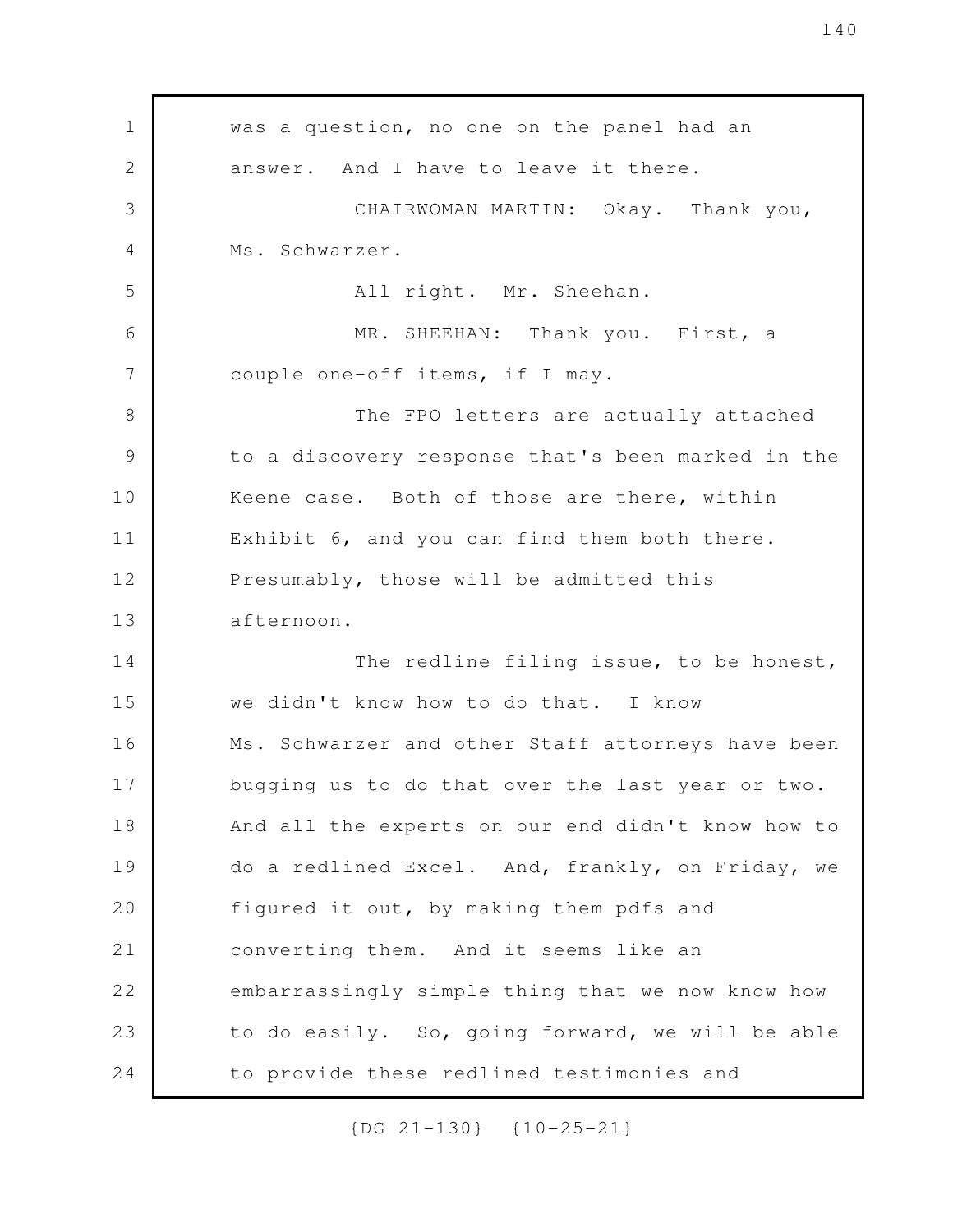was a question, no one on the panel had an answer. And I have to leave it there.

CHAIRWOMAN MARTIN: Okay. Thank you, Ms. Schwarzer.

All right. Mr. Sheehan.

MR. SHEEHAN: Thank you. First, a couple one-off items, if I may.

The FPO letters are actually attached to a discovery response that's been marked in the Keene case. Both of those are there, within Exhibit 6, and you can find them both there. Presumably, those will be admitted this afternoon.

The redline filing issue, to be honest, we didn't know how to do that. I know Ms. Schwarzer and other Staff attorneys have been bugging us to do that over the last year or two. And all the experts on our end didn't know how to do a redlined Excel. And, frankly, on Friday, we figured it out, by making them pdfs and converting them. And it seems like an embarrassingly simple thing that we now know how to do easily. So, going forward, we will be able to provide these redlined testimonies and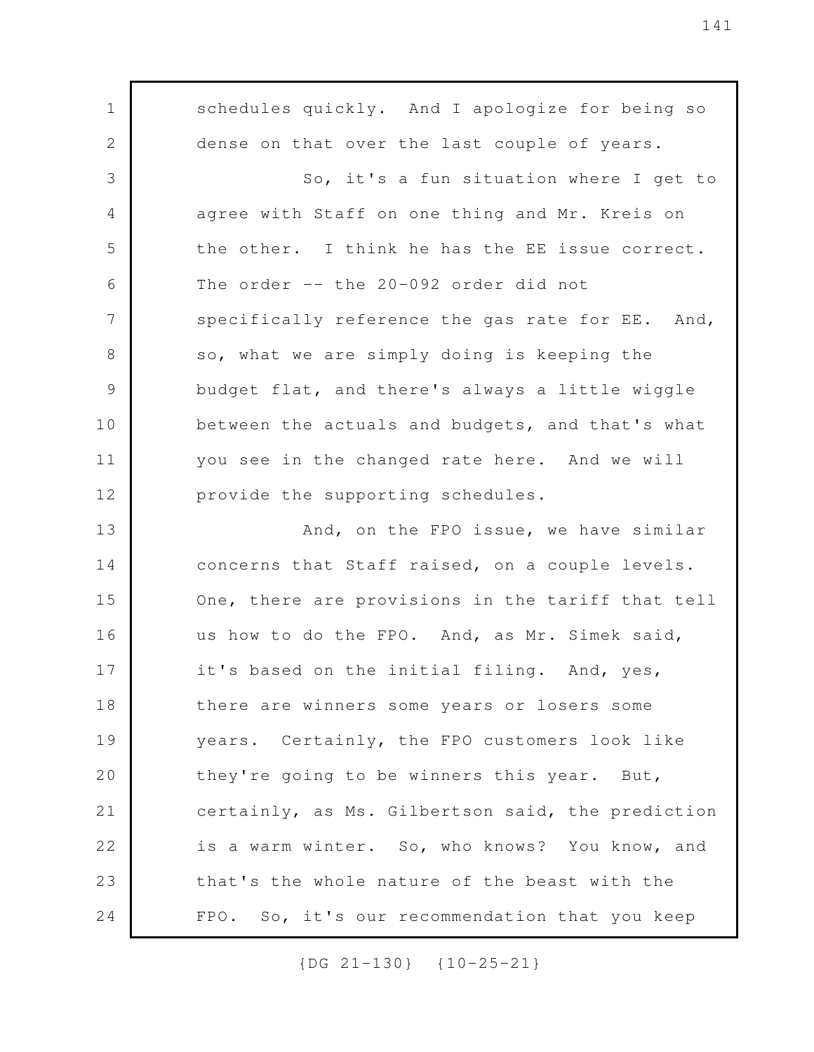schedules quickly. And I apologize for being so dense on that over the last couple of years.

So, it's a fun situation where I get to agree with Staff on one thing and Mr. Kreis on the other. I think he has the EE issue correct. The order -- the 20-092 order did not specifically reference the gas rate for EE. And, so, what we are simply doing is keeping the budget flat, and there's always a little wiggle between the actuals and budgets, and that's what you see in the changed rate here. And we will provide the supporting schedules.

And, on the FPO issue, we have similar concerns that Staff raised, on a couple levels. One, there are provisions in the tariff that tell us how to do the FPO. And, as Mr. Simek said, it's based on the initial filing. And, yes, there are winners some years or losers some years. Certainly, the FPO customers look like they're going to be winners this year. But, certainly, as Ms. Gilbertson said, the prediction is a warm winter. So, who knows? You know, and that's the whole nature of the beast with the FPO. So, it's our recommendation that you keep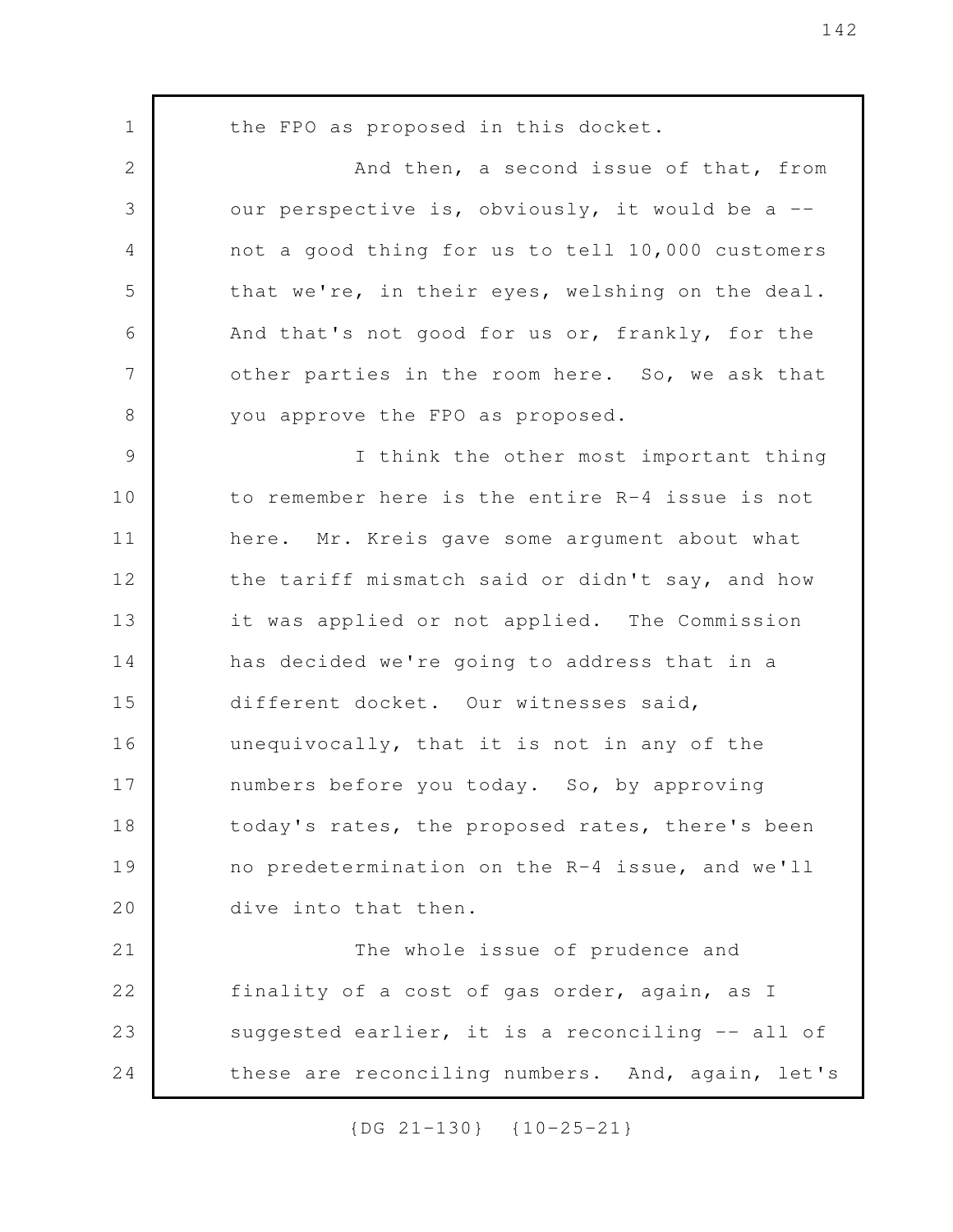the FPO as proposed in this docket.

And then, a second issue of that, from our perspective is, obviously, it would be a -- not a good thing for us to tell 10,000 customers that we're, in their eyes, welshing on the deal. And that's not good for us or, frankly, for the other parties in the room here. So, we ask that you approve the FPO as proposed.

I think the other most important thing to remember here is the entire R-4 issue is not here. Mr. Kreis gave some argument about what the tariff mismatch said or didn't say, and how it was applied or not applied. The Commission has decided we're going to address that in a different docket. Our witnesses said, unequivocally, that it is not in any of the numbers before you today. So, by approving today's rates, the proposed rates, there's been no predetermination on the R-4 issue, and we'll dive into that then.

The whole issue of prudence and finality of a cost of gas order, again, as I suggested earlier, it is a reconciling -- all of these are reconciling numbers. And, again, let's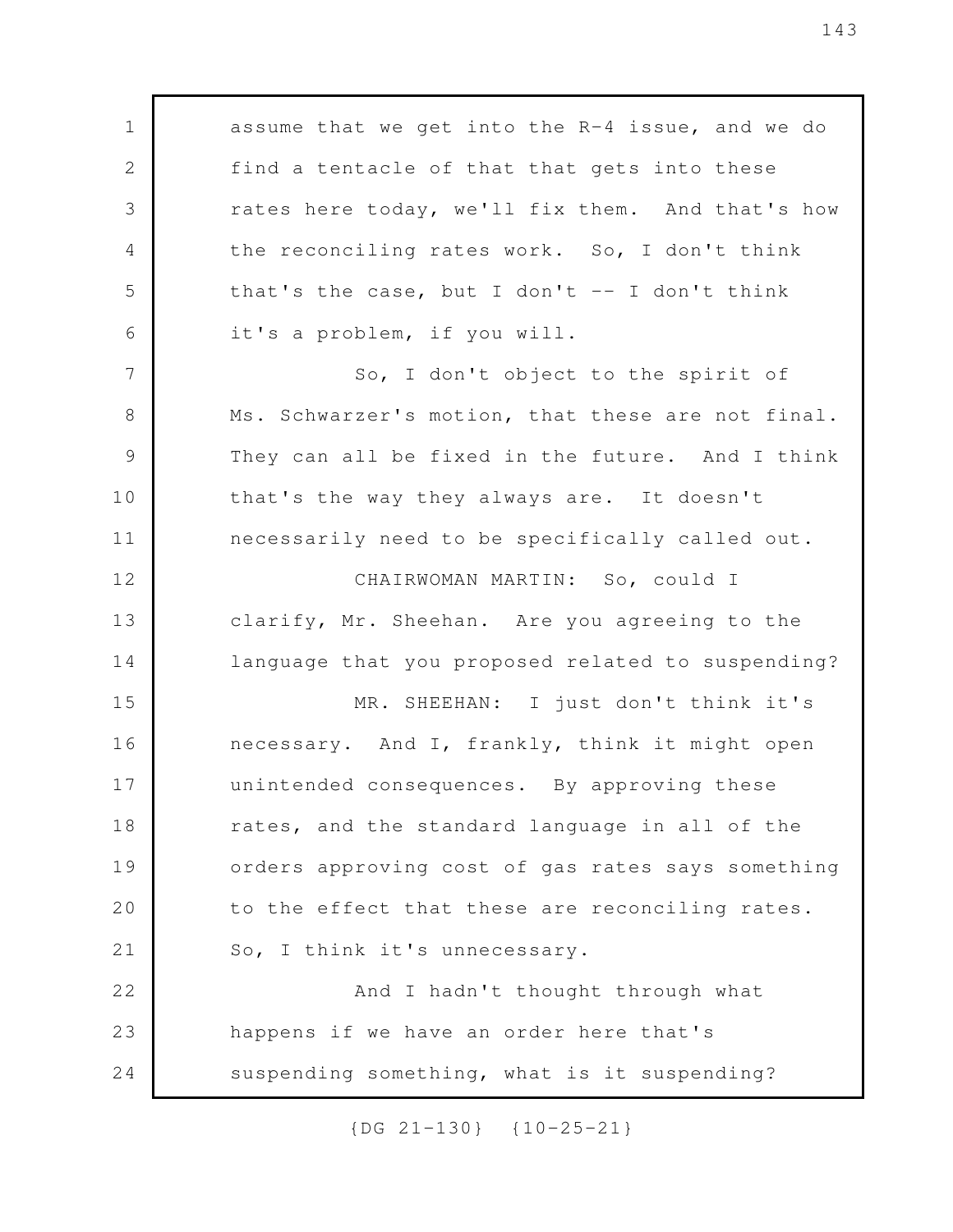assume that we get into the R-4 issue, and we do find a tentacle of that that gets into these rates here today, we'll fix them. And that's how the reconciling rates work. So, I don't think that's the case, but I don't -- I don't think it's a problem, if you will.

So, I don't object to the spirit of Ms. Schwarzer's motion, that these are not final. They can all be fixed in the future. And I think that's the way they always are. It doesn't necessarily need to be specifically called out.

CHAIRWOMAN MARTIN: So, could I clarify, Mr. Sheehan. Are you agreeing to the language that you proposed related to suspending?

MR. SHEEHAN: I just don't think it's necessary. And I, frankly, think it might open unintended consequences. By approving these rates, and the standard language in all of the orders approving cost of gas rates says something to the effect that these are reconciling rates. So, I think it's unnecessary.

And I hadn't thought through what happens if we have an order here that's suspending something, what is it suspending?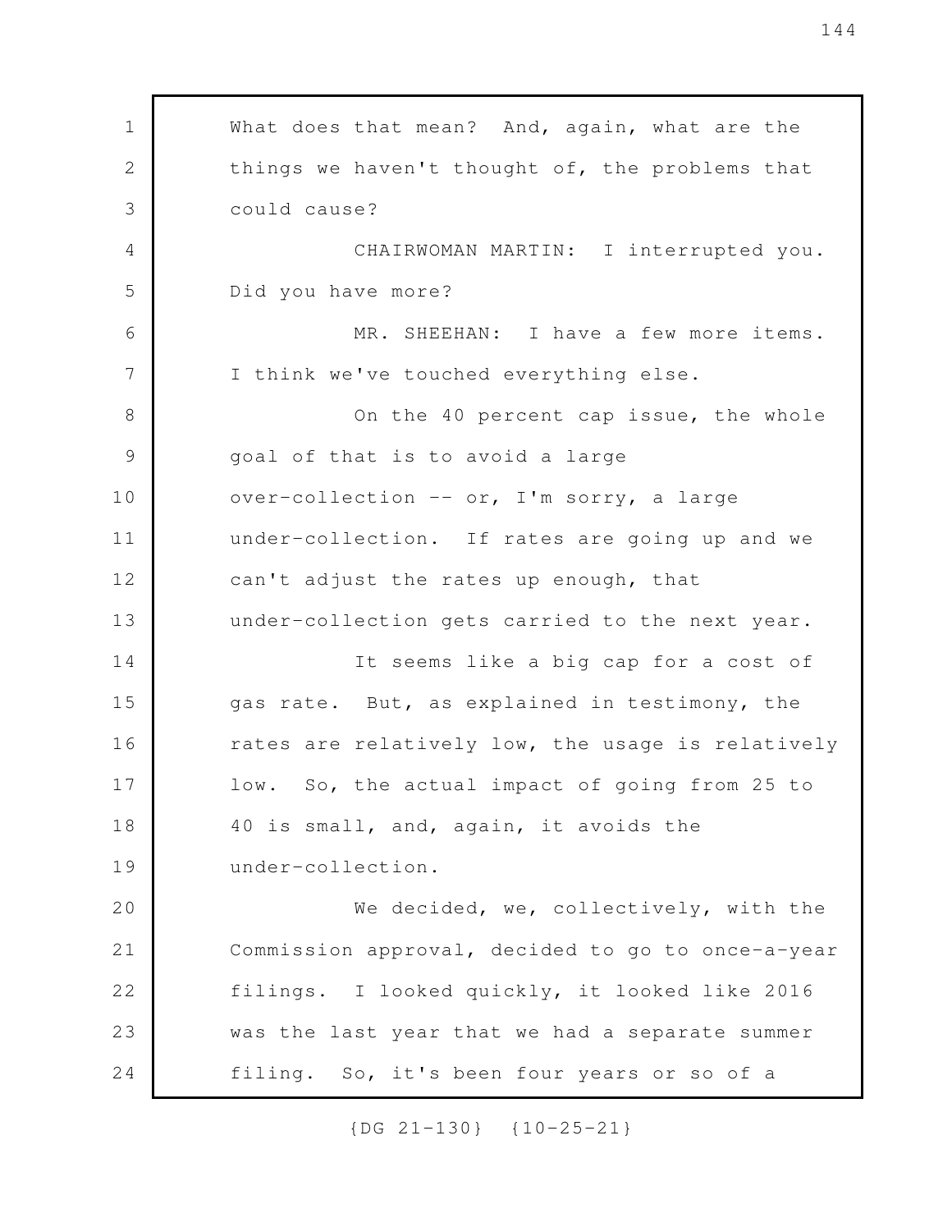What does that mean? And, again, what are the things we haven't thought of, the problems that could cause?

CHAIRWOMAN MARTIN: I interrupted you. Did you have more?

MR. SHEEHAN: I have a few more items. I think we've touched everything else.

On the 40 percent cap issue, the whole goal of that is to avoid a large over-collection -- or, I'm sorry, a large under-collection. If rates are going up and we can't adjust the rates up enough, that under-collection gets carried to the next year.

It seems like a big cap for a cost of gas rate. But, as explained in testimony, the rates are relatively low, the usage is relatively low. So, the actual impact of going from 25 to 40 is small, and, again, it avoids the under-collection.

We decided, we, collectively, with the Commission approval, decided to go to once-a-year filings. I looked quickly, it looked like 2016 was the last year that we had a separate summer filing. So, it's been four years or so of a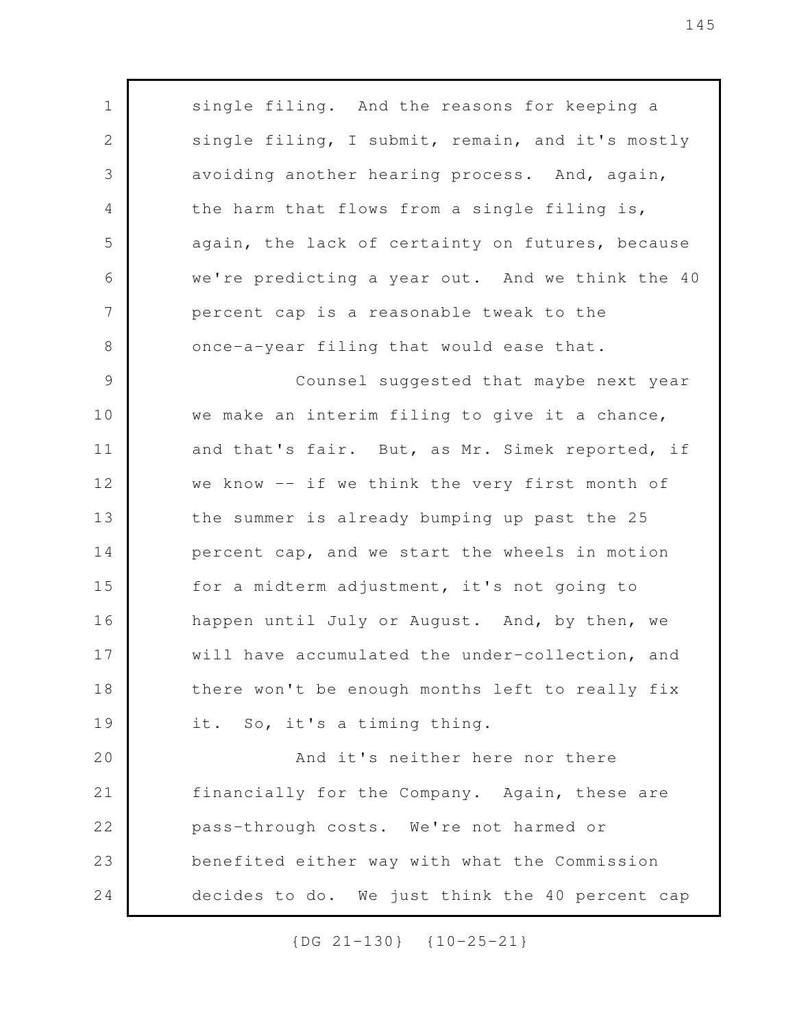single filing. And the reasons for keeping a single filing, I submit, remain, and it's mostly avoiding another hearing process. And, again, the harm that flows from a single filing is, again, the lack of certainty on futures, because we're predicting a year out. And we think the 40 percent cap is a reasonable tweak to the once-a-year filing that would ease that.

Counsel suggested that maybe next year we make an interim filing to give it a chance, and that's fair. But, as Mr. Simek reported, if we know -- if we think the very first month of the summer is already bumping up past the 25 percent cap, and we start the wheels in motion for a midterm adjustment, it's not going to happen until July or August. And, by then, we will have accumulated the under-collection, and there won't be enough months left to really fix it. So, it's a timing thing.

And it's neither here nor there financially for the Company. Again, these are pass-through costs. We're not harmed or benefited either way with what the Commission decides to do. We just think the 40 percent cap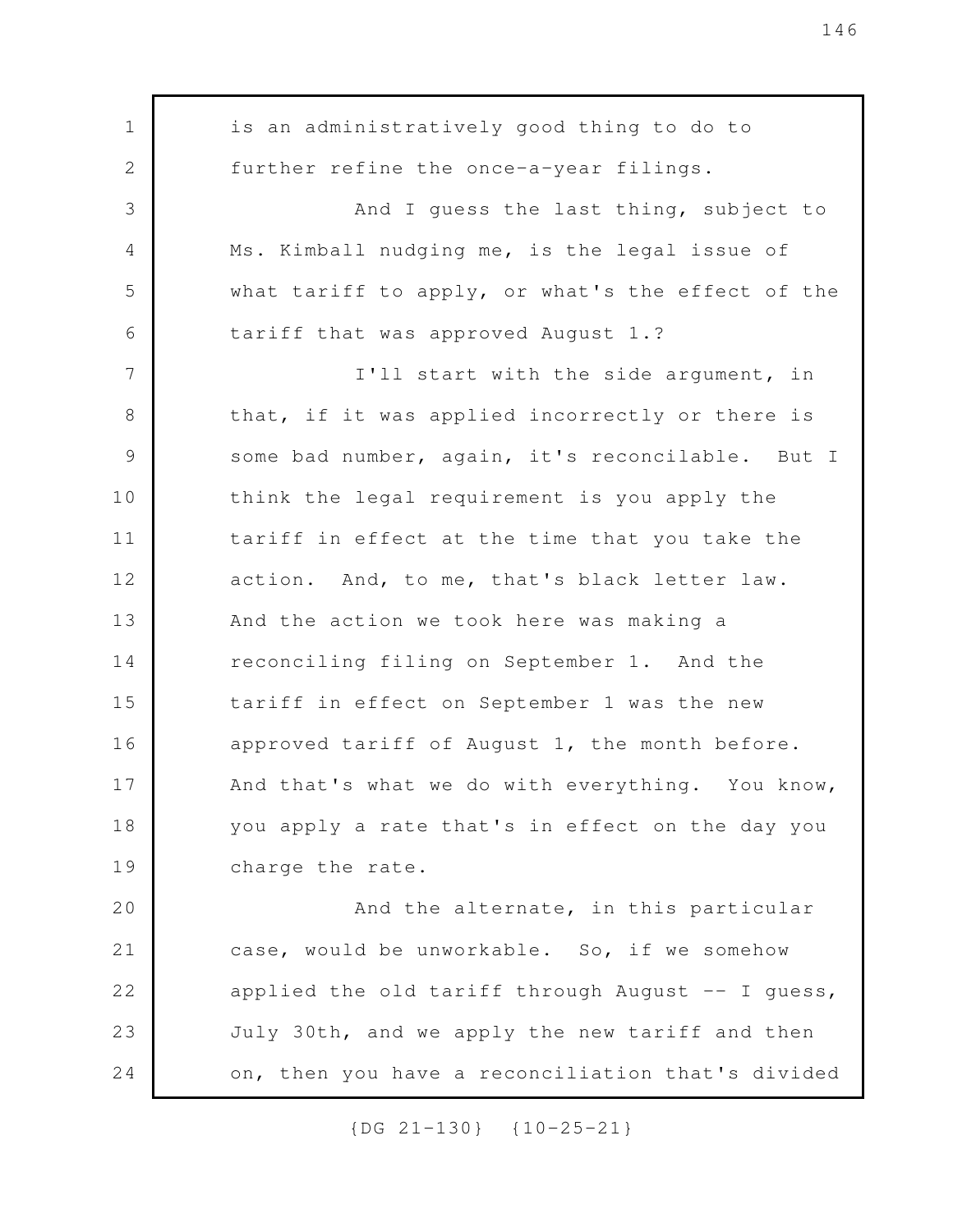is an administratively good thing to do to further refine the once-a-year filings.

And I guess the last thing, subject to Ms. Kimball nudging me, is the legal issue of what tariff to apply, or what's the effect of the tariff that was approved August 1.?

I'll start with the side argument, in that, if it was applied incorrectly or there is some bad number, again, it's reconcilable. But I think the legal requirement is you apply the tariff in effect at the time that you take the action. And, to me, that's black letter law. And the action we took here was making a reconciling filing on September 1. And the tariff in effect on September 1 was the new approved tariff of August 1, the month before. And that's what we do with everything. You know, you apply a rate that's in effect on the day you charge the rate.

And the alternate, in this particular case, would be unworkable. So, if we somehow applied the old tariff through August -- I guess, July 30th, and we apply the new tariff and then on, then you have a reconciliation that's divided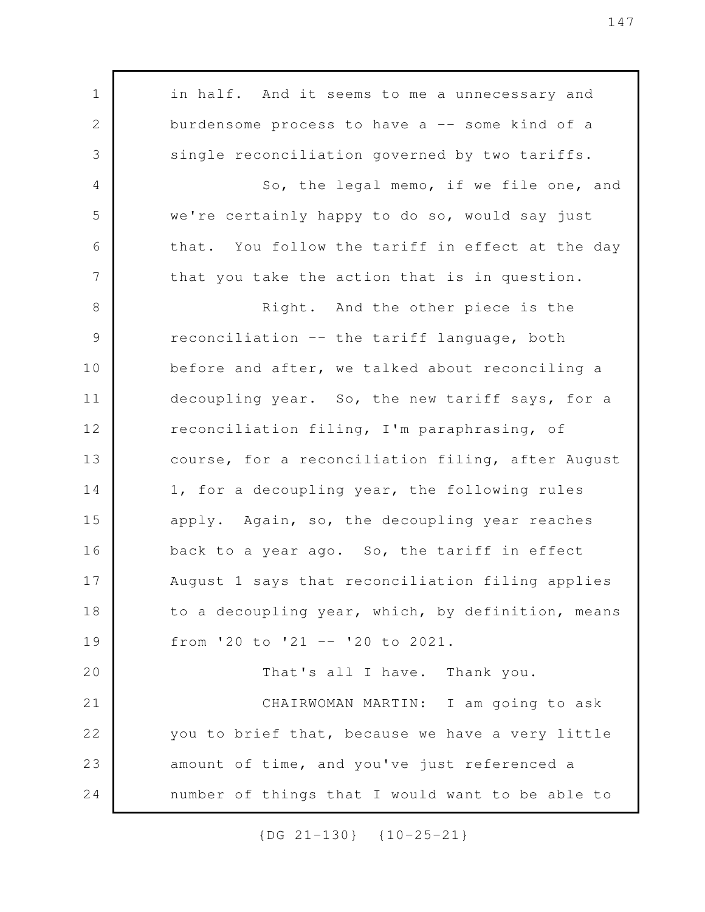in half. And it seems to me a unnecessary and burdensome process to have a -- some kind of a single reconciliation governed by two tariffs.

So, the legal memo, if we file one, and we're certainly happy to do so, would say just that. You follow the tariff in effect at the day that you take the action that is in question.

Right. And the other piece is the reconciliation -- the tariff language, both before and after, we talked about reconciling a decoupling year. So, the new tariff says, for a reconciliation filing, I'm paraphrasing, of course, for a reconciliation filing, after August 1, for a decoupling year, the following rules apply. Again, so, the decoupling year reaches back to a year ago. So, the tariff in effect August 1 says that reconciliation filing applies to a decoupling year, which, by definition, means from '20 to '21 -- '20 to 2021.

That's all I have. Thank you.

CHAIRWOMAN MARTIN: I am going to ask you to brief that, because we have a very little amount of time, and you've just referenced a number of things that I would want to be able to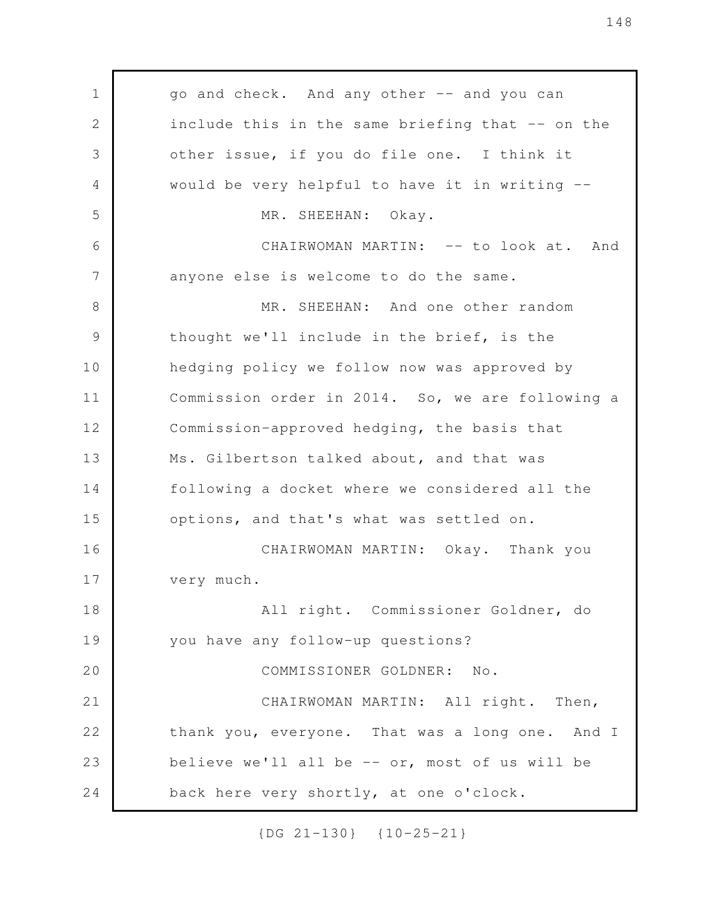go and check. And any other -- and you can include this in the same briefing that -- on the other issue, if you do file one. I think it would be very helpful to have it in writing --

MR. SHEEHAN: Okay.

CHAIRWOMAN MARTIN: -- to look at. And anyone else is welcome to do the same.

MR. SHEEHAN: And one other random thought we'll include in the brief, is the hedging policy we follow now was approved by Commission order in 2014. So, we are following a Commission-approved hedging, the basis that Ms. Gilbertson talked about, and that was following a docket where we considered all the options, and that's what was settled on.

CHAIRWOMAN MARTIN: Okay. Thank you very much.

All right. Commissioner Goldner, do you have any follow-up questions?

COMMISSIONER GOLDNER: No.

CHAIRWOMAN MARTIN: All right. Then, thank you, everyone. That was a long one. And I believe we'll all be -- or, most of us will be back here very shortly, at one o'clock.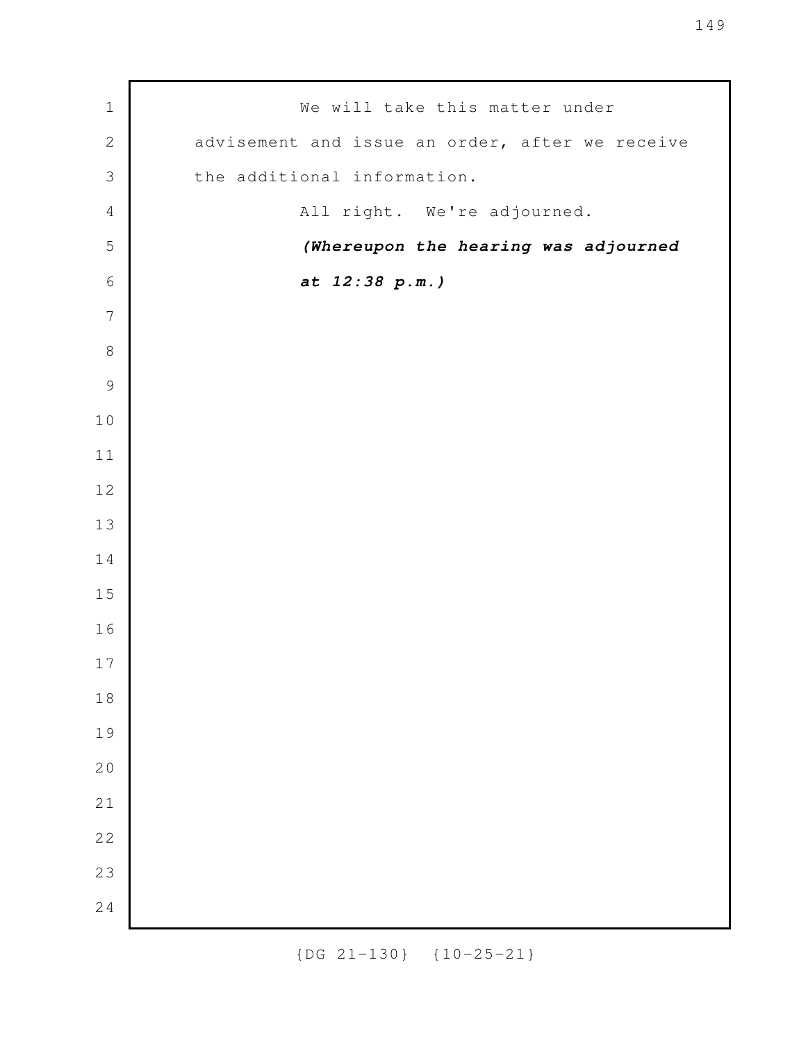We will take this matter under advisement and issue an order, after we receive the additional information.

All right. We're adjourned.

***(Whereupon the hearing was adjourned at 12:38 p.m.)***